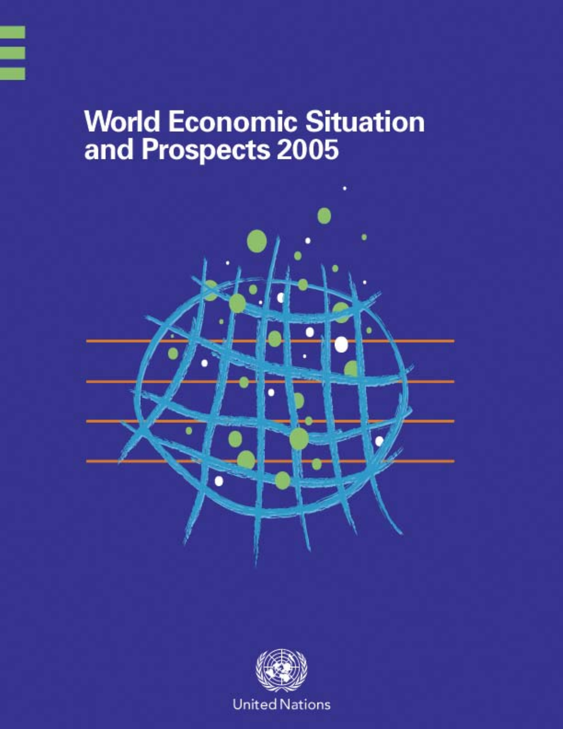# World Economic Situation and Prospects 2005

United Nations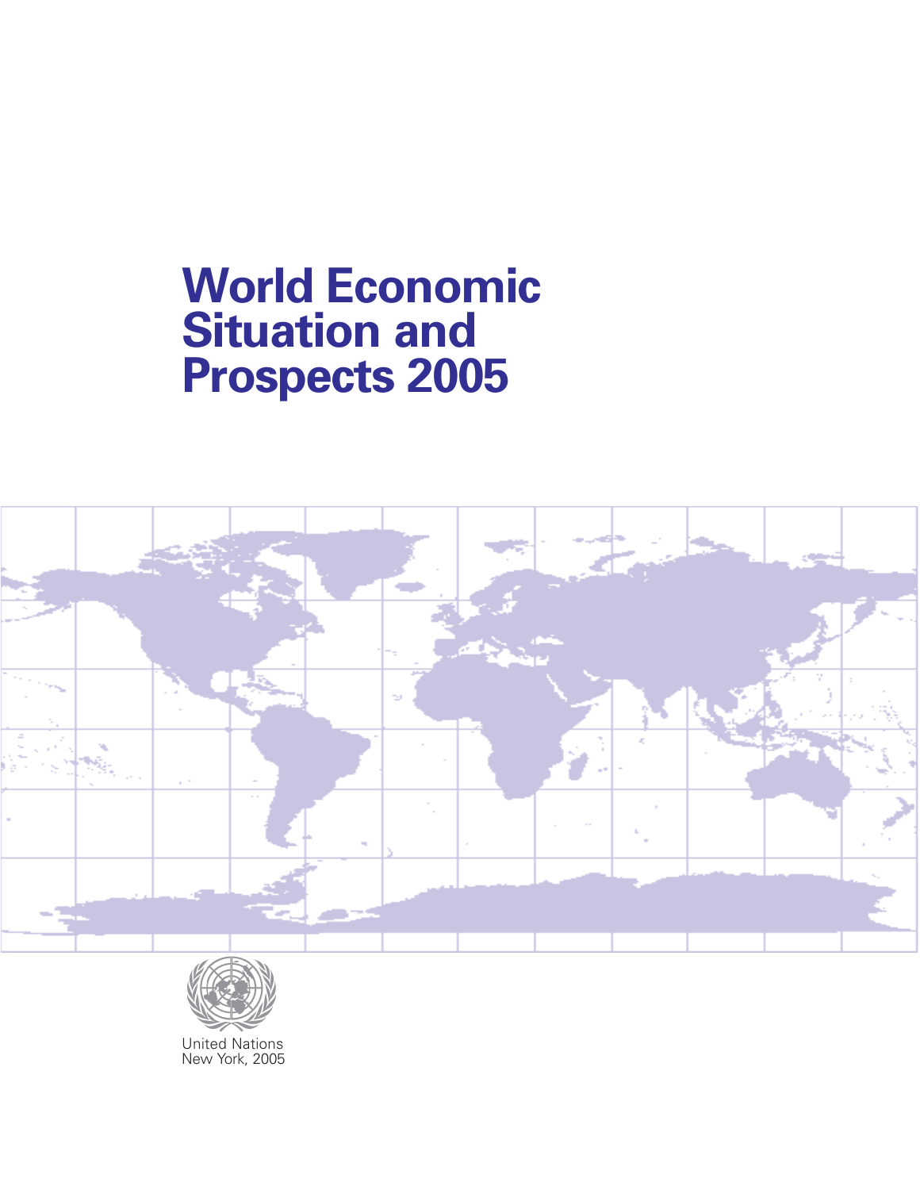# World Economic Situation and Prospects 2005

United Nations
New York, 2005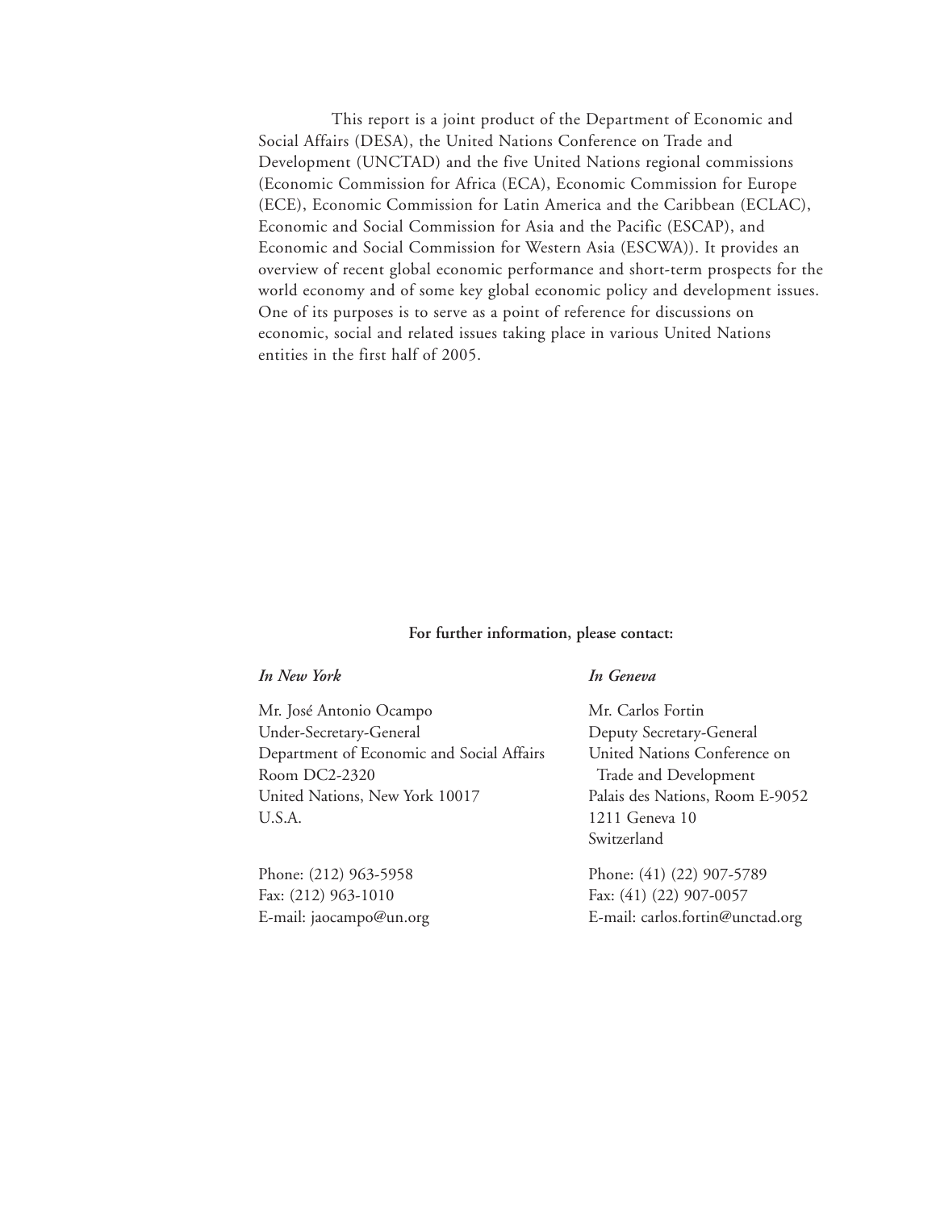This report is a joint product of the Department of Economic and Social Affairs (DESA), the United Nations Conference on Trade and Development (UNCTAD) and the five United Nations regional commissions (Economic Commission for Africa (ECA), Economic Commission for Europe (ECE), Economic Commission for Latin America and the Caribbean (ECLAC), Economic and Social Commission for Asia and the Pacific (ESCAP), and Economic and Social Commission for Western Asia (ESCWA)). It provides an overview of recent global economic performance and short-term prospects for the world economy and of some key global economic policy and development issues. One of its purposes is to serve as a point of reference for discussions on economic, social and related issues taking place in various United Nations entities in the first half of 2005.

**For further information, please contact:**

***In New York***

Mr. José Antonio Ocampo
Under-Secretary-General
Department of Economic and Social Affairs
Room DC2-2320
United Nations, New York 10017
U.S.A.

Phone: (212) 963-5958
Fax: (212) 963-1010
E-mail: jaocampo@un.org

***In Geneva***

Mr. Carlos Fortin
Deputy Secretary-General
United Nations Conference on Trade and Development
Palais des Nations, Room E-9052
1211 Geneva 10
Switzerland

Phone: (41) (22) 907-5789
Fax: (41) (22) 907-0057
E-mail: carlos.fortin@unctad.org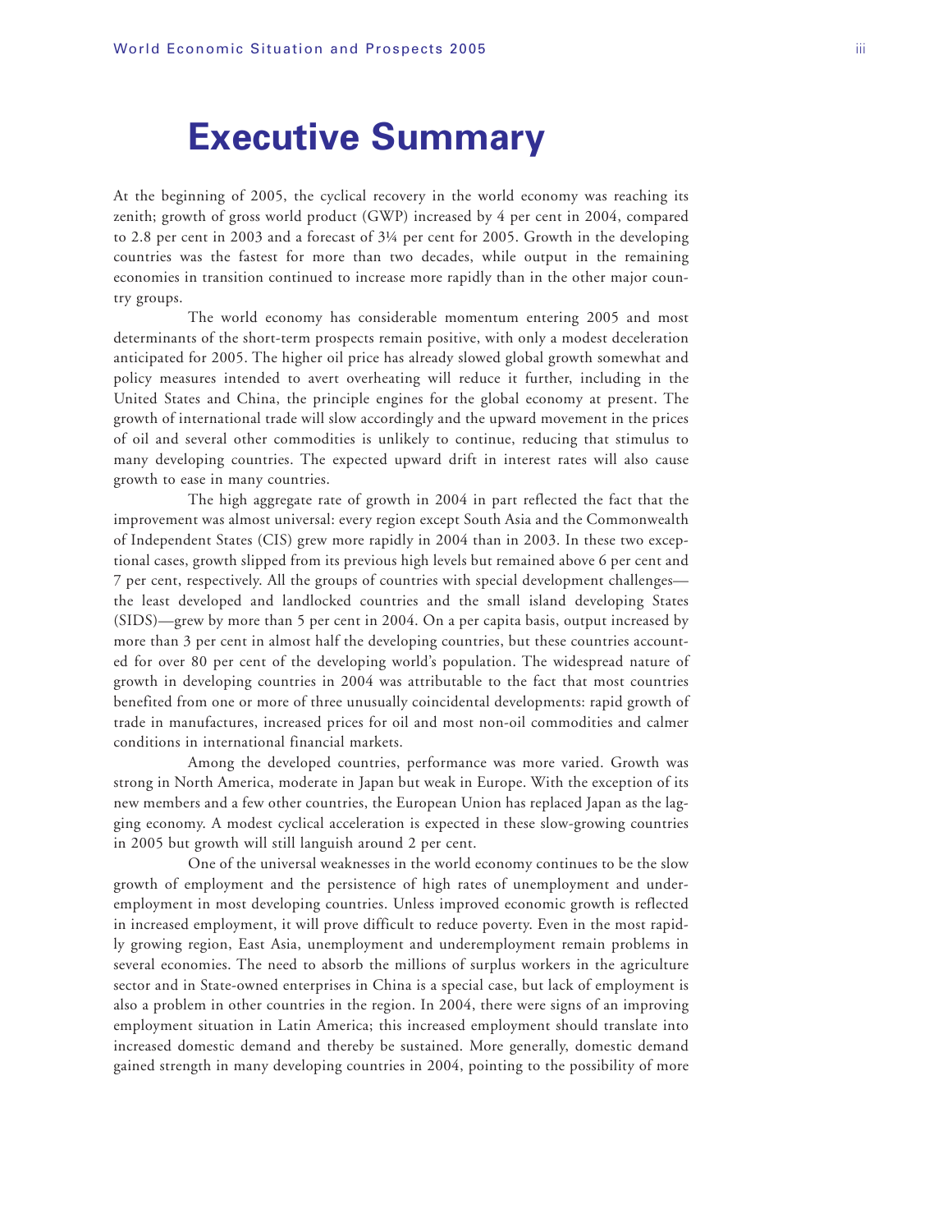# Executive Summary

At the beginning of 2005, the cyclical recovery in the world economy was reaching its zenith; growth of gross world product (GWP) increased by 4 per cent in 2004, compared to 2.8 per cent in 2003 and a forecast of 3¼ per cent for 2005. Growth in the developing countries was the fastest for more than two decades, while output in the remaining economies in transition continued to increase more rapidly than in the other major country groups.

The world economy has considerable momentum entering 2005 and most determinants of the short-term prospects remain positive, with only a modest deceleration anticipated for 2005. The higher oil price has already slowed global growth somewhat and policy measures intended to avert overheating will reduce it further, including in the United States and China, the principle engines for the global economy at present. The growth of international trade will slow accordingly and the upward movement in the prices of oil and several other commodities is unlikely to continue, reducing that stimulus to many developing countries. The expected upward drift in interest rates will also cause growth to ease in many countries.

The high aggregate rate of growth in 2004 in part reflected the fact that the improvement was almost universal: every region except South Asia and the Commonwealth of Independent States (CIS) grew more rapidly in 2004 than in 2003. In these two exceptional cases, growth slipped from its previous high levels but remained above 6 per cent and 7 per cent, respectively. All the groups of countries with special development challenges—the least developed and landlocked countries and the small island developing States (SIDS)—grew by more than 5 per cent in 2004. On a per capita basis, output increased by more than 3 per cent in almost half the developing countries, but these countries accounted for over 80 per cent of the developing world's population. The widespread nature of growth in developing countries in 2004 was attributable to the fact that most countries benefited from one or more of three unusually coincidental developments: rapid growth of trade in manufactures, increased prices for oil and most non-oil commodities and calmer conditions in international financial markets.

Among the developed countries, performance was more varied. Growth was strong in North America, moderate in Japan but weak in Europe. With the exception of its new members and a few other countries, the European Union has replaced Japan as the lagging economy. A modest cyclical acceleration is expected in these slow-growing countries in 2005 but growth will still languish around 2 per cent.

One of the universal weaknesses in the world economy continues to be the slow growth of employment and the persistence of high rates of unemployment and underemployment in most developing countries. Unless improved economic growth is reflected in increased employment, it will prove difficult to reduce poverty. Even in the most rapidly growing region, East Asia, unemployment and underemployment remain problems in several economies. The need to absorb the millions of surplus workers in the agriculture sector and in State-owned enterprises in China is a special case, but lack of employment is also a problem in other countries in the region. In 2004, there were signs of an improving employment situation in Latin America; this increased employment should translate into increased domestic demand and thereby be sustained. More generally, domestic demand gained strength in many developing countries in 2004, pointing to the possibility of more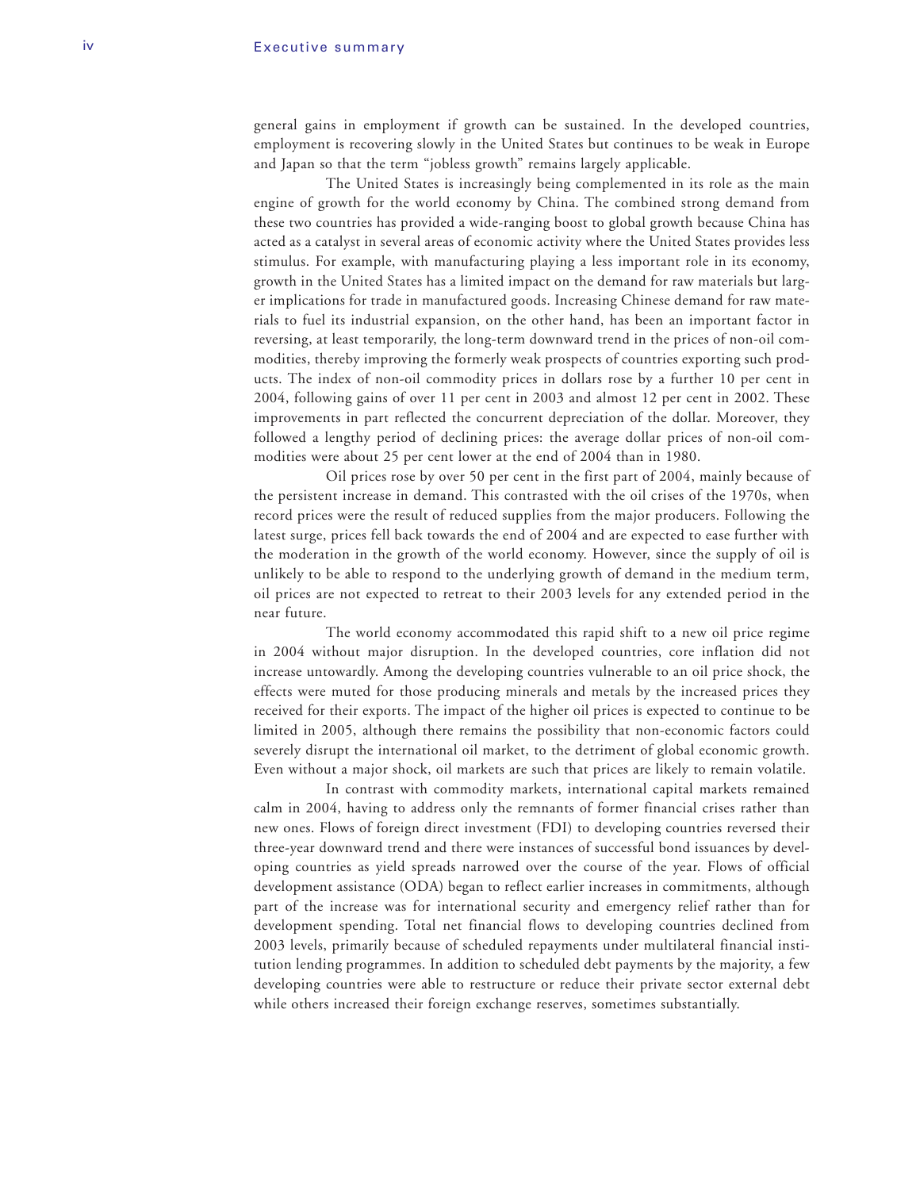general gains in employment if growth can be sustained. In the developed countries, employment is recovering slowly in the United States but continues to be weak in Europe and Japan so that the term "jobless growth" remains largely applicable.

The United States is increasingly being complemented in its role as the main engine of growth for the world economy by China. The combined strong demand from these two countries has provided a wide-ranging boost to global growth because China has acted as a catalyst in several areas of economic activity where the United States provides less stimulus. For example, with manufacturing playing a less important role in its economy, growth in the United States has a limited impact on the demand for raw materials but larger implications for trade in manufactured goods. Increasing Chinese demand for raw materials to fuel its industrial expansion, on the other hand, has been an important factor in reversing, at least temporarily, the long-term downward trend in the prices of non-oil commodities, thereby improving the formerly weak prospects of countries exporting such products. The index of non-oil commodity prices in dollars rose by a further 10 per cent in 2004, following gains of over 11 per cent in 2003 and almost 12 per cent in 2002. These improvements in part reflected the concurrent depreciation of the dollar. Moreover, they followed a lengthy period of declining prices: the average dollar prices of non-oil commodities were about 25 per cent lower at the end of 2004 than in 1980.

Oil prices rose by over 50 per cent in the first part of 2004, mainly because of the persistent increase in demand. This contrasted with the oil crises of the 1970s, when record prices were the result of reduced supplies from the major producers. Following the latest surge, prices fell back towards the end of 2004 and are expected to ease further with the moderation in the growth of the world economy. However, since the supply of oil is unlikely to be able to respond to the underlying growth of demand in the medium term, oil prices are not expected to retreat to their 2003 levels for any extended period in the near future.

The world economy accommodated this rapid shift to a new oil price regime in 2004 without major disruption. In the developed countries, core inflation did not increase untowardly. Among the developing countries vulnerable to an oil price shock, the effects were muted for those producing minerals and metals by the increased prices they received for their exports. The impact of the higher oil prices is expected to continue to be limited in 2005, although there remains the possibility that non-economic factors could severely disrupt the international oil market, to the detriment of global economic growth. Even without a major shock, oil markets are such that prices are likely to remain volatile.

In contrast with commodity markets, international capital markets remained calm in 2004, having to address only the remnants of former financial crises rather than new ones. Flows of foreign direct investment (FDI) to developing countries reversed their three-year downward trend and there were instances of successful bond issuances by developing countries as yield spreads narrowed over the course of the year. Flows of official development assistance (ODA) began to reflect earlier increases in commitments, although part of the increase was for international security and emergency relief rather than for development spending. Total net financial flows to developing countries declined from 2003 levels, primarily because of scheduled repayments under multilateral financial institution lending programmes. In addition to scheduled debt payments by the majority, a few developing countries were able to restructure or reduce their private sector external debt while others increased their foreign exchange reserves, sometimes substantially.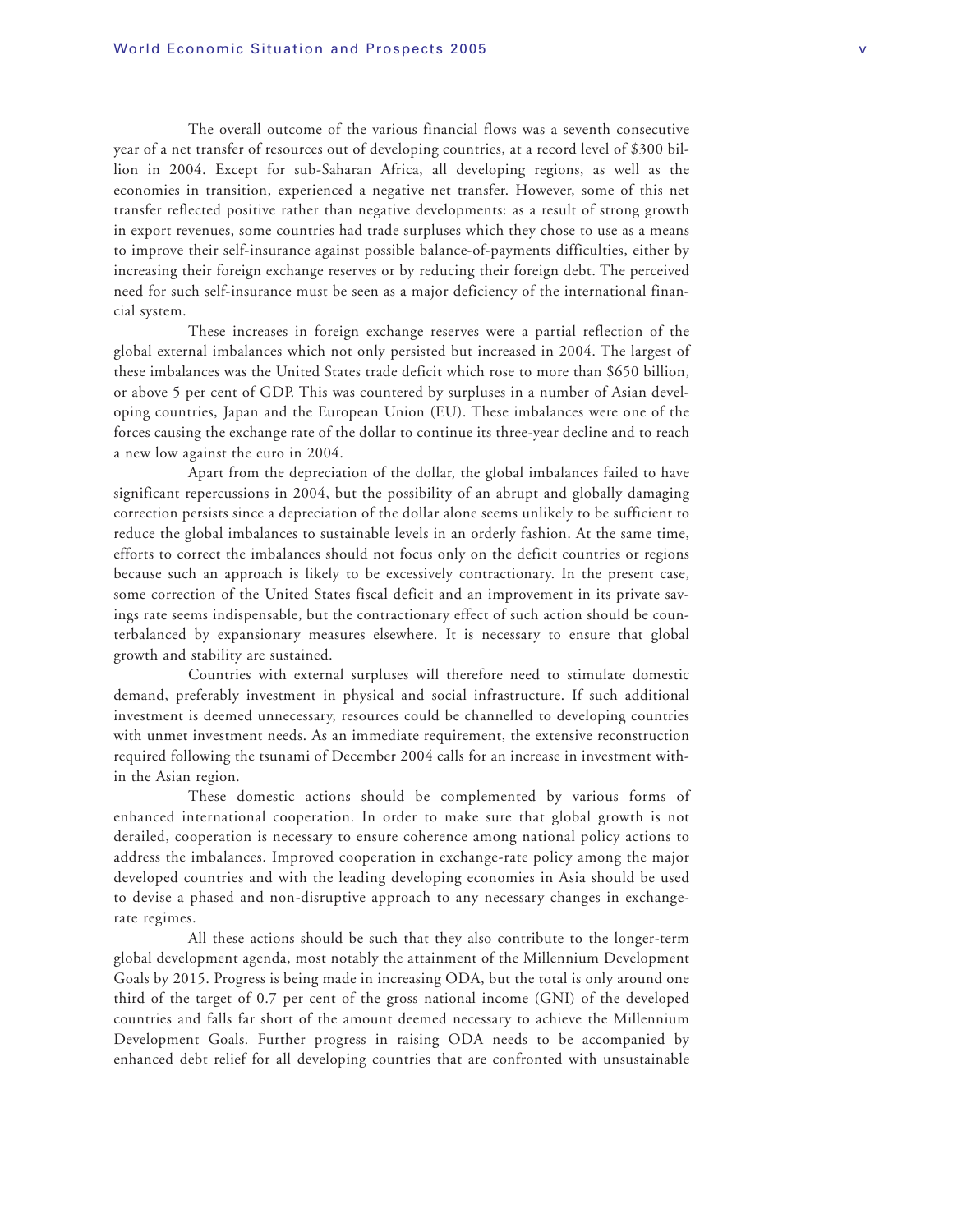The overall outcome of the various financial flows was a seventh consecutive year of a net transfer of resources out of developing countries, at a record level of $300 billion in 2004. Except for sub-Saharan Africa, all developing regions, as well as the economies in transition, experienced a negative net transfer. However, some of this net transfer reflected positive rather than negative developments: as a result of strong growth in export revenues, some countries had trade surpluses which they chose to use as a means to improve their self-insurance against possible balance-of-payments difficulties, either by increasing their foreign exchange reserves or by reducing their foreign debt. The perceived need for such self-insurance must be seen as a major deficiency of the international financial system.

These increases in foreign exchange reserves were a partial reflection of the global external imbalances which not only persisted but increased in 2004. The largest of these imbalances was the United States trade deficit which rose to more than $650 billion, or above 5 per cent of GDP. This was countered by surpluses in a number of Asian developing countries, Japan and the European Union (EU). These imbalances were one of the forces causing the exchange rate of the dollar to continue its three-year decline and to reach a new low against the euro in 2004.

Apart from the depreciation of the dollar, the global imbalances failed to have significant repercussions in 2004, but the possibility of an abrupt and globally damaging correction persists since a depreciation of the dollar alone seems unlikely to be sufficient to reduce the global imbalances to sustainable levels in an orderly fashion. At the same time, efforts to correct the imbalances should not focus only on the deficit countries or regions because such an approach is likely to be excessively contractionary. In the present case, some correction of the United States fiscal deficit and an improvement in its private savings rate seems indispensable, but the contractionary effect of such action should be counterbalanced by expansionary measures elsewhere. It is necessary to ensure that global growth and stability are sustained.

Countries with external surpluses will therefore need to stimulate domestic demand, preferably investment in physical and social infrastructure. If such additional investment is deemed unnecessary, resources could be channelled to developing countries with unmet investment needs. As an immediate requirement, the extensive reconstruction required following the tsunami of December 2004 calls for an increase in investment within the Asian region.

These domestic actions should be complemented by various forms of enhanced international cooperation. In order to make sure that global growth is not derailed, cooperation is necessary to ensure coherence among national policy actions to address the imbalances. Improved cooperation in exchange-rate policy among the major developed countries and with the leading developing economies in Asia should be used to devise a phased and non-disruptive approach to any necessary changes in exchange-rate regimes.

All these actions should be such that they also contribute to the longer-term global development agenda, most notably the attainment of the Millennium Development Goals by 2015. Progress is being made in increasing ODA, but the total is only around one third of the target of 0.7 per cent of the gross national income (GNI) of the developed countries and falls far short of the amount deemed necessary to achieve the Millennium Development Goals. Further progress in raising ODA needs to be accompanied by enhanced debt relief for all developing countries that are confronted with unsustainable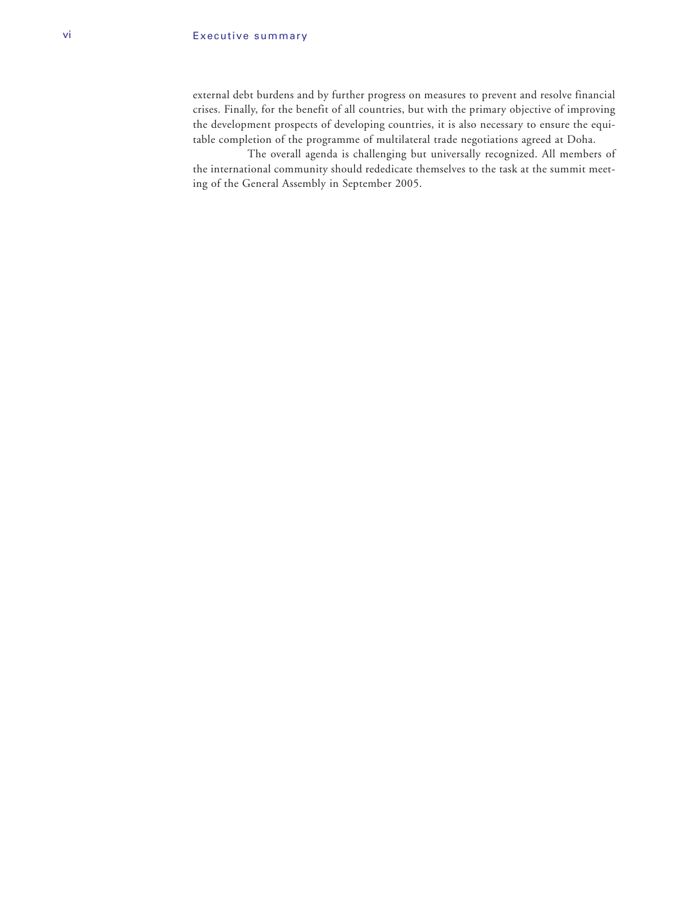external debt burdens and by further progress on measures to prevent and resolve financial crises. Finally, for the benefit of all countries, but with the primary objective of improving the development prospects of developing countries, it is also necessary to ensure the equitable completion of the programme of multilateral trade negotiations agreed at Doha.

The overall agenda is challenging but universally recognized. All members of the international community should rededicate themselves to the task at the summit meeting of the General Assembly in September 2005.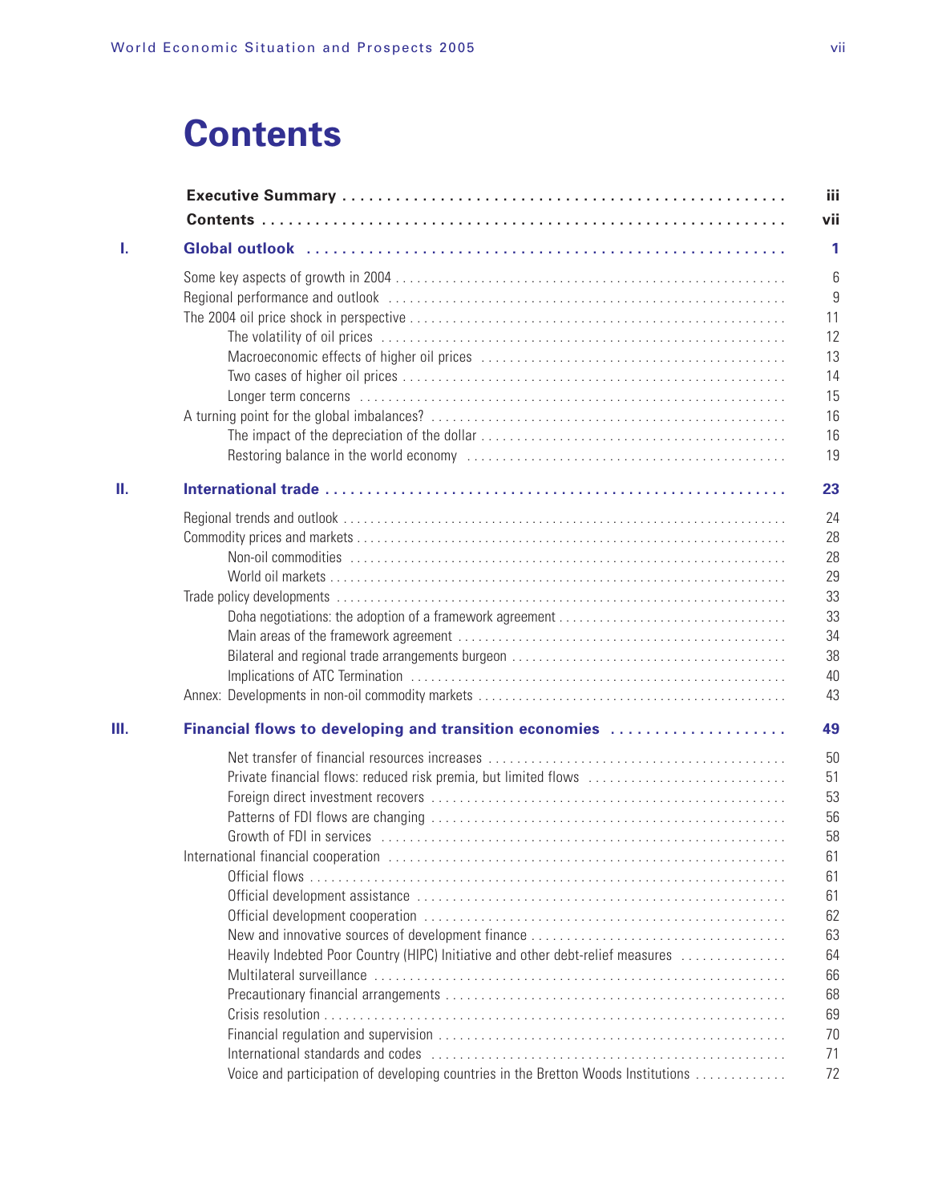# Contents

| | | |
|---|---|---|
| | **Executive Summary** | **iii** |
| | **Contents** | **vii** |
| **I.** | **Global outlook** | **1** |
| | Some key aspects of growth in 2004 | 6 |
| | Regional performance and outlook | 9 |
| | The 2004 oil price shock in perspective | 11 |
| | The volatility of oil prices | 12 |
| | Macroeconomic effects of higher oil prices | 13 |
| | Two cases of higher oil prices | 14 |
| | Longer term concerns | 15 |
| | A turning point for the global imbalances? | 16 |
| | The impact of the depreciation of the dollar | 16 |
| | Restoring balance in the world economy | 19 |
| **II.** | **International trade** | **23** |
| | Regional trends and outlook | 24 |
| | Commodity prices and markets | 28 |
| | Non-oil commodities | 28 |
| | World oil markets | 29 |
| | Trade policy developments | 33 |
| | Doha negotiations: the adoption of a framework agreement | 33 |
| | Main areas of the framework agreement | 34 |
| | Bilateral and regional trade arrangements burgeon | 38 |
| | Implications of ATC Termination | 40 |
| | Annex: Developments in non-oil commodity markets | 43 |
| **III.** | **Financial flows to developing and transition economies** | **49** |
| | Net transfer of financial resources increases | 50 |
| | Private financial flows: reduced risk premia, but limited flows | 51 |
| | Foreign direct investment recovers | 53 |
| | Patterns of FDI flows are changing | 56 |
| | Growth of FDI in services | 58 |
| | International financial cooperation | 61 |
| | Official flows | 61 |
| | Official development assistance | 61 |
| | Official development cooperation | 62 |
| | New and innovative sources of development finance | 63 |
| | Heavily Indebted Poor Country (HIPC) Initiative and other debt-relief measures | 64 |
| | Multilateral surveillance | 66 |
| | Precautionary financial arrangements | 68 |
| | Crisis resolution | 69 |
| | Financial regulation and supervision | 70 |
| | International standards and codes | 71 |
| | Voice and participation of developing countries in the Bretton Woods Institutions | 72 |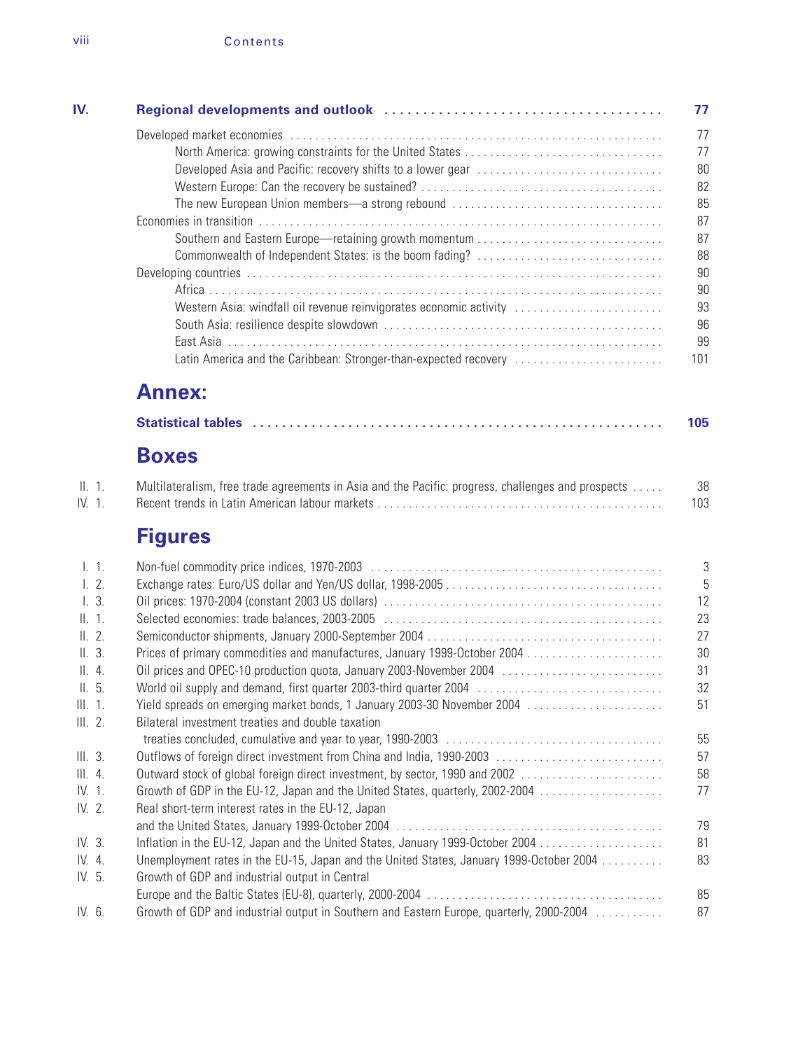| | | |
|---|---|---|
| **IV.** | **Regional developments and outlook** | **77** |
| | Developed market economies | 77 |
| | North America: growing constraints for the United States | 77 |
| | Developed Asia and Pacific: recovery shifts to a lower gear | 80 |
| | Western Europe: Can the recovery be sustained? | 82 |
| | The new European Union members—a strong rebound | 85 |
| | Economies in transition | 87 |
| | Southern and Eastern Europe—retaining growth momentum | 87 |
| | Commonwealth of Independent States: is the boom fading? | 88 |
| | Developing countries | 90 |
| | Africa | 90 |
| | Western Asia: windfall oil revenue reinvigorates economic activity | 93 |
| | South Asia: resilience despite slowdown | 96 |
| | East Asia | 99 |
| | Latin America and the Caribbean: Stronger-than-expected recovery | 101 |

## Annex:

| | |
|---|---|
| **Statistical tables** | **105** |

## Boxes

| | | |
|---|---|---|
| II. 1. | Multilateralism, free trade agreements in Asia and the Pacific: progress, challenges and prospects | 38 |
| IV. 1. | Recent trends in Latin American labour markets | 103 |

## Figures

| | | |
|---|---|---|
| I. 1. | Non-fuel commodity price indices, 1970-2003 | 3 |
| I. 2. | Exchange rates: Euro/US dollar and Yen/US dollar, 1998-2005 | 5 |
| I. 3. | Oil prices: 1970-2004 (constant 2003 US dollars) | 12 |
| II. 1. | Selected economies: trade balances, 2003-2005 | 23 |
| II. 2. | Semiconductor shipments, January 2000-September 2004 | 27 |
| II. 3. | Prices of primary commodities and manufactures, January 1999-October 2004 | 30 |
| II. 4. | Oil prices and OPEC-10 production quota, January 2003-November 2004 | 31 |
| II. 5. | World oil supply and demand, first quarter 2003-third quarter 2004 | 32 |
| III. 1. | Yield spreads on emerging market bonds, 1 January 2003-30 November 2004 | 51 |
| III. 2. | Bilateral investment treaties and double taxation treaties concluded, cumulative and year to year, 1990-2003 | 55 |
| III. 3. | Outflows of foreign direct investment from China and India, 1990-2003 | 57 |
| III. 4. | Outward stock of global foreign direct investment, by sector, 1990 and 2002 | 58 |
| IV. 1. | Growth of GDP in the EU-12, Japan and the United States, quarterly, 2002-2004 | 77 |
| IV. 2. | Real short-term interest rates in the EU-12, Japan and the United States, January 1999-October 2004 | 79 |
| IV. 3. | Inflation in the EU-12, Japan and the United States, January 1999-October 2004 | 81 |
| IV. 4. | Unemployment rates in the EU-15, Japan and the United States, January 1999-October 2004 | 83 |
| IV. 5. | Growth of GDP and industrial output in Central Europe and the Baltic States (EU-8), quarterly, 2000-2004 | 85 |
| IV. 6. | Growth of GDP and industrial output in Southern and Eastern Europe, quarterly, 2000-2004 | 87 |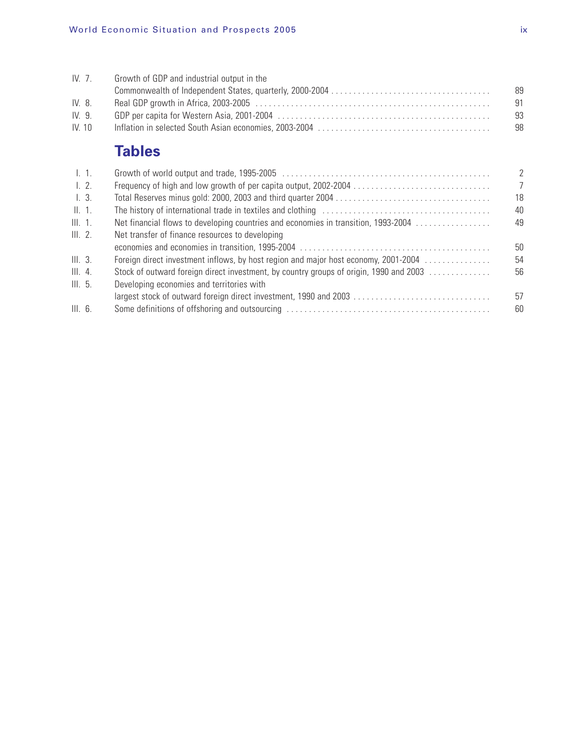| | | |
|---|---|---|
| IV. 7. | Growth of GDP and industrial output in the Commonwealth of Independent States, quarterly, 2000-2004 | 89 |
| IV. 8. | Real GDP growth in Africa, 2003-2005 | 91 |
| IV. 9. | GDP per capita for Western Asia, 2001-2004 | 93 |
| IV. 10 | Inflation in selected South Asian economies, 2003-2004 | 98 |

## Tables

| | | |
|---|---|---|
| I. 1. | Growth of world output and trade, 1995-2005 | 2 |
| I. 2. | Frequency of high and low growth of per capita output, 2002-2004 | 7 |
| I. 3. | Total Reserves minus gold: 2000, 2003 and third quarter 2004 | 18 |
| II. 1. | The history of international trade in textiles and clothing | 40 |
| III. 1. | Net financial flows to developing countries and economies in transition, 1993-2004 | 49 |
| III. 2. | Net transfer of finance resources to developing economies and economies in transition, 1995-2004 | 50 |
| III. 3. | Foreign direct investment inflows, by host region and major host economy, 2001-2004 | 54 |
| III. 4. | Stock of outward foreign direct investment, by country groups of origin, 1990 and 2003 | 56 |
| III. 5. | Developing economies and territories with largest stock of outward foreign direct investment, 1990 and 2003 | 57 |
| III. 6. | Some definitions of offshoring and outsourcing | 60 |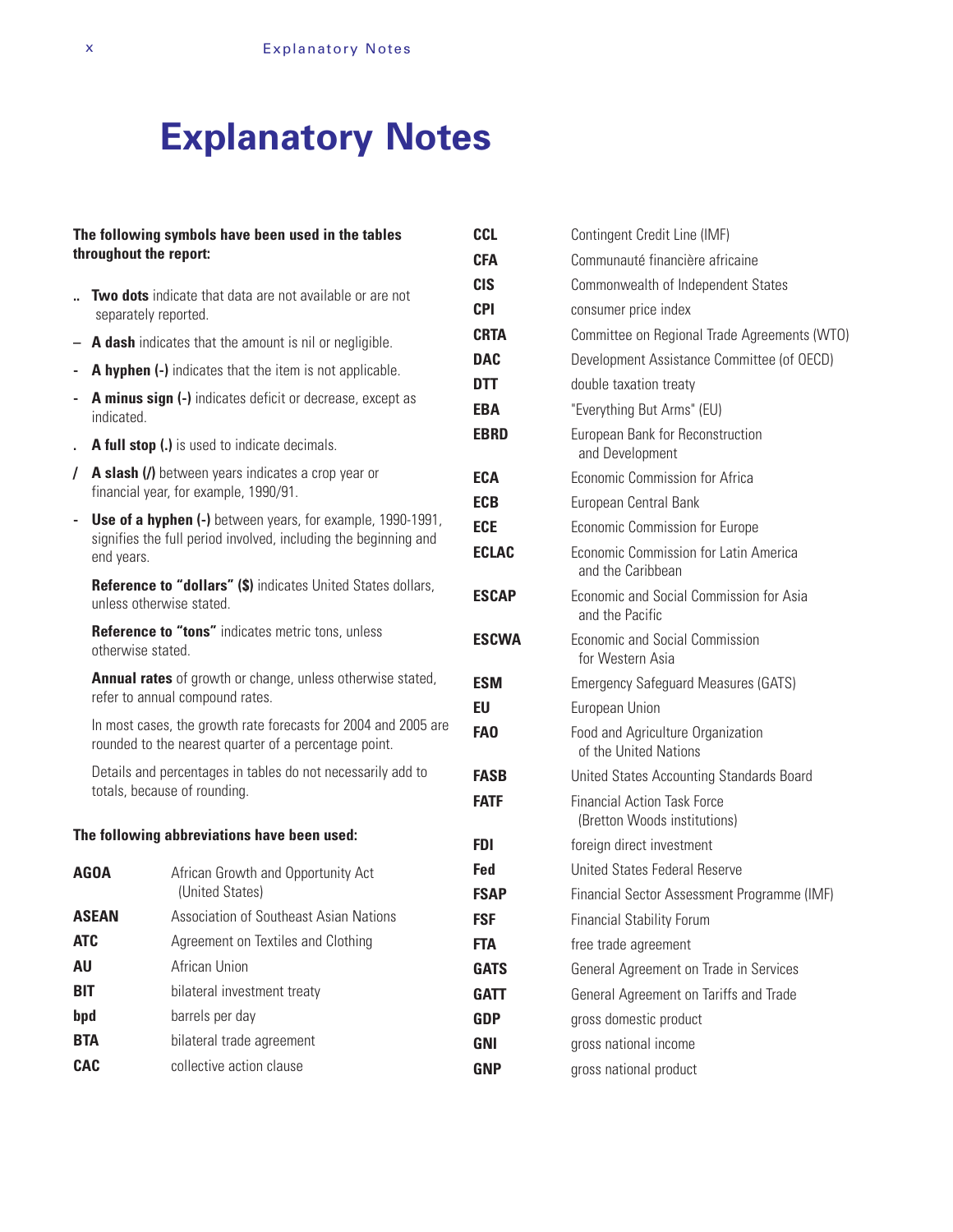# Explanatory Notes

**The following symbols have been used in the tables throughout the report:**

.. **Two dots** indicate that data are not available or are not separately reported.

– **A dash** indicates that the amount is nil or negligible.

- **A hyphen (-)** indicates that the item is not applicable.

- **A minus sign (-)** indicates deficit or decrease, except as indicated.

. **A full stop (.)** is used to indicate decimals.

/ **A slash (/)** between years indicates a crop year or financial year, for example, 1990/91.

- **Use of a hyphen (-)** between years, for example, 1990-1991, signifies the full period involved, including the beginning and end years.

**Reference to "dollars" ($)** indicates United States dollars, unless otherwise stated.

**Reference to "tons"** indicates metric tons, unless otherwise stated.

**Annual rates** of growth or change, unless otherwise stated, refer to annual compound rates.

In most cases, the growth rate forecasts for 2004 and 2005 are rounded to the nearest quarter of a percentage point.

Details and percentages in tables do not necessarily add to totals, because of rounding.

**The following abbreviations have been used:**

| | |
|---|---|
| **AGOA** | African Growth and Opportunity Act (United States) |
| **ASEAN** | Association of Southeast Asian Nations |
| **ATC** | Agreement on Textiles and Clothing |
| **AU** | African Union |
| **BIT** | bilateral investment treaty |
| **bpd** | barrels per day |
| **BTA** | bilateral trade agreement |
| **CAC** | collective action clause |
| **CCL** | Contingent Credit Line (IMF) |
| **CFA** | Communauté financière africaine |
| **CIS** | Commonwealth of Independent States |
| **CPI** | consumer price index |
| **CRTA** | Committee on Regional Trade Agreements (WTO) |
| **DAC** | Development Assistance Committee (of OECD) |
| **DTT** | double taxation treaty |
| **EBA** | "Everything But Arms" (EU) |
| **EBRD** | European Bank for Reconstruction and Development |
| **ECA** | Economic Commission for Africa |
| **ECB** | European Central Bank |
| **ECE** | Economic Commission for Europe |
| **ECLAC** | Economic Commission for Latin America and the Caribbean |
| **ESCAP** | Economic and Social Commission for Asia and the Pacific |
| **ESCWA** | Economic and Social Commission for Western Asia |
| **ESM** | Emergency Safeguard Measures (GATS) |
| **EU** | European Union |
| **FAO** | Food and Agriculture Organization of the United Nations |
| **FASB** | United States Accounting Standards Board |
| **FATF** | Financial Action Task Force (Bretton Woods institutions) |
| **FDI** | foreign direct investment |
| **Fed** | United States Federal Reserve |
| **FSAP** | Financial Sector Assessment Programme (IMF) |
| **FSF** | Financial Stability Forum |
| **FTA** | free trade agreement |
| **GATS** | General Agreement on Trade in Services |
| **GATT** | General Agreement on Tariffs and Trade |
| **GDP** | gross domestic product |
| **GNI** | gross national income |
| **GNP** | gross national product |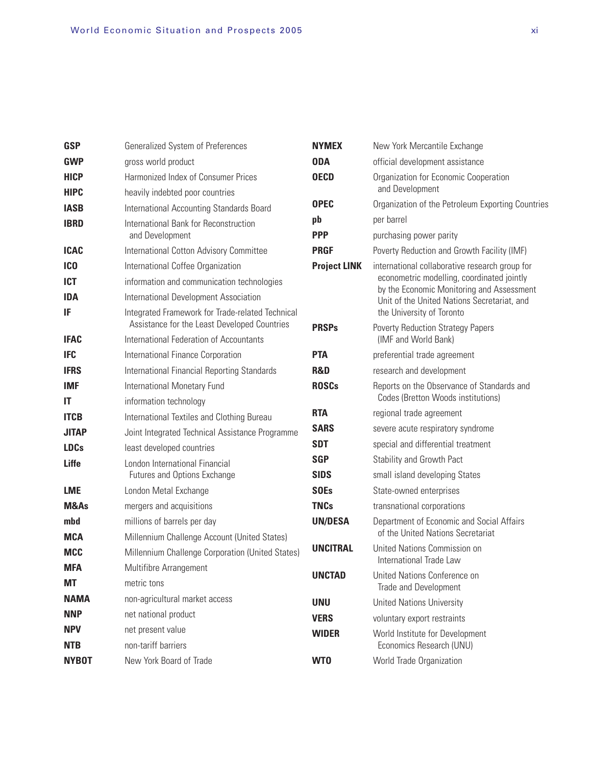| | |
|---|---|
| **GSP** | Generalized System of Preferences |
| **GWP** | gross world product |
| **HICP** | Harmonized Index of Consumer Prices |
| **HIPC** | heavily indebted poor countries |
| **IASB** | International Accounting Standards Board |
| **IBRD** | International Bank for Reconstruction and Development |
| **ICAC** | International Cotton Advisory Committee |
| **ICO** | International Coffee Organization |
| **ICT** | information and communication technologies |
| **IDA** | International Development Association |
| **IF** | Integrated Framework for Trade-related Technical Assistance for the Least Developed Countries |
| **IFAC** | International Federation of Accountants |
| **IFC** | International Finance Corporation |
| **IFRS** | International Financial Reporting Standards |
| **IMF** | International Monetary Fund |
| **IT** | information technology |
| **ITCB** | International Textiles and Clothing Bureau |
| **JITAP** | Joint Integrated Technical Assistance Programme |
| **LDCs** | least developed countries |
| **Liffe** | London International Financial Futures and Options Exchange |
| **LME** | London Metal Exchange |
| **M&As** | mergers and acquisitions |
| **mbd** | millions of barrels per day |
| **MCA** | Millennium Challenge Account (United States) |
| **MCC** | Millennium Challenge Corporation (United States) |
| **MFA** | Multifibre Arrangement |
| **MT** | metric tons |
| **NAMA** | non-agricultural market access |
| **NNP** | net national product |
| **NPV** | net present value |
| **NTB** | non-tariff barriers |
| **NYBOT** | New York Board of Trade |
| **NYMEX** | New York Mercantile Exchange |
| **ODA** | official development assistance |
| **OECD** | Organization for Economic Cooperation and Development |
| **OPEC** | Organization of the Petroleum Exporting Countries |
| **pb** | per barrel |
| **PPP** | purchasing power parity |
| **PRGF** | Poverty Reduction and Growth Facility (IMF) |
| **Project LINK** | international collaborative research group for econometric modelling, coordinated jointly by the Economic Monitoring and Assessment Unit of the United Nations Secretariat, and the University of Toronto |
| **PRSPs** | Poverty Reduction Strategy Papers (IMF and World Bank) |
| **PTA** | preferential trade agreement |
| **R&D** | research and development |
| **ROSCs** | Reports on the Observance of Standards and Codes (Bretton Woods institutions) |
| **RTA** | regional trade agreement |
| **SARS** | severe acute respiratory syndrome |
| **SDT** | special and differential treatment |
| **SGP** | Stability and Growth Pact |
| **SIDS** | small island developing States |
| **SOEs** | State-owned enterprises |
| **TNCs** | transnational corporations |
| **UN/DESA** | Department of Economic and Social Affairs of the United Nations Secretariat |
| **UNCITRAL** | United Nations Commission on International Trade Law |
| **UNCTAD** | United Nations Conference on Trade and Development |
| **UNU** | United Nations University |
| **VERS** | voluntary export restraints |
| **WIDER** | World Institute for Development Economics Research (UNU) |
| **WTO** | World Trade Organization |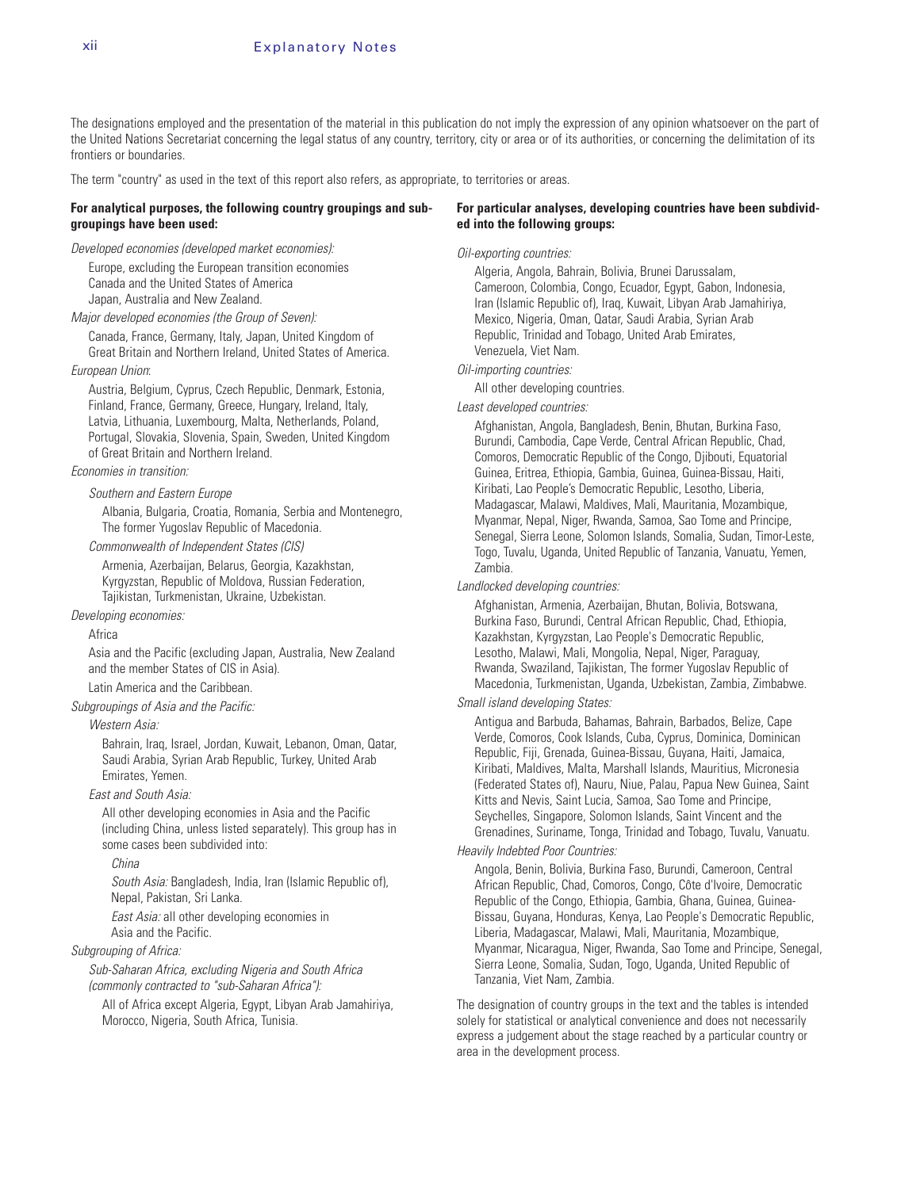The designations employed and the presentation of the material in this publication do not imply the expression of any opinion whatsoever on the part of the United Nations Secretariat concerning the legal status of any country, territory, city or area or of its authorities, or concerning the delimitation of its frontiers or boundaries.

The term "country" as used in the text of this report also refers, as appropriate, to territories or areas.

**For analytical purposes, the following country groupings and subgroupings have been used:**

*Developed economies (developed market economies):*

Europe, excluding the European transition economies
Canada and the United States of America
Japan, Australia and New Zealand.

*Major developed economies (the Group of Seven):*

Canada, France, Germany, Italy, Japan, United Kingdom of Great Britain and Northern Ireland, United States of America.

*European Union*:

Austria, Belgium, Cyprus, Czech Republic, Denmark, Estonia, Finland, France, Germany, Greece, Hungary, Ireland, Italy, Latvia, Lithuania, Luxembourg, Malta, Netherlands, Poland, Portugal, Slovakia, Slovenia, Spain, Sweden, United Kingdom of Great Britain and Northern Ireland.

*Economies in transition:*

*Southern and Eastern Europe*

Albania, Bulgaria, Croatia, Romania, Serbia and Montenegro, The former Yugoslav Republic of Macedonia.

*Commonwealth of Independent States (CIS)*

Armenia, Azerbaijan, Belarus, Georgia, Kazakhstan, Kyrgyzstan, Republic of Moldova, Russian Federation, Tajikistan, Turkmenistan, Ukraine, Uzbekistan.

*Developing economies:*

Africa

Asia and the Pacific (excluding Japan, Australia, New Zealand and the member States of CIS in Asia).

Latin America and the Caribbean.

*Subgroupings of Asia and the Pacific:*

*Western Asia:*

Bahrain, Iraq, Israel, Jordan, Kuwait, Lebanon, Oman, Qatar, Saudi Arabia, Syrian Arab Republic, Turkey, United Arab Emirates, Yemen.

*East and South Asia:*

All other developing economies in Asia and the Pacific (including China, unless listed separately). This group has in some cases been subdivided into:

*China*

*South Asia:* Bangladesh, India, Iran (Islamic Republic of), Nepal, Pakistan, Sri Lanka.

*East Asia:* all other developing economies in Asia and the Pacific.

*Subgrouping of Africa:*

*Sub-Saharan Africa, excluding Nigeria and South Africa (commonly contracted to "sub-Saharan Africa"):*

All of Africa except Algeria, Egypt, Libyan Arab Jamahiriya, Morocco, Nigeria, South Africa, Tunisia.

**For particular analyses, developing countries have been subdivided into the following groups:**

*Oil-exporting countries:*

Algeria, Angola, Bahrain, Bolivia, Brunei Darussalam, Cameroon, Colombia, Congo, Ecuador, Egypt, Gabon, Indonesia, Iran (Islamic Republic of), Iraq, Kuwait, Libyan Arab Jamahiriya, Mexico, Nigeria, Oman, Qatar, Saudi Arabia, Syrian Arab Republic, Trinidad and Tobago, United Arab Emirates, Venezuela, Viet Nam.

*Oil-importing countries:*

All other developing countries.

*Least developed countries:*

Afghanistan, Angola, Bangladesh, Benin, Bhutan, Burkina Faso, Burundi, Cambodia, Cape Verde, Central African Republic, Chad, Comoros, Democratic Republic of the Congo, Djibouti, Equatorial Guinea, Eritrea, Ethiopia, Gambia, Guinea, Guinea-Bissau, Haiti, Kiribati, Lao People's Democratic Republic, Lesotho, Liberia, Madagascar, Malawi, Maldives, Mali, Mauritania, Mozambique, Myanmar, Nepal, Niger, Rwanda, Samoa, Sao Tome and Principe, Senegal, Sierra Leone, Solomon Islands, Somalia, Sudan, Timor-Leste, Togo, Tuvalu, Uganda, United Republic of Tanzania, Vanuatu, Yemen, Zambia.

*Landlocked developing countries:*

Afghanistan, Armenia, Azerbaijan, Bhutan, Bolivia, Botswana, Burkina Faso, Burundi, Central African Republic, Chad, Ethiopia, Kazakhstan, Kyrgyzstan, Lao People's Democratic Republic, Lesotho, Malawi, Mali, Mongolia, Nepal, Niger, Paraguay, Rwanda, Swaziland, Tajikistan, The former Yugoslav Republic of Macedonia, Turkmenistan, Uganda, Uzbekistan, Zambia, Zimbabwe.

*Small island developing States:*

Antigua and Barbuda, Bahamas, Bahrain, Barbados, Belize, Cape Verde, Comoros, Cook Islands, Cuba, Cyprus, Dominica, Dominican Republic, Fiji, Grenada, Guinea-Bissau, Guyana, Haiti, Jamaica, Kiribati, Maldives, Malta, Marshall Islands, Mauritius, Micronesia (Federated States of), Nauru, Niue, Palau, Papua New Guinea, Saint Kitts and Nevis, Saint Lucia, Samoa, Sao Tome and Principe, Seychelles, Singapore, Solomon Islands, Saint Vincent and the Grenadines, Suriname, Tonga, Trinidad and Tobago, Tuvalu, Vanuatu.

*Heavily Indebted Poor Countries:*

Angola, Benin, Bolivia, Burkina Faso, Burundi, Cameroon, Central African Republic, Chad, Comoros, Congo, Côte d'Ivoire, Democratic Republic of the Congo, Ethiopia, Gambia, Ghana, Guinea, Guinea-Bissau, Guyana, Honduras, Kenya, Lao People's Democratic Republic, Liberia, Madagascar, Malawi, Mali, Mauritania, Mozambique, Myanmar, Nicaragua, Niger, Rwanda, Sao Tome and Principe, Senegal, Sierra Leone, Somalia, Sudan, Togo, Uganda, United Republic of Tanzania, Viet Nam, Zambia.

The designation of country groups in the text and the tables is intended solely for statistical or analytical convenience and does not necessarily express a judgement about the stage reached by a particular country or area in the development process.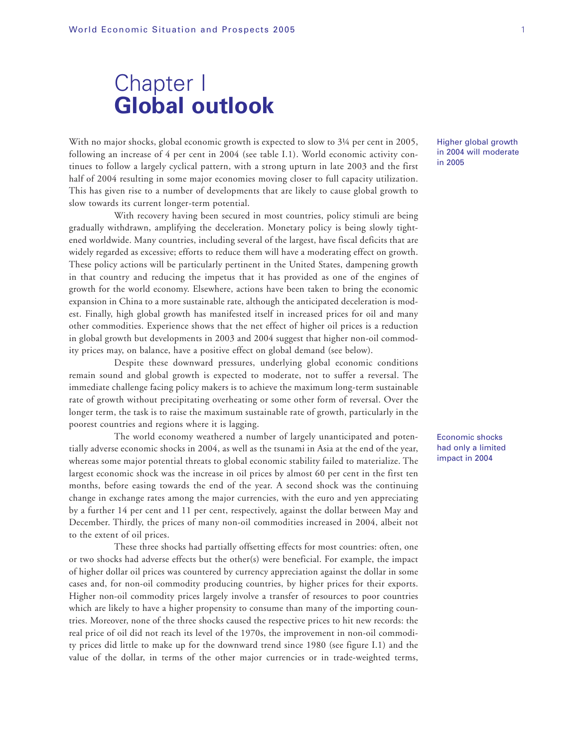# Chapter I
# **Global outlook**

Higher global growth in 2004 will moderate in 2005

With no major shocks, global economic growth is expected to slow to 3¼ per cent in 2005, following an increase of 4 per cent in 2004 (see table I.1). World economic activity continues to follow a largely cyclical pattern, with a strong upturn in late 2003 and the first half of 2004 resulting in some major economies moving closer to full capacity utilization. This has given rise to a number of developments that are likely to cause global growth to slow towards its current longer-term potential.

With recovery having been secured in most countries, policy stimuli are being gradually withdrawn, amplifying the deceleration. Monetary policy is being slowly tightened worldwide. Many countries, including several of the largest, have fiscal deficits that are widely regarded as excessive; efforts to reduce them will have a moderating effect on growth. These policy actions will be particularly pertinent in the United States, dampening growth in that country and reducing the impetus that it has provided as one of the engines of growth for the world economy. Elsewhere, actions have been taken to bring the economic expansion in China to a more sustainable rate, although the anticipated deceleration is modest. Finally, high global growth has manifested itself in increased prices for oil and many other commodities. Experience shows that the net effect of higher oil prices is a reduction in global growth but developments in 2003 and 2004 suggest that higher non-oil commodity prices may, on balance, have a positive effect on global demand (see below).

Despite these downward pressures, underlying global economic conditions remain sound and global growth is expected to moderate, not to suffer a reversal. The immediate challenge facing policy makers is to achieve the maximum long-term sustainable rate of growth without precipitating overheating or some other form of reversal. Over the longer term, the task is to raise the maximum sustainable rate of growth, particularly in the poorest countries and regions where it is lagging.

Economic shocks had only a limited impact in 2004

The world economy weathered a number of largely unanticipated and potentially adverse economic shocks in 2004, as well as the tsunami in Asia at the end of the year, whereas some major potential threats to global economic stability failed to materialize. The largest economic shock was the increase in oil prices by almost 60 per cent in the first ten months, before easing towards the end of the year. A second shock was the continuing change in exchange rates among the major currencies, with the euro and yen appreciating by a further 14 per cent and 11 per cent, respectively, against the dollar between May and December. Thirdly, the prices of many non-oil commodities increased in 2004, albeit not to the extent of oil prices.

These three shocks had partially offsetting effects for most countries: often, one or two shocks had adverse effects but the other(s) were beneficial. For example, the impact of higher dollar oil prices was countered by currency appreciation against the dollar in some cases and, for non-oil commodity producing countries, by higher prices for their exports. Higher non-oil commodity prices largely involve a transfer of resources to poor countries which are likely to have a higher propensity to consume than many of the importing countries. Moreover, none of the three shocks caused the respective prices to hit new records: the real price of oil did not reach its level of the 1970s, the improvement in non-oil commodity prices did little to make up for the downward trend since 1980 (see figure I.1) and the value of the dollar, in terms of the other major currencies or in trade-weighted terms,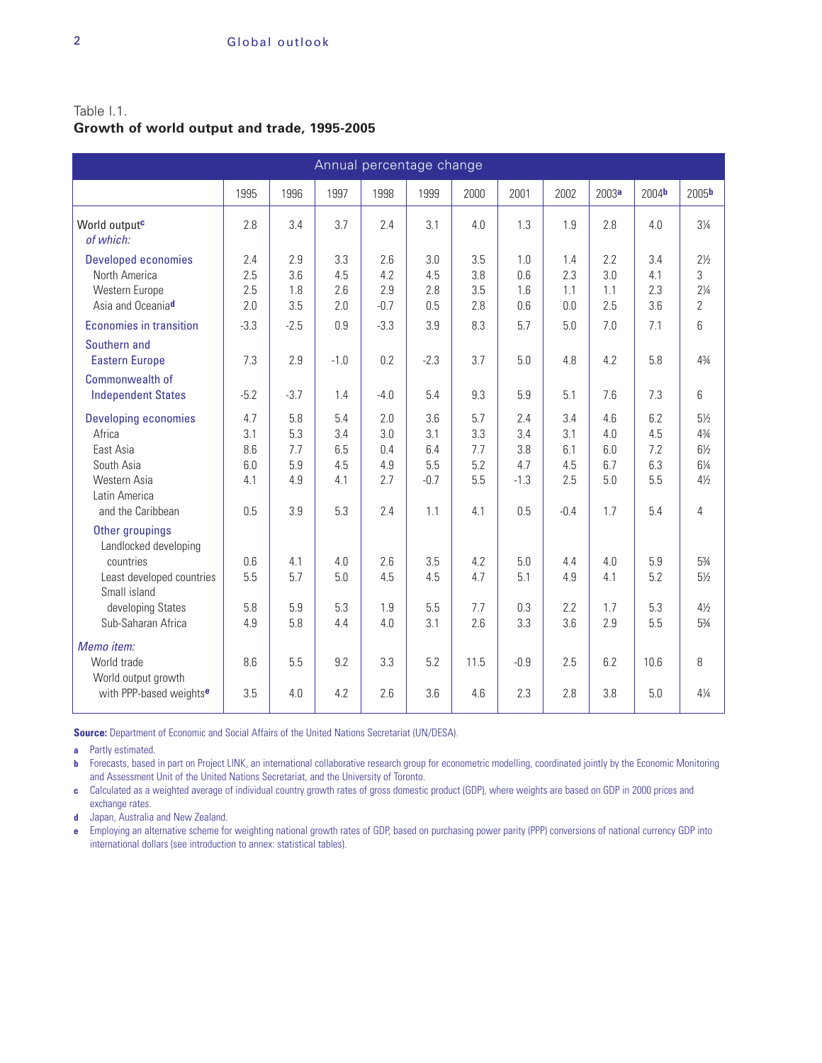Table I.1.
**Growth of world output and trade, 1995-2005**

| Annual percentage change | | | | | | | | | | | |
|---|---|---|---|---|---|---|---|---|---|---|---|
| | 1995 | 1996 | 1997 | 1998 | 1999 | 2000 | 2001 | 2002 | 2003[a] | 2004[b] | 2005[b] |
| World output[c] | 2.8 | 3.4 | 3.7 | 2.4 | 3.1 | 4.0 | 1.3 | 1.9 | 2.8 | 4.0 | 3¼ |
| *of which:* | | | | | | | | | | | |
| Developed economies | 2.4 | 2.9 | 3.3 | 2.6 | 3.0 | 3.5 | 1.0 | 1.4 | 2.2 | 3.4 | 2½ |
| North America | 2.5 | 3.6 | 4.5 | 4.2 | 4.5 | 3.8 | 0.6 | 2.3 | 3.0 | 4.1 | 3 |
| Western Europe | 2.5 | 1.8 | 2.6 | 2.9 | 2.8 | 3.5 | 1.6 | 1.1 | 1.1 | 2.3 | 2¼ |
| Asia and Oceania[d] | 2.0 | 3.5 | 2.0 | -0.7 | 0.5 | 2.8 | 0.6 | 0.0 | 2.5 | 3.6 | 2 |
| Economies in transition | -3.3 | -2.5 | 0.9 | -3.3 | 3.9 | 8.3 | 5.7 | 5.0 | 7.0 | 7.1 | 6 |
| Southern and Eastern Europe | 7.3 | 2.9 | -1.0 | 0.2 | -2.3 | 3.7 | 5.0 | 4.8 | 4.2 | 5.8 | 4¾ |
| Commonwealth of Independent States | -5.2 | -3.7 | 1.4 | -4.0 | 5.4 | 9.3 | 5.9 | 5.1 | 7.6 | 7.3 | 6 |
| Developing economies | 4.7 | 5.8 | 5.4 | 2.0 | 3.6 | 5.7 | 2.4 | 3.4 | 4.6 | 6.2 | 5½ |
| Africa | 3.1 | 5.3 | 3.4 | 3.0 | 3.1 | 3.3 | 3.4 | 3.1 | 4.0 | 4.5 | 4¾ |
| East Asia | 8.6 | 7.7 | 6.5 | 0.4 | 6.4 | 7.7 | 3.8 | 6.1 | 6.0 | 7.2 | 6½ |
| South Asia | 6.0 | 5.9 | 4.5 | 4.9 | 5.5 | 5.2 | 4.7 | 4.5 | 6.7 | 6.3 | 6¼ |
| Western Asia | 4.1 | 4.9 | 4.1 | 2.7 | -0.7 | 5.5 | -1.3 | 2.5 | 5.0 | 5.5 | 4½ |
| Latin America and the Caribbean | 0.5 | 3.9 | 5.3 | 2.4 | 1.1 | 4.1 | 0.5 | -0.4 | 1.7 | 5.4 | 4 |
| Other groupings | | | | | | | | | | | |
| Landlocked developing countries | 0.6 | 4.1 | 4.0 | 2.6 | 3.5 | 4.2 | 5.0 | 4.4 | 4.0 | 5.9 | 5¾ |
| Least developed countries | 5.5 | 5.7 | 5.0 | 4.5 | 4.5 | 4.7 | 5.1 | 4.9 | 4.1 | 5.2 | 5½ |
| Small island developing States | 5.8 | 5.9 | 5.3 | 1.9 | 5.5 | 7.7 | 0.3 | 2.2 | 1.7 | 5.3 | 4½ |
| Sub-Saharan Africa | 4.9 | 5.8 | 4.4 | 4.0 | 3.1 | 2.6 | 3.3 | 3.6 | 2.9 | 5.5 | 5¾ |
| *Memo item:* | | | | | | | | | | | |
| World trade | 8.6 | 5.5 | 9.2 | 3.3 | 5.2 | 11.5 | -0.9 | 2.5 | 6.2 | 10.6 | 8 |
| World output growth with PPP-based weights[e] | 3.5 | 4.0 | 4.2 | 2.6 | 3.6 | 4.6 | 2.3 | 2.8 | 3.8 | 5.0 | 4¼ |

**Source:** Department of Economic and Social Affairs of the United Nations Secretariat (UN/DESA).

a Partly estimated.

b Forecasts, based in part on Project LINK, an international collaborative research group for econometric modelling, coordinated jointly by the Economic Monitoring and Assessment Unit of the United Nations Secretariat, and the University of Toronto.

c Calculated as a weighted average of individual country growth rates of gross domestic product (GDP), where weights are based on GDP in 2000 prices and exchange rates.

d Japan, Australia and New Zealand.

e Employing an alternative scheme for weighting national growth rates of GDP, based on purchasing power parity (PPP) conversions of national currency GDP into international dollars (see introduction to annex: statistical tables).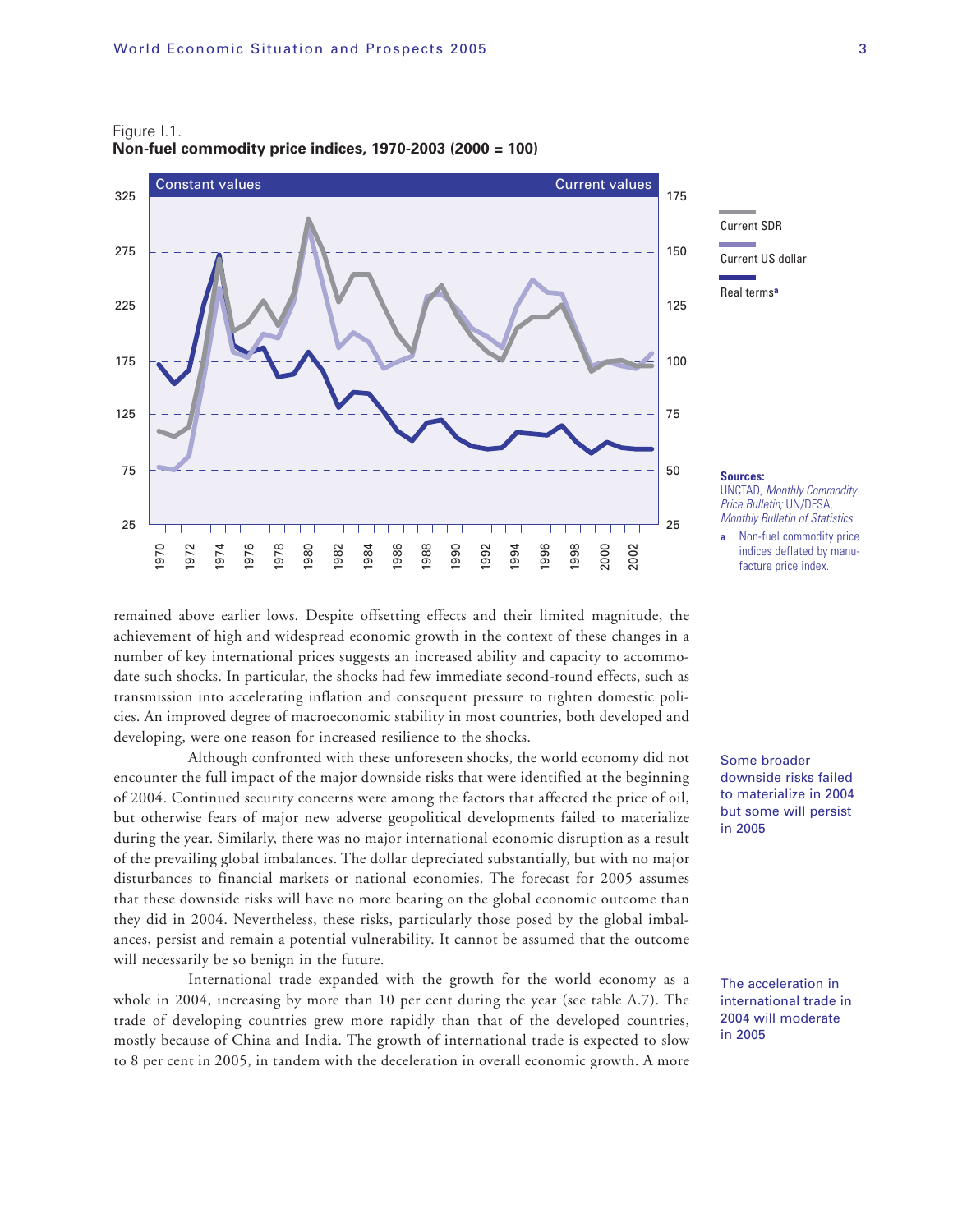Figure I.1.
**Non-fuel commodity price indices, 1970-2003 (2000 = 100)**

Sources: UNCTAD, *Monthly Commodity Price Bulletin;* UN/DESA, *Monthly Bulletin of Statistics.*

a Non-fuel commodity price indices deflated by manufacture price index.

remained above earlier lows. Despite offsetting effects and their limited magnitude, the achievement of high and widespread economic growth in the context of these changes in a number of key international prices suggests an increased ability and capacity to accommodate such shocks. In particular, the shocks had few immediate second-round effects, such as transmission into accelerating inflation and consequent pressure to tighten domestic policies. An improved degree of macroeconomic stability in most countries, both developed and developing, were one reason for increased resilience to the shocks.

Some broader downside risks failed to materialize in 2004 but some will persist in 2005

Although confronted with these unforeseen shocks, the world economy did not encounter the full impact of the major downside risks that were identified at the beginning of 2004. Continued security concerns were among the factors that affected the price of oil, but otherwise fears of major new adverse geopolitical developments failed to materialize during the year. Similarly, there was no major international economic disruption as a result of the prevailing global imbalances. The dollar depreciated substantially, but with no major disturbances to financial markets or national economies. The forecast for 2005 assumes that these downside risks will have no more bearing on the global economic outcome than they did in 2004. Nevertheless, these risks, particularly those posed by the global imbalances, persist and remain a potential vulnerability. It cannot be assumed that the outcome will necessarily be so benign in the future.

The acceleration in international trade in 2004 will moderate in 2005

International trade expanded with the growth for the world economy as a whole in 2004, increasing by more than 10 per cent during the year (see table A.7). The trade of developing countries grew more rapidly than that of the developed countries, mostly because of China and India. The growth of international trade is expected to slow to 8 per cent in 2005, in tandem with the deceleration in overall economic growth. A more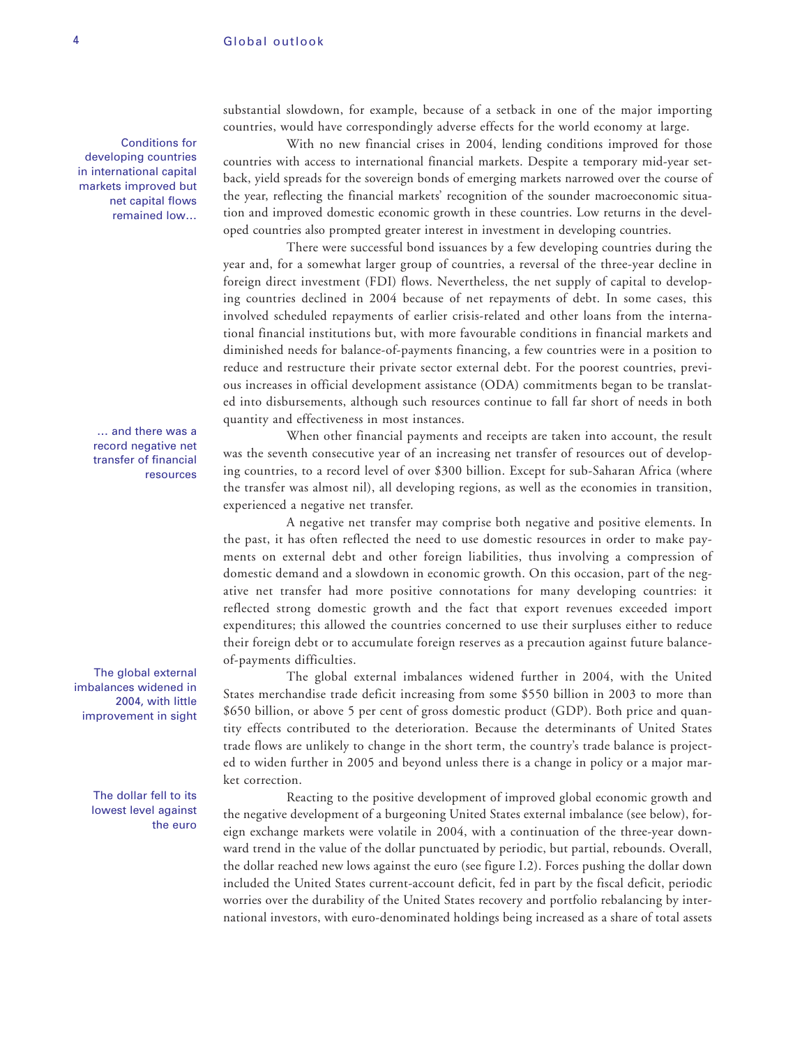substantial slowdown, for example, because of a setback in one of the major importing countries, would have correspondingly adverse effects for the world economy at large.

Conditions for developing countries in international capital markets improved but net capital flows remained low…

With no new financial crises in 2004, lending conditions improved for those countries with access to international financial markets. Despite a temporary mid-year setback, yield spreads for the sovereign bonds of emerging markets narrowed over the course of the year, reflecting the financial markets' recognition of the sounder macroeconomic situation and improved domestic economic growth in these countries. Low returns in the developed countries also prompted greater interest in investment in developing countries.

There were successful bond issuances by a few developing countries during the year and, for a somewhat larger group of countries, a reversal of the three-year decline in foreign direct investment (FDI) flows. Nevertheless, the net supply of capital to developing countries declined in 2004 because of net repayments of debt. In some cases, this involved scheduled repayments of earlier crisis-related and other loans from the international financial institutions but, with more favourable conditions in financial markets and diminished needs for balance-of-payments financing, a few countries were in a position to reduce and restructure their private sector external debt. For the poorest countries, previous increases in official development assistance (ODA) commitments began to be translated into disbursements, although such resources continue to fall far short of needs in both quantity and effectiveness in most instances.

… and there was a record negative net transfer of financial resources

When other financial payments and receipts are taken into account, the result was the seventh consecutive year of an increasing net transfer of resources out of developing countries, to a record level of over $300 billion. Except for sub-Saharan Africa (where the transfer was almost nil), all developing regions, as well as the economies in transition, experienced a negative net transfer.

A negative net transfer may comprise both negative and positive elements. In the past, it has often reflected the need to use domestic resources in order to make payments on external debt and other foreign liabilities, thus involving a compression of domestic demand and a slowdown in economic growth. On this occasion, part of the negative net transfer had more positive connotations for many developing countries: it reflected strong domestic growth and the fact that export revenues exceeded import expenditures; this allowed the countries concerned to use their surpluses either to reduce their foreign debt or to accumulate foreign reserves as a precaution against future balance-of-payments difficulties.

The global external imbalances widened in 2004, with little improvement in sight

The global external imbalances widened further in 2004, with the United States merchandise trade deficit increasing from some $550 billion in 2003 to more than $650 billion, or above 5 per cent of gross domestic product (GDP). Both price and quantity effects contributed to the deterioration. Because the determinants of United States trade flows are unlikely to change in the short term, the country's trade balance is projected to widen further in 2005 and beyond unless there is a change in policy or a major market correction.

The dollar fell to its lowest level against the euro

Reacting to the positive development of improved global economic growth and the negative development of a burgeoning United States external imbalance (see below), foreign exchange markets were volatile in 2004, with a continuation of the three-year downward trend in the value of the dollar punctuated by periodic, but partial, rebounds. Overall, the dollar reached new lows against the euro (see figure I.2). Forces pushing the dollar down included the United States current-account deficit, fed in part by the fiscal deficit, periodic worries over the durability of the United States recovery and portfolio rebalancing by international investors, with euro-denominated holdings being increased as a share of total assets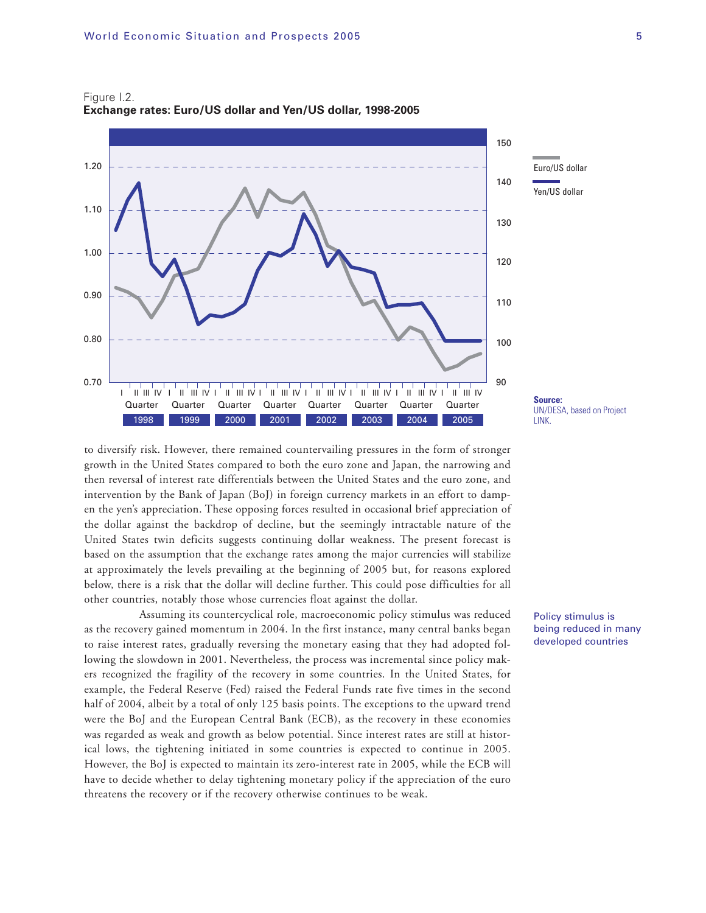Figure I.2.
**Exchange rates: Euro/US dollar and Yen/US dollar, 1998-2005**

Source: UN/DESA, based on Project LINK.

to diversify risk. However, there remained countervailing pressures in the form of stronger growth in the United States compared to both the euro zone and Japan, the narrowing and then reversal of interest rate differentials between the United States and the euro zone, and intervention by the Bank of Japan (BoJ) in foreign currency markets in an effort to dampen the yen's appreciation. These opposing forces resulted in occasional brief appreciation of the dollar against the backdrop of decline, but the seemingly intractable nature of the United States twin deficits suggests continuing dollar weakness. The present forecast is based on the assumption that the exchange rates among the major currencies will stabilize at approximately the levels prevailing at the beginning of 2005 but, for reasons explored below, there is a risk that the dollar will decline further. This could pose difficulties for all other countries, notably those whose currencies float against the dollar.

Policy stimulus is being reduced in many developed countries

Assuming its countercyclical role, macroeconomic policy stimulus was reduced as the recovery gained momentum in 2004. In the first instance, many central banks began to raise interest rates, gradually reversing the monetary easing that they had adopted following the slowdown in 2001. Nevertheless, the process was incremental since policy makers recognized the fragility of the recovery in some countries. In the United States, for example, the Federal Reserve (Fed) raised the Federal Funds rate five times in the second half of 2004, albeit by a total of only 125 basis points. The exceptions to the upward trend were the BoJ and the European Central Bank (ECB), as the recovery in these economies was regarded as weak and growth as below potential. Since interest rates are still at historical lows, the tightening initiated in some countries is expected to continue in 2005. However, the BoJ is expected to maintain its zero-interest rate in 2005, while the ECB will have to decide whether to delay tightening monetary policy if the appreciation of the euro threatens the recovery or if the recovery otherwise continues to be weak.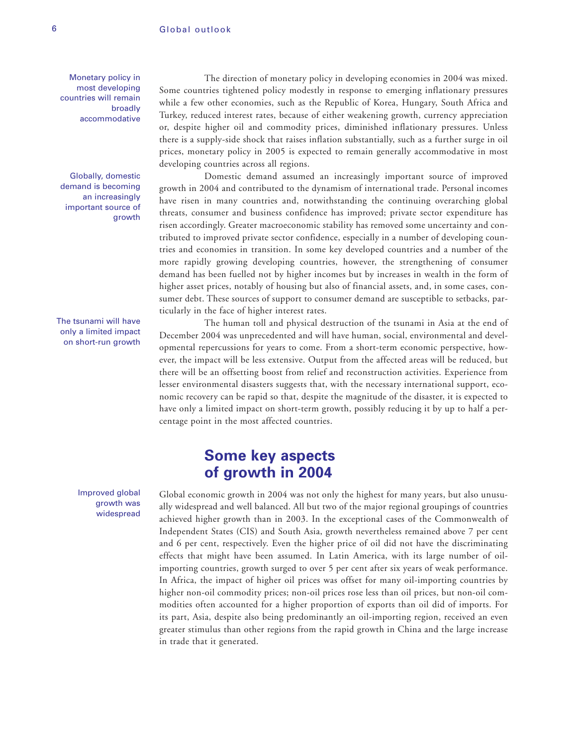Monetary policy in most developing countries will remain broadly accommodative

The direction of monetary policy in developing economies in 2004 was mixed. Some countries tightened policy modestly in response to emerging inflationary pressures while a few other economies, such as the Republic of Korea, Hungary, South Africa and Turkey, reduced interest rates, because of either weakening growth, currency appreciation or, despite higher oil and commodity prices, diminished inflationary pressures. Unless there is a supply-side shock that raises inflation substantially, such as a further surge in oil prices, monetary policy in 2005 is expected to remain generally accommodative in most developing countries across all regions.

Globally, domestic demand is becoming an increasingly important source of growth

Domestic demand assumed an increasingly important source of improved growth in 2004 and contributed to the dynamism of international trade. Personal incomes have risen in many countries and, notwithstanding the continuing overarching global threats, consumer and business confidence has improved; private sector expenditure has risen accordingly. Greater macroeconomic stability has removed some uncertainty and contributed to improved private sector confidence, especially in a number of developing countries and economies in transition. In some key developed countries and a number of the more rapidly growing developing countries, however, the strengthening of consumer demand has been fuelled not by higher incomes but by increases in wealth in the form of higher asset prices, notably of housing but also of financial assets, and, in some cases, consumer debt. These sources of support to consumer demand are susceptible to setbacks, particularly in the face of higher interest rates.

The tsunami will have only a limited impact on short-run growth

The human toll and physical destruction of the tsunami in Asia at the end of December 2004 was unprecedented and will have human, social, environmental and developmental repercussions for years to come. From a short-term economic perspective, however, the impact will be less extensive. Output from the affected areas will be reduced, but there will be an offsetting boost from relief and reconstruction activities. Experience from lesser environmental disasters suggests that, with the necessary international support, economic recovery can be rapid so that, despite the magnitude of the disaster, it is expected to have only a limited impact on short-term growth, possibly reducing it by up to half a percentage point in the most affected countries.

## Some key aspects of growth in 2004

Improved global growth was widespread

Global economic growth in 2004 was not only the highest for many years, but also unusually widespread and well balanced. All but two of the major regional groupings of countries achieved higher growth than in 2003. In the exceptional cases of the Commonwealth of Independent States (CIS) and South Asia, growth nevertheless remained above 7 per cent and 6 per cent, respectively. Even the higher price of oil did not have the discriminating effects that might have been assumed. In Latin America, with its large number of oil-importing countries, growth surged to over 5 per cent after six years of weak performance. In Africa, the impact of higher oil prices was offset for many oil-importing countries by higher non-oil commodity prices; non-oil prices rose less than oil prices, but non-oil commodities often accounted for a higher proportion of exports than oil did of imports. For its part, Asia, despite also being predominantly an oil-importing region, received an even greater stimulus than other regions from the rapid growth in China and the large increase in trade that it generated.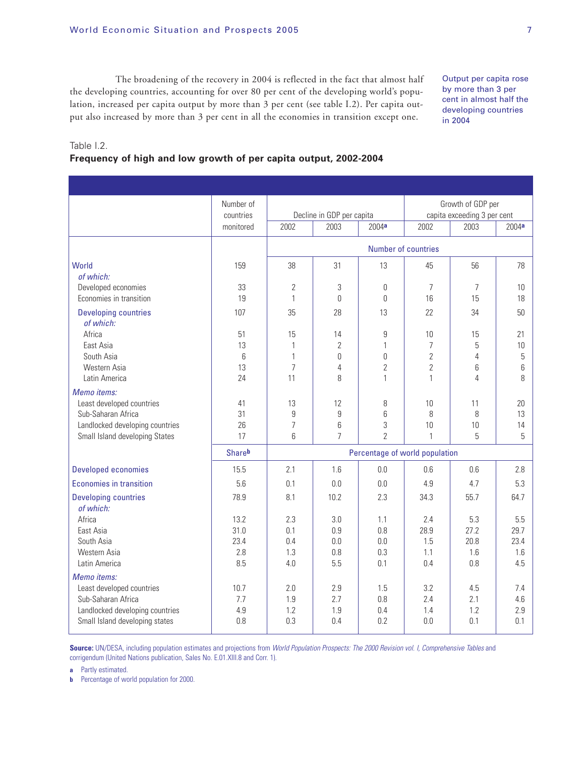The broadening of the recovery in 2004 is reflected in the fact that almost half the developing countries, accounting for over 80 per cent of the developing world's population, increased per capita output by more than 3 per cent (see table I.2). Per capita output also increased by more than 3 per cent in all the economies in transition except one.

Output per capita rose by more than 3 per cent in almost half the developing countries in 2004

Table I.2.

**Frequency of high and low growth of per capita output, 2002-2004**

| | Number of countries monitored | Decline in GDP per capita | | | Growth of GDP per capita exceeding 3 per cent | | |
|---|---|---|---|---|---|---|---|
| | | 2002 | 2003 | 2004[a] | 2002 | 2003 | 2004[a] |
| | | Number of countries | | | | | |
| World | 159 | 38 | 31 | 13 | 45 | 56 | 78 |
| *of which:* | | | | | | | |
| Developed economies | 33 | 2 | 3 | 0 | 7 | 7 | 10 |
| Economies in transition | 19 | 1 | 0 | 0 | 16 | 15 | 18 |
| Developing countries | 107 | 35 | 28 | 13 | 22 | 34 | 50 |
| *of which:* | | | | | | | |
| Africa | 51 | 15 | 14 | 9 | 10 | 15 | 21 |
| East Asia | 13 | 1 | 2 | 1 | 7 | 5 | 10 |
| South Asia | 6 | 1 | 0 | 0 | 2 | 4 | 5 |
| Western Asia | 13 | 7 | 4 | 2 | 2 | 6 | 6 |
| Latin America | 24 | 11 | 8 | 1 | 1 | 4 | 8 |
| *Memo items:* | | | | | | | |
| Least developed countries | 41 | 13 | 12 | 8 | 10 | 11 | 20 |
| Sub-Saharan Africa | 31 | 9 | 9 | 6 | 8 | 8 | 13 |
| Landlocked developing countries | 26 | 7 | 6 | 3 | 10 | 10 | 14 |
| Small Island developing States | 17 | 6 | 7 | 2 | 1 | 5 | 5 |
| | Share[b] | Percentage of world population | | | | | |
| Developed economies | 15.5 | 2.1 | 1.6 | 0.0 | 0.6 | 0.6 | 2.8 |
| Economies in transition | 5.6 | 0.1 | 0.0 | 0.0 | 4.9 | 4.7 | 5.3 |
| Developing countries | 78.9 | 8.1 | 10.2 | 2.3 | 34.3 | 55.7 | 64.7 |
| *of which:* | | | | | | | |
| Africa | 13.2 | 2.3 | 3.0 | 1.1 | 2.4 | 5.3 | 5.5 |
| East Asia | 31.0 | 0.1 | 0.9 | 0.8 | 28.9 | 27.2 | 29.7 |
| South Asia | 23.4 | 0.4 | 0.0 | 0.0 | 1.5 | 20.8 | 23.4 |
| Western Asia | 2.8 | 1.3 | 0.8 | 0.3 | 1.1 | 1.6 | 1.6 |
| Latin America | 8.5 | 4.0 | 5.5 | 0.1 | 0.4 | 0.8 | 4.5 |
| *Memo items:* | | | | | | | |
| Least developed countries | 10.7 | 2.0 | 2.9 | 1.5 | 3.2 | 4.5 | 7.4 |
| Sub-Saharan Africa | 7.7 | 1.9 | 2.7 | 0.8 | 2.4 | 2.1 | 4.6 |
| Landlocked developing countries | 4.9 | 1.2 | 1.9 | 0.4 | 1.4 | 1.2 | 2.9 |
| Small Island developing states | 0.8 | 0.3 | 0.4 | 0.2 | 0.0 | 0.1 | 0.1 |

**Source:** UN/DESA, including population estimates and projections from *World Population Prospects: The 2000 Revision vol. I, Comprehensive Tables* and corrigendum (United Nations publication, Sales No. E.01.XIII.8 and Corr. 1).

**a** Partly estimated.

**b** Percentage of world population for 2000.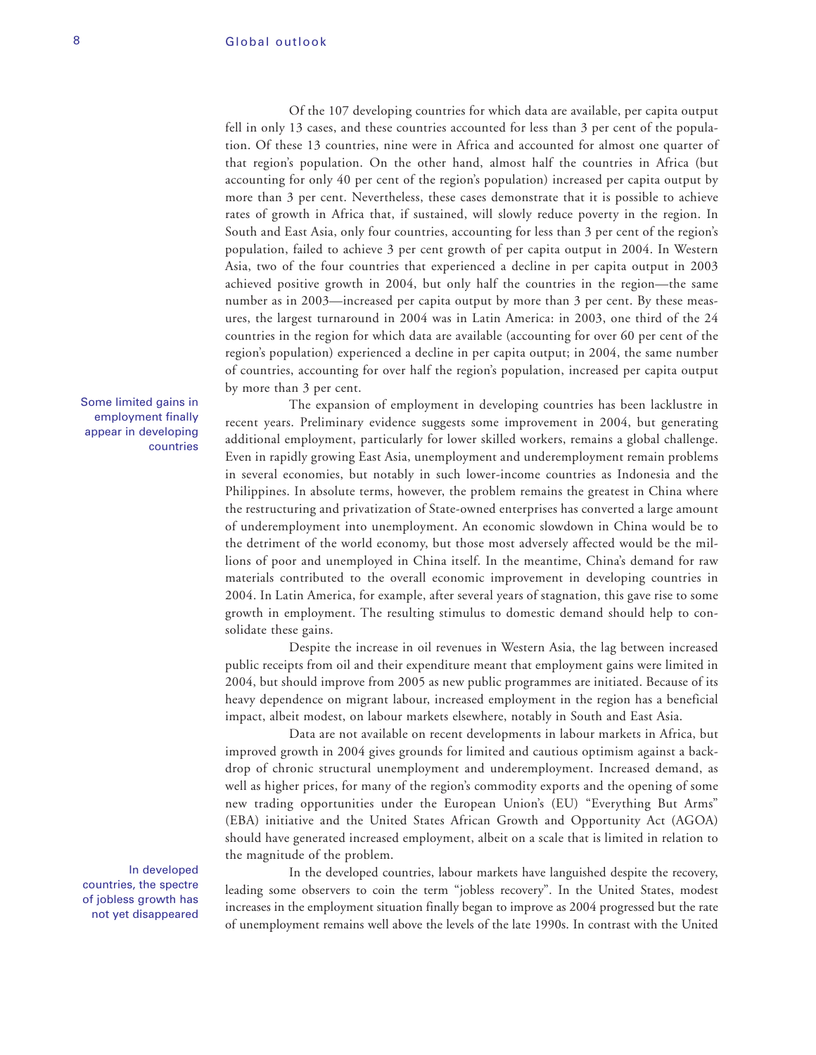Of the 107 developing countries for which data are available, per capita output fell in only 13 cases, and these countries accounted for less than 3 per cent of the population. Of these 13 countries, nine were in Africa and accounted for almost one quarter of that region's population. On the other hand, almost half the countries in Africa (but accounting for only 40 per cent of the region's population) increased per capita output by more than 3 per cent. Nevertheless, these cases demonstrate that it is possible to achieve rates of growth in Africa that, if sustained, will slowly reduce poverty in the region. In South and East Asia, only four countries, accounting for less than 3 per cent of the region's population, failed to achieve 3 per cent growth of per capita output in 2004. In Western Asia, two of the four countries that experienced a decline in per capita output in 2003 achieved positive growth in 2004, but only half the countries in the region—the same number as in 2003—increased per capita output by more than 3 per cent. By these measures, the largest turnaround in 2004 was in Latin America: in 2003, one third of the 24 countries in the region for which data are available (accounting for over 60 per cent of the region's population) experienced a decline in per capita output; in 2004, the same number of countries, accounting for over half the region's population, increased per capita output by more than 3 per cent.

Some limited gains in employment finally appear in developing countries

The expansion of employment in developing countries has been lacklustre in recent years. Preliminary evidence suggests some improvement in 2004, but generating additional employment, particularly for lower skilled workers, remains a global challenge. Even in rapidly growing East Asia, unemployment and underemployment remain problems in several economies, but notably in such lower-income countries as Indonesia and the Philippines. In absolute terms, however, the problem remains the greatest in China where the restructuring and privatization of State-owned enterprises has converted a large amount of underemployment into unemployment. An economic slowdown in China would be to the detriment of the world economy, but those most adversely affected would be the millions of poor and unemployed in China itself. In the meantime, China's demand for raw materials contributed to the overall economic improvement in developing countries in 2004. In Latin America, for example, after several years of stagnation, this gave rise to some growth in employment. The resulting stimulus to domestic demand should help to consolidate these gains.

Despite the increase in oil revenues in Western Asia, the lag between increased public receipts from oil and their expenditure meant that employment gains were limited in 2004, but should improve from 2005 as new public programmes are initiated. Because of its heavy dependence on migrant labour, increased employment in the region has a beneficial impact, albeit modest, on labour markets elsewhere, notably in South and East Asia.

Data are not available on recent developments in labour markets in Africa, but improved growth in 2004 gives grounds for limited and cautious optimism against a backdrop of chronic structural unemployment and underemployment. Increased demand, as well as higher prices, for many of the region's commodity exports and the opening of some new trading opportunities under the European Union's (EU) "Everything But Arms" (EBA) initiative and the United States African Growth and Opportunity Act (AGOA) should have generated increased employment, albeit on a scale that is limited in relation to the magnitude of the problem.

In developed countries, the spectre of jobless growth has not yet disappeared

In the developed countries, labour markets have languished despite the recovery, leading some observers to coin the term "jobless recovery". In the United States, modest increases in the employment situation finally began to improve as 2004 progressed but the rate of unemployment remains well above the levels of the late 1990s. In contrast with the United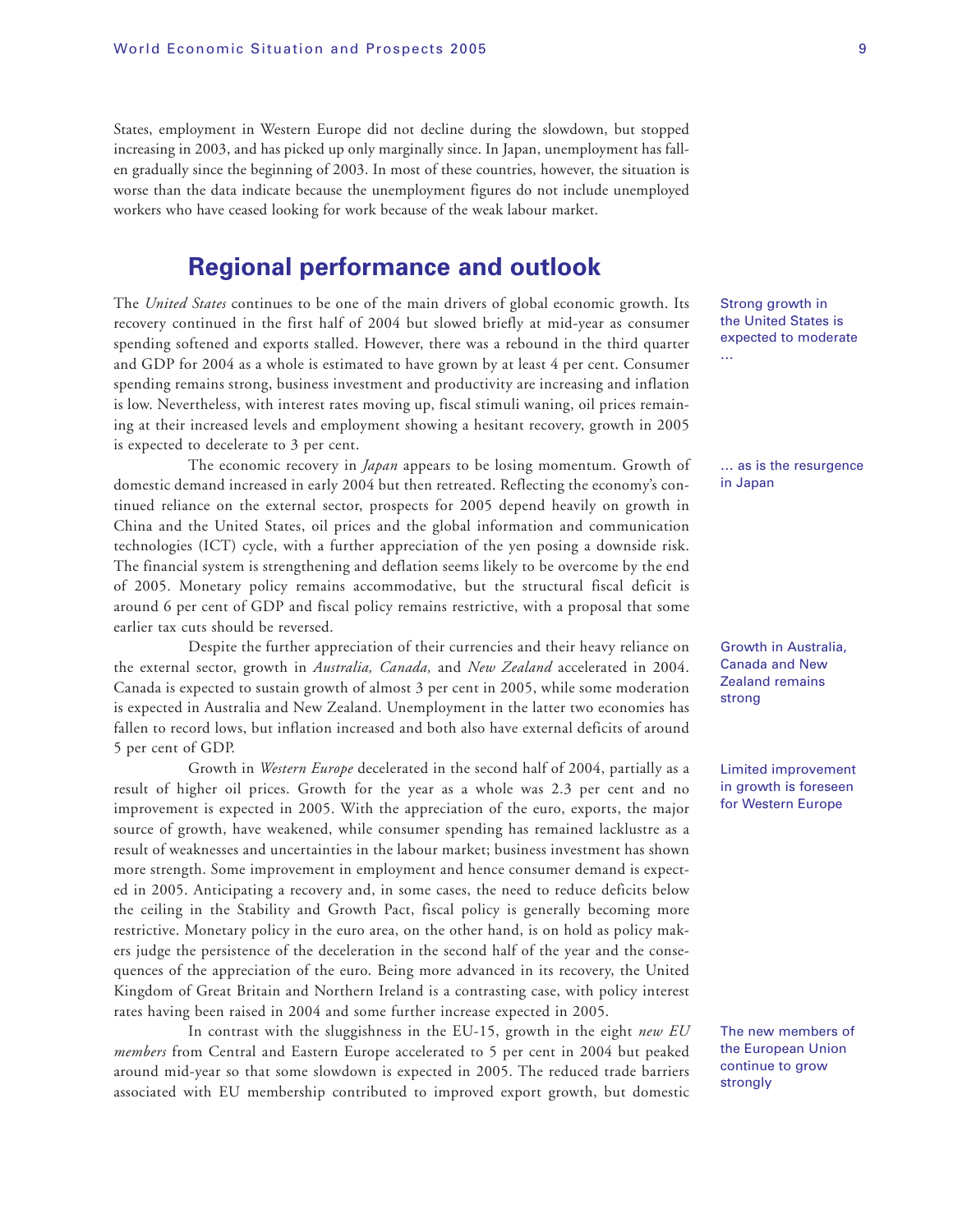States, employment in Western Europe did not decline during the slowdown, but stopped increasing in 2003, and has picked up only marginally since. In Japan, unemployment has fallen gradually since the beginning of 2003. In most of these countries, however, the situation is worse than the data indicate because the unemployment figures do not include unemployed workers who have ceased looking for work because of the weak labour market.

## Regional performance and outlook

Strong growth in the United States is expected to moderate …

The *United States* continues to be one of the main drivers of global economic growth. Its recovery continued in the first half of 2004 but slowed briefly at mid-year as consumer spending softened and exports stalled. However, there was a rebound in the third quarter and GDP for 2004 as a whole is estimated to have grown by at least 4 per cent. Consumer spending remains strong, business investment and productivity are increasing and inflation is low. Nevertheless, with interest rates moving up, fiscal stimuli waning, oil prices remaining at their increased levels and employment showing a hesitant recovery, growth in 2005 is expected to decelerate to 3 per cent.

… as is the resurgence in Japan

The economic recovery in *Japan* appears to be losing momentum. Growth of domestic demand increased in early 2004 but then retreated. Reflecting the economy's continued reliance on the external sector, prospects for 2005 depend heavily on growth in China and the United States, oil prices and the global information and communication technologies (ICT) cycle, with a further appreciation of the yen posing a downside risk. The financial system is strengthening and deflation seems likely to be overcome by the end of 2005. Monetary policy remains accommodative, but the structural fiscal deficit is around 6 per cent of GDP and fiscal policy remains restrictive, with a proposal that some earlier tax cuts should be reversed.

Growth in Australia, Canada and New Zealand remains strong

Despite the further appreciation of their currencies and their heavy reliance on the external sector, growth in *Australia, Canada,* and *New Zealand* accelerated in 2004. Canada is expected to sustain growth of almost 3 per cent in 2005, while some moderation is expected in Australia and New Zealand. Unemployment in the latter two economies has fallen to record lows, but inflation increased and both also have external deficits of around 5 per cent of GDP.

Limited improvement in growth is foreseen for Western Europe

Growth in *Western Europe* decelerated in the second half of 2004, partially as a result of higher oil prices. Growth for the year as a whole was 2.3 per cent and no improvement is expected in 2005. With the appreciation of the euro, exports, the major source of growth, have weakened, while consumer spending has remained lacklustre as a result of weaknesses and uncertainties in the labour market; business investment has shown more strength. Some improvement in employment and hence consumer demand is expected in 2005. Anticipating a recovery and, in some cases, the need to reduce deficits below the ceiling in the Stability and Growth Pact, fiscal policy is generally becoming more restrictive. Monetary policy in the euro area, on the other hand, is on hold as policy makers judge the persistence of the deceleration in the second half of the year and the consequences of the appreciation of the euro. Being more advanced in its recovery, the United Kingdom of Great Britain and Northern Ireland is a contrasting case, with policy interest rates having been raised in 2004 and some further increase expected in 2005.

The new members of the European Union continue to grow strongly

In contrast with the sluggishness in the EU-15, growth in the eight *new EU members* from Central and Eastern Europe accelerated to 5 per cent in 2004 but peaked around mid-year so that some slowdown is expected in 2005. The reduced trade barriers associated with EU membership contributed to improved export growth, but domestic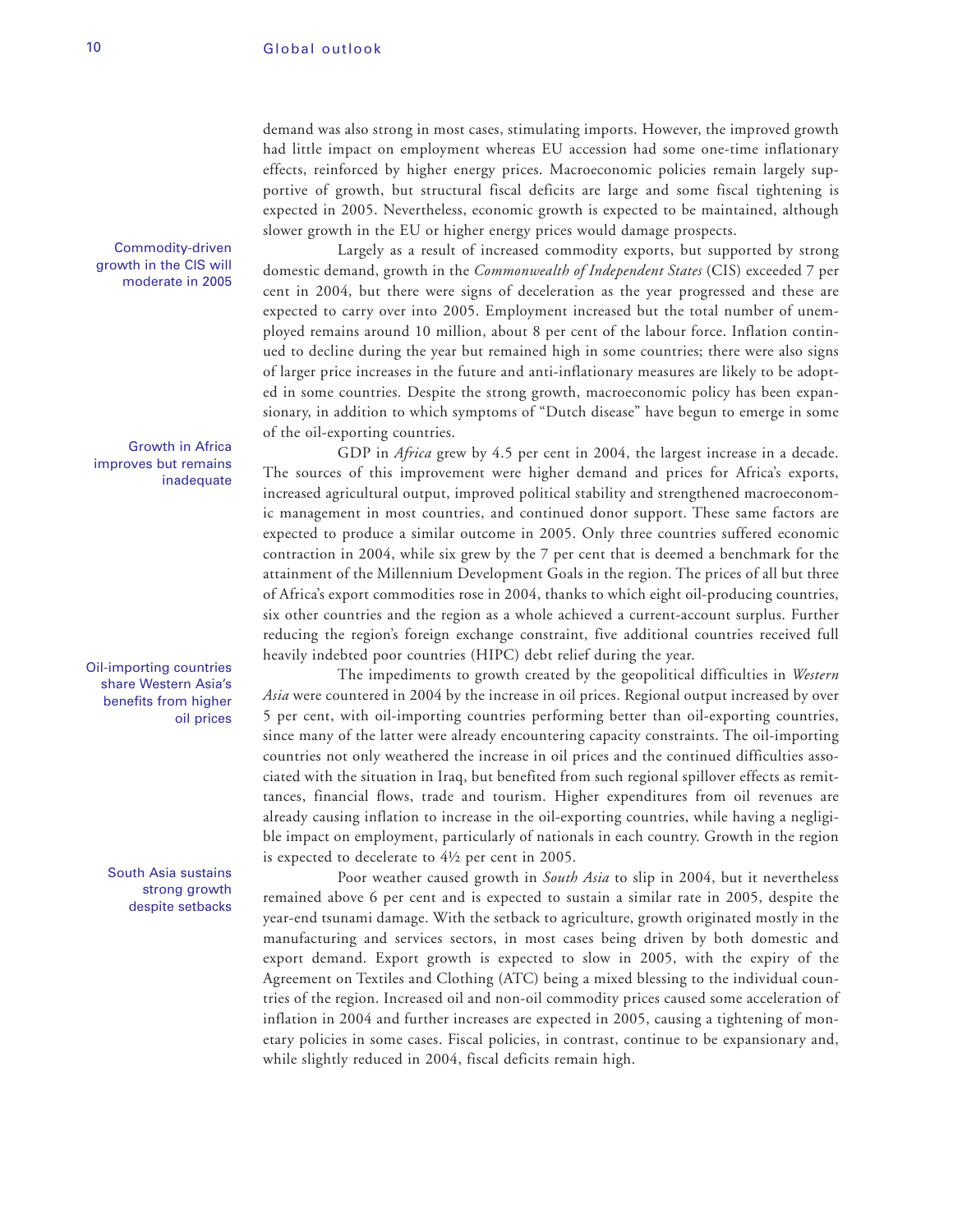demand was also strong in most cases, stimulating imports. However, the improved growth had little impact on employment whereas EU accession had some one-time inflationary effects, reinforced by higher energy prices. Macroeconomic policies remain largely supportive of growth, but structural fiscal deficits are large and some fiscal tightening is expected in 2005. Nevertheless, economic growth is expected to be maintained, although slower growth in the EU or higher energy prices would damage prospects.

Commodity-driven growth in the CIS will moderate in 2005

Largely as a result of increased commodity exports, but supported by strong domestic demand, growth in the *Commonwealth of Independent States* (CIS) exceeded 7 per cent in 2004, but there were signs of deceleration as the year progressed and these are expected to carry over into 2005. Employment increased but the total number of unemployed remains around 10 million, about 8 per cent of the labour force. Inflation continued to decline during the year but remained high in some countries; there were also signs of larger price increases in the future and anti-inflationary measures are likely to be adopted in some countries. Despite the strong growth, macroeconomic policy has been expansionary, in addition to which symptoms of "Dutch disease" have begun to emerge in some of the oil-exporting countries.

Growth in Africa improves but remains inadequate

GDP in *Africa* grew by 4.5 per cent in 2004, the largest increase in a decade. The sources of this improvement were higher demand and prices for Africa's exports, increased agricultural output, improved political stability and strengthened macroeconomic management in most countries, and continued donor support. These same factors are expected to produce a similar outcome in 2005. Only three countries suffered economic contraction in 2004, while six grew by the 7 per cent that is deemed a benchmark for the attainment of the Millennium Development Goals in the region. The prices of all but three of Africa's export commodities rose in 2004, thanks to which eight oil-producing countries, six other countries and the region as a whole achieved a current-account surplus. Further reducing the region's foreign exchange constraint, five additional countries received full heavily indebted poor countries (HIPC) debt relief during the year.

Oil-importing countries share Western Asia's benefits from higher oil prices

The impediments to growth created by the geopolitical difficulties in *Western Asia* were countered in 2004 by the increase in oil prices. Regional output increased by over 5 per cent, with oil-importing countries performing better than oil-exporting countries, since many of the latter were already encountering capacity constraints. The oil-importing countries not only weathered the increase in oil prices and the continued difficulties associated with the situation in Iraq, but benefited from such regional spillover effects as remittances, financial flows, trade and tourism. Higher expenditures from oil revenues are already causing inflation to increase in the oil-exporting countries, while having a negligible impact on employment, particularly of nationals in each country. Growth in the region is expected to decelerate to 4½ per cent in 2005.

South Asia sustains strong growth despite setbacks

Poor weather caused growth in *South Asia* to slip in 2004, but it nevertheless remained above 6 per cent and is expected to sustain a similar rate in 2005, despite the year-end tsunami damage. With the setback to agriculture, growth originated mostly in the manufacturing and services sectors, in most cases being driven by both domestic and export demand. Export growth is expected to slow in 2005, with the expiry of the Agreement on Textiles and Clothing (ATC) being a mixed blessing to the individual countries of the region. Increased oil and non-oil commodity prices caused some acceleration of inflation in 2004 and further increases are expected in 2005, causing a tightening of monetary policies in some cases. Fiscal policies, in contrast, continue to be expansionary and, while slightly reduced in 2004, fiscal deficits remain high.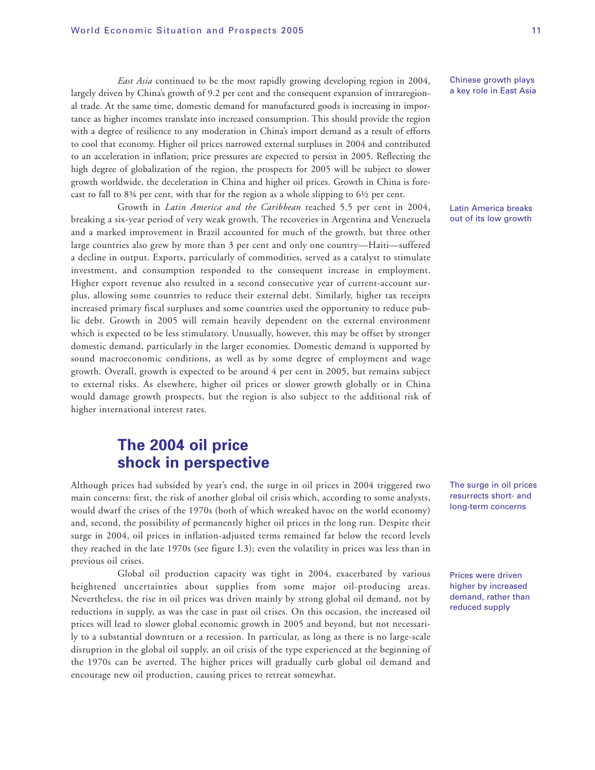*East Asia* continued to be the most rapidly growing developing region in 2004, largely driven by China's growth of 9.2 per cent and the consequent expansion of intraregional trade. At the same time, domestic demand for manufactured goods is increasing in importance as higher incomes translate into increased consumption. This should provide the region with a degree of resilience to any moderation in China's import demand as a result of efforts to cool that economy. Higher oil prices narrowed external surpluses in 2004 and contributed to an acceleration in inflation; price pressures are expected to persist in 2005. Reflecting the high degree of globalization of the region, the prospects for 2005 will be subject to slower growth worldwide, the deceleration in China and higher oil prices. Growth in China is forecast to fall to 8¾ per cent, with that for the region as a whole slipping to 6½ per cent.

Chinese growth plays a key role in East Asia

Growth in *Latin America and the Caribbean* reached 5.5 per cent in 2004, breaking a six-year period of very weak growth. The recoveries in Argentina and Venezuela and a marked improvement in Brazil accounted for much of the growth, but three other large countries also grew by more than 3 per cent and only one country—Haiti—suffered a decline in output. Exports, particularly of commodities, served as a catalyst to stimulate investment, and consumption responded to the consequent increase in employment. Higher export revenue also resulted in a second consecutive year of current-account surplus, allowing some countries to reduce their external debt. Similarly, higher tax receipts increased primary fiscal surpluses and some countries used the opportunity to reduce public debt. Growth in 2005 will remain heavily dependent on the external environment which is expected to be less stimulatory. Unusually, however, this may be offset by stronger domestic demand, particularly in the larger economies. Domestic demand is supported by sound macroeconomic conditions, as well as by some degree of employment and wage growth. Overall, growth is expected to be around 4 per cent in 2005, but remains subject to external risks. As elsewhere, higher oil prices or slower growth globally or in China would damage growth prospects, but the region is also subject to the additional risk of higher international interest rates.

Latin America breaks out of its low growth

## The 2004 oil price shock in perspective

Although prices had subsided by year's end, the surge in oil prices in 2004 triggered two main concerns: first, the risk of another global oil crisis which, according to some analysts, would dwarf the crises of the 1970s (both of which wreaked havoc on the world economy) and, second, the possibility of permanently higher oil prices in the long run. Despite their surge in 2004, oil prices in inflation-adjusted terms remained far below the record levels they reached in the late 1970s (see figure I.3); even the volatility in prices was less than in previous oil crises.

The surge in oil prices resurrects short- and long-term concerns

Global oil production capacity was tight in 2004, exacerbated by various heightened uncertainties about supplies from some major oil-producing areas. Nevertheless, the rise in oil prices was driven mainly by strong global oil demand, not by reductions in supply, as was the case in past oil crises. On this occasion, the increased oil prices will lead to slower global economic growth in 2005 and beyond, but not necessarily to a substantial downturn or a recession. In particular, as long as there is no large-scale disruption in the global oil supply, an oil crisis of the type experienced at the beginning of the 1970s can be averted. The higher prices will gradually curb global oil demand and encourage new oil production, causing prices to retreat somewhat.

Prices were driven higher by increased demand, rather than reduced supply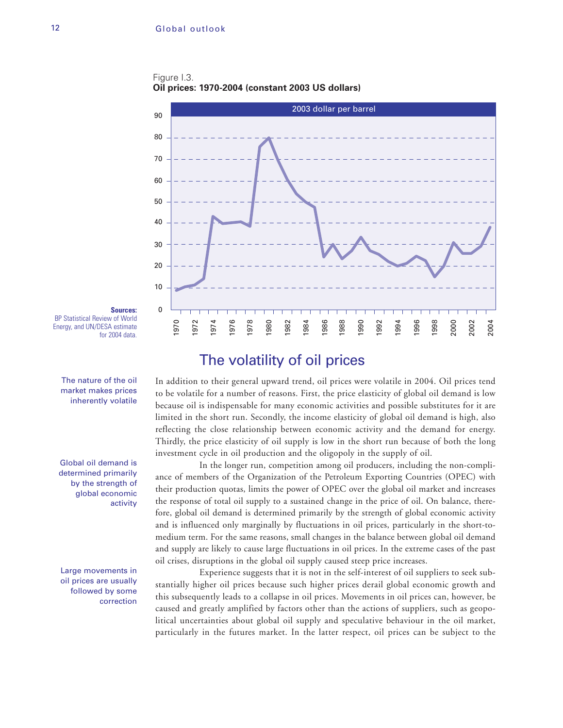Figure I.3.
**Oil prices: 1970-2004 (constant 2003 US dollars)**

**Sources:** BP Statistical Review of World Energy, and UN/DESA estimate for 2004 data.

## The volatility of oil prices

*The nature of the oil market makes prices inherently volatile*

In addition to their general upward trend, oil prices were volatile in 2004. Oil prices tend to be volatile for a number of reasons. First, the price elasticity of global oil demand is low because oil is indispensable for many economic activities and possible substitutes for it are limited in the short run. Secondly, the income elasticity of global oil demand is high, also reflecting the close relationship between economic activity and the demand for energy. Thirdly, the price elasticity of oil supply is low in the short run because of both the long investment cycle in oil production and the oligopoly in the supply of oil.

*Global oil demand is determined primarily by the strength of global economic activity*

In the longer run, competition among oil producers, including the non-compliance of members of the Organization of the Petroleum Exporting Countries (OPEC) with their production quotas, limits the power of OPEC over the global oil market and increases the response of total oil supply to a sustained change in the price of oil. On balance, therefore, global oil demand is determined primarily by the strength of global economic activity and is influenced only marginally by fluctuations in oil prices, particularly in the short-to-medium term. For the same reasons, small changes in the balance between global oil demand and supply are likely to cause large fluctuations in oil prices. In the extreme cases of the past oil crises, disruptions in the global oil supply caused steep price increases.

*Large movements in oil prices are usually followed by some correction*

Experience suggests that it is not in the self-interest of oil suppliers to seek substantially higher oil prices because such higher prices derail global economic growth and this subsequently leads to a collapse in oil prices. Movements in oil prices can, however, be caused and greatly amplified by factors other than the actions of suppliers, such as geopolitical uncertainties about global oil supply and speculative behaviour in the oil market, particularly in the futures market. In the latter respect, oil prices can be subject to the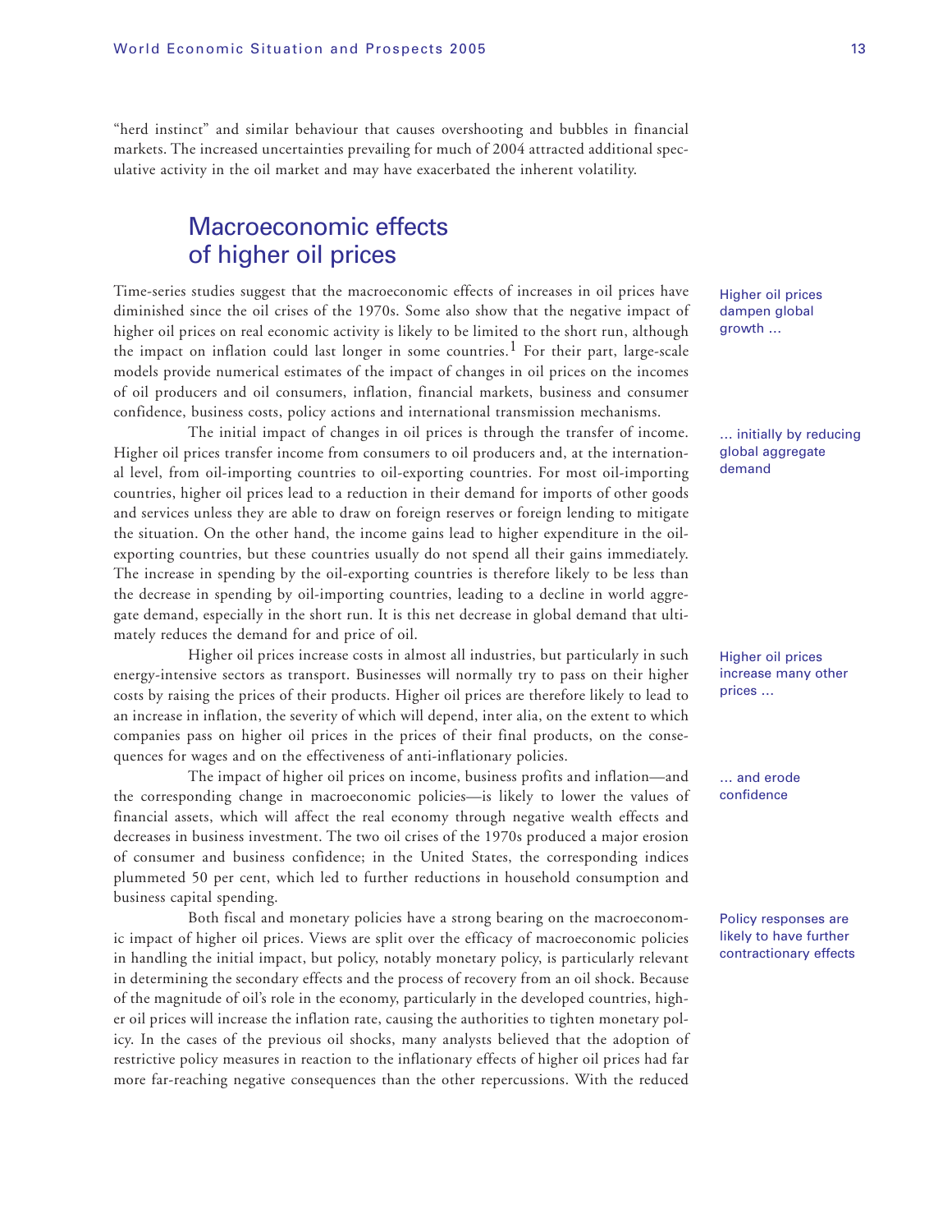"herd instinct" and similar behaviour that causes overshooting and bubbles in financial markets. The increased uncertainties prevailing for much of 2004 attracted additional speculative activity in the oil market and may have exacerbated the inherent volatility.

## Macroeconomic effects of higher oil prices

Higher oil prices dampen global growth …

Time-series studies suggest that the macroeconomic effects of increases in oil prices have diminished since the oil crises of the 1970s. Some also show that the negative impact of higher oil prices on real economic activity is likely to be limited to the short run, although the impact on inflation could last longer in some countries.[1] For their part, large-scale models provide numerical estimates of the impact of changes in oil prices on the incomes of oil producers and oil consumers, inflation, financial markets, business and consumer confidence, business costs, policy actions and international transmission mechanisms.

… initially by reducing global aggregate demand

The initial impact of changes in oil prices is through the transfer of income. Higher oil prices transfer income from consumers to oil producers and, at the international level, from oil-importing countries to oil-exporting countries. For most oil-importing countries, higher oil prices lead to a reduction in their demand for imports of other goods and services unless they are able to draw on foreign reserves or foreign lending to mitigate the situation. On the other hand, the income gains lead to higher expenditure in the oil-exporting countries, but these countries usually do not spend all their gains immediately. The increase in spending by the oil-exporting countries is therefore likely to be less than the decrease in spending by oil-importing countries, leading to a decline in world aggregate demand, especially in the short run. It is this net decrease in global demand that ultimately reduces the demand for and price of oil.

Higher oil prices increase many other prices …

Higher oil prices increase costs in almost all industries, but particularly in such energy-intensive sectors as transport. Businesses will normally try to pass on their higher costs by raising the prices of their products. Higher oil prices are therefore likely to lead to an increase in inflation, the severity of which will depend, inter alia, on the extent to which companies pass on higher oil prices in the prices of their final products, on the consequences for wages and on the effectiveness of anti-inflationary policies.

… and erode confidence

The impact of higher oil prices on income, business profits and inflation—and the corresponding change in macroeconomic policies—is likely to lower the values of financial assets, which will affect the real economy through negative wealth effects and decreases in business investment. The two oil crises of the 1970s produced a major erosion of consumer and business confidence; in the United States, the corresponding indices plummeted 50 per cent, which led to further reductions in household consumption and business capital spending.

Policy responses are likely to have further contractionary effects

Both fiscal and monetary policies have a strong bearing on the macroeconomic impact of higher oil prices. Views are split over the efficacy of macroeconomic policies in handling the initial impact, but policy, notably monetary policy, is particularly relevant in determining the secondary effects and the process of recovery from an oil shock. Because of the magnitude of oil's role in the economy, particularly in the developed countries, higher oil prices will increase the inflation rate, causing the authorities to tighten monetary policy. In the cases of the previous oil shocks, many analysts believed that the adoption of restrictive policy measures in reaction to the inflationary effects of higher oil prices had far more far-reaching negative consequences than the other repercussions. With the reduced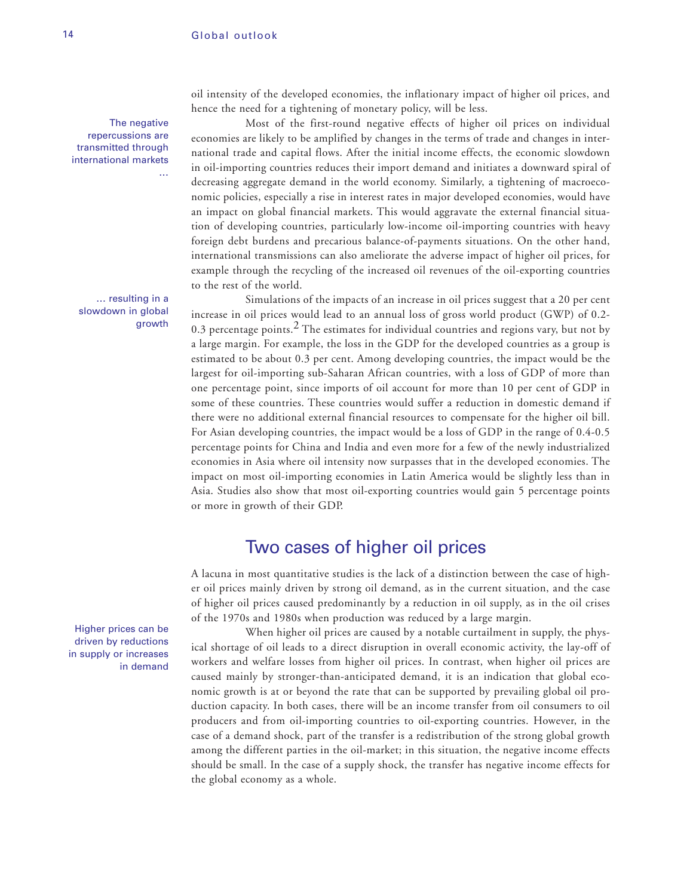oil intensity of the developed economies, the inflationary impact of higher oil prices, and hence the need for a tightening of monetary policy, will be less.

The negative repercussions are transmitted through international markets …

Most of the first-round negative effects of higher oil prices on individual economies are likely to be amplified by changes in the terms of trade and changes in international trade and capital flows. After the initial income effects, the economic slowdown in oil-importing countries reduces their import demand and initiates a downward spiral of decreasing aggregate demand in the world economy. Similarly, a tightening of macroeconomic policies, especially a rise in interest rates in major developed economies, would have an impact on global financial markets. This would aggravate the external financial situation of developing countries, particularly low-income oil-importing countries with heavy foreign debt burdens and precarious balance-of-payments situations. On the other hand, international transmissions can also ameliorate the adverse impact of higher oil prices, for example through the recycling of the increased oil revenues of the oil-exporting countries to the rest of the world.

… resulting in a slowdown in global growth

Simulations of the impacts of an increase in oil prices suggest that a 20 per cent increase in oil prices would lead to an annual loss of gross world product (GWP) of 0.2-0.3 percentage points.[2] The estimates for individual countries and regions vary, but not by a large margin. For example, the loss in the GDP for the developed countries as a group is estimated to be about 0.3 per cent. Among developing countries, the impact would be the largest for oil-importing sub-Saharan African countries, with a loss of GDP of more than one percentage point, since imports of oil account for more than 10 per cent of GDP in some of these countries. These countries would suffer a reduction in domestic demand if there were no additional external financial resources to compensate for the higher oil bill. For Asian developing countries, the impact would be a loss of GDP in the range of 0.4-0.5 percentage points for China and India and even more for a few of the newly industrialized economies in Asia where oil intensity now surpasses that in the developed economies. The impact on most oil-importing economies in Latin America would be slightly less than in Asia. Studies also show that most oil-exporting countries would gain 5 percentage points or more in growth of their GDP.

## Two cases of higher oil prices

A lacuna in most quantitative studies is the lack of a distinction between the case of higher oil prices mainly driven by strong oil demand, as in the current situation, and the case of higher oil prices caused predominantly by a reduction in oil supply, as in the oil crises of the 1970s and 1980s when production was reduced by a large margin.

Higher prices can be driven by reductions in supply or increases in demand

When higher oil prices are caused by a notable curtailment in supply, the physical shortage of oil leads to a direct disruption in overall economic activity, the lay-off of workers and welfare losses from higher oil prices. In contrast, when higher oil prices are caused mainly by stronger-than-anticipated demand, it is an indication that global economic growth is at or beyond the rate that can be supported by prevailing global oil production capacity. In both cases, there will be an income transfer from oil consumers to oil producers and from oil-importing countries to oil-exporting countries. However, in the case of a demand shock, part of the transfer is a redistribution of the strong global growth among the different parties in the oil-market; in this situation, the negative income effects should be small. In the case of a supply shock, the transfer has negative income effects for the global economy as a whole.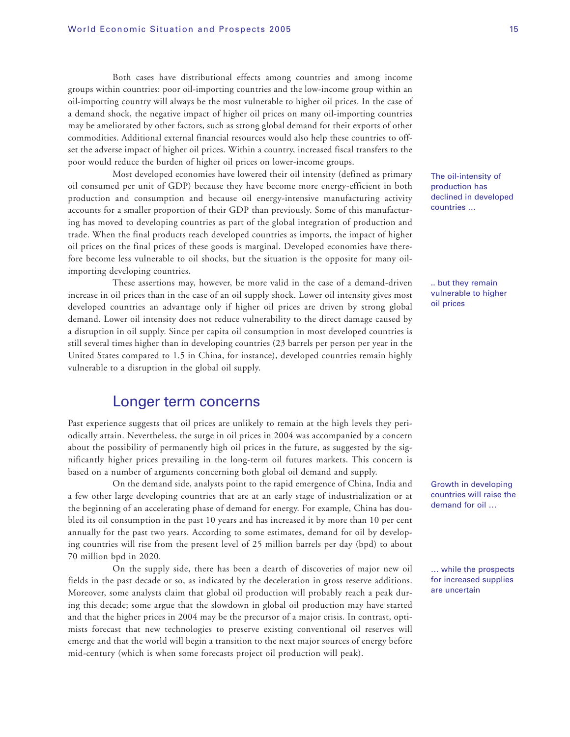Both cases have distributional effects among countries and among income groups within countries: poor oil-importing countries and the low-income group within an oil-importing country will always be the most vulnerable to higher oil prices. In the case of a demand shock, the negative impact of higher oil prices on many oil-importing countries may be ameliorated by other factors, such as strong global demand for their exports of other commodities. Additional external financial resources would also help these countries to offset the adverse impact of higher oil prices. Within a country, increased fiscal transfers to the poor would reduce the burden of higher oil prices on lower-income groups.

The oil-intensity of production has declined in developed countries …

Most developed economies have lowered their oil intensity (defined as primary oil consumed per unit of GDP) because they have become more energy-efficient in both production and consumption and because oil energy-intensive manufacturing activity accounts for a smaller proportion of their GDP than previously. Some of this manufacturing has moved to developing countries as part of the global integration of production and trade. When the final products reach developed countries as imports, the impact of higher oil prices on the final prices of these goods is marginal. Developed economies have therefore become less vulnerable to oil shocks, but the situation is the opposite for many oil-importing developing countries.

.. but they remain vulnerable to higher oil prices

These assertions may, however, be more valid in the case of a demand-driven increase in oil prices than in the case of an oil supply shock. Lower oil intensity gives most developed countries an advantage only if higher oil prices are driven by strong global demand. Lower oil intensity does not reduce vulnerability to the direct damage caused by a disruption in oil supply. Since per capita oil consumption in most developed countries is still several times higher than in developing countries (23 barrels per person per year in the United States compared to 1.5 in China, for instance), developed countries remain highly vulnerable to a disruption in the global oil supply.

## Longer term concerns

Past experience suggests that oil prices are unlikely to remain at the high levels they periodically attain. Nevertheless, the surge in oil prices in 2004 was accompanied by a concern about the possibility of permanently high oil prices in the future, as suggested by the significantly higher prices prevailing in the long-term oil futures markets. This concern is based on a number of arguments concerning both global oil demand and supply.

Growth in developing countries will raise the demand for oil …

On the demand side, analysts point to the rapid emergence of China, India and a few other large developing countries that are at an early stage of industrialization or at the beginning of an accelerating phase of demand for energy. For example, China has doubled its oil consumption in the past 10 years and has increased it by more than 10 per cent annually for the past two years. According to some estimates, demand for oil by developing countries will rise from the present level of 25 million barrels per day (bpd) to about 70 million bpd in 2020.

… while the prospects for increased supplies are uncertain

On the supply side, there has been a dearth of discoveries of major new oil fields in the past decade or so, as indicated by the deceleration in gross reserve additions. Moreover, some analysts claim that global oil production will probably reach a peak during this decade; some argue that the slowdown in global oil production may have started and that the higher prices in 2004 may be the precursor of a major crisis. In contrast, optimists forecast that new technologies to preserve existing conventional oil reserves will emerge and that the world will begin a transition to the next major sources of energy before mid-century (which is when some forecasts project oil production will peak).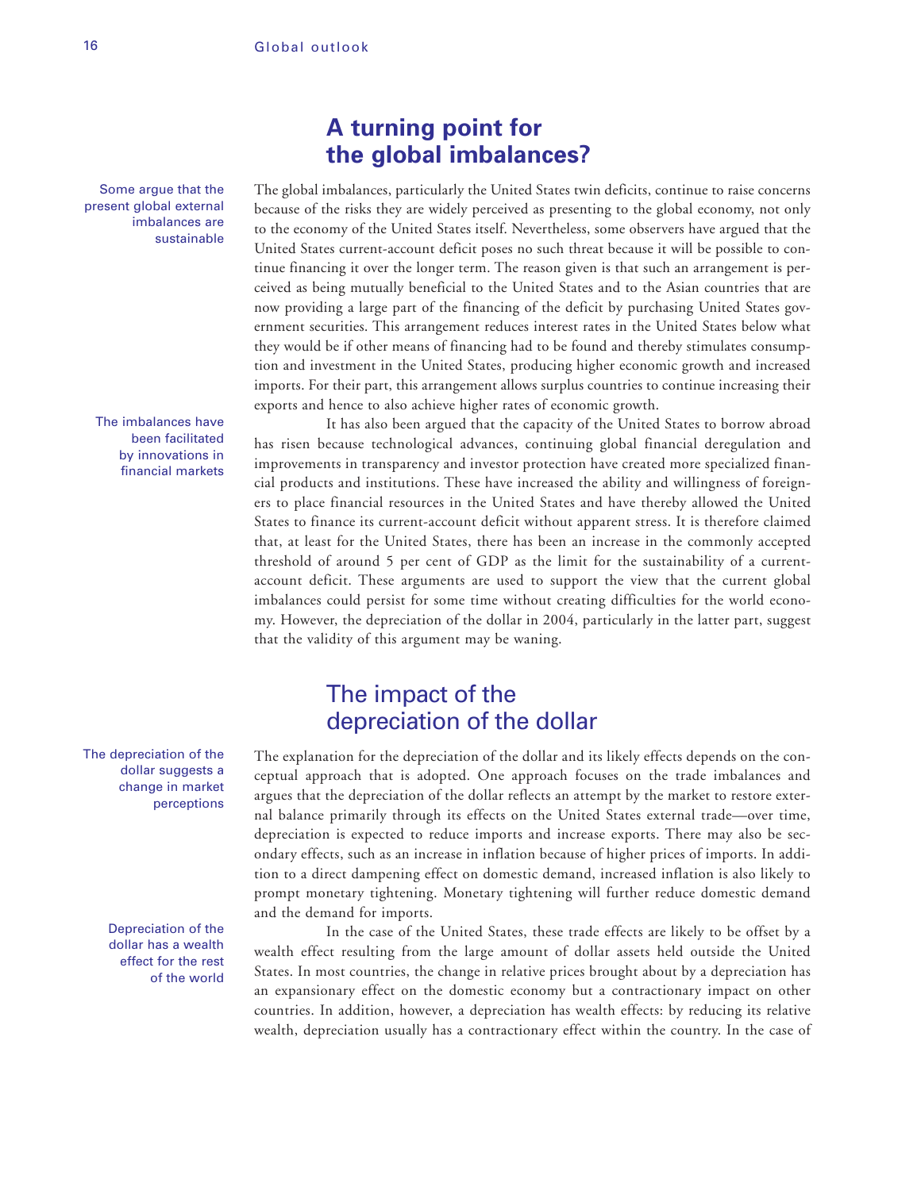## A turning point for the global imbalances?

Some argue that the present global external imbalances are sustainable

The global imbalances, particularly the United States twin deficits, continue to raise concerns because of the risks they are widely perceived as presenting to the global economy, not only to the economy of the United States itself. Nevertheless, some observers have argued that the United States current-account deficit poses no such threat because it will be possible to continue financing it over the longer term. The reason given is that such an arrangement is perceived as being mutually beneficial to the United States and to the Asian countries that are now providing a large part of the financing of the deficit by purchasing United States government securities. This arrangement reduces interest rates in the United States below what they would be if other means of financing had to be found and thereby stimulates consumption and investment in the United States, producing higher economic growth and increased imports. For their part, this arrangement allows surplus countries to continue increasing their exports and hence to also achieve higher rates of economic growth.

The imbalances have been facilitated by innovations in financial markets

It has also been argued that the capacity of the United States to borrow abroad has risen because technological advances, continuing global financial deregulation and improvements in transparency and investor protection have created more specialized financial products and institutions. These have increased the ability and willingness of foreigners to place financial resources in the United States and have thereby allowed the United States to finance its current-account deficit without apparent stress. It is therefore claimed that, at least for the United States, there has been an increase in the commonly accepted threshold of around 5 per cent of GDP as the limit for the sustainability of a current-account deficit. These arguments are used to support the view that the current global imbalances could persist for some time without creating difficulties for the world economy. However, the depreciation of the dollar in 2004, particularly in the latter part, suggest that the validity of this argument may be waning.

### The impact of the depreciation of the dollar

The depreciation of the dollar suggests a change in market perceptions

The explanation for the depreciation of the dollar and its likely effects depends on the conceptual approach that is adopted. One approach focuses on the trade imbalances and argues that the depreciation of the dollar reflects an attempt by the market to restore external balance primarily through its effects on the United States external trade—over time, depreciation is expected to reduce imports and increase exports. There may also be secondary effects, such as an increase in inflation because of higher prices of imports. In addition to a direct dampening effect on domestic demand, increased inflation is also likely to prompt monetary tightening. Monetary tightening will further reduce domestic demand and the demand for imports.

Depreciation of the dollar has a wealth effect for the rest of the world

In the case of the United States, these trade effects are likely to be offset by a wealth effect resulting from the large amount of dollar assets held outside the United States. In most countries, the change in relative prices brought about by a depreciation has an expansionary effect on the domestic economy but a contractionary impact on other countries. In addition, however, a depreciation has wealth effects: by reducing its relative wealth, depreciation usually has a contractionary effect within the country. In the case of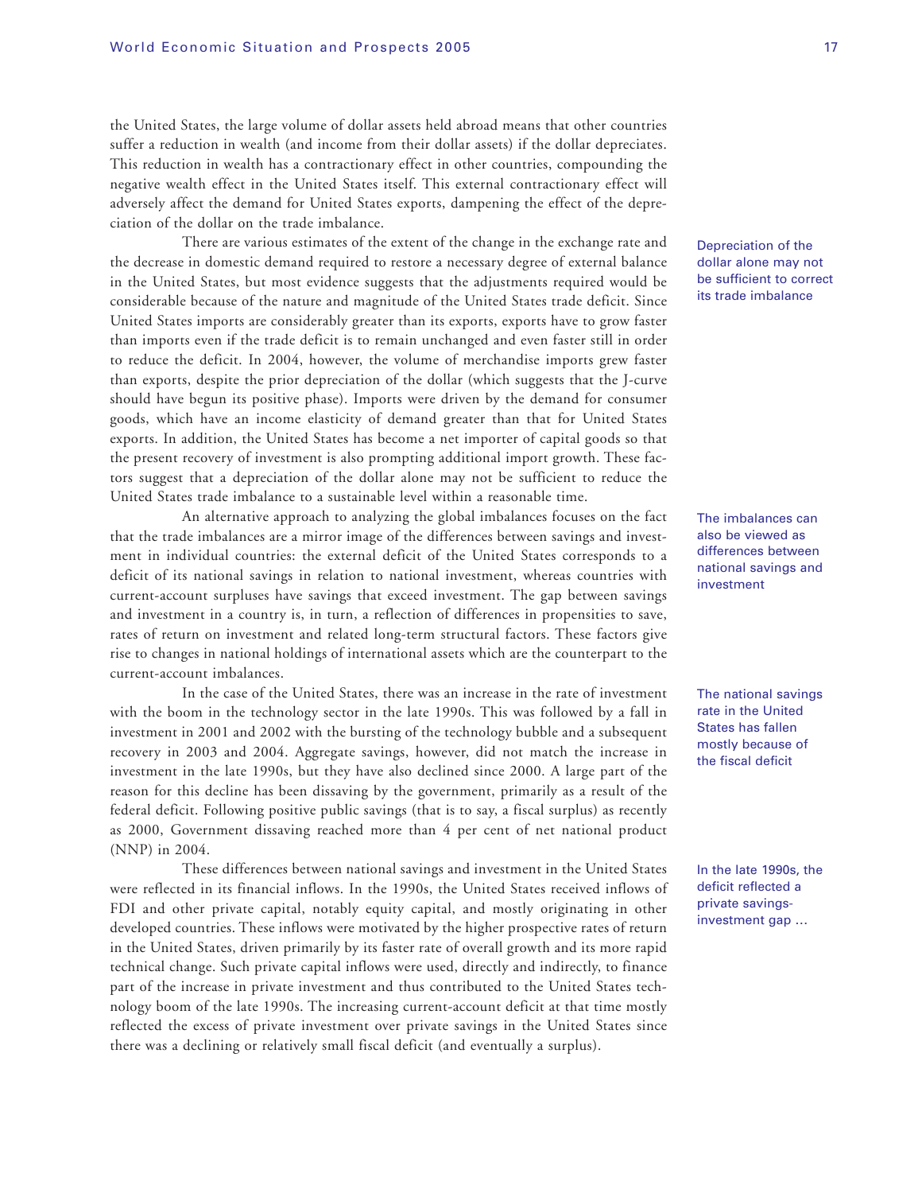the United States, the large volume of dollar assets held abroad means that other countries suffer a reduction in wealth (and income from their dollar assets) if the dollar depreciates. This reduction in wealth has a contractionary effect in other countries, compounding the negative wealth effect in the United States itself. This external contractionary effect will adversely affect the demand for United States exports, dampening the effect of the depreciation of the dollar on the trade imbalance.

Depreciation of the dollar alone may not be sufficient to correct its trade imbalance

There are various estimates of the extent of the change in the exchange rate and the decrease in domestic demand required to restore a necessary degree of external balance in the United States, but most evidence suggests that the adjustments required would be considerable because of the nature and magnitude of the United States trade deficit. Since United States imports are considerably greater than its exports, exports have to grow faster than imports even if the trade deficit is to remain unchanged and even faster still in order to reduce the deficit. In 2004, however, the volume of merchandise imports grew faster than exports, despite the prior depreciation of the dollar (which suggests that the J-curve should have begun its positive phase). Imports were driven by the demand for consumer goods, which have an income elasticity of demand greater than that for United States exports. In addition, the United States has become a net importer of capital goods so that the present recovery of investment is also prompting additional import growth. These factors suggest that a depreciation of the dollar alone may not be sufficient to reduce the United States trade imbalance to a sustainable level within a reasonable time.

The imbalances can also be viewed as differences between national savings and investment

An alternative approach to analyzing the global imbalances focuses on the fact that the trade imbalances are a mirror image of the differences between savings and investment in individual countries: the external deficit of the United States corresponds to a deficit of its national savings in relation to national investment, whereas countries with current-account surpluses have savings that exceed investment. The gap between savings and investment in a country is, in turn, a reflection of differences in propensities to save, rates of return on investment and related long-term structural factors. These factors give rise to changes in national holdings of international assets which are the counterpart to the current-account imbalances.

The national savings rate in the United States has fallen mostly because of the fiscal deficit

In the case of the United States, there was an increase in the rate of investment with the boom in the technology sector in the late 1990s. This was followed by a fall in investment in 2001 and 2002 with the bursting of the technology bubble and a subsequent recovery in 2003 and 2004. Aggregate savings, however, did not match the increase in investment in the late 1990s, but they have also declined since 2000. A large part of the reason for this decline has been dissaving by the government, primarily as a result of the federal deficit. Following positive public savings (that is to say, a fiscal surplus) as recently as 2000, Government dissaving reached more than 4 per cent of net national product (NNP) in 2004.

In the late 1990s, the deficit reflected a private savings-investment gap ...

These differences between national savings and investment in the United States were reflected in its financial inflows. In the 1990s, the United States received inflows of FDI and other private capital, notably equity capital, and mostly originating in other developed countries. These inflows were motivated by the higher prospective rates of return in the United States, driven primarily by its faster rate of overall growth and its more rapid technical change. Such private capital inflows were used, directly and indirectly, to finance part of the increase in private investment and thus contributed to the United States technology boom of the late 1990s. The increasing current-account deficit at that time mostly reflected the excess of private investment over private savings in the United States since there was a declining or relatively small fiscal deficit (and eventually a surplus).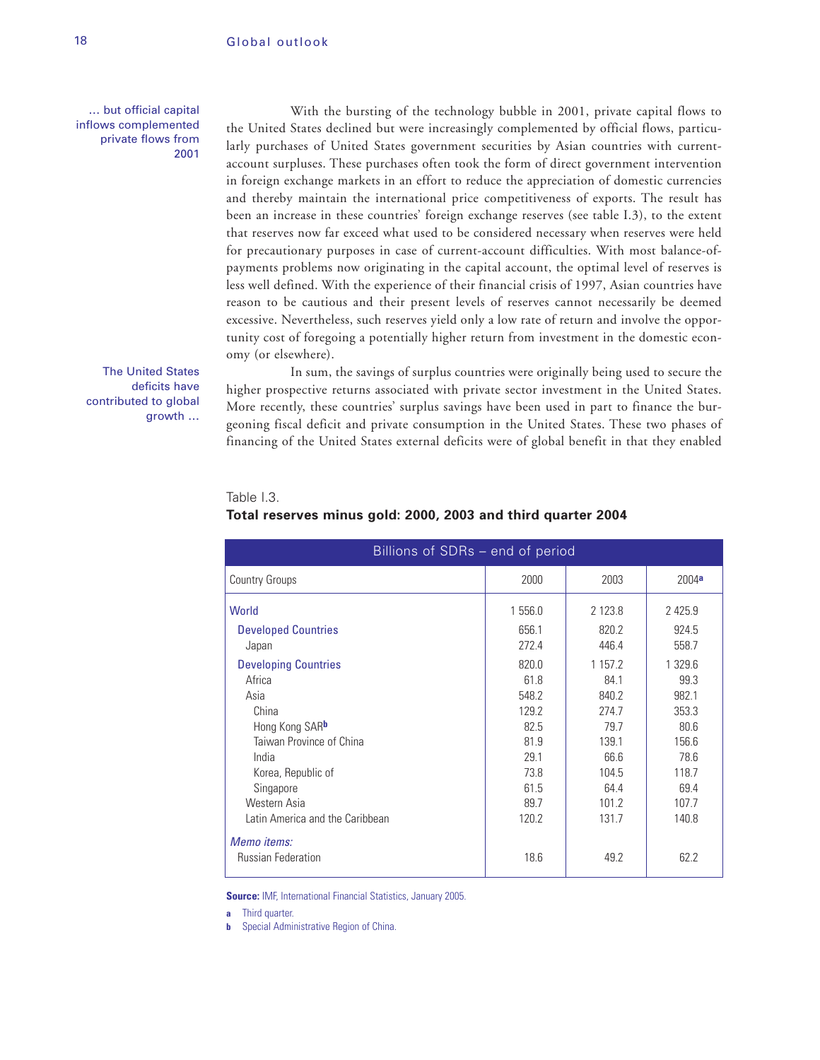... but official capital inflows complemented private flows from 2001

With the bursting of the technology bubble in 2001, private capital flows to the United States declined but were increasingly complemented by official flows, particularly purchases of United States government securities by Asian countries with current-account surpluses. These purchases often took the form of direct government intervention in foreign exchange markets in an effort to reduce the appreciation of domestic currencies and thereby maintain the international price competitiveness of exports. The result has been an increase in these countries' foreign exchange reserves (see table I.3), to the extent that reserves now far exceed what used to be considered necessary when reserves were held for precautionary purposes in case of current-account difficulties. With most balance-of-payments problems now originating in the capital account, the optimal level of reserves is less well defined. With the experience of their financial crisis of 1997, Asian countries have reason to be cautious and their present levels of reserves cannot necessarily be deemed excessive. Nevertheless, such reserves yield only a low rate of return and involve the opportunity cost of foregoing a potentially higher return from investment in the domestic economy (or elsewhere).

The United States deficits have contributed to global growth ...

In sum, the savings of surplus countries were originally being used to secure the higher prospective returns associated with private sector investment in the United States. More recently, these countries' surplus savings have been used in part to finance the burgeoning fiscal deficit and private consumption in the United States. These two phases of financing of the United States external deficits were of global benefit in that they enabled

Table I.3.
**Total reserves minus gold: 2000, 2003 and third quarter 2004**

| Billions of SDRs – end of period | | | |
|---|---|---|---|
| Country Groups | 2000 | 2003 | 2004[a] |
| World | 1 556.0 | 2 123.8 | 2 425.9 |
| Developed Countries | 656.1 | 820.2 | 924.5 |
| Japan | 272.4 | 446.4 | 558.7 |
| Developing Countries | 820.0 | 1 157.2 | 1 329.6 |
| Africa | 61.8 | 84.1 | 99.3 |
| Asia | 548.2 | 840.2 | 982.1 |
| China | 129.2 | 274.7 | 353.3 |
| Hong Kong SAR[b] | 82.5 | 79.7 | 80.6 |
| Taiwan Province of China | 81.9 | 139.1 | 156.6 |
| India | 29.1 | 66.6 | 78.6 |
| Korea, Republic of | 73.8 | 104.5 | 118.7 |
| Singapore | 61.5 | 64.4 | 69.4 |
| Western Asia | 89.7 | 101.2 | 107.7 |
| Latin America and the Caribbean | 120.2 | 131.7 | 140.8 |
| *Memo items:* | | | |
| Russian Federation | 18.6 | 49.2 | 62.2 |

**Source:** IMF, International Financial Statistics, January 2005.

a Third quarter.

b Special Administrative Region of China.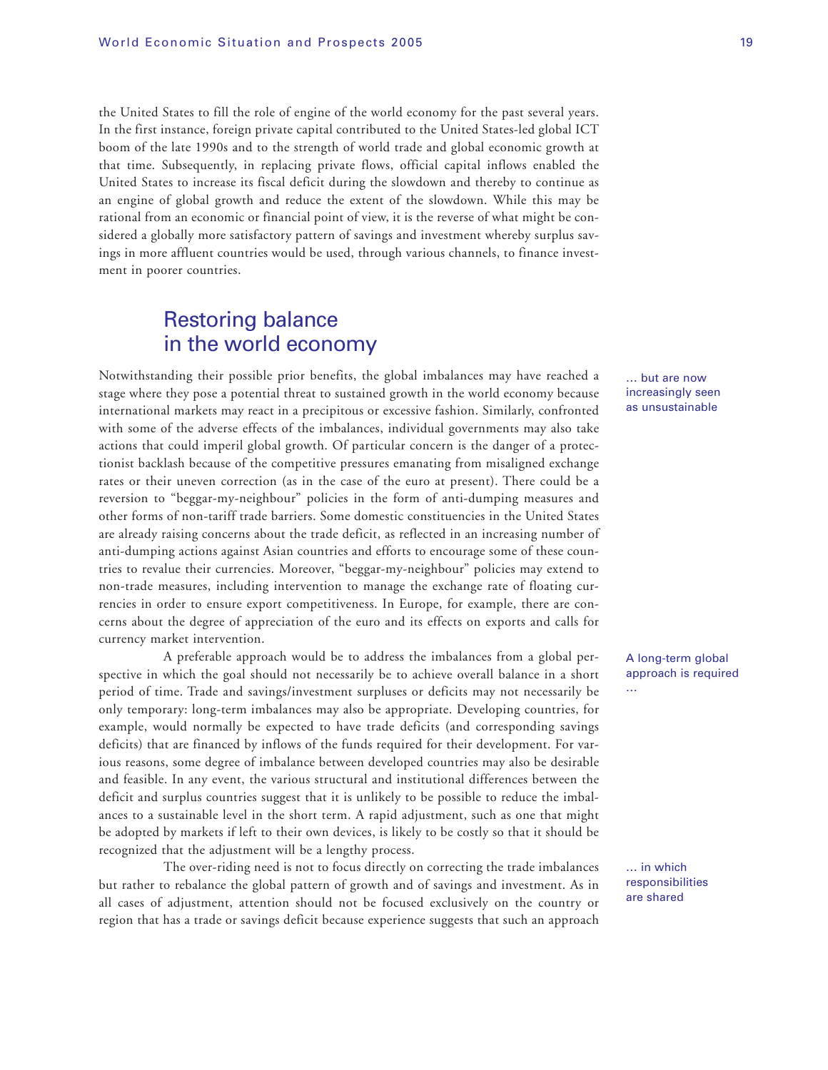the United States to fill the role of engine of the world economy for the past several years. In the first instance, foreign private capital contributed to the United States-led global ICT boom of the late 1990s and to the strength of world trade and global economic growth at that time. Subsequently, in replacing private flows, official capital inflows enabled the United States to increase its fiscal deficit during the slowdown and thereby to continue as an engine of global growth and reduce the extent of the slowdown. While this may be rational from an economic or financial point of view, it is the reverse of what might be considered a globally more satisfactory pattern of savings and investment whereby surplus savings in more affluent countries would be used, through various channels, to finance investment in poorer countries.

## Restoring balance in the world economy

… but are now increasingly seen as unsustainable

Notwithstanding their possible prior benefits, the global imbalances may have reached a stage where they pose a potential threat to sustained growth in the world economy because international markets may react in a precipitous or excessive fashion. Similarly, confronted with some of the adverse effects of the imbalances, individual governments may also take actions that could imperil global growth. Of particular concern is the danger of a protectionist backlash because of the competitive pressures emanating from misaligned exchange rates or their uneven correction (as in the case of the euro at present). There could be a reversion to "beggar-my-neighbour" policies in the form of anti-dumping measures and other forms of non-tariff trade barriers. Some domestic constituencies in the United States are already raising concerns about the trade deficit, as reflected in an increasing number of anti-dumping actions against Asian countries and efforts to encourage some of these countries to revalue their currencies. Moreover, "beggar-my-neighbour" policies may extend to non-trade measures, including intervention to manage the exchange rate of floating currencies in order to ensure export competitiveness. In Europe, for example, there are concerns about the degree of appreciation of the euro and its effects on exports and calls for currency market intervention.

A long-term global approach is required …

A preferable approach would be to address the imbalances from a global perspective in which the goal should not necessarily be to achieve overall balance in a short period of time. Trade and savings/investment surpluses or deficits may not necessarily be only temporary: long-term imbalances may also be appropriate. Developing countries, for example, would normally be expected to have trade deficits (and corresponding savings deficits) that are financed by inflows of the funds required for their development. For various reasons, some degree of imbalance between developed countries may also be desirable and feasible. In any event, the various structural and institutional differences between the deficit and surplus countries suggest that it is unlikely to be possible to reduce the imbalances to a sustainable level in the short term. A rapid adjustment, such as one that might be adopted by markets if left to their own devices, is likely to be costly so that it should be recognized that the adjustment will be a lengthy process.

… in which responsibilities are shared

The over-riding need is not to focus directly on correcting the trade imbalances but rather to rebalance the global pattern of growth and of savings and investment. As in all cases of adjustment, attention should not be focused exclusively on the country or region that has a trade or savings deficit because experience suggests that such an approach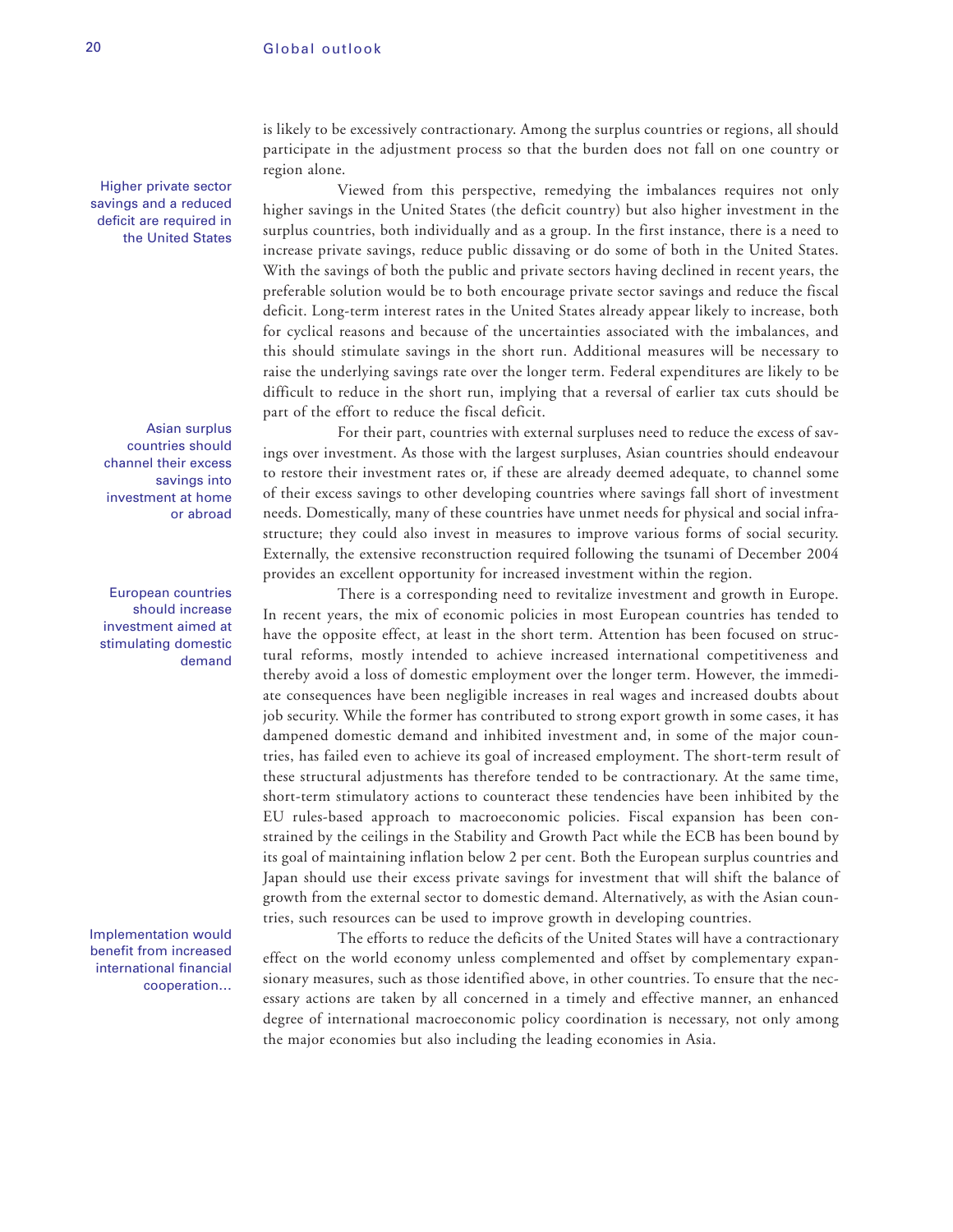is likely to be excessively contractionary. Among the surplus countries or regions, all should participate in the adjustment process so that the burden does not fall on one country or region alone.

Higher private sector savings and a reduced deficit are required in the United States

Viewed from this perspective, remedying the imbalances requires not only higher savings in the United States (the deficit country) but also higher investment in the surplus countries, both individually and as a group. In the first instance, there is a need to increase private savings, reduce public dissaving or do some of both in the United States. With the savings of both the public and private sectors having declined in recent years, the preferable solution would be to both encourage private sector savings and reduce the fiscal deficit. Long-term interest rates in the United States already appear likely to increase, both for cyclical reasons and because of the uncertainties associated with the imbalances, and this should stimulate savings in the short run. Additional measures will be necessary to raise the underlying savings rate over the longer term. Federal expenditures are likely to be difficult to reduce in the short run, implying that a reversal of earlier tax cuts should be part of the effort to reduce the fiscal deficit.

Asian surplus countries should channel their excess savings into investment at home or abroad

For their part, countries with external surpluses need to reduce the excess of savings over investment. As those with the largest surpluses, Asian countries should endeavour to restore their investment rates or, if these are already deemed adequate, to channel some of their excess savings to other developing countries where savings fall short of investment needs. Domestically, many of these countries have unmet needs for physical and social infrastructure; they could also invest in measures to improve various forms of social security. Externally, the extensive reconstruction required following the tsunami of December 2004 provides an excellent opportunity for increased investment within the region.

European countries should increase investment aimed at stimulating domestic demand

There is a corresponding need to revitalize investment and growth in Europe. In recent years, the mix of economic policies in most European countries has tended to have the opposite effect, at least in the short term. Attention has been focused on structural reforms, mostly intended to achieve increased international competitiveness and thereby avoid a loss of domestic employment over the longer term. However, the immediate consequences have been negligible increases in real wages and increased doubts about job security. While the former has contributed to strong export growth in some cases, it has dampened domestic demand and inhibited investment and, in some of the major countries, has failed even to achieve its goal of increased employment. The short-term result of these structural adjustments has therefore tended to be contractionary. At the same time, short-term stimulatory actions to counteract these tendencies have been inhibited by the EU rules-based approach to macroeconomic policies. Fiscal expansion has been constrained by the ceilings in the Stability and Growth Pact while the ECB has been bound by its goal of maintaining inflation below 2 per cent. Both the European surplus countries and Japan should use their excess private savings for investment that will shift the balance of growth from the external sector to domestic demand. Alternatively, as with the Asian countries, such resources can be used to improve growth in developing countries.

Implementation would benefit from increased international financial cooperation…

The efforts to reduce the deficits of the United States will have a contractionary effect on the world economy unless complemented and offset by complementary expansionary measures, such as those identified above, in other countries. To ensure that the necessary actions are taken by all concerned in a timely and effective manner, an enhanced degree of international macroeconomic policy coordination is necessary, not only among the major economies but also including the leading economies in Asia.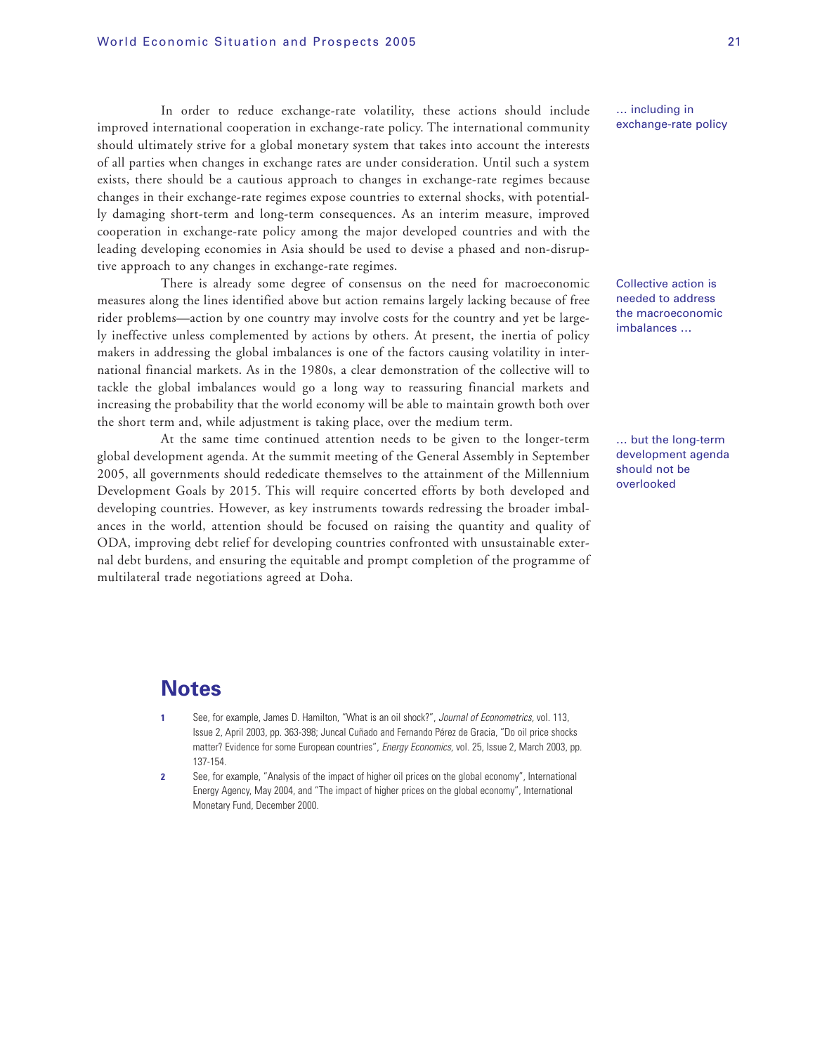In order to reduce exchange-rate volatility, these actions should include improved international cooperation in exchange-rate policy. The international community should ultimately strive for a global monetary system that takes into account the interests of all parties when changes in exchange rates are under consideration. Until such a system exists, there should be a cautious approach to changes in exchange-rate regimes because changes in their exchange-rate regimes expose countries to external shocks, with potentially damaging short-term and long-term consequences. As an interim measure, improved cooperation in exchange-rate policy among the major developed countries and with the leading developing economies in Asia should be used to devise a phased and non-disruptive approach to any changes in exchange-rate regimes.

... including in exchange-rate policy

There is already some degree of consensus on the need for macroeconomic measures along the lines identified above but action remains largely lacking because of free rider problems—action by one country may involve costs for the country and yet be largely ineffective unless complemented by actions by others. At present, the inertia of policy makers in addressing the global imbalances is one of the factors causing volatility in international financial markets. As in the 1980s, a clear demonstration of the collective will to tackle the global imbalances would go a long way to reassuring financial markets and increasing the probability that the world economy will be able to maintain growth both over the short term and, while adjustment is taking place, over the medium term.

Collective action is needed to address the macroeconomic imbalances ...

At the same time continued attention needs to be given to the longer-term global development agenda. At the summit meeting of the General Assembly in September 2005, all governments should rededicate themselves to the attainment of the Millennium Development Goals by 2015. This will require concerted efforts by both developed and developing countries. However, as key instruments towards redressing the broader imbalances in the world, attention should be focused on raising the quantity and quality of ODA, improving debt relief for developing countries confronted with unsustainable external debt burdens, and ensuring the equitable and prompt completion of the programme of multilateral trade negotiations agreed at Doha.

... but the long-term development agenda should not be overlooked

## Notes

1 See, for example, James D. Hamilton, "What is an oil shock?", *Journal of Econometrics*, vol. 113, Issue 2, April 2003, pp. 363-398; Juncal Cuñado and Fernando Pérez de Gracia, "Do oil price shocks matter? Evidence for some European countries", *Energy Economics*, vol. 25, Issue 2, March 2003, pp. 137-154.

2 See, for example, "Analysis of the impact of higher oil prices on the global economy", International Energy Agency, May 2004, and "The impact of higher prices on the global economy", International Monetary Fund, December 2000.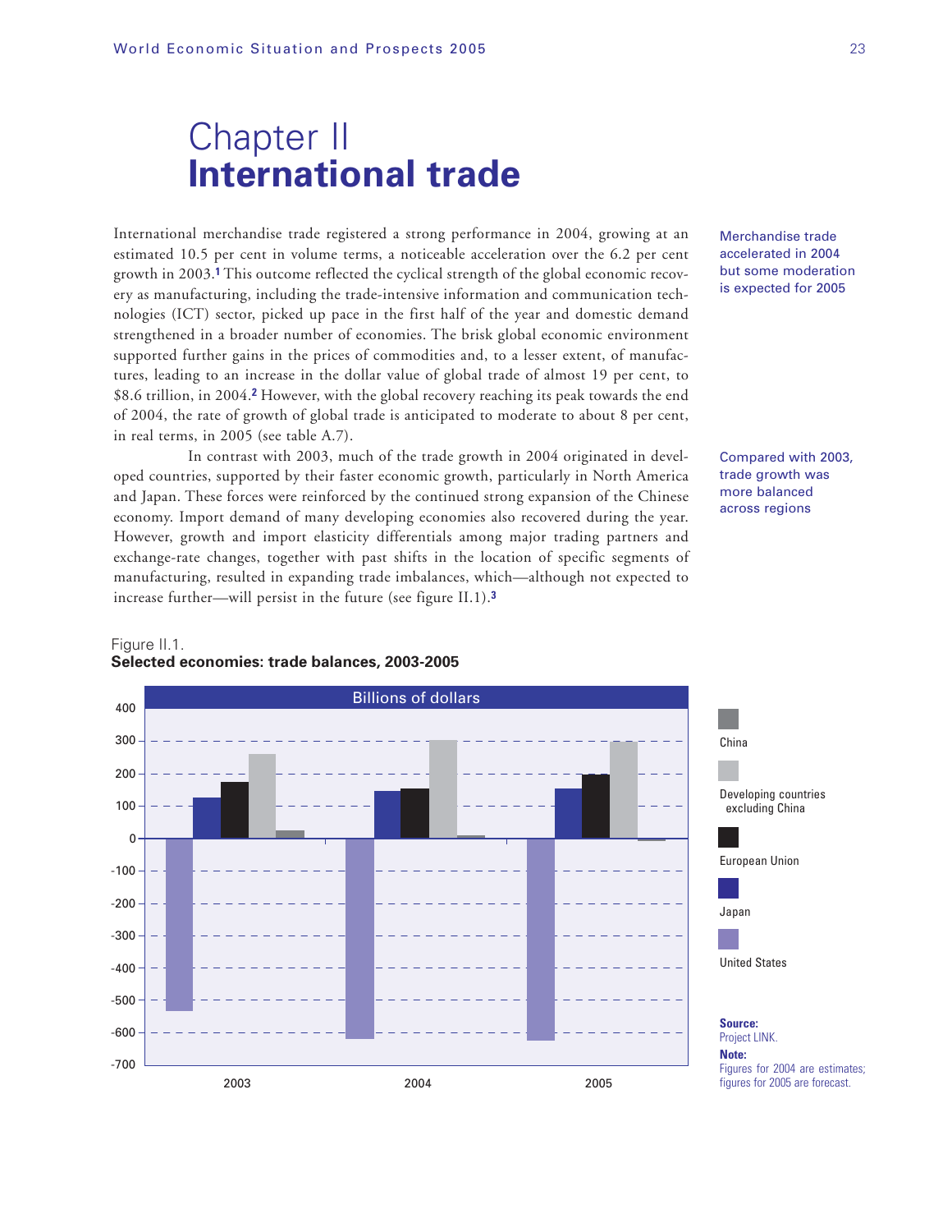# Chapter II
# International trade

International merchandise trade registered a strong performance in 2004, growing at an estimated 10.5 per cent in volume terms, a noticeable acceleration over the 6.2 per cent growth in 2003.[1] This outcome reflected the cyclical strength of the global economic recovery as manufacturing, including the trade-intensive information and communication technologies (ICT) sector, picked up pace in the first half of the year and domestic demand strengthened in a broader number of economies. The brisk global economic environment supported further gains in the prices of commodities and, to a lesser extent, of manufactures, leading to an increase in the dollar value of global trade of almost 19 per cent, to $8.6 trillion, in 2004.[2] However, with the global recovery reaching its peak towards the end of 2004, the rate of growth of global trade is anticipated to moderate to about 8 per cent, in real terms, in 2005 (see table A.7).

Merchandise trade accelerated in 2004 but some moderation is expected for 2005

In contrast with 2003, much of the trade growth in 2004 originated in developed countries, supported by their faster economic growth, particularly in North America and Japan. These forces were reinforced by the continued strong expansion of the Chinese economy. Import demand of many developing economies also recovered during the year. However, growth and import elasticity differentials among major trading partners and exchange-rate changes, together with past shifts in the location of specific segments of manufacturing, resulted in expanding trade imbalances, which—although not expected to increase further—will persist in the future (see figure II.1).[3]

Compared with 2003, trade growth was more balanced across regions

Figure II.1.
**Selected economies: trade balances, 2003-2005**

Billions of dollars

Legend: China; Developing countries excluding China; European Union; Japan; United States

**Source:** Project LINK.
**Note:** Figures for 2004 are estimates; figures for 2005 are forecast.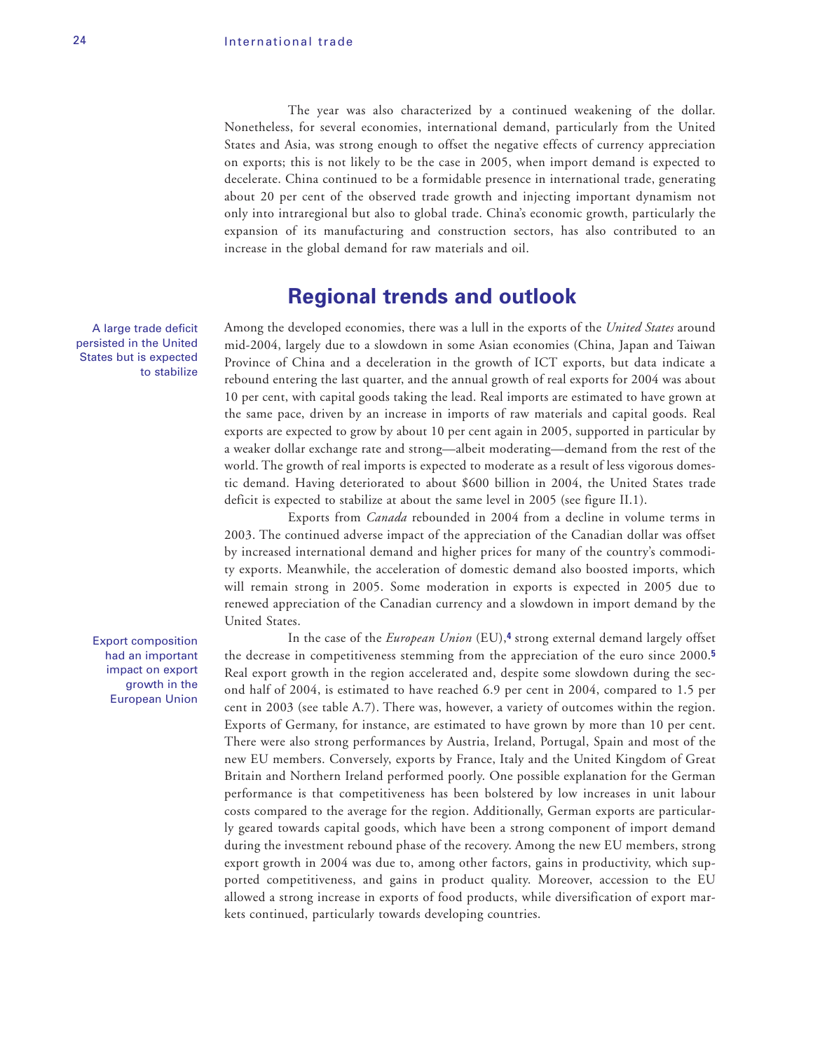The year was also characterized by a continued weakening of the dollar. Nonetheless, for several economies, international demand, particularly from the United States and Asia, was strong enough to offset the negative effects of currency appreciation on exports; this is not likely to be the case in 2005, when import demand is expected to decelerate. China continued to be a formidable presence in international trade, generating about 20 per cent of the observed trade growth and injecting important dynamism not only into intraregional but also to global trade. China's economic growth, particularly the expansion of its manufacturing and construction sectors, has also contributed to an increase in the global demand for raw materials and oil.

## Regional trends and outlook

A large trade deficit persisted in the United States but is expected to stabilize

Among the developed economies, there was a lull in the exports of the *United States* around mid-2004, largely due to a slowdown in some Asian economies (China, Japan and Taiwan Province of China and a deceleration in the growth of ICT exports, but data indicate a rebound entering the last quarter, and the annual growth of real exports for 2004 was about 10 per cent, with capital goods taking the lead. Real imports are estimated to have grown at the same pace, driven by an increase in imports of raw materials and capital goods. Real exports are expected to grow by about 10 per cent again in 2005, supported in particular by a weaker dollar exchange rate and strong—albeit moderating—demand from the rest of the world. The growth of real imports is expected to moderate as a result of less vigorous domestic demand. Having deteriorated to about $600 billion in 2004, the United States trade deficit is expected to stabilize at about the same level in 2005 (see figure II.1).

Exports from *Canada* rebounded in 2004 from a decline in volume terms in 2003. The continued adverse impact of the appreciation of the Canadian dollar was offset by increased international demand and higher prices for many of the country's commodity exports. Meanwhile, the acceleration of domestic demand also boosted imports, which will remain strong in 2005. Some moderation in exports is expected in 2005 due to renewed appreciation of the Canadian currency and a slowdown in import demand by the United States.

Export composition had an important impact on export growth in the European Union

In the case of the *European Union* (EU),[4] strong external demand largely offset the decrease in competitiveness stemming from the appreciation of the euro since 2000.[5] Real export growth in the region accelerated and, despite some slowdown during the second half of 2004, is estimated to have reached 6.9 per cent in 2004, compared to 1.5 per cent in 2003 (see table A.7). There was, however, a variety of outcomes within the region. Exports of Germany, for instance, are estimated to have grown by more than 10 per cent. There were also strong performances by Austria, Ireland, Portugal, Spain and most of the new EU members. Conversely, exports by France, Italy and the United Kingdom of Great Britain and Northern Ireland performed poorly. One possible explanation for the German performance is that competitiveness has been bolstered by low increases in unit labour costs compared to the average for the region. Additionally, German exports are particularly geared towards capital goods, which have been a strong component of import demand during the investment rebound phase of the recovery. Among the new EU members, strong export growth in 2004 was due to, among other factors, gains in productivity, which supported competitiveness, and gains in product quality. Moreover, accession to the EU allowed a strong increase in exports of food products, while diversification of export markets continued, particularly towards developing countries.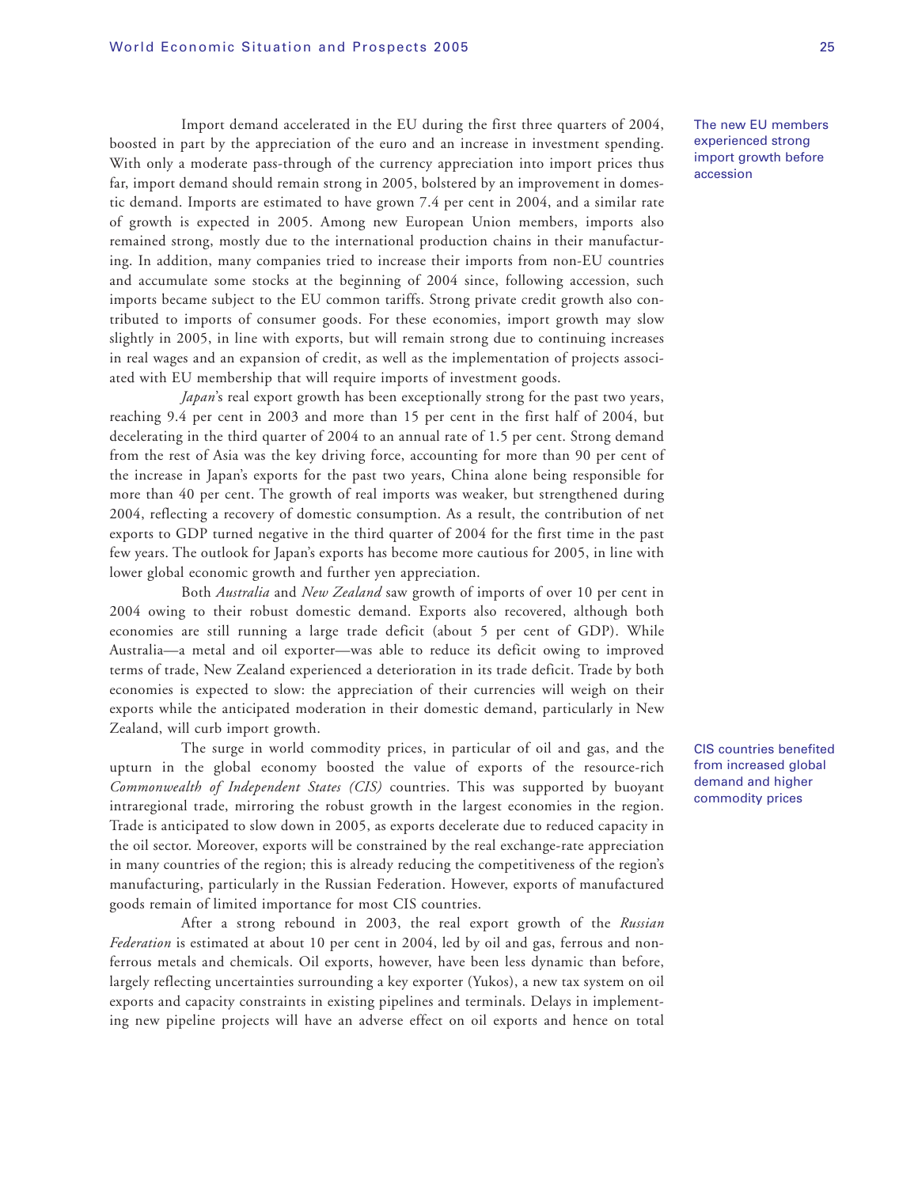Import demand accelerated in the EU during the first three quarters of 2004, boosted in part by the appreciation of the euro and an increase in investment spending. With only a moderate pass-through of the currency appreciation into import prices thus far, import demand should remain strong in 2005, bolstered by an improvement in domestic demand. Imports are estimated to have grown 7.4 per cent in 2004, and a similar rate of growth is expected in 2005. Among new European Union members, imports also remained strong, mostly due to the international production chains in their manufacturing. In addition, many companies tried to increase their imports from non-EU countries and accumulate some stocks at the beginning of 2004 since, following accession, such imports became subject to the EU common tariffs. Strong private credit growth also contributed to imports of consumer goods. For these economies, import growth may slow slightly in 2005, in line with exports, but will remain strong due to continuing increases in real wages and an expansion of credit, as well as the implementation of projects associated with EU membership that will require imports of investment goods.

The new EU members experienced strong import growth before accession

*Japan*'s real export growth has been exceptionally strong for the past two years, reaching 9.4 per cent in 2003 and more than 15 per cent in the first half of 2004, but decelerating in the third quarter of 2004 to an annual rate of 1.5 per cent. Strong demand from the rest of Asia was the key driving force, accounting for more than 90 per cent of the increase in Japan's exports for the past two years, China alone being responsible for more than 40 per cent. The growth of real imports was weaker, but strengthened during 2004, reflecting a recovery of domestic consumption. As a result, the contribution of net exports to GDP turned negative in the third quarter of 2004 for the first time in the past few years. The outlook for Japan's exports has become more cautious for 2005, in line with lower global economic growth and further yen appreciation.

Both *Australia* and *New Zealand* saw growth of imports of over 10 per cent in 2004 owing to their robust domestic demand. Exports also recovered, although both economies are still running a large trade deficit (about 5 per cent of GDP). While Australia—a metal and oil exporter—was able to reduce its deficit owing to improved terms of trade, New Zealand experienced a deterioration in its trade deficit. Trade by both economies is expected to slow: the appreciation of their currencies will weigh on their exports while the anticipated moderation in their domestic demand, particularly in New Zealand, will curb import growth.

CIS countries benefited from increased global demand and higher commodity prices

The surge in world commodity prices, in particular of oil and gas, and the upturn in the global economy boosted the value of exports of the resource-rich *Commonwealth of Independent States (CIS)* countries. This was supported by buoyant intraregional trade, mirroring the robust growth in the largest economies in the region. Trade is anticipated to slow down in 2005, as exports decelerate due to reduced capacity in the oil sector. Moreover, exports will be constrained by the real exchange-rate appreciation in many countries of the region; this is already reducing the competitiveness of the region's manufacturing, particularly in the Russian Federation. However, exports of manufactured goods remain of limited importance for most CIS countries.

After a strong rebound in 2003, the real export growth of the *Russian Federation* is estimated at about 10 per cent in 2004, led by oil and gas, ferrous and non-ferrous metals and chemicals. Oil exports, however, have been less dynamic than before, largely reflecting uncertainties surrounding a key exporter (Yukos), a new tax system on oil exports and capacity constraints in existing pipelines and terminals. Delays in implementing new pipeline projects will have an adverse effect on oil exports and hence on total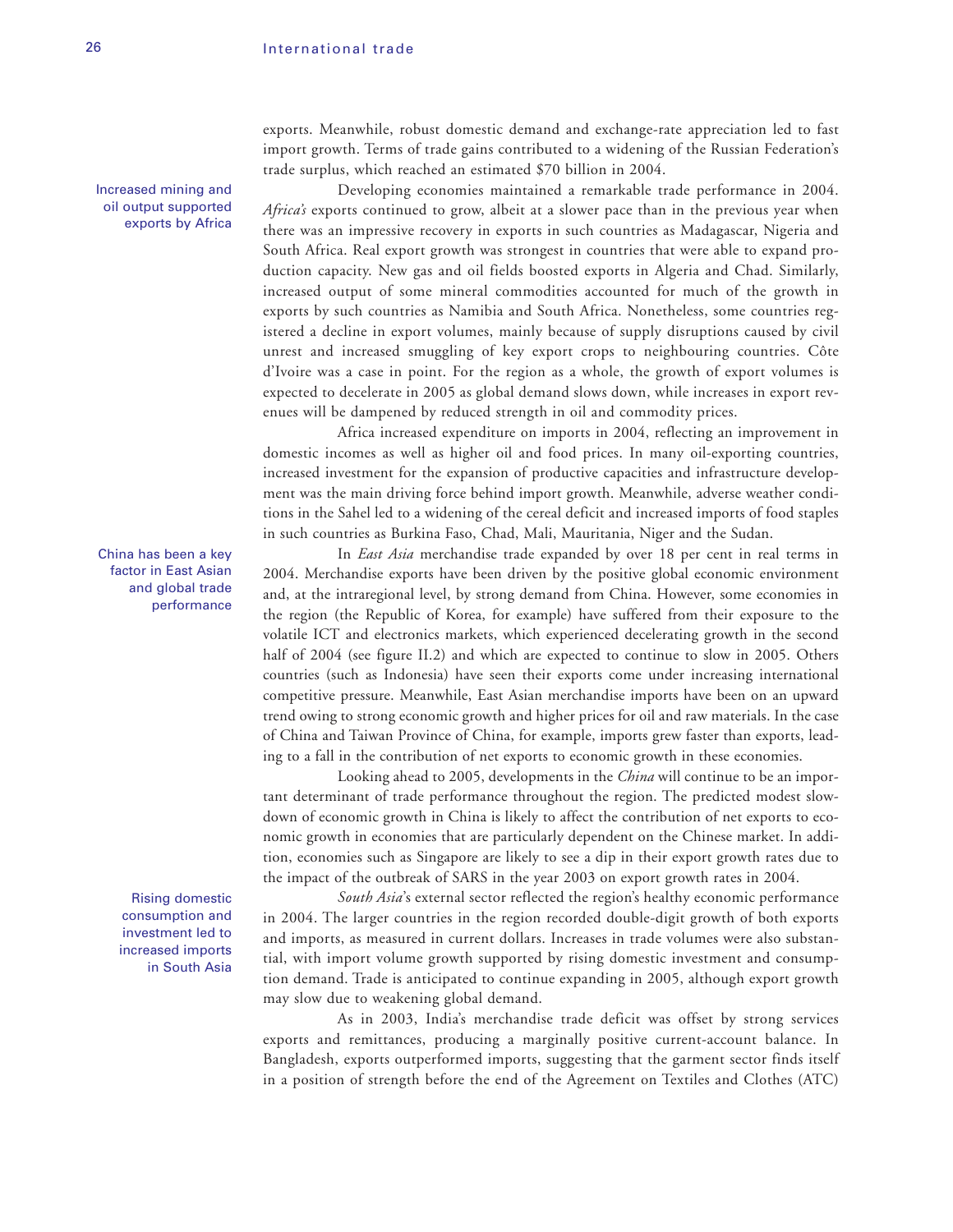exports. Meanwhile, robust domestic demand and exchange-rate appreciation led to fast import growth. Terms of trade gains contributed to a widening of the Russian Federation's trade surplus, which reached an estimated $70 billion in 2004.

Increased mining and oil output supported exports by Africa

Developing economies maintained a remarkable trade performance in 2004. *Africa's* exports continued to grow, albeit at a slower pace than in the previous year when there was an impressive recovery in exports in such countries as Madagascar, Nigeria and South Africa. Real export growth was strongest in countries that were able to expand production capacity. New gas and oil fields boosted exports in Algeria and Chad. Similarly, increased output of some mineral commodities accounted for much of the growth in exports by such countries as Namibia and South Africa. Nonetheless, some countries registered a decline in export volumes, mainly because of supply disruptions caused by civil unrest and increased smuggling of key export crops to neighbouring countries. Côte d'Ivoire was a case in point. For the region as a whole, the growth of export volumes is expected to decelerate in 2005 as global demand slows down, while increases in export revenues will be dampened by reduced strength in oil and commodity prices.

Africa increased expenditure on imports in 2004, reflecting an improvement in domestic incomes as well as higher oil and food prices. In many oil-exporting countries, increased investment for the expansion of productive capacities and infrastructure development was the main driving force behind import growth. Meanwhile, adverse weather conditions in the Sahel led to a widening of the cereal deficit and increased imports of food staples in such countries as Burkina Faso, Chad, Mali, Mauritania, Niger and the Sudan.

China has been a key factor in East Asian and global trade performance

In *East Asia* merchandise trade expanded by over 18 per cent in real terms in 2004. Merchandise exports have been driven by the positive global economic environment and, at the intraregional level, by strong demand from China. However, some economies in the region (the Republic of Korea, for example) have suffered from their exposure to the volatile ICT and electronics markets, which experienced decelerating growth in the second half of 2004 (see figure II.2) and which are expected to continue to slow in 2005. Others countries (such as Indonesia) have seen their exports come under increasing international competitive pressure. Meanwhile, East Asian merchandise imports have been on an upward trend owing to strong economic growth and higher prices for oil and raw materials. In the case of China and Taiwan Province of China, for example, imports grew faster than exports, leading to a fall in the contribution of net exports to economic growth in these economies.

Looking ahead to 2005, developments in the *China* will continue to be an important determinant of trade performance throughout the region. The predicted modest slowdown of economic growth in China is likely to affect the contribution of net exports to economic growth in economies that are particularly dependent on the Chinese market. In addition, economies such as Singapore are likely to see a dip in their export growth rates due to the impact of the outbreak of SARS in the year 2003 on export growth rates in 2004.

Rising domestic consumption and investment led to increased imports in South Asia

*South Asia*'s external sector reflected the region's healthy economic performance in 2004. The larger countries in the region recorded double-digit growth of both exports and imports, as measured in current dollars. Increases in trade volumes were also substantial, with import volume growth supported by rising domestic investment and consumption demand. Trade is anticipated to continue expanding in 2005, although export growth may slow due to weakening global demand.

As in 2003, India's merchandise trade deficit was offset by strong services exports and remittances, producing a marginally positive current-account balance. In Bangladesh, exports outperformed imports, suggesting that the garment sector finds itself in a position of strength before the end of the Agreement on Textiles and Clothes (ATC)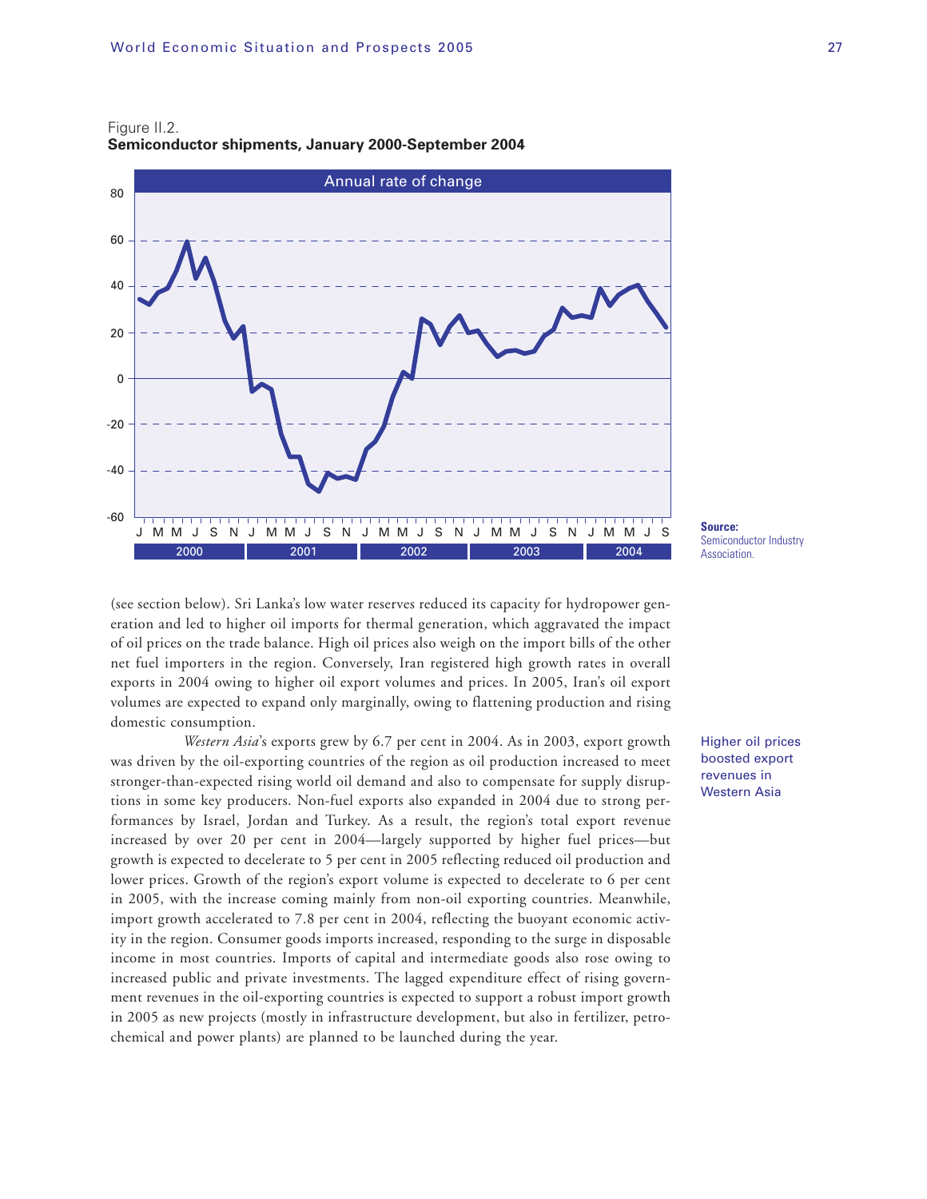Figure II.2.
**Semiconductor shipments, January 2000-September 2004**

Source: Semiconductor Industry Association.

(see section below). Sri Lanka's low water reserves reduced its capacity for hydropower generation and led to higher oil imports for thermal generation, which aggravated the impact of oil prices on the trade balance. High oil prices also weigh on the import bills of the other net fuel importers in the region. Conversely, Iran registered high growth rates in overall exports in 2004 owing to higher oil export volumes and prices. In 2005, Iran's oil export volumes are expected to expand only marginally, owing to flattening production and rising domestic consumption.

Higher oil prices boosted export revenues in Western Asia

*Western Asia*'s exports grew by 6.7 per cent in 2004. As in 2003, export growth was driven by the oil-exporting countries of the region as oil production increased to meet stronger-than-expected rising world oil demand and also to compensate for supply disruptions in some key producers. Non-fuel exports also expanded in 2004 due to strong performances by Israel, Jordan and Turkey. As a result, the region's total export revenue increased by over 20 per cent in 2004—largely supported by higher fuel prices—but growth is expected to decelerate to 5 per cent in 2005 reflecting reduced oil production and lower prices. Growth of the region's export volume is expected to decelerate to 6 per cent in 2005, with the increase coming mainly from non-oil exporting countries. Meanwhile, import growth accelerated to 7.8 per cent in 2004, reflecting the buoyant economic activity in the region. Consumer goods imports increased, responding to the surge in disposable income in most countries. Imports of capital and intermediate goods also rose owing to increased public and private investments. The lagged expenditure effect of rising government revenues in the oil-exporting countries is expected to support a robust import growth in 2005 as new projects (mostly in infrastructure development, but also in fertilizer, petrochemical and power plants) are planned to be launched during the year.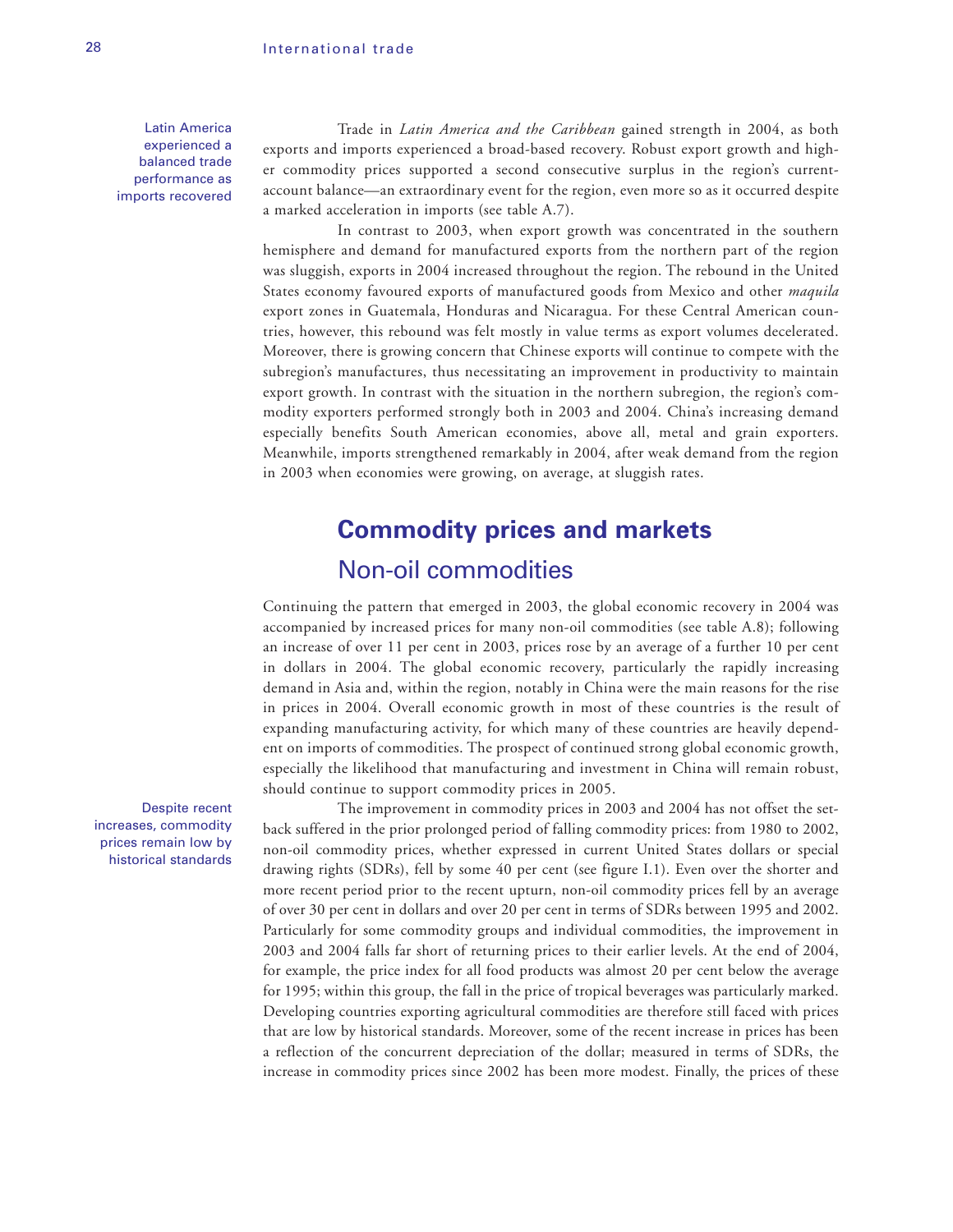Latin America experienced a balanced trade performance as imports recovered

Trade in *Latin America and the Caribbean* gained strength in 2004, as both exports and imports experienced a broad-based recovery. Robust export growth and higher commodity prices supported a second consecutive surplus in the region's current-account balance—an extraordinary event for the region, even more so as it occurred despite a marked acceleration in imports (see table A.7).

In contrast to 2003, when export growth was concentrated in the southern hemisphere and demand for manufactured exports from the northern part of the region was sluggish, exports in 2004 increased throughout the region. The rebound in the United States economy favoured exports of manufactured goods from Mexico and other *maquila* export zones in Guatemala, Honduras and Nicaragua. For these Central American countries, however, this rebound was felt mostly in value terms as export volumes decelerated. Moreover, there is growing concern that Chinese exports will continue to compete with the subregion's manufactures, thus necessitating an improvement in productivity to maintain export growth. In contrast with the situation in the northern subregion, the region's commodity exporters performed strongly both in 2003 and 2004. China's increasing demand especially benefits South American economies, above all, metal and grain exporters. Meanwhile, imports strengthened remarkably in 2004, after weak demand from the region in 2003 when economies were growing, on average, at sluggish rates.

## Commodity prices and markets

### Non-oil commodities

Continuing the pattern that emerged in 2003, the global economic recovery in 2004 was accompanied by increased prices for many non-oil commodities (see table A.8); following an increase of over 11 per cent in 2003, prices rose by an average of a further 10 per cent in dollars in 2004. The global economic recovery, particularly the rapidly increasing demand in Asia and, within the region, notably in China were the main reasons for the rise in prices in 2004. Overall economic growth in most of these countries is the result of expanding manufacturing activity, for which many of these countries are heavily dependent on imports of commodities. The prospect of continued strong global economic growth, especially the likelihood that manufacturing and investment in China will remain robust, should continue to support commodity prices in 2005.

Despite recent increases, commodity prices remain low by historical standards

The improvement in commodity prices in 2003 and 2004 has not offset the setback suffered in the prior prolonged period of falling commodity prices: from 1980 to 2002, non-oil commodity prices, whether expressed in current United States dollars or special drawing rights (SDRs), fell by some 40 per cent (see figure I.1). Even over the shorter and more recent period prior to the recent upturn, non-oil commodity prices fell by an average of over 30 per cent in dollars and over 20 per cent in terms of SDRs between 1995 and 2002. Particularly for some commodity groups and individual commodities, the improvement in 2003 and 2004 falls far short of returning prices to their earlier levels. At the end of 2004, for example, the price index for all food products was almost 20 per cent below the average for 1995; within this group, the fall in the price of tropical beverages was particularly marked. Developing countries exporting agricultural commodities are therefore still faced with prices that are low by historical standards. Moreover, some of the recent increase in prices has been a reflection of the concurrent depreciation of the dollar; measured in terms of SDRs, the increase in commodity prices since 2002 has been more modest. Finally, the prices of these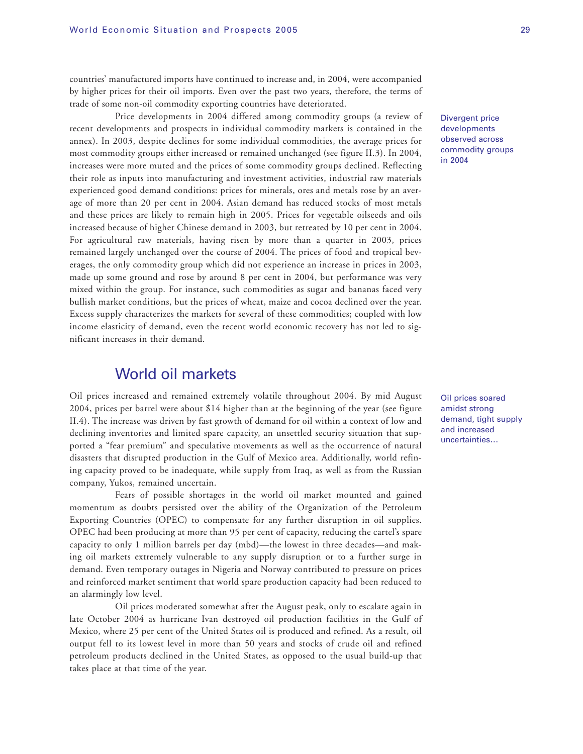countries' manufactured imports have continued to increase and, in 2004, were accompanied by higher prices for their oil imports. Even over the past two years, therefore, the terms of trade of some non-oil commodity exporting countries have deteriorated.

Divergent price developments observed across commodity groups in 2004

Price developments in 2004 differed among commodity groups (a review of recent developments and prospects in individual commodity markets is contained in the annex). In 2003, despite declines for some individual commodities, the average prices for most commodity groups either increased or remained unchanged (see figure II.3). In 2004, increases were more muted and the prices of some commodity groups declined. Reflecting their role as inputs into manufacturing and investment activities, industrial raw materials experienced good demand conditions: prices for minerals, ores and metals rose by an average of more than 20 per cent in 2004. Asian demand has reduced stocks of most metals and these prices are likely to remain high in 2005. Prices for vegetable oilseeds and oils increased because of higher Chinese demand in 2003, but retreated by 10 per cent in 2004. For agricultural raw materials, having risen by more than a quarter in 2003, prices remained largely unchanged over the course of 2004. The prices of food and tropical beverages, the only commodity group which did not experience an increase in prices in 2003, made up some ground and rose by around 8 per cent in 2004, but performance was very mixed within the group. For instance, such commodities as sugar and bananas faced very bullish market conditions, but the prices of wheat, maize and cocoa declined over the year. Excess supply characterizes the markets for several of these commodities; coupled with low income elasticity of demand, even the recent world economic recovery has not led to significant increases in their demand.

## World oil markets

Oil prices soared amidst strong demand, tight supply and increased uncertainties…

Oil prices increased and remained extremely volatile throughout 2004. By mid August 2004, prices per barrel were about $14 higher than at the beginning of the year (see figure II.4). The increase was driven by fast growth of demand for oil within a context of low and declining inventories and limited spare capacity, an unsettled security situation that supported a "fear premium" and speculative movements as well as the occurrence of natural disasters that disrupted production in the Gulf of Mexico area. Additionally, world refining capacity proved to be inadequate, while supply from Iraq, as well as from the Russian company, Yukos, remained uncertain.

Fears of possible shortages in the world oil market mounted and gained momentum as doubts persisted over the ability of the Organization of the Petroleum Exporting Countries (OPEC) to compensate for any further disruption in oil supplies. OPEC had been producing at more than 95 per cent of capacity, reducing the cartel's spare capacity to only 1 million barrels per day (mbd)—the lowest in three decades—and making oil markets extremely vulnerable to any supply disruption or to a further surge in demand. Even temporary outages in Nigeria and Norway contributed to pressure on prices and reinforced market sentiment that world spare production capacity had been reduced to an alarmingly low level.

Oil prices moderated somewhat after the August peak, only to escalate again in late October 2004 as hurricane Ivan destroyed oil production facilities in the Gulf of Mexico, where 25 per cent of the United States oil is produced and refined. As a result, oil output fell to its lowest level in more than 50 years and stocks of crude oil and refined petroleum products declined in the United States, as opposed to the usual build-up that takes place at that time of the year.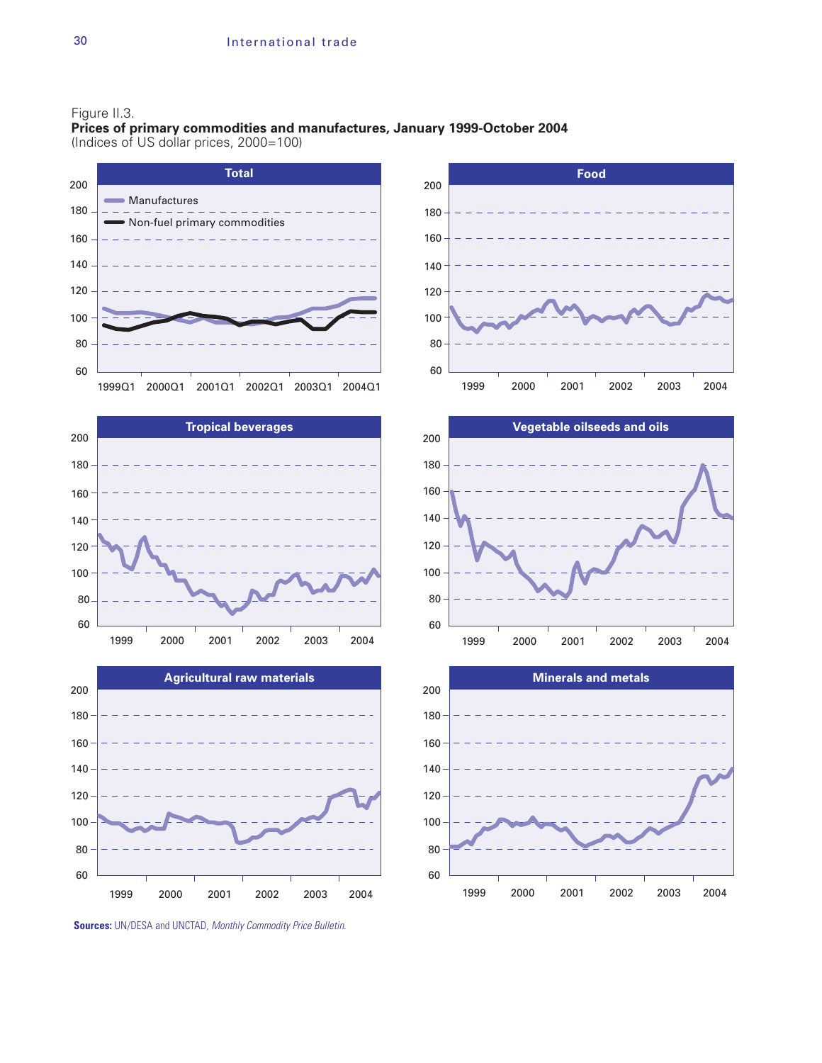Figure II.3.
**Prices of primary commodities and manufactures, January 1999-October 2004**
(Indices of US dollar prices, 2000=100)

**Sources:** UN/DESA and UNCTAD, *Monthly Commodity Price Bulletin.*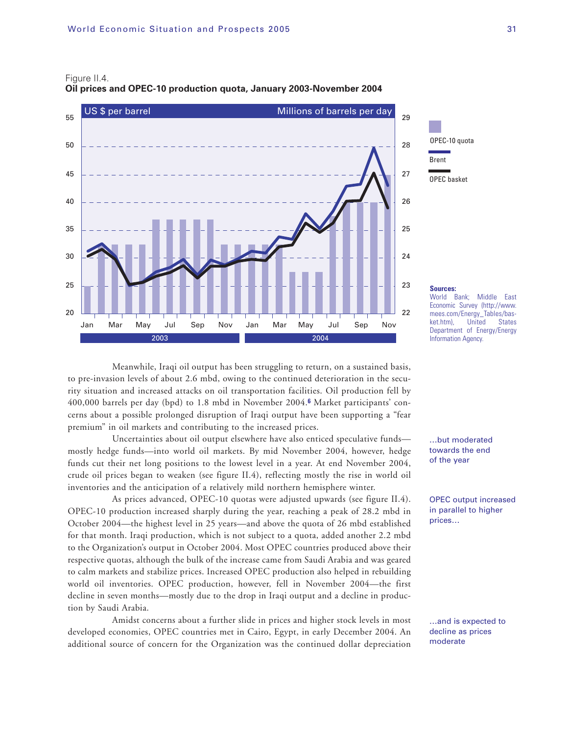Figure II.4.
**Oil prices and OPEC-10 production quota, January 2003-November 2004**

Sources: World Bank; Middle East Economic Survey (http://www.mees.com/Energy_Tables/basket.htm), United States Department of Energy/Energy Information Agency.

Meanwhile, Iraqi oil output has been struggling to return, on a sustained basis, to pre-invasion levels of about 2.6 mbd, owing to the continued deterioration in the security situation and increased attacks on oil transportation facilities. Oil production fell by 400,000 barrels per day (bpd) to 1.8 mbd in November 2004.[6] Market participants' concerns about a possible prolonged disruption of Iraqi output have been supporting a "fear premium" in oil markets and contributing to the increased prices.

*...but moderated towards the end of the year*

Uncertainties about oil output elsewhere have also enticed speculative funds—mostly hedge funds—into world oil markets. By mid November 2004, however, hedge funds cut their net long positions to the lowest level in a year. At end November 2004, crude oil prices began to weaken (see figure II.4), reflecting mostly the rise in world oil inventories and the anticipation of a relatively mild northern hemisphere winter.

*OPEC output increased in parallel to higher prices...*

As prices advanced, OPEC-10 quotas were adjusted upwards (see figure II.4). OPEC-10 production increased sharply during the year, reaching a peak of 28.2 mbd in October 2004—the highest level in 25 years—and above the quota of 26 mbd established for that month. Iraqi production, which is not subject to a quota, added another 2.2 mbd to the Organization's output in October 2004. Most OPEC countries produced above their respective quotas, although the bulk of the increase came from Saudi Arabia and was geared to calm markets and stabilize prices. Increased OPEC production also helped in rebuilding world oil inventories. OPEC production, however, fell in November 2004—the first decline in seven months—mostly due to the drop in Iraqi output and a decline in production by Saudi Arabia.

*...and is expected to decline as prices moderate*

Amidst concerns about a further slide in prices and higher stock levels in most developed economies, OPEC countries met in Cairo, Egypt, in early December 2004. An additional source of concern for the Organization was the continued dollar depreciation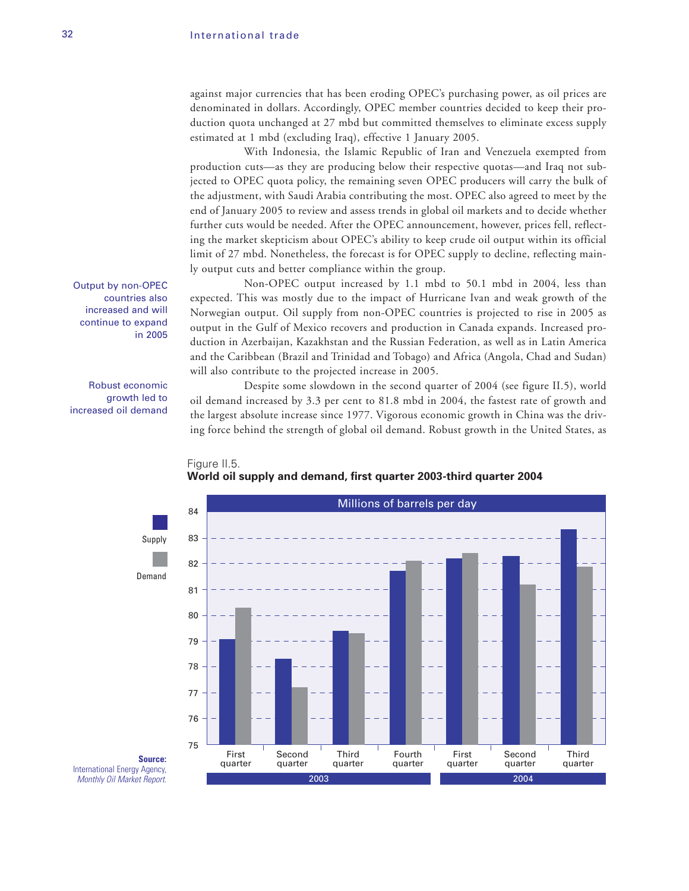against major currencies that has been eroding OPEC's purchasing power, as oil prices are denominated in dollars. Accordingly, OPEC member countries decided to keep their production quota unchanged at 27 mbd but committed themselves to eliminate excess supply estimated at 1 mbd (excluding Iraq), effective 1 January 2005.

With Indonesia, the Islamic Republic of Iran and Venezuela exempted from production cuts—as they are producing below their respective quotas—and Iraq not subjected to OPEC quota policy, the remaining seven OPEC producers will carry the bulk of the adjustment, with Saudi Arabia contributing the most. OPEC also agreed to meet by the end of January 2005 to review and assess trends in global oil markets and to decide whether further cuts would be needed. After the OPEC announcement, however, prices fell, reflecting the market skepticism about OPEC's ability to keep crude oil output within its official limit of 27 mbd. Nonetheless, the forecast is for OPEC supply to decline, reflecting mainly output cuts and better compliance within the group.

Output by non-OPEC countries also increased and will continue to expand in 2005

Non-OPEC output increased by 1.1 mbd to 50.1 mbd in 2004, less than expected. This was mostly due to the impact of Hurricane Ivan and weak growth of the Norwegian output. Oil supply from non-OPEC countries is projected to rise in 2005 as output in the Gulf of Mexico recovers and production in Canada expands. Increased production in Azerbaijan, Kazakhstan and the Russian Federation, as well as in Latin America and the Caribbean (Brazil and Trinidad and Tobago) and Africa (Angola, Chad and Sudan) will also contribute to the projected increase in 2005.

Robust economic growth led to increased oil demand

Despite some slowdown in the second quarter of 2004 (see figure II.5), world oil demand increased by 3.3 per cent to 81.8 mbd in 2004, the fastest rate of growth and the largest absolute increase since 1977. Vigorous economic growth in China was the driving force behind the strength of global oil demand. Robust growth in the United States, as

Figure II.5.
**World oil supply and demand, first quarter 2003-third quarter 2004**

Millions of barrels per day

| | | Supply | Demand |
|---|---|---|---|
| 2003 | First quarter | 79.1 | 80.3 |
| | Second quarter | 78.3 | 77.2 |
| | Third quarter | 79.4 | 79.3 |
| | Fourth quarter | 81.7 | 82.1 |
| 2004 | First quarter | 82.2 | 82.4 |
| | Second quarter | 82.3 | 81.2 |
| | Third quarter | 83.3 | 81.9 |

**Source:** International Energy Agency, *Monthly Oil Market Report*.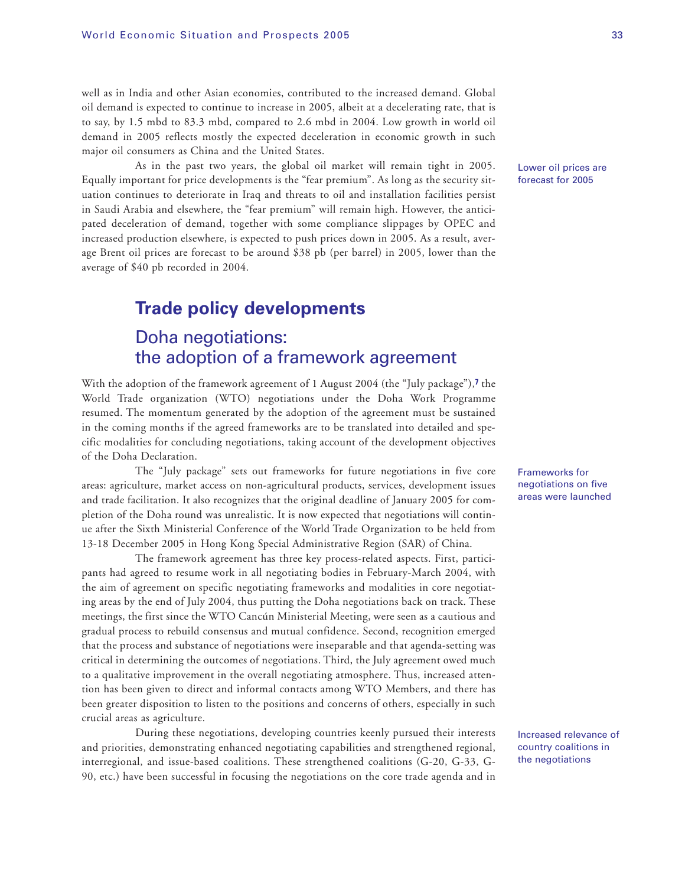well as in India and other Asian economies, contributed to the increased demand. Global oil demand is expected to continue to increase in 2005, albeit at a decelerating rate, that is to say, by 1.5 mbd to 83.3 mbd, compared to 2.6 mbd in 2004. Low growth in world oil demand in 2005 reflects mostly the expected deceleration in economic growth in such major oil consumers as China and the United States.

Lower oil prices are forecast for 2005

As in the past two years, the global oil market will remain tight in 2005. Equally important for price developments is the "fear premium". As long as the security situation continues to deteriorate in Iraq and threats to oil and installation facilities persist in Saudi Arabia and elsewhere, the "fear premium" will remain high. However, the anticipated deceleration of demand, together with some compliance slippages by OPEC and increased production elsewhere, is expected to push prices down in 2005. As a result, average Brent oil prices are forecast to be around $38 pb (per barrel) in 2005, lower than the average of $40 pb recorded in 2004.

## Trade policy developments

### Doha negotiations: the adoption of a framework agreement

With the adoption of the framework agreement of 1 August 2004 (the "July package"),[7] the World Trade organization (WTO) negotiations under the Doha Work Programme resumed. The momentum generated by the adoption of the agreement must be sustained in the coming months if the agreed frameworks are to be translated into detailed and specific modalities for concluding negotiations, taking account of the development objectives of the Doha Declaration.

Frameworks for negotiations on five areas were launched

The "July package" sets out frameworks for future negotiations in five core areas: agriculture, market access on non-agricultural products, services, development issues and trade facilitation. It also recognizes that the original deadline of January 2005 for completion of the Doha round was unrealistic. It is now expected that negotiations will continue after the Sixth Ministerial Conference of the World Trade Organization to be held from 13-18 December 2005 in Hong Kong Special Administrative Region (SAR) of China.

The framework agreement has three key process-related aspects. First, participants had agreed to resume work in all negotiating bodies in February-March 2004, with the aim of agreement on specific negotiating frameworks and modalities in core negotiating areas by the end of July 2004, thus putting the Doha negotiations back on track. These meetings, the first since the WTO Cancún Ministerial Meeting, were seen as a cautious and gradual process to rebuild consensus and mutual confidence. Second, recognition emerged that the process and substance of negotiations were inseparable and that agenda-setting was critical in determining the outcomes of negotiations. Third, the July agreement owed much to a qualitative improvement in the overall negotiating atmosphere. Thus, increased attention has been given to direct and informal contacts among WTO Members, and there has been greater disposition to listen to the positions and concerns of others, especially in such crucial areas as agriculture.

Increased relevance of country coalitions in the negotiations

During these negotiations, developing countries keenly pursued their interests and priorities, demonstrating enhanced negotiating capabilities and strengthened regional, interregional, and issue-based coalitions. These strengthened coalitions (G-20, G-33, G-90, etc.) have been successful in focusing the negotiations on the core trade agenda and in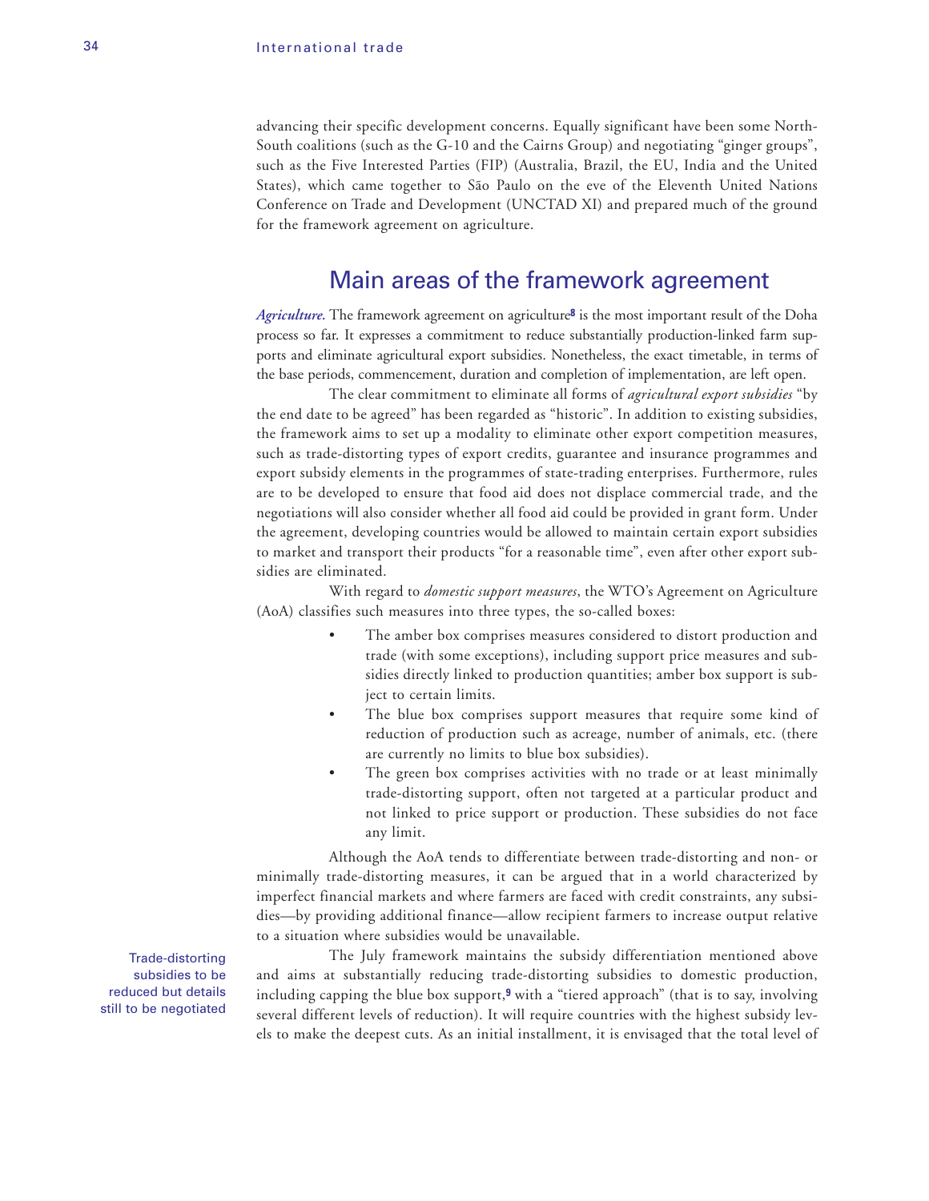advancing their specific development concerns. Equally significant have been some North-South coalitions (such as the G-10 and the Cairns Group) and negotiating "ginger groups", such as the Five Interested Parties (FIP) (Australia, Brazil, the EU, India and the United States), which came together to São Paulo on the eve of the Eleventh United Nations Conference on Trade and Development (UNCTAD XI) and prepared much of the ground for the framework agreement on agriculture.

## Main areas of the framework agreement

***Agriculture.*** The framework agreement on agriculture[8] is the most important result of the Doha process so far. It expresses a commitment to reduce substantially production-linked farm supports and eliminate agricultural export subsidies. Nonetheless, the exact timetable, in terms of the base periods, commencement, duration and completion of implementation, are left open.

The clear commitment to eliminate all forms of *agricultural export subsidies* "by the end date to be agreed" has been regarded as "historic". In addition to existing subsidies, the framework aims to set up a modality to eliminate other export competition measures, such as trade-distorting types of export credits, guarantee and insurance programmes and export subsidy elements in the programmes of state-trading enterprises. Furthermore, rules are to be developed to ensure that food aid does not displace commercial trade, and the negotiations will also consider whether all food aid could be provided in grant form. Under the agreement, developing countries would be allowed to maintain certain export subsidies to market and transport their products "for a reasonable time", even after other export subsidies are eliminated.

With regard to *domestic support measures*, the WTO's Agreement on Agriculture (AoA) classifies such measures into three types, the so-called boxes:

- The amber box comprises measures considered to distort production and trade (with some exceptions), including support price measures and subsidies directly linked to production quantities; amber box support is subject to certain limits.
- The blue box comprises support measures that require some kind of reduction of production such as acreage, number of animals, etc. (there are currently no limits to blue box subsidies).
- The green box comprises activities with no trade or at least minimally trade-distorting support, often not targeted at a particular product and not linked to price support or production. These subsidies do not face any limit.

Although the AoA tends to differentiate between trade-distorting and non- or minimally trade-distorting measures, it can be argued that in a world characterized by imperfect financial markets and where farmers are faced with credit constraints, any subsidies—by providing additional finance—allow recipient farmers to increase output relative to a situation where subsidies would be unavailable.

Trade-distorting subsidies to be reduced but details still to be negotiated

The July framework maintains the subsidy differentiation mentioned above and aims at substantially reducing trade-distorting subsidies to domestic production, including capping the blue box support,[9] with a "tiered approach" (that is to say, involving several different levels of reduction). It will require countries with the highest subsidy levels to make the deepest cuts. As an initial installment, it is envisaged that the total level of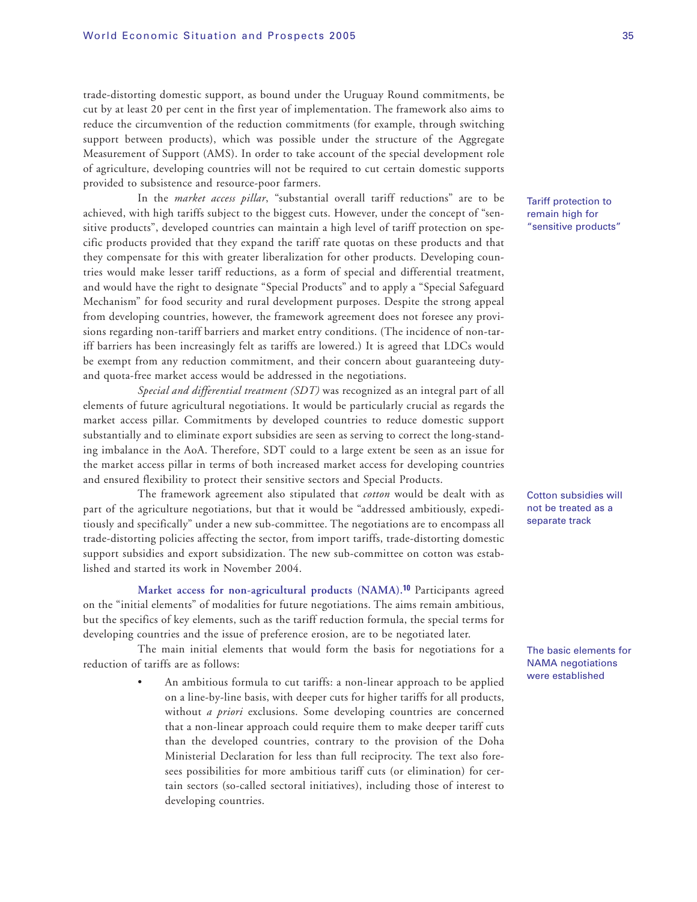trade-distorting domestic support, as bound under the Uruguay Round commitments, be cut by at least 20 per cent in the first year of implementation. The framework also aims to reduce the circumvention of the reduction commitments (for example, through switching support between products), which was possible under the structure of the Aggregate Measurement of Support (AMS). In order to take account of the special development role of agriculture, developing countries will not be required to cut certain domestic supports provided to subsistence and resource-poor farmers.

Tariff protection to remain high for "sensitive products"

In the *market access pillar*, "substantial overall tariff reductions" are to be achieved, with high tariffs subject to the biggest cuts. However, under the concept of "sensitive products", developed countries can maintain a high level of tariff protection on specific products provided that they expand the tariff rate quotas on these products and that they compensate for this with greater liberalization for other products. Developing countries would make lesser tariff reductions, as a form of special and differential treatment, and would have the right to designate "Special Products" and to apply a "Special Safeguard Mechanism" for food security and rural development purposes. Despite the strong appeal from developing countries, however, the framework agreement does not foresee any provisions regarding non-tariff barriers and market entry conditions. (The incidence of non-tariff barriers has been increasingly felt as tariffs are lowered.) It is agreed that LDCs would be exempt from any reduction commitment, and their concern about guaranteeing duty- and quota-free market access would be addressed in the negotiations.

*Special and differential treatment (SDT)* was recognized as an integral part of all elements of future agricultural negotiations. It would be particularly crucial as regards the market access pillar. Commitments by developed countries to reduce domestic support substantially and to eliminate export subsidies are seen as serving to correct the long-standing imbalance in the AoA. Therefore, SDT could to a large extent be seen as an issue for the market access pillar in terms of both increased market access for developing countries and ensured flexibility to protect their sensitive sectors and Special Products.

Cotton subsidies will not be treated as a separate track

The framework agreement also stipulated that *cotton* would be dealt with as part of the agriculture negotiations, but that it would be "addressed ambitiously, expeditiously and specifically" under a new sub-committee. The negotiations are to encompass all trade-distorting policies affecting the sector, from import tariffs, trade-distorting domestic support subsidies and export subsidization. The new sub-committee on cotton was established and started its work in November 2004.

**Market access for non-agricultural products (NAMA).**[10] Participants agreed on the "initial elements" of modalities for future negotiations. The aims remain ambitious, but the specifics of key elements, such as the tariff reduction formula, the special terms for developing countries and the issue of preference erosion, are to be negotiated later.

The basic elements for NAMA negotiations were established

The main initial elements that would form the basis for negotiations for a reduction of tariffs are as follows:

- An ambitious formula to cut tariffs: a non-linear approach to be applied on a line-by-line basis, with deeper cuts for higher tariffs for all products, without *a priori* exclusions. Some developing countries are concerned that a non-linear approach could require them to make deeper tariff cuts than the developed countries, contrary to the provision of the Doha Ministerial Declaration for less than full reciprocity. The text also foresees possibilities for more ambitious tariff cuts (or elimination) for certain sectors (so-called sectoral initiatives), including those of interest to developing countries.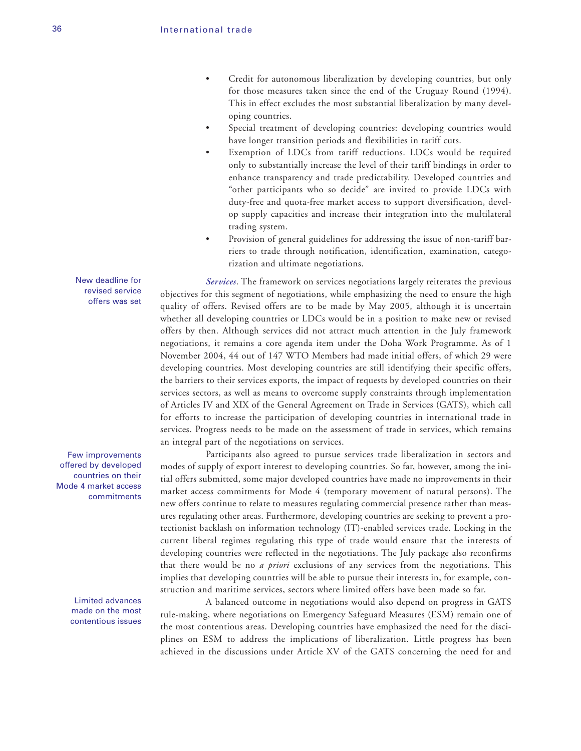- Credit for autonomous liberalization by developing countries, but only for those measures taken since the end of the Uruguay Round (1994). This in effect excludes the most substantial liberalization by many developing countries.
- Special treatment of developing countries: developing countries would have longer transition periods and flexibilities in tariff cuts.
- Exemption of LDCs from tariff reductions. LDCs would be required only to substantially increase the level of their tariff bindings in order to enhance transparency and trade predictability. Developed countries and "other participants who so decide" are invited to provide LDCs with duty-free and quota-free market access to support diversification, develop supply capacities and increase their integration into the multilateral trading system.
- Provision of general guidelines for addressing the issue of non-tariff barriers to trade through notification, identification, examination, categorization and ultimate negotiations.

New deadline for revised service offers was set

*Services*. The framework on services negotiations largely reiterates the previous objectives for this segment of negotiations, while emphasizing the need to ensure the high quality of offers. Revised offers are to be made by May 2005, although it is uncertain whether all developing countries or LDCs would be in a position to make new or revised offers by then. Although services did not attract much attention in the July framework negotiations, it remains a core agenda item under the Doha Work Programme. As of 1 November 2004, 44 out of 147 WTO Members had made initial offers, of which 29 were developing countries. Most developing countries are still identifying their specific offers, the barriers to their services exports, the impact of requests by developed countries on their services sectors, as well as means to overcome supply constraints through implementation of Articles IV and XIX of the General Agreement on Trade in Services (GATS), which call for efforts to increase the participation of developing countries in international trade in services. Progress needs to be made on the assessment of trade in services, which remains an integral part of the negotiations on services.

Few improvements offered by developed countries on their Mode 4 market access commitments

Participants also agreed to pursue services trade liberalization in sectors and modes of supply of export interest to developing countries. So far, however, among the initial offers submitted, some major developed countries have made no improvements in their market access commitments for Mode 4 (temporary movement of natural persons). The new offers continue to relate to measures regulating commercial presence rather than measures regulating other areas. Furthermore, developing countries are seeking to prevent a protectionist backlash on information technology (IT)-enabled services trade. Locking in the current liberal regimes regulating this type of trade would ensure that the interests of developing countries were reflected in the negotiations. The July package also reconfirms that there would be no *a priori* exclusions of any services from the negotiations. This implies that developing countries will be able to pursue their interests in, for example, construction and maritime services, sectors where limited offers have been made so far.

Limited advances made on the most contentious issues

A balanced outcome in negotiations would also depend on progress in GATS rule-making, where negotiations on Emergency Safeguard Measures (ESM) remain one of the most contentious areas. Developing countries have emphasized the need for the disciplines on ESM to address the implications of liberalization. Little progress has been achieved in the discussions under Article XV of the GATS concerning the need for and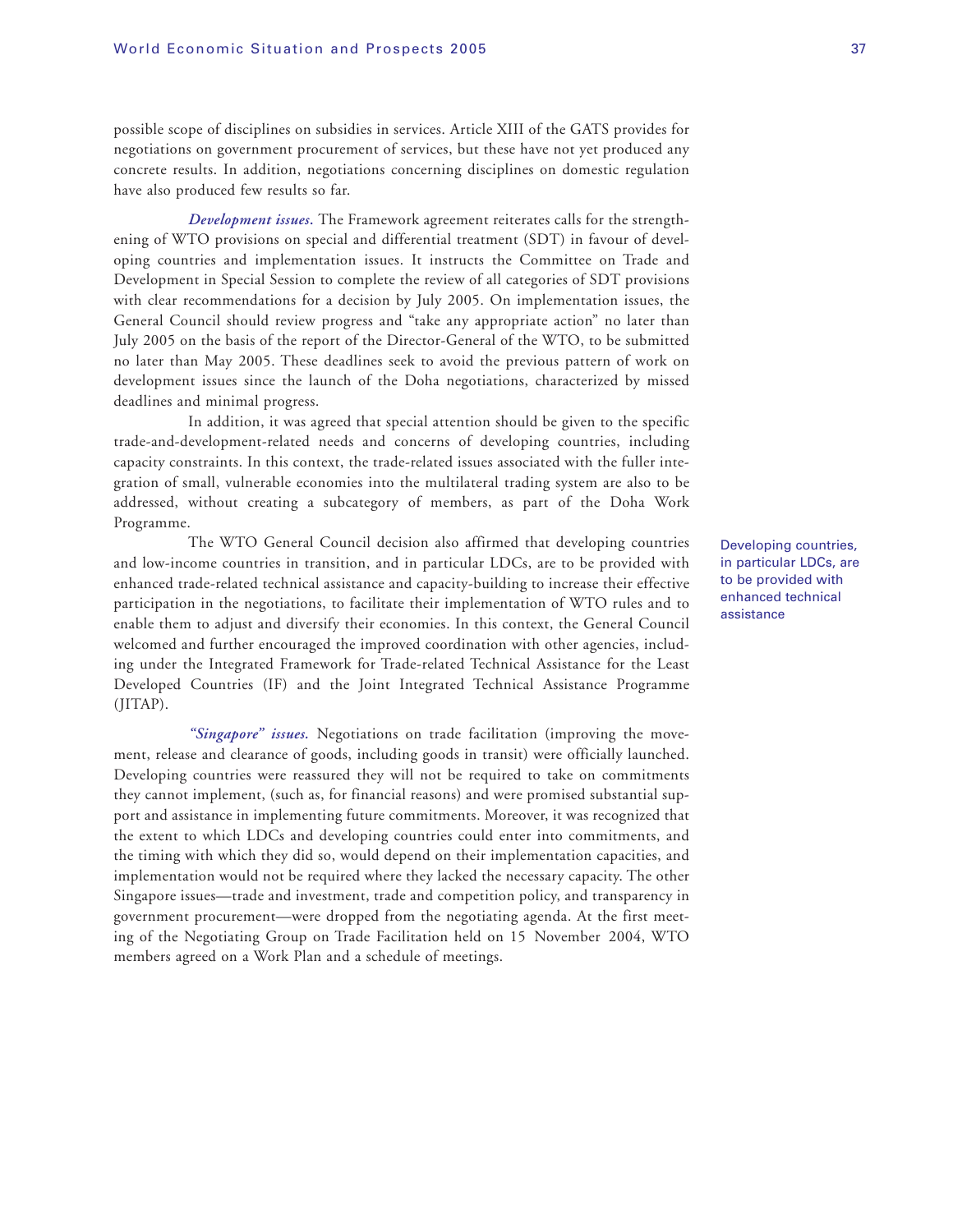possible scope of disciplines on subsidies in services. Article XIII of the GATS provides for negotiations on government procurement of services, but these have not yet produced any concrete results. In addition, negotiations concerning disciplines on domestic regulation have also produced few results so far.

***Development issues.*** The Framework agreement reiterates calls for the strengthening of WTO provisions on special and differential treatment (SDT) in favour of developing countries and implementation issues. It instructs the Committee on Trade and Development in Special Session to complete the review of all categories of SDT provisions with clear recommendations for a decision by July 2005. On implementation issues, the General Council should review progress and "take any appropriate action" no later than July 2005 on the basis of the report of the Director-General of the WTO, to be submitted no later than May 2005. These deadlines seek to avoid the previous pattern of work on development issues since the launch of the Doha negotiations, characterized by missed deadlines and minimal progress.

In addition, it was agreed that special attention should be given to the specific trade-and-development-related needs and concerns of developing countries, including capacity constraints. In this context, the trade-related issues associated with the fuller integration of small, vulnerable economies into the multilateral trading system are also to be addressed, without creating a subcategory of members, as part of the Doha Work Programme.

Developing countries, in particular LDCs, are to be provided with enhanced technical assistance

The WTO General Council decision also affirmed that developing countries and low-income countries in transition, and in particular LDCs, are to be provided with enhanced trade-related technical assistance and capacity-building to increase their effective participation in the negotiations, to facilitate their implementation of WTO rules and to enable them to adjust and diversify their economies. In this context, the General Council welcomed and further encouraged the improved coordination with other agencies, including under the Integrated Framework for Trade-related Technical Assistance for the Least Developed Countries (IF) and the Joint Integrated Technical Assistance Programme (JITAP).

***"Singapore" issues.*** Negotiations on trade facilitation (improving the movement, release and clearance of goods, including goods in transit) were officially launched. Developing countries were reassured they will not be required to take on commitments they cannot implement, (such as, for financial reasons) and were promised substantial support and assistance in implementing future commitments. Moreover, it was recognized that the extent to which LDCs and developing countries could enter into commitments, and the timing with which they did so, would depend on their implementation capacities, and implementation would not be required where they lacked the necessary capacity. The other Singapore issues—trade and investment, trade and competition policy, and transparency in government procurement—were dropped from the negotiating agenda. At the first meeting of the Negotiating Group on Trade Facilitation held on 15 November 2004, WTO members agreed on a Work Plan and a schedule of meetings.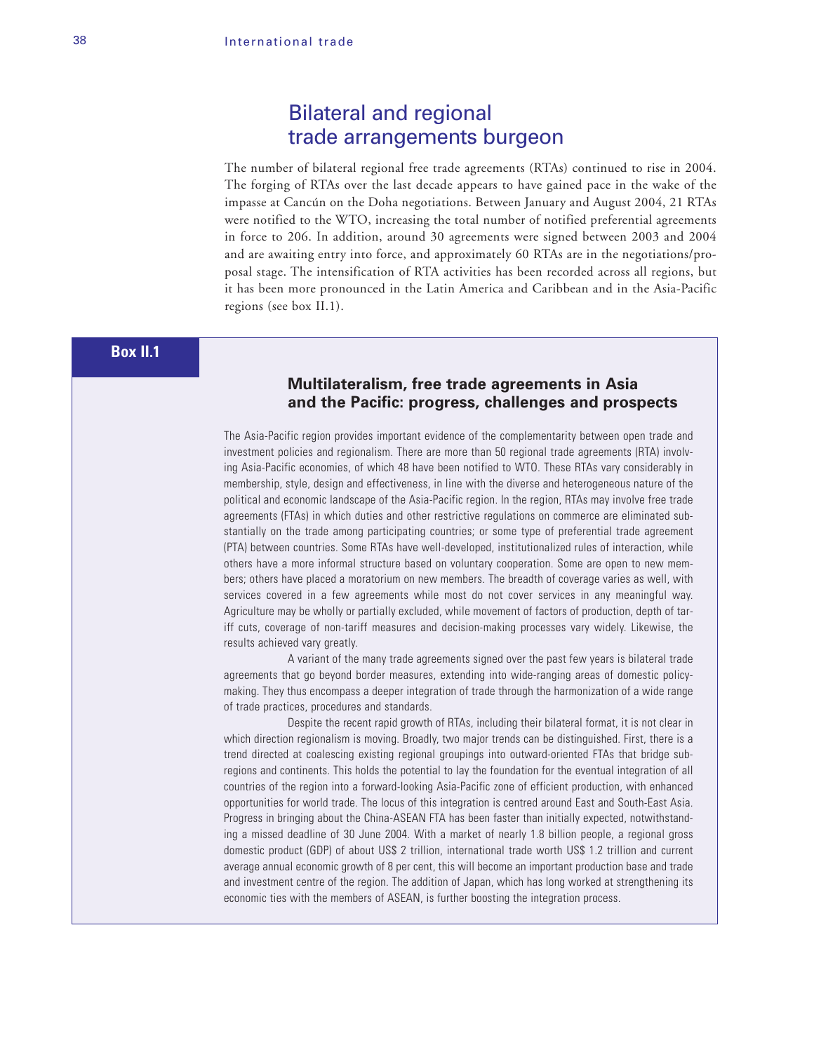## Bilateral and regional trade arrangements burgeon

The number of bilateral regional free trade agreements (RTAs) continued to rise in 2004. The forging of RTAs over the last decade appears to have gained pace in the wake of the impasse at Cancún on the Doha negotiations. Between January and August 2004, 21 RTAs were notified to the WTO, increasing the total number of notified preferential agreements in force to 206. In addition, around 30 agreements were signed between 2003 and 2004 and are awaiting entry into force, and approximately 60 RTAs are in the negotiations/proposal stage. The intensification of RTA activities has been recorded across all regions, but it has been more pronounced in the Latin America and Caribbean and in the Asia-Pacific regions (see box II.1).

**Box II.1**

### Multilateralism, free trade agreements in Asia and the Pacific: progress, challenges and prospects

The Asia-Pacific region provides important evidence of the complementarity between open trade and investment policies and regionalism. There are more than 50 regional trade agreements (RTA) involving Asia-Pacific economies, of which 48 have been notified to WTO. These RTAs vary considerably in membership, style, design and effectiveness, in line with the diverse and heterogeneous nature of the political and economic landscape of the Asia-Pacific region. In the region, RTAs may involve free trade agreements (FTAs) in which duties and other restrictive regulations on commerce are eliminated substantially on the trade among participating countries; or some type of preferential trade agreement (PTA) between countries. Some RTAs have well-developed, institutionalized rules of interaction, while others have a more informal structure based on voluntary cooperation. Some are open to new members; others have placed a moratorium on new members. The breadth of coverage varies as well, with services covered in a few agreements while most do not cover services in any meaningful way. Agriculture may be wholly or partially excluded, while movement of factors of production, depth of tariff cuts, coverage of non-tariff measures and decision-making processes vary widely. Likewise, the results achieved vary greatly.

A variant of the many trade agreements signed over the past few years is bilateral trade agreements that go beyond border measures, extending into wide-ranging areas of domestic policymaking. They thus encompass a deeper integration of trade through the harmonization of a wide range of trade practices, procedures and standards.

Despite the recent rapid growth of RTAs, including their bilateral format, it is not clear in which direction regionalism is moving. Broadly, two major trends can be distinguished. First, there is a trend directed at coalescing existing regional groupings into outward-oriented FTAs that bridge subregions and continents. This holds the potential to lay the foundation for the eventual integration of all countries of the region into a forward-looking Asia-Pacific zone of efficient production, with enhanced opportunities for world trade. The locus of this integration is centred around East and South-East Asia. Progress in bringing about the China-ASEAN FTA has been faster than initially expected, notwithstanding a missed deadline of 30 June 2004. With a market of nearly 1.8 billion people, a regional gross domestic product (GDP) of about US$ 2 trillion, international trade worth US$ 1.2 trillion and current average annual economic growth of 8 per cent, this will become an important production base and trade and investment centre of the region. The addition of Japan, which has long worked at strengthening its economic ties with the members of ASEAN, is further boosting the integration process.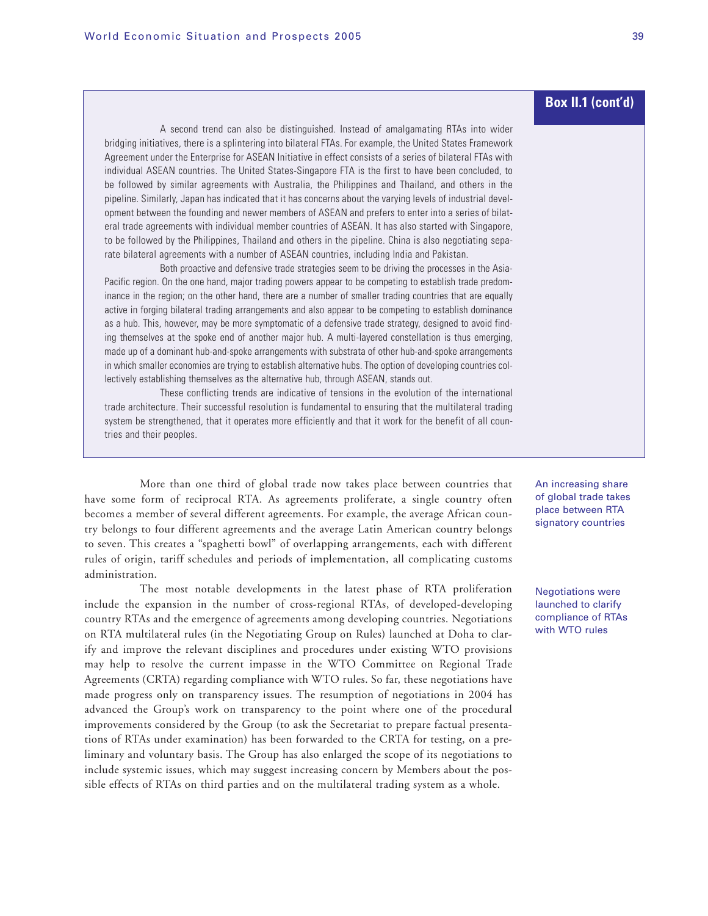**Box II.1 (cont'd)**

A second trend can also be distinguished. Instead of amalgamating RTAs into wider bridging initiatives, there is a splintering into bilateral FTAs. For example, the United States Framework Agreement under the Enterprise for ASEAN Initiative in effect consists of a series of bilateral FTAs with individual ASEAN countries. The United States-Singapore FTA is the first to have been concluded, to be followed by similar agreements with Australia, the Philippines and Thailand, and others in the pipeline. Similarly, Japan has indicated that it has concerns about the varying levels of industrial development between the founding and newer members of ASEAN and prefers to enter into a series of bilateral trade agreements with individual member countries of ASEAN. It has also started with Singapore, to be followed by the Philippines, Thailand and others in the pipeline. China is also negotiating separate bilateral agreements with a number of ASEAN countries, including India and Pakistan.

Both proactive and defensive trade strategies seem to be driving the processes in the Asia-Pacific region. On the one hand, major trading powers appear to be competing to establish trade predominance in the region; on the other hand, there are a number of smaller trading countries that are equally active in forging bilateral trading arrangements and also appear to be competing to establish dominance as a hub. This, however, may be more symptomatic of a defensive trade strategy, designed to avoid finding themselves at the spoke end of another major hub. A multi-layered constellation is thus emerging, made up of a dominant hub-and-spoke arrangements with substrata of other hub-and-spoke arrangements in which smaller economies are trying to establish alternative hubs. The option of developing countries collectively establishing themselves as the alternative hub, through ASEAN, stands out.

These conflicting trends are indicative of tensions in the evolution of the international trade architecture. Their successful resolution is fundamental to ensuring that the multilateral trading system be strengthened, that it operates more efficiently and that it work for the benefit of all countries and their peoples.

*An increasing share of global trade takes place between RTA signatory countries*

More than one third of global trade now takes place between countries that have some form of reciprocal RTA. As agreements proliferate, a single country often becomes a member of several different agreements. For example, the average African country belongs to four different agreements and the average Latin American country belongs to seven. This creates a "spaghetti bowl" of overlapping arrangements, each with different rules of origin, tariff schedules and periods of implementation, all complicating customs administration.

*Negotiations were launched to clarify compliance of RTAs with WTO rules*

The most notable developments in the latest phase of RTA proliferation include the expansion in the number of cross-regional RTAs, of developed-developing country RTAs and the emergence of agreements among developing countries. Negotiations on RTA multilateral rules (in the Negotiating Group on Rules) launched at Doha to clarify and improve the relevant disciplines and procedures under existing WTO provisions may help to resolve the current impasse in the WTO Committee on Regional Trade Agreements (CRTA) regarding compliance with WTO rules. So far, these negotiations have made progress only on transparency issues. The resumption of negotiations in 2004 has advanced the Group's work on transparency to the point where one of the procedural improvements considered by the Group (to ask the Secretariat to prepare factual presentations of RTAs under examination) has been forwarded to the CRTA for testing, on a preliminary and voluntary basis. The Group has also enlarged the scope of its negotiations to include systemic issues, which may suggest increasing concern by Members about the possible effects of RTAs on third parties and on the multilateral trading system as a whole.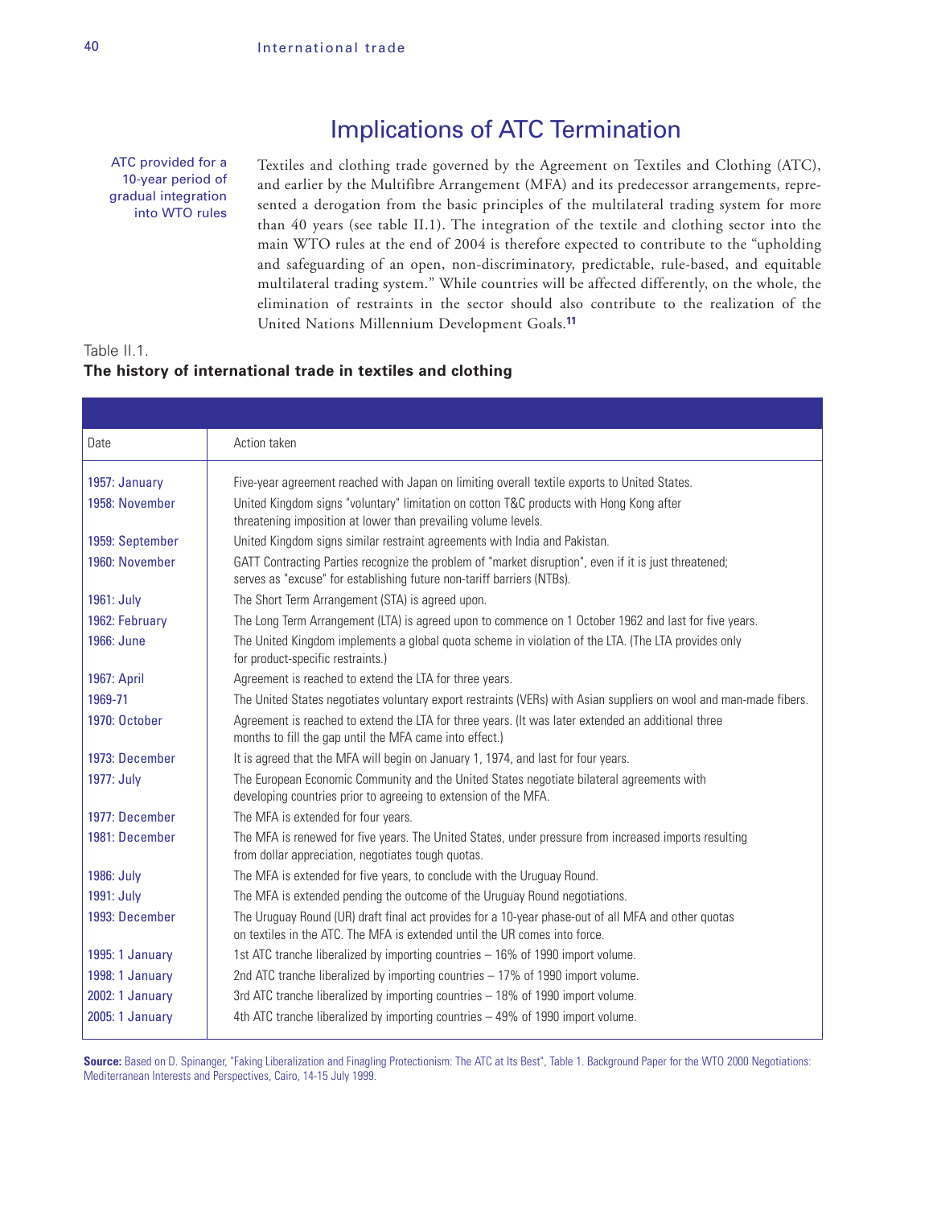# Implications of ATC Termination

ATC provided for a 10-year period of gradual integration into WTO rules

Textiles and clothing trade governed by the Agreement on Textiles and Clothing (ATC), and earlier by the Multifibre Arrangement (MFA) and its predecessor arrangements, represented a derogation from the basic principles of the multilateral trading system for more than 40 years (see table II.1). The integration of the textile and clothing sector into the main WTO rules at the end of 2004 is therefore expected to contribute to the "upholding and safeguarding of an open, non-discriminatory, predictable, rule-based, and equitable multilateral trading system." While countries will be affected differently, on the whole, the elimination of restraints in the sector should also contribute to the realization of the United Nations Millennium Development Goals.[11]

Table II.1.
**The history of international trade in textiles and clothing**

| Date | Action taken |
|---|---|
| 1957: January | Five-year agreement reached with Japan on limiting overall textile exports to United States. |
| 1958: November | United Kingdom signs "voluntary" limitation on cotton T&C products with Hong Kong after threatening imposition at lower than prevailing volume levels. |
| 1959: September | United Kingdom signs similar restraint agreements with India and Pakistan. |
| 1960: November | GATT Contracting Parties recognize the problem of "market disruption", even if it is just threatened; serves as "excuse" for establishing future non-tariff barriers (NTBs). |
| 1961: July | The Short Term Arrangement (STA) is agreed upon. |
| 1962: February | The Long Term Arrangement (LTA) is agreed upon to commence on 1 October 1962 and last for five years. |
| 1966: June | The United Kingdom implements a global quota scheme in violation of the LTA. (The LTA provides only for product-specific restraints.) |
| 1967: April | Agreement is reached to extend the LTA for three years. |
| 1969-71 | The United States negotiates voluntary export restraints (VERs) with Asian suppliers on wool and man-made fibers. |
| 1970: October | Agreement is reached to extend the LTA for three years. (It was later extended an additional three months to fill the gap until the MFA came into effect.) |
| 1973: December | It is agreed that the MFA will begin on January 1, 1974, and last for four years. |
| 1977: July | The European Economic Community and the United States negotiate bilateral agreements with developing countries prior to agreeing to extension of the MFA. |
| 1977: December | The MFA is extended for four years. |
| 1981: December | The MFA is renewed for five years. The United States, under pressure from increased imports resulting from dollar appreciation, negotiates tough quotas. |
| 1986: July | The MFA is extended for five years, to conclude with the Uruguay Round. |
| 1991: July | The MFA is extended pending the outcome of the Uruguay Round negotiations. |
| 1993: December | The Uruguay Round (UR) draft final act provides for a 10-year phase-out of all MFA and other quotas on textiles in the ATC. The MFA is extended until the UR comes into force. |
| 1995: 1 January | 1st ATC tranche liberalized by importing countries – 16% of 1990 import volume. |
| 1998: 1 January | 2nd ATC tranche liberalized by importing countries – 17% of 1990 import volume. |
| 2002: 1 January | 3rd ATC tranche liberalized by importing countries – 18% of 1990 import volume. |
| 2005: 1 January | 4th ATC tranche liberalized by importing countries – 49% of 1990 import volume. |

**Source:** Based on D. Spinanger, "Faking Liberalization and Finagling Protectionism: The ATC at Its Best", Table 1. Background Paper for the WTO 2000 Negotiations: Mediterranean Interests and Perspectives, Cairo, 14-15 July 1999.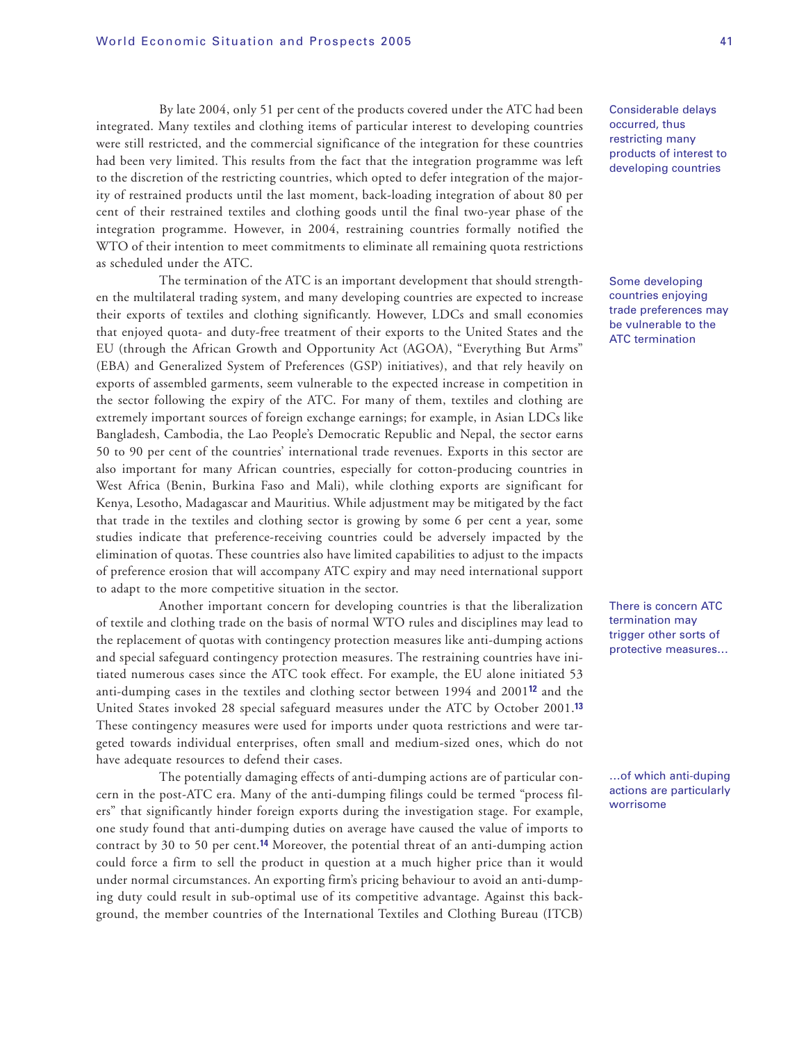By late 2004, only 51 per cent of the products covered under the ATC had been integrated. Many textiles and clothing items of particular interest to developing countries were still restricted, and the commercial significance of the integration for these countries had been very limited. This results from the fact that the integration programme was left to the discretion of the restricting countries, which opted to defer integration of the majority of restrained products until the last moment, back-loading integration of about 80 per cent of their restrained textiles and clothing goods until the final two-year phase of the integration programme. However, in 2004, restraining countries formally notified the WTO of their intention to meet commitments to eliminate all remaining quota restrictions as scheduled under the ATC.

Considerable delays occurred, thus restricting many products of interest to developing countries

The termination of the ATC is an important development that should strengthen the multilateral trading system, and many developing countries are expected to increase their exports of textiles and clothing significantly. However, LDCs and small economies that enjoyed quota- and duty-free treatment of their exports to the United States and the EU (through the African Growth and Opportunity Act (AGOA), "Everything But Arms" (EBA) and Generalized System of Preferences (GSP) initiatives), and that rely heavily on exports of assembled garments, seem vulnerable to the expected increase in competition in the sector following the expiry of the ATC. For many of them, textiles and clothing are extremely important sources of foreign exchange earnings; for example, in Asian LDCs like Bangladesh, Cambodia, the Lao People's Democratic Republic and Nepal, the sector earns 50 to 90 per cent of the countries' international trade revenues. Exports in this sector are also important for many African countries, especially for cotton-producing countries in West Africa (Benin, Burkina Faso and Mali), while clothing exports are significant for Kenya, Lesotho, Madagascar and Mauritius. While adjustment may be mitigated by the fact that trade in the textiles and clothing sector is growing by some 6 per cent a year, some studies indicate that preference-receiving countries could be adversely impacted by the elimination of quotas. These countries also have limited capabilities to adjust to the impacts of preference erosion that will accompany ATC expiry and may need international support to adapt to the more competitive situation in the sector.

Some developing countries enjoying trade preferences may be vulnerable to the ATC termination

Another important concern for developing countries is that the liberalization of textile and clothing trade on the basis of normal WTO rules and disciplines may lead to the replacement of quotas with contingency protection measures like anti-dumping actions and special safeguard contingency protection measures. The restraining countries have initiated numerous cases since the ATC took effect. For example, the EU alone initiated 53 anti-dumping cases in the textiles and clothing sector between 1994 and 2001[12] and the United States invoked 28 special safeguard measures under the ATC by October 2001.[13] These contingency measures were used for imports under quota restrictions and were targeted towards individual enterprises, often small and medium-sized ones, which do not have adequate resources to defend their cases.

There is concern ATC termination may trigger other sorts of protective measures…

The potentially damaging effects of anti-dumping actions are of particular concern in the post-ATC era. Many of the anti-dumping filings could be termed "process filers" that significantly hinder foreign exports during the investigation stage. For example, one study found that anti-dumping duties on average have caused the value of imports to contract by 30 to 50 per cent.[14] Moreover, the potential threat of an anti-dumping action could force a firm to sell the product in question at a much higher price than it would under normal circumstances. An exporting firm's pricing behaviour to avoid an anti-dumping duty could result in sub-optimal use of its competitive advantage. Against this background, the member countries of the International Textiles and Clothing Bureau (ITCB)

…of which anti-duping actions are particularly worrisome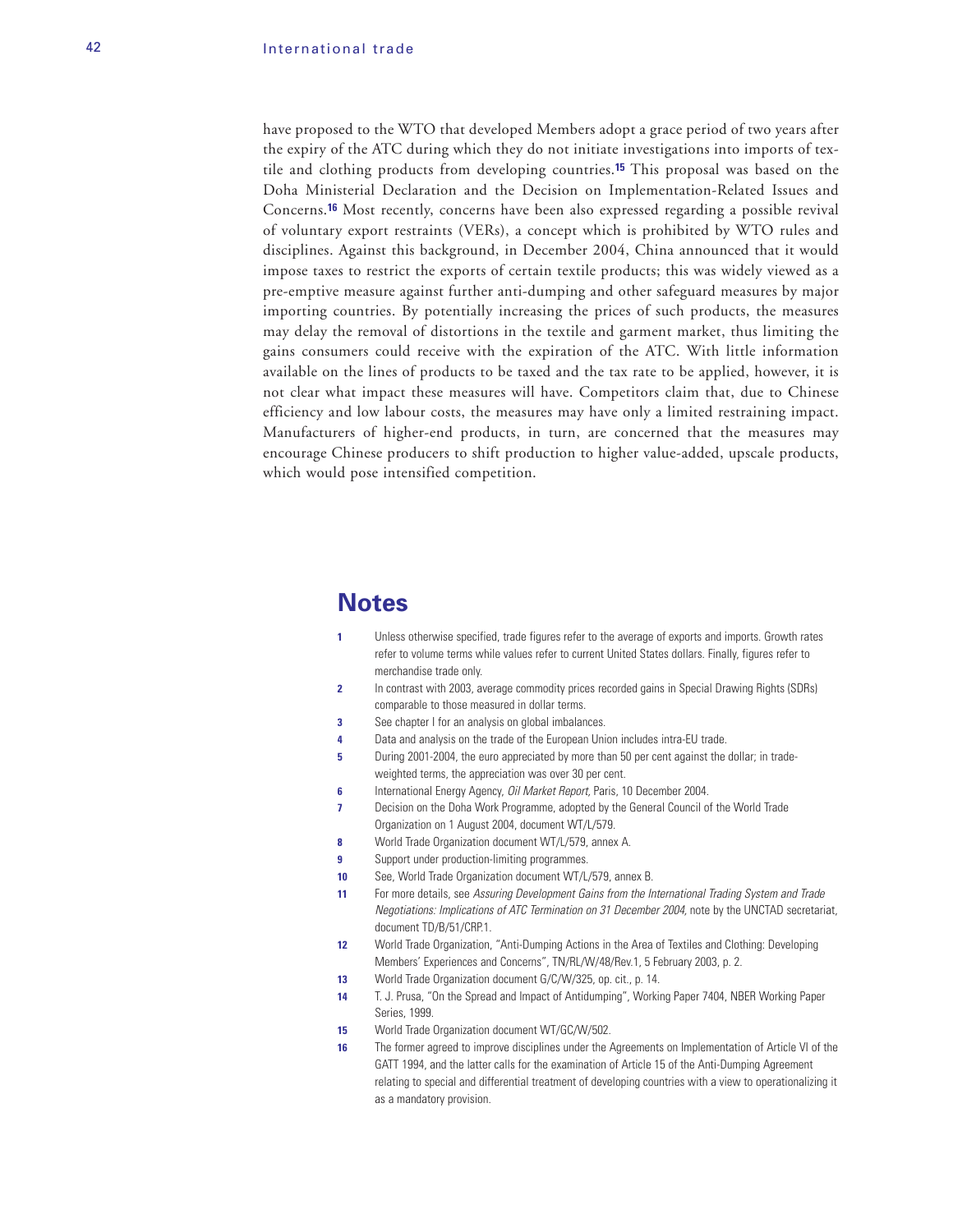have proposed to the WTO that developed Members adopt a grace period of two years after the expiry of the ATC during which they do not initiate investigations into imports of textile and clothing products from developing countries.[15] This proposal was based on the Doha Ministerial Declaration and the Decision on Implementation-Related Issues and Concerns.[16] Most recently, concerns have been also expressed regarding a possible revival of voluntary export restraints (VERs), a concept which is prohibited by WTO rules and disciplines. Against this background, in December 2004, China announced that it would impose taxes to restrict the exports of certain textile products; this was widely viewed as a pre-emptive measure against further anti-dumping and other safeguard measures by major importing countries. By potentially increasing the prices of such products, the measures may delay the removal of distortions in the textile and garment market, thus limiting the gains consumers could receive with the expiration of the ATC. With little information available on the lines of products to be taxed and the tax rate to be applied, however, it is not clear what impact these measures will have. Competitors claim that, due to Chinese efficiency and low labour costs, the measures may have only a limited restraining impact. Manufacturers of higher-end products, in turn, are concerned that the measures may encourage Chinese producers to shift production to higher value-added, upscale products, which would pose intensified competition.

## Notes

1. Unless otherwise specified, trade figures refer to the average of exports and imports. Growth rates refer to volume terms while values refer to current United States dollars. Finally, figures refer to merchandise trade only.
2. In contrast with 2003, average commodity prices recorded gains in Special Drawing Rights (SDRs) comparable to those measured in dollar terms.
3. See chapter I for an analysis on global imbalances.
4. Data and analysis on the trade of the European Union includes intra-EU trade.
5. During 2001-2004, the euro appreciated by more than 50 per cent against the dollar; in trade-weighted terms, the appreciation was over 30 per cent.
6. International Energy Agency, *Oil Market Report*, Paris, 10 December 2004.
7. Decision on the Doha Work Programme, adopted by the General Council of the World Trade Organization on 1 August 2004, document WT/L/579.
8. World Trade Organization document WT/L/579, annex A.
9. Support under production-limiting programmes.
10. See, World Trade Organization document WT/L/579, annex B.
11. For more details, see *Assuring Development Gains from the International Trading System and Trade Negotiations: Implications of ATC Termination on 31 December 2004,* note by the UNCTAD secretariat, document TD/B/51/CRP.1.
12. World Trade Organization, "Anti-Dumping Actions in the Area of Textiles and Clothing: Developing Members' Experiences and Concerns", TN/RL/W/48/Rev.1, 5 February 2003, p. 2.
13. World Trade Organization document G/C/W/325, op. cit., p. 14.
14. T. J. Prusa, "On the Spread and Impact of Antidumping", Working Paper 7404, NBER Working Paper Series, 1999.
15. World Trade Organization document WT/GC/W/502.
16. The former agreed to improve disciplines under the Agreements on Implementation of Article VI of the GATT 1994, and the latter calls for the examination of Article 15 of the Anti-Dumping Agreement relating to special and differential treatment of developing countries with a view to operationalizing it as a mandatory provision.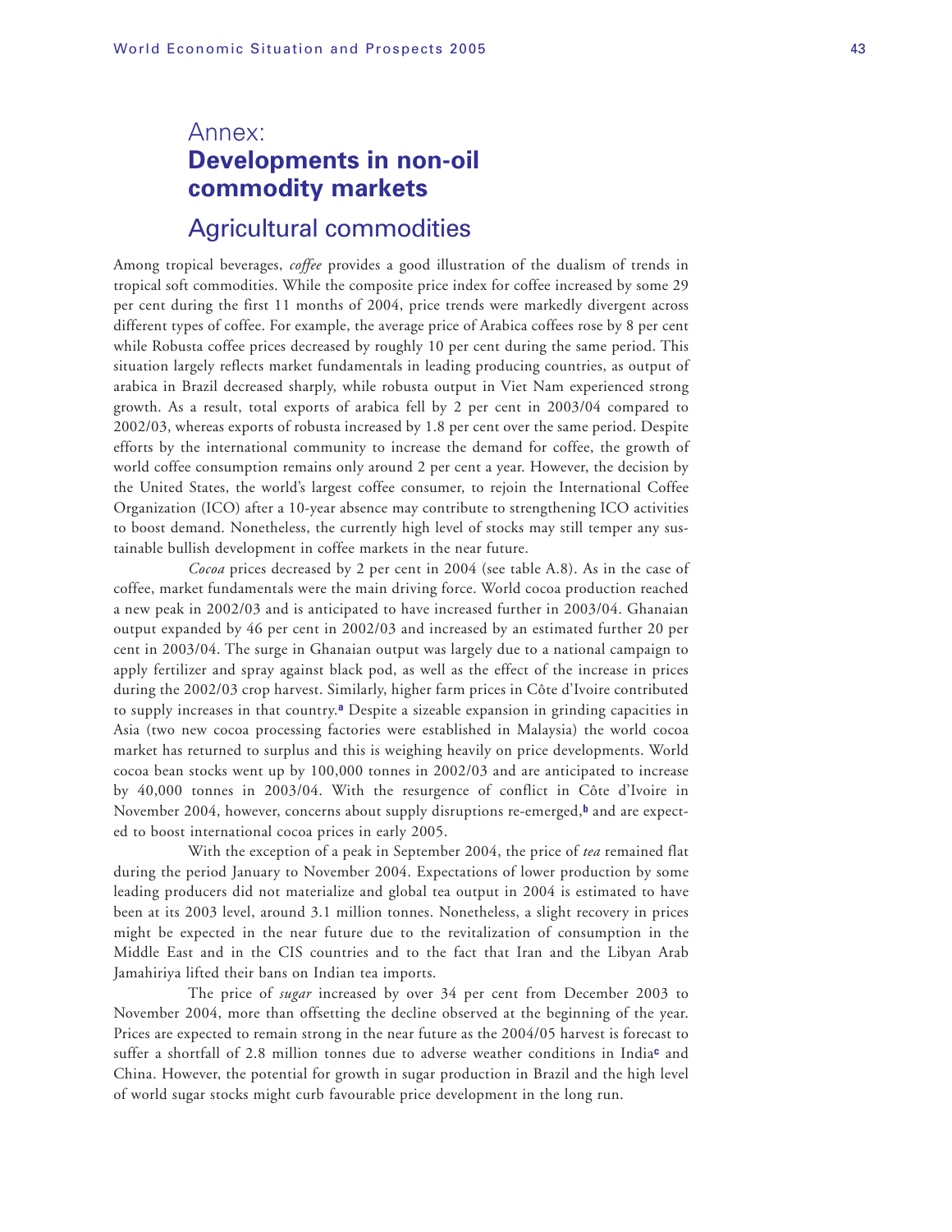# Annex: Developments in non-oil commodity markets

## Agricultural commodities

Among tropical beverages, *coffee* provides a good illustration of the dualism of trends in tropical soft commodities. While the composite price index for coffee increased by some 29 per cent during the first 11 months of 2004, price trends were markedly divergent across different types of coffee. For example, the average price of Arabica coffees rose by 8 per cent while Robusta coffee prices decreased by roughly 10 per cent during the same period. This situation largely reflects market fundamentals in leading producing countries, as output of arabica in Brazil decreased sharply, while robusta output in Viet Nam experienced strong growth. As a result, total exports of arabica fell by 2 per cent in 2003/04 compared to 2002/03, whereas exports of robusta increased by 1.8 per cent over the same period. Despite efforts by the international community to increase the demand for coffee, the growth of world coffee consumption remains only around 2 per cent a year. However, the decision by the United States, the world's largest coffee consumer, to rejoin the International Coffee Organization (ICO) after a 10-year absence may contribute to strengthening ICO activities to boost demand. Nonetheless, the currently high level of stocks may still temper any sustainable bullish development in coffee markets in the near future.

*Cocoa* prices decreased by 2 per cent in 2004 (see table A.8). As in the case of coffee, market fundamentals were the main driving force. World cocoa production reached a new peak in 2002/03 and is anticipated to have increased further in 2003/04. Ghanaian output expanded by 46 per cent in 2002/03 and increased by an estimated further 20 per cent in 2003/04. The surge in Ghanaian output was largely due to a national campaign to apply fertilizer and spray against black pod, as well as the effect of the increase in prices during the 2002/03 crop harvest. Similarly, higher farm prices in Côte d'Ivoire contributed to supply increases in that country.[a] Despite a sizeable expansion in grinding capacities in Asia (two new cocoa processing factories were established in Malaysia) the world cocoa market has returned to surplus and this is weighing heavily on price developments. World cocoa bean stocks went up by 100,000 tonnes in 2002/03 and are anticipated to increase by 40,000 tonnes in 2003/04. With the resurgence of conflict in Côte d'Ivoire in November 2004, however, concerns about supply disruptions re-emerged,[b] and are expected to boost international cocoa prices in early 2005.

With the exception of a peak in September 2004, the price of *tea* remained flat during the period January to November 2004. Expectations of lower production by some leading producers did not materialize and global tea output in 2004 is estimated to have been at its 2003 level, around 3.1 million tonnes. Nonetheless, a slight recovery in prices might be expected in the near future due to the revitalization of consumption in the Middle East and in the CIS countries and to the fact that Iran and the Libyan Arab Jamahiriya lifted their bans on Indian tea imports.

The price of *sugar* increased by over 34 per cent from December 2003 to November 2004, more than offsetting the decline observed at the beginning of the year. Prices are expected to remain strong in the near future as the 2004/05 harvest is forecast to suffer a shortfall of 2.8 million tonnes due to adverse weather conditions in India[c] and China. However, the potential for growth in sugar production in Brazil and the high level of world sugar stocks might curb favourable price development in the long run.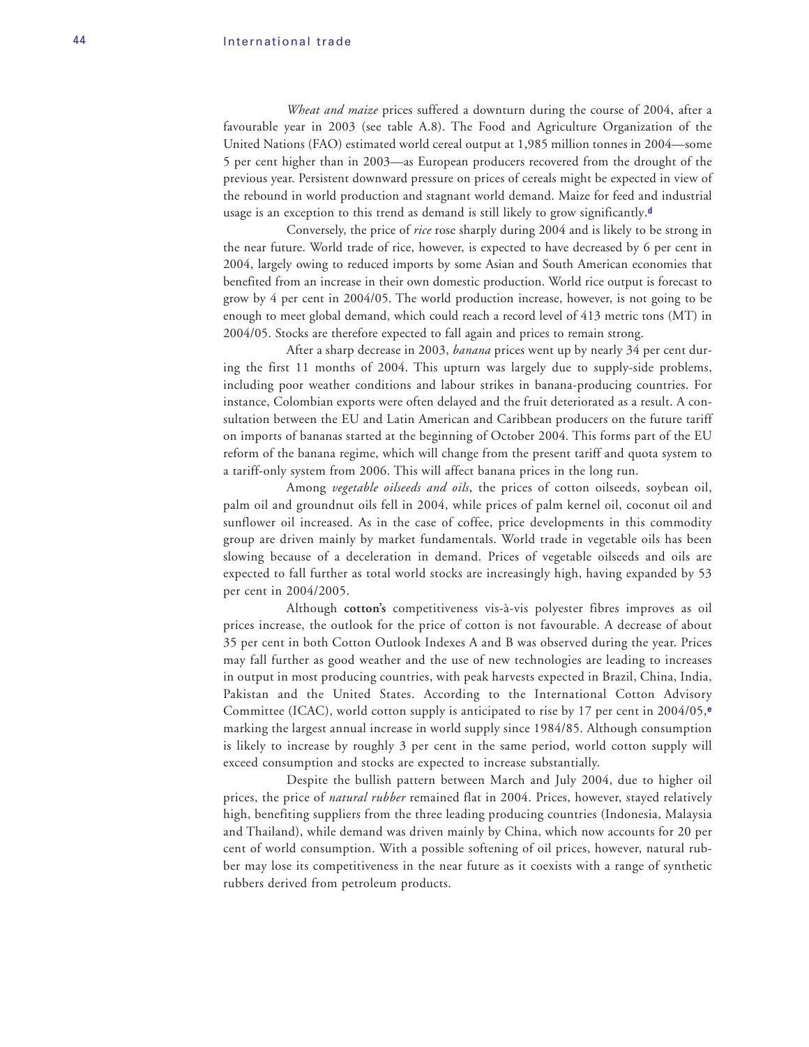*Wheat and maize* prices suffered a downturn during the course of 2004, after a favourable year in 2003 (see table A.8). The Food and Agriculture Organization of the United Nations (FAO) estimated world cereal output at 1,985 million tonnes in 2004—some 5 per cent higher than in 2003—as European producers recovered from the drought of the previous year. Persistent downward pressure on prices of cereals might be expected in view of the rebound in world production and stagnant world demand. Maize for feed and industrial usage is an exception to this trend as demand is still likely to grow significantly.[d]

Conversely, the price of *rice* rose sharply during 2004 and is likely to be strong in the near future. World trade of rice, however, is expected to have decreased by 6 per cent in 2004, largely owing to reduced imports by some Asian and South American economies that benefited from an increase in their own domestic production. World rice output is forecast to grow by 4 per cent in 2004/05. The world production increase, however, is not going to be enough to meet global demand, which could reach a record level of 413 metric tons (MT) in 2004/05. Stocks are therefore expected to fall again and prices to remain strong.

After a sharp decrease in 2003, *banana* prices went up by nearly 34 per cent during the first 11 months of 2004. This upturn was largely due to supply-side problems, including poor weather conditions and labour strikes in banana-producing countries. For instance, Colombian exports were often delayed and the fruit deteriorated as a result. A consultation between the EU and Latin American and Caribbean producers on the future tariff on imports of bananas started at the beginning of October 2004. This forms part of the EU reform of the banana regime, which will change from the present tariff and quota system to a tariff-only system from 2006. This will affect banana prices in the long run.

Among *vegetable oilseeds and oils*, the prices of cotton oilseeds, soybean oil, palm oil and groundnut oils fell in 2004, while prices of palm kernel oil, coconut oil and sunflower oil increased. As in the case of coffee, price developments in this commodity group are driven mainly by market fundamentals. World trade in vegetable oils has been slowing because of a deceleration in demand. Prices of vegetable oilseeds and oils are expected to fall further as total world stocks are increasingly high, having expanded by 53 per cent in 2004/2005.

Although **cotton's** competitiveness vis-à-vis polyester fibres improves as oil prices increase, the outlook for the price of cotton is not favourable. A decrease of about 35 per cent in both Cotton Outlook Indexes A and B was observed during the year. Prices may fall further as good weather and the use of new technologies are leading to increases in output in most producing countries, with peak harvests expected in Brazil, China, India, Pakistan and the United States. According to the International Cotton Advisory Committee (ICAC), world cotton supply is anticipated to rise by 17 per cent in 2004/05,[e] marking the largest annual increase in world supply since 1984/85. Although consumption is likely to increase by roughly 3 per cent in the same period, world cotton supply will exceed consumption and stocks are expected to increase substantially.

Despite the bullish pattern between March and July 2004, due to higher oil prices, the price of *natural rubber* remained flat in 2004. Prices, however, stayed relatively high, benefiting suppliers from the three leading producing countries (Indonesia, Malaysia and Thailand), while demand was driven mainly by China, which now accounts for 20 per cent of world consumption. With a possible softening of oil prices, however, natural rubber may lose its competitiveness in the near future as it coexists with a range of synthetic rubbers derived from petroleum products.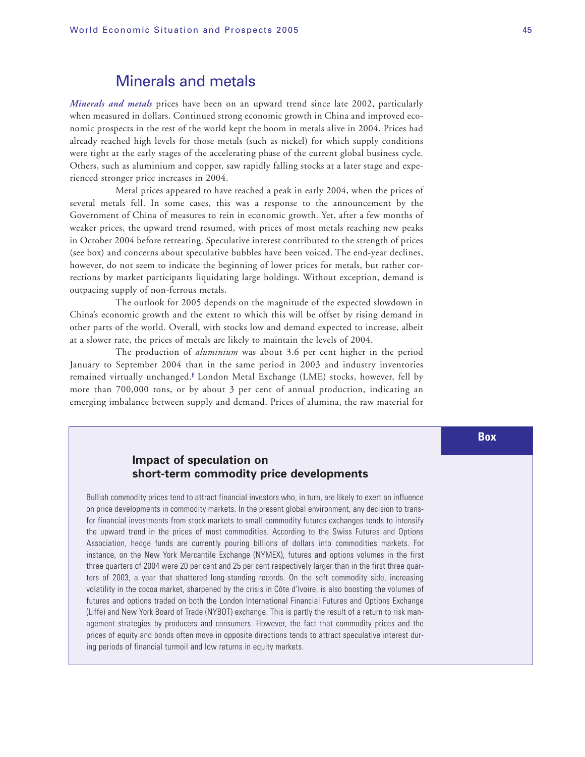## Minerals and metals

***Minerals and metals*** prices have been on an upward trend since late 2002, particularly when measured in dollars. Continued strong economic growth in China and improved economic prospects in the rest of the world kept the boom in metals alive in 2004. Prices had already reached high levels for those metals (such as nickel) for which supply conditions were tight at the early stages of the accelerating phase of the current global business cycle. Others, such as aluminium and copper, saw rapidly falling stocks at a later stage and experienced stronger price increases in 2004.

Metal prices appeared to have reached a peak in early 2004, when the prices of several metals fell. In some cases, this was a response to the announcement by the Government of China of measures to rein in economic growth. Yet, after a few months of weaker prices, the upward trend resumed, with prices of most metals reaching new peaks in October 2004 before retreating. Speculative interest contributed to the strength of prices (see box) and concerns about speculative bubbles have been voiced. The end-year declines, however, do not seem to indicate the beginning of lower prices for metals, but rather corrections by market participants liquidating large holdings. Without exception, demand is outpacing supply of non-ferrous metals.

The outlook for 2005 depends on the magnitude of the expected slowdown in China's economic growth and the extent to which this will be offset by rising demand in other parts of the world. Overall, with stocks low and demand expected to increase, albeit at a slower rate, the prices of metals are likely to maintain the levels of 2004.

The production of *aluminium* was about 3.6 per cent higher in the period January to September 2004 than in the same period in 2003 and industry inventories remained virtually unchanged.[f] London Metal Exchange (LME) stocks, however, fell by more than 700,000 tons, or by about 3 per cent of annual production, indicating an emerging imbalance between supply and demand. Prices of alumina, the raw material for

**Box**

### Impact of speculation on short-term commodity price developments

Bullish commodity prices tend to attract financial investors who, in turn, are likely to exert an influence on price developments in commodity markets. In the present global environment, any decision to transfer financial investments from stock markets to small commodity futures exchanges tends to intensify the upward trend in the prices of most commodities. According to the Swiss Futures and Options Association, hedge funds are currently pouring billions of dollars into commodities markets. For instance, on the New York Mercantile Exchange (NYMEX), futures and options volumes in the first three quarters of 2004 were 20 per cent and 25 per cent respectively larger than in the first three quarters of 2003, a year that shattered long-standing records. On the soft commodity side, increasing volatility in the cocoa market, sharpened by the crisis in Côte d'Ivoire, is also boosting the volumes of futures and options traded on both the London International Financial Futures and Options Exchange (Liffe) and New York Board of Trade (NYBOT) exchange. This is partly the result of a return to risk management strategies by producers and consumers. However, the fact that commodity prices and the prices of equity and bonds often move in opposite directions tends to attract speculative interest during periods of financial turmoil and low returns in equity markets.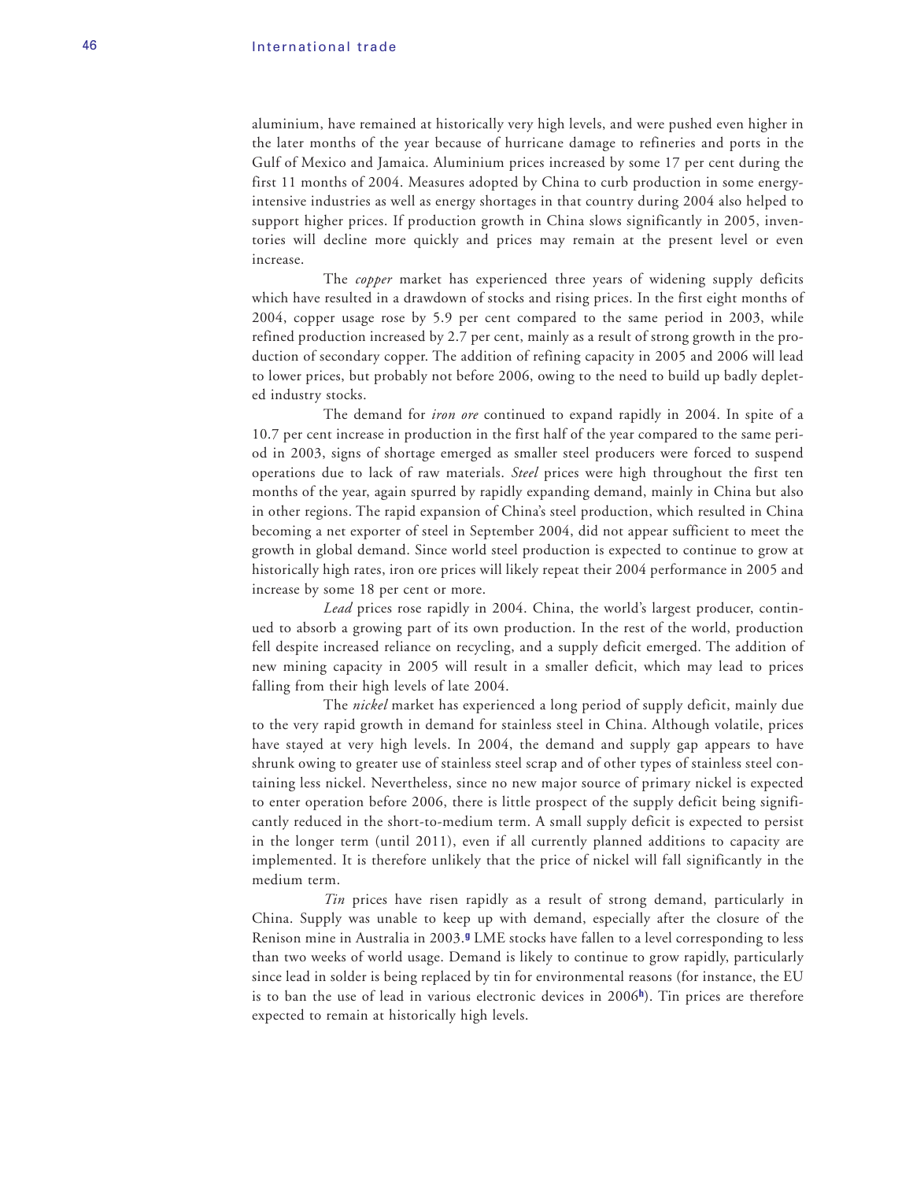aluminium, have remained at historically very high levels, and were pushed even higher in the later months of the year because of hurricane damage to refineries and ports in the Gulf of Mexico and Jamaica. Aluminium prices increased by some 17 per cent during the first 11 months of 2004. Measures adopted by China to curb production in some energy-intensive industries as well as energy shortages in that country during 2004 also helped to support higher prices. If production growth in China slows significantly in 2005, inventories will decline more quickly and prices may remain at the present level or even increase.

The *copper* market has experienced three years of widening supply deficits which have resulted in a drawdown of stocks and rising prices. In the first eight months of 2004, copper usage rose by 5.9 per cent compared to the same period in 2003, while refined production increased by 2.7 per cent, mainly as a result of strong growth in the production of secondary copper. The addition of refining capacity in 2005 and 2006 will lead to lower prices, but probably not before 2006, owing to the need to build up badly depleted industry stocks.

The demand for *iron ore* continued to expand rapidly in 2004. In spite of a 10.7 per cent increase in production in the first half of the year compared to the same period in 2003, signs of shortage emerged as smaller steel producers were forced to suspend operations due to lack of raw materials. *Steel* prices were high throughout the first ten months of the year, again spurred by rapidly expanding demand, mainly in China but also in other regions. The rapid expansion of China's steel production, which resulted in China becoming a net exporter of steel in September 2004, did not appear sufficient to meet the growth in global demand. Since world steel production is expected to continue to grow at historically high rates, iron ore prices will likely repeat their 2004 performance in 2005 and increase by some 18 per cent or more.

*Lead* prices rose rapidly in 2004. China, the world's largest producer, continued to absorb a growing part of its own production. In the rest of the world, production fell despite increased reliance on recycling, and a supply deficit emerged. The addition of new mining capacity in 2005 will result in a smaller deficit, which may lead to prices falling from their high levels of late 2004.

The *nickel* market has experienced a long period of supply deficit, mainly due to the very rapid growth in demand for stainless steel in China. Although volatile, prices have stayed at very high levels. In 2004, the demand and supply gap appears to have shrunk owing to greater use of stainless steel scrap and of other types of stainless steel containing less nickel. Nevertheless, since no new major source of primary nickel is expected to enter operation before 2006, there is little prospect of the supply deficit being significantly reduced in the short-to-medium term. A small supply deficit is expected to persist in the longer term (until 2011), even if all currently planned additions to capacity are implemented. It is therefore unlikely that the price of nickel will fall significantly in the medium term.

*Tin* prices have risen rapidly as a result of strong demand, particularly in China. Supply was unable to keep up with demand, especially after the closure of the Renison mine in Australia in 2003.[g] LME stocks have fallen to a level corresponding to less than two weeks of world usage. Demand is likely to continue to grow rapidly, particularly since lead in solder is being replaced by tin for environmental reasons (for instance, the EU is to ban the use of lead in various electronic devices in 2006[h]). Tin prices are therefore expected to remain at historically high levels.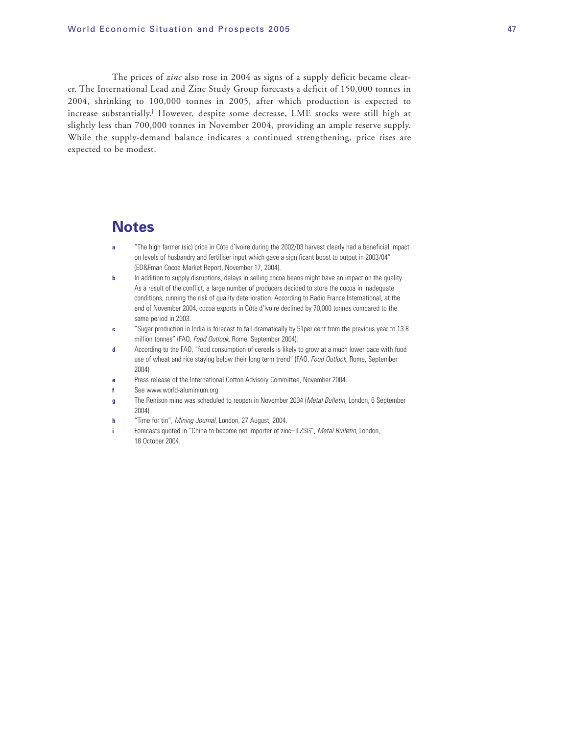The prices of *zinc* also rose in 2004 as signs of a supply deficit became clearer. The International Lead and Zinc Study Group forecasts a deficit of 150,000 tonnes in 2004, shrinking to 100,000 tonnes in 2005, after which production is expected to increase substantially.[i] However, despite some decrease, LME stocks were still high at slightly less than 700,000 tonnes in November 2004, providing an ample reserve supply. While the supply-demand balance indicates a continued strengthening, price rises are expected to be modest.

## Notes

- **a** "The high farmer (sic) price in Côte d'Ivoire during the 2002/03 harvest clearly had a beneficial impact on levels of husbandry and fertiliser input which gave a significant boost to output in 2003/04" (ED&Fman Cocoa Market Report, November 17, 2004).
- **b** In addition to supply disruptions, delays in selling cocoa beans might have an impact on the quality. As a result of the conflict, a large number of producers decided to store the cocoa in inadequate conditions, running the risk of quality deterioration. According to Radio France International, at the end of November 2004, cocoa exports in Côte d'Ivoire declined by 70,000 tonnes compared to the same period in 2003.
- **c** "Sugar production in India is forecast to fall dramatically by 51per cent from the previous year to 13.8 million tonnes" (FAO, *Food Outlook,* Rome, September 2004).
- **d** According to the FAO, "food consumption of cereals is likely to grow at a much lower pace with food use of wheat and rice staying below their long term trend" (FAO, *Food Outlook,* Rome, September 2004).
- **e** Press release of the International Cotton Advisory Committee, November 2004.
- **f** See www.world-aluminium.org
- **g** The Renison mine was scheduled to reopen in November 2004 (*Metal Bulletin,* London, 6 September 2004).
- **h** "Time for tin", *Mining Journal,* London, 27 August, 2004.
- **i** Forecasts quoted in "China to become net importer of zinc–ILZSG", *Metal Bulletin,* London, 18 October 2004.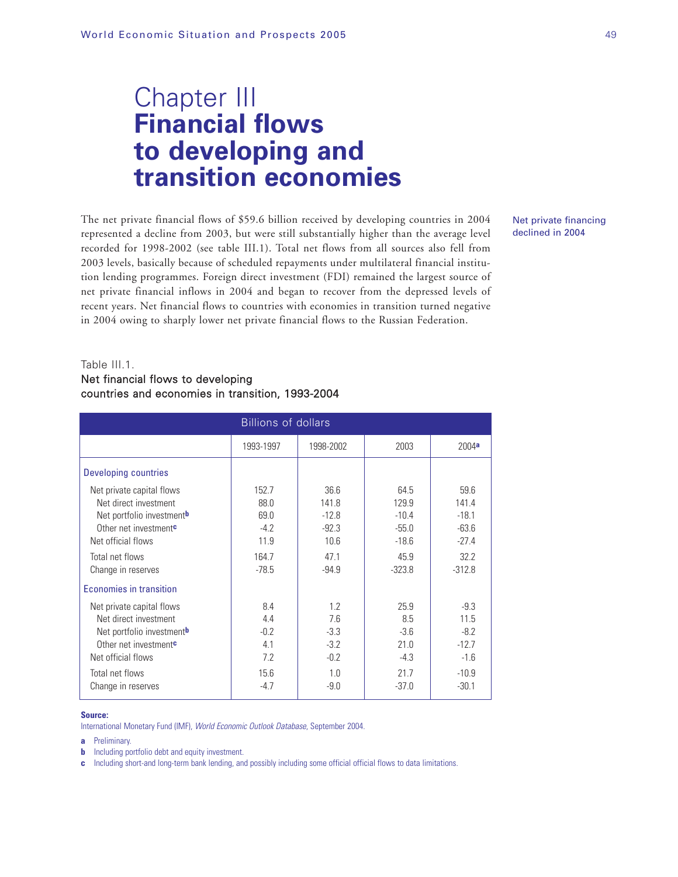# Chapter III
# Financial flows to developing and transition economies

Net private financing declined in 2004

The net private financial flows of $59.6 billion received by developing countries in 2004 represented a decline from 2003, but were still substantially higher than the average level recorded for 1998-2002 (see table III.1). Total net flows from all sources also fell from 2003 levels, basically because of scheduled repayments under multilateral financial institution lending programmes. Foreign direct investment (FDI) remained the largest source of net private financial inflows in 2004 and began to recover from the depressed levels of recent years. Net financial flows to countries with economies in transition turned negative in 2004 owing to sharply lower net private financial flows to the Russian Federation.

Table III.1.
**Net financial flows to developing countries and economies in transition, 1993-2004**

| Billions of dollars | | | | |
|---|---|---|---|---|
| | 1993-1997 | 1998-2002 | 2003 | 2004[a] |
| **Developing countries** | | | | |
| Net private capital flows | 152.7 | 36.6 | 64.5 | 59.6 |
| Net direct investment | 88.0 | 141.8 | 129.9 | 141.4 |
| Net portfolio investment[b] | 69.0 | -12.8 | -10.4 | -18.1 |
| Other net investment[c] | -4.2 | -92.3 | -55.0 | -63.6 |
| Net official flows | 11.9 | 10.6 | -18.6 | -27.4 |
| Total net flows | 164.7 | 47.1 | 45.9 | 32.2 |
| Change in reserves | -78.5 | -94.9 | -323.8 | -312.8 |
| **Economies in transition** | | | | |
| Net private capital flows | 8.4 | 1.2 | 25.9 | -9.3 |
| Net direct investment | 4.4 | 7.6 | 8.5 | 11.5 |
| Net portfolio investment[b] | -0.2 | -3.3 | -3.6 | -8.2 |
| Other net investment[c] | 4.1 | -3.2 | 21.0 | -12.7 |
| Net official flows | 7.2 | -0.2 | -4.3 | -1.6 |
| Total net flows | 15.6 | 1.0 | 21.7 | -10.9 |
| Change in reserves | -4.7 | -9.0 | -37.0 | -30.1 |

**Source:**
International Monetary Fund (IMF), *World Economic Outlook Database*, September 2004.

**a** Preliminary.
**b** Including portfolio debt and equity investment.
**c** Including short-and long-term bank lending, and possibly including some official official flows to data limitations.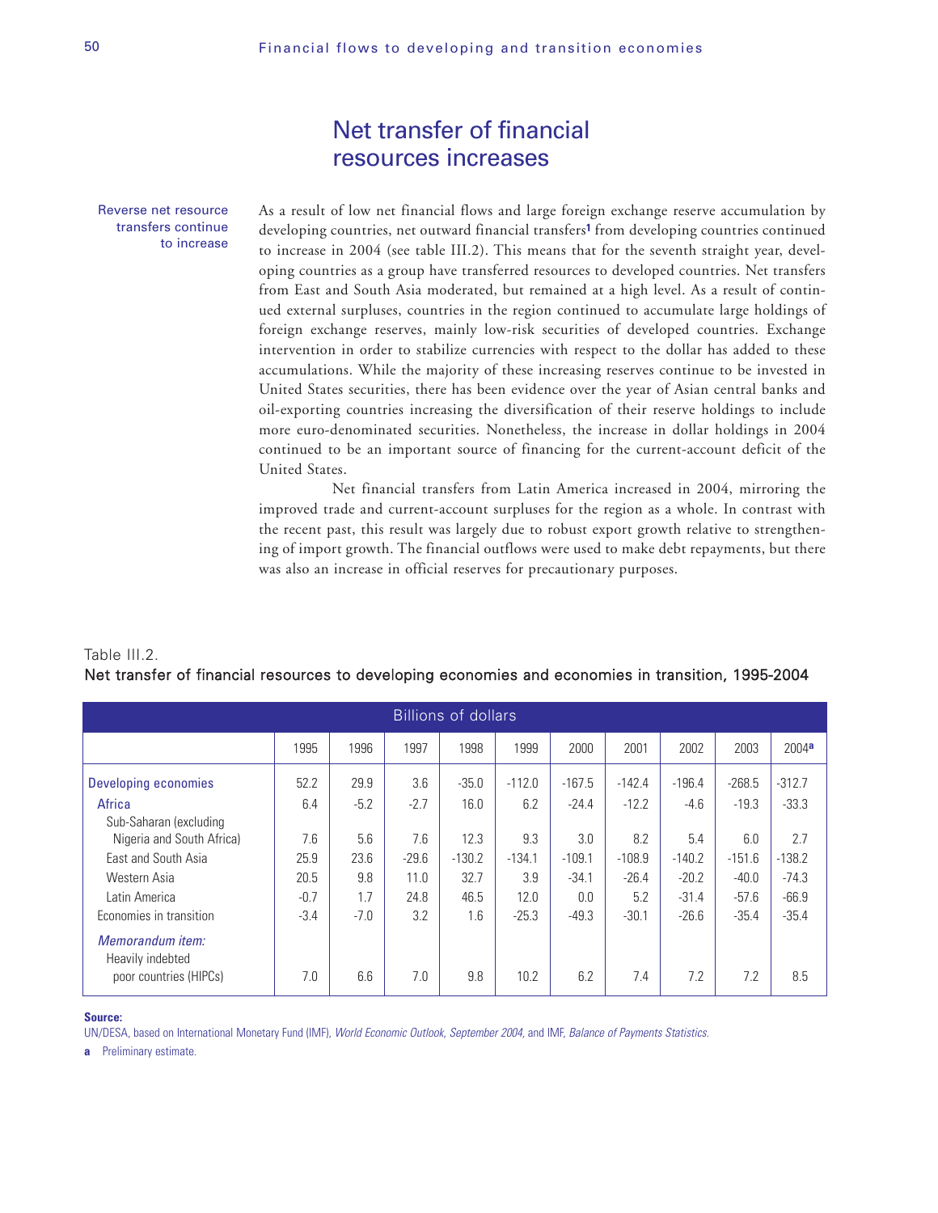# Net transfer of financial resources increases

Reverse net resource transfers continue to increase

As a result of low net financial flows and large foreign exchange reserve accumulation by developing countries, net outward financial transfers[1] from developing countries continued to increase in 2004 (see table III.2). This means that for the seventh straight year, developing countries as a group have transferred resources to developed countries. Net transfers from East and South Asia moderated, but remained at a high level. As a result of continued external surpluses, countries in the region continued to accumulate large holdings of foreign exchange reserves, mainly low-risk securities of developed countries. Exchange intervention in order to stabilize currencies with respect to the dollar has added to these accumulations. While the majority of these increasing reserves continue to be invested in United States securities, there has been evidence over the year of Asian central banks and oil-exporting countries increasing the diversification of their reserve holdings to include more euro-denominated securities. Nonetheless, the increase in dollar holdings in 2004 continued to be an important source of financing for the current-account deficit of the United States.

Net financial transfers from Latin America increased in 2004, mirroring the improved trade and current-account surpluses for the region as a whole. In contrast with the recent past, this result was largely due to robust export growth relative to strengthening of import growth. The financial outflows were used to make debt repayments, but there was also an increase in official reserves for precautionary purposes.

Table III.2.
**Net transfer of financial resources to developing economies and economies in transition, 1995-2004**

| Billions of dollars | | | | | | | | | | |
|---|---|---|---|---|---|---|---|---|---|---|
| | 1995 | 1996 | 1997 | 1998 | 1999 | 2000 | 2001 | 2002 | 2003 | 2004[a] |
| Developing economies | 52.2 | 29.9 | 3.6 | -35.0 | -112.0 | -167.5 | -142.4 | -196.4 | -268.5 | -312.7 |
| Africa | 6.4 | -5.2 | -2.7 | 16.0 | 6.2 | -24.4 | -12.2 | -4.6 | -19.3 | -33.3 |
| Sub-Saharan (excluding Nigeria and South Africa) | 7.6 | 5.6 | 7.6 | 12.3 | 9.3 | 3.0 | 8.2 | 5.4 | 6.0 | 2.7 |
| East and South Asia | 25.9 | 23.6 | -29.6 | -130.2 | -134.1 | -109.1 | -108.9 | -140.2 | -151.6 | -138.2 |
| Western Asia | 20.5 | 9.8 | 11.0 | 32.7 | 3.9 | -34.1 | -26.4 | -20.2 | -40.0 | -74.3 |
| Latin America | -0.7 | 1.7 | 24.8 | 46.5 | 12.0 | 0.0 | 5.2 | -31.4 | -57.6 | -66.9 |
| Economies in transition | -3.4 | -7.0 | 3.2 | 1.6 | -25.3 | -49.3 | -30.1 | -26.6 | -35.4 | -35.4 |
| *Memorandum item:* | | | | | | | | | | |
| Heavily indebted poor countries (HIPCs) | 7.0 | 6.6 | 7.0 | 9.8 | 10.2 | 6.2 | 7.4 | 7.2 | 7.2 | 8.5 |

**Source:**
UN/DESA, based on International Monetary Fund (IMF), *World Economic Outlook, September 2004,* and IMF, *Balance of Payments Statistics.*

**a** Preliminary estimate.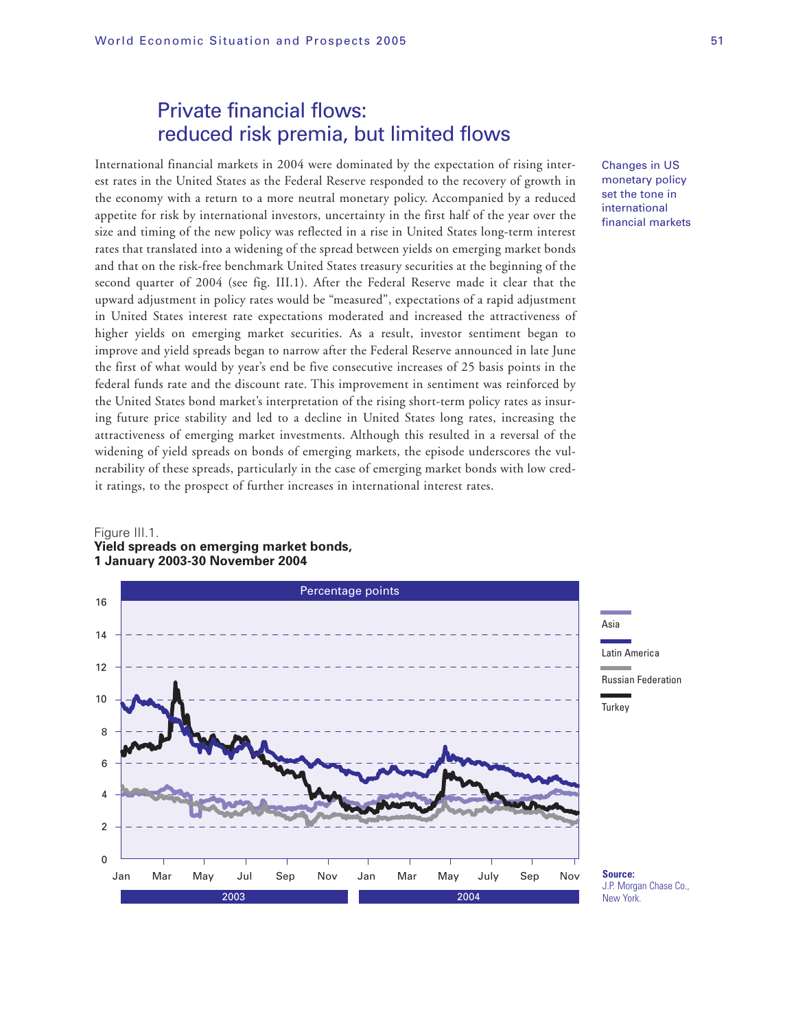## Private financial flows: reduced risk premia, but limited flows

Changes in US monetary policy set the tone in international financial markets

International financial markets in 2004 were dominated by the expectation of rising interest rates in the United States as the Federal Reserve responded to the recovery of growth in the economy with a return to a more neutral monetary policy. Accompanied by a reduced appetite for risk by international investors, uncertainty in the first half of the year over the size and timing of the new policy was reflected in a rise in United States long-term interest rates that translated into a widening of the spread between yields on emerging market bonds and that on the risk-free benchmark United States treasury securities at the beginning of the second quarter of 2004 (see fig. III.1). After the Federal Reserve made it clear that the upward adjustment in policy rates would be "measured", expectations of a rapid adjustment in United States interest rate expectations moderated and increased the attractiveness of higher yields on emerging market securities. As a result, investor sentiment began to improve and yield spreads began to narrow after the Federal Reserve announced in late June the first of what would by year's end be five consecutive increases of 25 basis points in the federal funds rate and the discount rate. This improvement in sentiment was reinforced by the United States bond market's interpretation of the rising short-term policy rates as insuring future price stability and led to a decline in United States long rates, increasing the attractiveness of emerging market investments. Although this resulted in a reversal of the widening of yield spreads on bonds of emerging markets, the episode underscores the vulnerability of these spreads, particularly in the case of emerging market bonds with low credit ratings, to the prospect of further increases in international interest rates.

Figure III.1.
**Yield spreads on emerging market bonds, 1 January 2003-30 November 2004**

Percentage points

Legend: Asia; Latin America; Russian Federation; Turkey

**Source:** J.P. Morgan Chase Co., New York.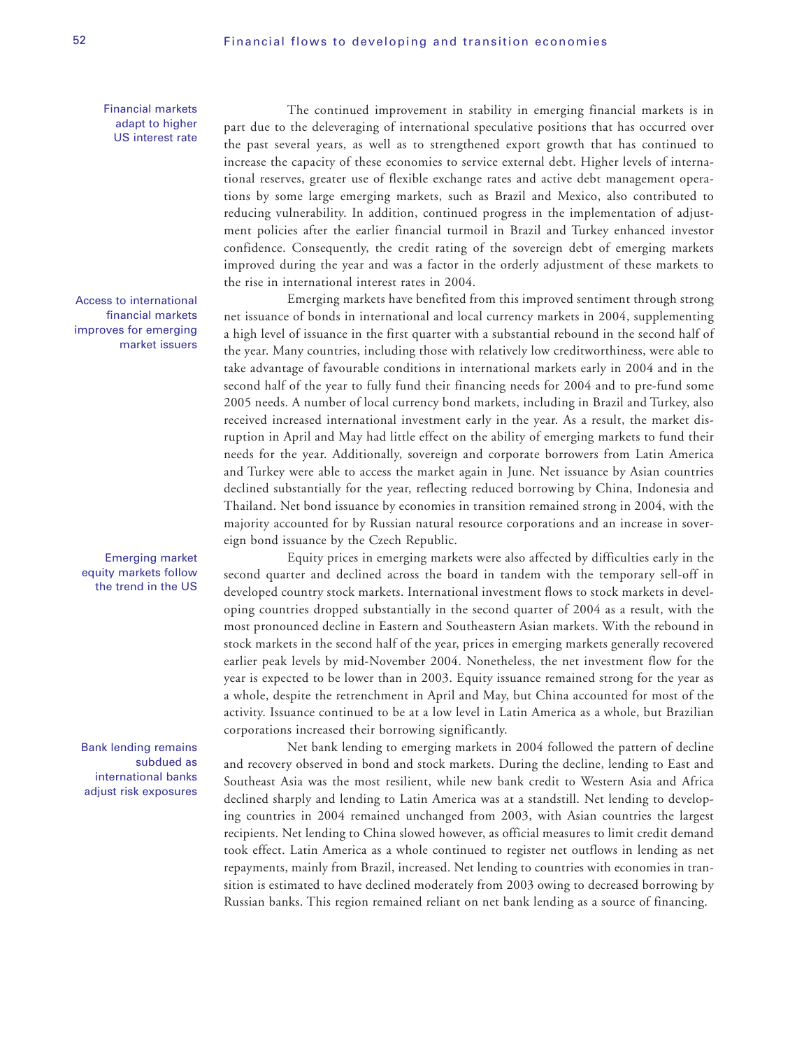*Financial markets adapt to higher US interest rate*

The continued improvement in stability in emerging financial markets is in part due to the deleveraging of international speculative positions that has occurred over the past several years, as well as to strengthened export growth that has continued to increase the capacity of these economies to service external debt. Higher levels of international reserves, greater use of flexible exchange rates and active debt management operations by some large emerging markets, such as Brazil and Mexico, also contributed to reducing vulnerability. In addition, continued progress in the implementation of adjustment policies after the earlier financial turmoil in Brazil and Turkey enhanced investor confidence. Consequently, the credit rating of the sovereign debt of emerging markets improved during the year and was a factor in the orderly adjustment of these markets to the rise in international interest rates in 2004.

*Access to international financial markets improves for emerging market issuers*

Emerging markets have benefited from this improved sentiment through strong net issuance of bonds in international and local currency markets in 2004, supplementing a high level of issuance in the first quarter with a substantial rebound in the second half of the year. Many countries, including those with relatively low creditworthiness, were able to take advantage of favourable conditions in international markets early in 2004 and in the second half of the year to fully fund their financing needs for 2004 and to pre-fund some 2005 needs. A number of local currency bond markets, including in Brazil and Turkey, also received increased international investment early in the year. As a result, the market disruption in April and May had little effect on the ability of emerging markets to fund their needs for the year. Additionally, sovereign and corporate borrowers from Latin America and Turkey were able to access the market again in June. Net issuance by Asian countries declined substantially for the year, reflecting reduced borrowing by China, Indonesia and Thailand. Net bond issuance by economies in transition remained strong in 2004, with the majority accounted for by Russian natural resource corporations and an increase in sovereign bond issuance by the Czech Republic.

*Emerging market equity markets follow the trend in the US*

Equity prices in emerging markets were also affected by difficulties early in the second quarter and declined across the board in tandem with the temporary sell-off in developed country stock markets. International investment flows to stock markets in developing countries dropped substantially in the second quarter of 2004 as a result, with the most pronounced decline in Eastern and Southeastern Asian markets. With the rebound in stock markets in the second half of the year, prices in emerging markets generally recovered earlier peak levels by mid-November 2004. Nonetheless, the net investment flow for the year is expected to be lower than in 2003. Equity issuance remained strong for the year as a whole, despite the retrenchment in April and May, but China accounted for most of the activity. Issuance continued to be at a low level in Latin America as a whole, but Brazilian corporations increased their borrowing significantly.

*Bank lending remains subdued as international banks adjust risk exposures*

Net bank lending to emerging markets in 2004 followed the pattern of decline and recovery observed in bond and stock markets. During the decline, lending to East and Southeast Asia was the most resilient, while new bank credit to Western Asia and Africa declined sharply and lending to Latin America was at a standstill. Net lending to developing countries in 2004 remained unchanged from 2003, with Asian countries the largest recipients. Net lending to China slowed however, as official measures to limit credit demand took effect. Latin America as a whole continued to register net outflows in lending as net repayments, mainly from Brazil, increased. Net lending to countries with economies in transition is estimated to have declined moderately from 2003 owing to decreased borrowing by Russian banks. This region remained reliant on net bank lending as a source of financing.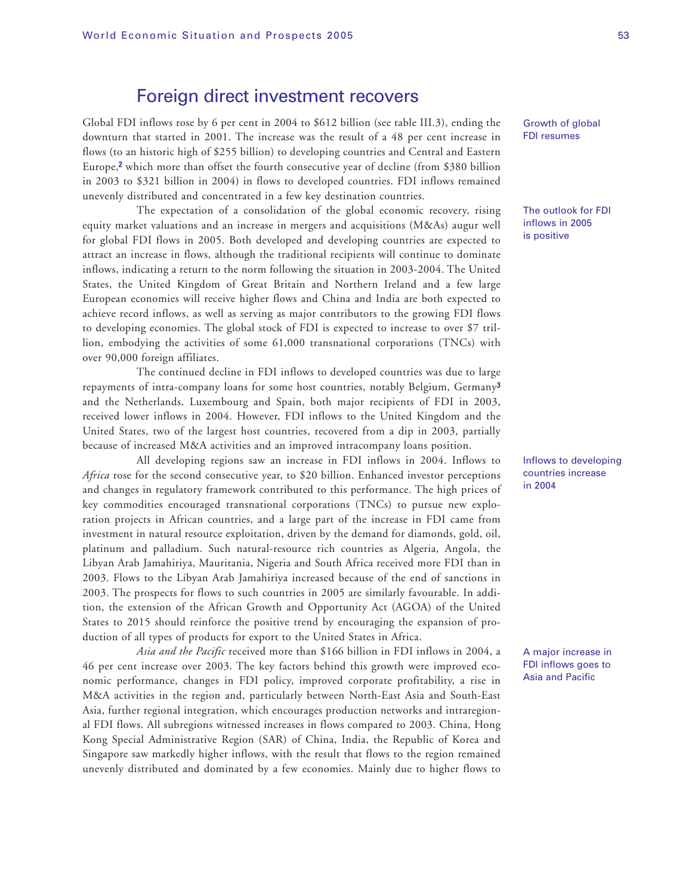## Foreign direct investment recovers

Growth of global FDI resumes

Global FDI inflows rose by 6 per cent in 2004 to $612 billion (see table III.3), ending the downturn that started in 2001. The increase was the result of a 48 per cent increase in flows (to an historic high of $255 billion) to developing countries and Central and Eastern Europe,[2] which more than offset the fourth consecutive year of decline (from $380 billion in 2003 to $321 billion in 2004) in flows to developed countries. FDI inflows remained unevenly distributed and concentrated in a few key destination countries.

The outlook for FDI inflows in 2005 is positive

The expectation of a consolidation of the global economic recovery, rising equity market valuations and an increase in mergers and acquisitions (M&As) augur well for global FDI flows in 2005. Both developed and developing countries are expected to attract an increase in flows, although the traditional recipients will continue to dominate inflows, indicating a return to the norm following the situation in 2003-2004. The United States, the United Kingdom of Great Britain and Northern Ireland and a few large European economies will receive higher flows and China and India are both expected to achieve record inflows, as well as serving as major contributors to the growing FDI flows to developing economies. The global stock of FDI is expected to increase to over $7 trillion, embodying the activities of some 61,000 transnational corporations (TNCs) with over 90,000 foreign affiliates.

The continued decline in FDI inflows to developed countries was due to large repayments of intra-company loans for some host countries, notably Belgium, Germany[3] and the Netherlands. Luxembourg and Spain, both major recipients of FDI in 2003, received lower inflows in 2004. However, FDI inflows to the United Kingdom and the United States, two of the largest host countries, recovered from a dip in 2003, partially because of increased M&A activities and an improved intracompany loans position.

Inflows to developing countries increase in 2004

All developing regions saw an increase in FDI inflows in 2004. Inflows to *Africa* rose for the second consecutive year, to $20 billion. Enhanced investor perceptions and changes in regulatory framework contributed to this performance. The high prices of key commodities encouraged transnational corporations (TNCs) to pursue new exploration projects in African countries, and a large part of the increase in FDI came from investment in natural resource exploitation, driven by the demand for diamonds, gold, oil, platinum and palladium. Such natural-resource rich countries as Algeria, Angola, the Libyan Arab Jamahiriya, Mauritania, Nigeria and South Africa received more FDI than in 2003. Flows to the Libyan Arab Jamahiriya increased because of the end of sanctions in 2003. The prospects for flows to such countries in 2005 are similarly favourable. In addition, the extension of the African Growth and Opportunity Act (AGOA) of the United States to 2015 should reinforce the positive trend by encouraging the expansion of production of all types of products for export to the United States in Africa.

A major increase in FDI inflows goes to Asia and Pacific

*Asia and the Pacific* received more than $166 billion in FDI inflows in 2004, a 46 per cent increase over 2003. The key factors behind this growth were improved economic performance, changes in FDI policy, improved corporate profitability, a rise in M&A activities in the region and, particularly between North-East Asia and South-East Asia, further regional integration, which encourages production networks and intraregional FDI flows. All subregions witnessed increases in flows compared to 2003. China, Hong Kong Special Administrative Region (SAR) of China, India, the Republic of Korea and Singapore saw markedly higher inflows, with the result that flows to the region remained unevenly distributed and dominated by a few economies. Mainly due to higher flows to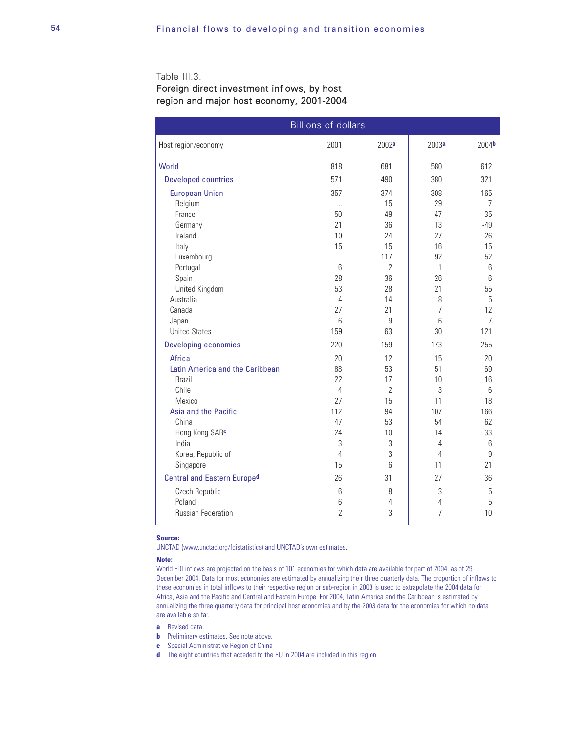Table III.3.

**Foreign direct investment inflows, by host region and major host economy, 2001-2004**

| Billions of dollars | | | | |
|---|---|---|---|---|
| Host region/economy | 2001 | 2002[a] | 2003[a] | 2004[b] |
| World | 818 | 681 | 580 | 612 |
| Developed countries | 571 | 490 | 380 | 321 |
| European Union | 357 | 374 | 308 | 165 |
| Belgium | .. | 15 | 29 | 7 |
| France | 50 | 49 | 47 | 35 |
| Germany | 21 | 36 | 13 | -49 |
| Ireland | 10 | 24 | 27 | 26 |
| Italy | 15 | 15 | 16 | 15 |
| Luxembourg | .. | 117 | 92 | 52 |
| Portugal | 6 | 2 | 1 | 6 |
| Spain | 28 | 36 | 26 | 6 |
| United Kingdom | 53 | 28 | 21 | 55 |
| Australia | 4 | 14 | 8 | 5 |
| Canada | 27 | 21 | 7 | 12 |
| Japan | 6 | 9 | 6 | 7 |
| United States | 159 | 63 | 30 | 121 |
| Developing economies | 220 | 159 | 173 | 255 |
| Africa | 20 | 12 | 15 | 20 |
| Latin America and the Caribbean | 88 | 53 | 51 | 69 |
| Brazil | 22 | 17 | 10 | 16 |
| Chile | 4 | 2 | 3 | 6 |
| Mexico | 27 | 15 | 11 | 18 |
| Asia and the Pacific | 112 | 94 | 107 | 166 |
| China | 47 | 53 | 54 | 62 |
| Hong Kong SAR[c] | 24 | 10 | 14 | 33 |
| India | 3 | 3 | 4 | 6 |
| Korea, Republic of | 4 | 3 | 4 | 9 |
| Singapore | 15 | 6 | 11 | 21 |
| Central and Eastern Europe[d] | 26 | 31 | 27 | 36 |
| Czech Republic | 6 | 8 | 3 | 5 |
| Poland | 6 | 4 | 4 | 5 |
| Russian Federation | 2 | 3 | 7 | 10 |

**Source:**

UNCTAD (www.unctad.org/fdistatistics) and UNCTAD's own estimates.

**Note:**

World FDI inflows are projected on the basis of 101 economies for which data are available for part of 2004, as of 29 December 2004. Data for most economies are estimated by annualizing their three quarterly data. The proportion of inflows to these economies in total inflows to their respective region or sub-region in 2003 is used to extrapolate the 2004 data for Africa, Asia and the Pacific and Central and Eastern Europe. For 2004, Latin America and the Caribbean is estimated by annualizing the three quarterly data for principal host economies and by the 2003 data for the economies for which no data are available so far.

**a** Revised data.

**b** Preliminary estimates. See note above.

**c** Special Administrative Region of China

**d** The eight countries that acceded to the EU in 2004 are included in this region.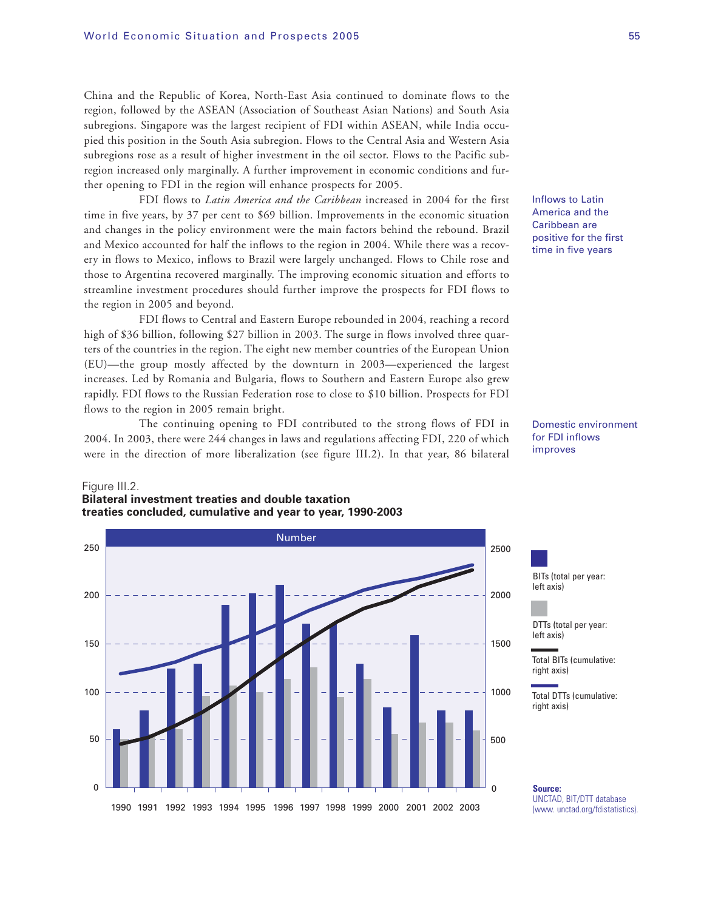China and the Republic of Korea, North-East Asia continued to dominate flows to the region, followed by the ASEAN (Association of Southeast Asian Nations) and South Asia subregions. Singapore was the largest recipient of FDI within ASEAN, while India occupied this position in the South Asia subregion. Flows to the Central Asia and Western Asia subregions rose as a result of higher investment in the oil sector. Flows to the Pacific subregion increased only marginally. A further improvement in economic conditions and further opening to FDI in the region will enhance prospects for 2005.

Inflows to Latin America and the Caribbean are positive for the first time in five years

FDI flows to *Latin America and the Caribbean* increased in 2004 for the first time in five years, by 37 per cent to $69 billion. Improvements in the economic situation and changes in the policy environment were the main factors behind the rebound. Brazil and Mexico accounted for half the inflows to the region in 2004. While there was a recovery in flows to Mexico, inflows to Brazil were largely unchanged. Flows to Chile rose and those to Argentina recovered marginally. The improving economic situation and efforts to streamline investment procedures should further improve the prospects for FDI flows to the region in 2005 and beyond.

FDI flows to Central and Eastern Europe rebounded in 2004, reaching a record high of $36 billion, following $27 billion in 2003. The surge in flows involved three quarters of the countries in the region. The eight new member countries of the European Union (EU)—the group mostly affected by the downturn in 2003—experienced the largest increases. Led by Romania and Bulgaria, flows to Southern and Eastern Europe also grew rapidly. FDI flows to the Russian Federation rose to close to $10 billion. Prospects for FDI flows to the region in 2005 remain bright.

Domestic environment for FDI inflows improves

The continuing opening to FDI contributed to the strong flows of FDI in 2004. In 2003, there were 244 changes in laws and regulations affecting FDI, 220 of which were in the direction of more liberalization (see figure III.2). In that year, 86 bilateral

Figure III.2.
**Bilateral investment treaties and double taxation treaties concluded, cumulative and year to year, 1990-2003**

Source: UNCTAD, BIT/DTT database (www. unctad.org/fdistatistics).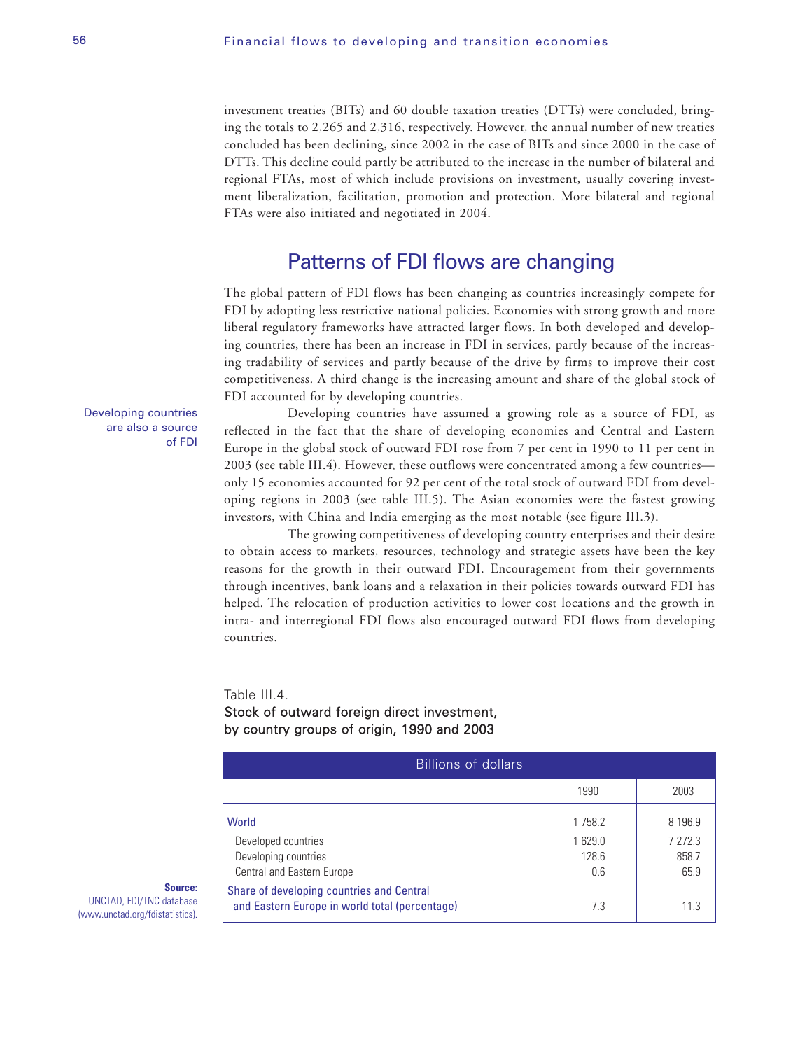investment treaties (BITs) and 60 double taxation treaties (DTTs) were concluded, bringing the totals to 2,265 and 2,316, respectively. However, the annual number of new treaties concluded has been declining, since 2002 in the case of BITs and since 2000 in the case of DTTs. This decline could partly be attributed to the increase in the number of bilateral and regional FTAs, most of which include provisions on investment, usually covering investment liberalization, facilitation, promotion and protection. More bilateral and regional FTAs were also initiated and negotiated in 2004.

## Patterns of FDI flows are changing

The global pattern of FDI flows has been changing as countries increasingly compete for FDI by adopting less restrictive national policies. Economies with strong growth and more liberal regulatory frameworks have attracted larger flows. In both developed and developing countries, there has been an increase in FDI in services, partly because of the increasing tradability of services and partly because of the drive by firms to improve their cost competitiveness. A third change is the increasing amount and share of the global stock of FDI accounted for by developing countries.

*Developing countries are also a source of FDI*

Developing countries have assumed a growing role as a source of FDI, as reflected in the fact that the share of developing economies and Central and Eastern Europe in the global stock of outward FDI rose from 7 per cent in 1990 to 11 per cent in 2003 (see table III.4). However, these outflows were concentrated among a few countries—only 15 economies accounted for 92 per cent of the total stock of outward FDI from developing regions in 2003 (see table III.5). The Asian economies were the fastest growing investors, with China and India emerging as the most notable (see figure III.3).

The growing competitiveness of developing country enterprises and their desire to obtain access to markets, resources, technology and strategic assets have been the key reasons for the growth in their outward FDI. Encouragement from their governments through incentives, bank loans and a relaxation in their policies towards outward FDI has helped. The relocation of production activities to lower cost locations and the growth in intra- and interregional FDI flows also encouraged outward FDI flows from developing countries.

Table III.4.
**Stock of outward foreign direct investment, by country groups of origin, 1990 and 2003**

| Billions of dollars | | |
|---|---|---|
| | 1990 | 2003 |
| World | 1 758.2 | 8 196.9 |
| Developed countries | 1 629.0 | 7 272.3 |
| Developing countries | 128.6 | 858.7 |
| Central and Eastern Europe | 0.6 | 65.9 |
| Share of developing countries and Central and Eastern Europe in world total (percentage) | 7.3 | 11.3 |

**Source:** UNCTAD, FDI/TNC database (www.unctad.org/fdistatistics).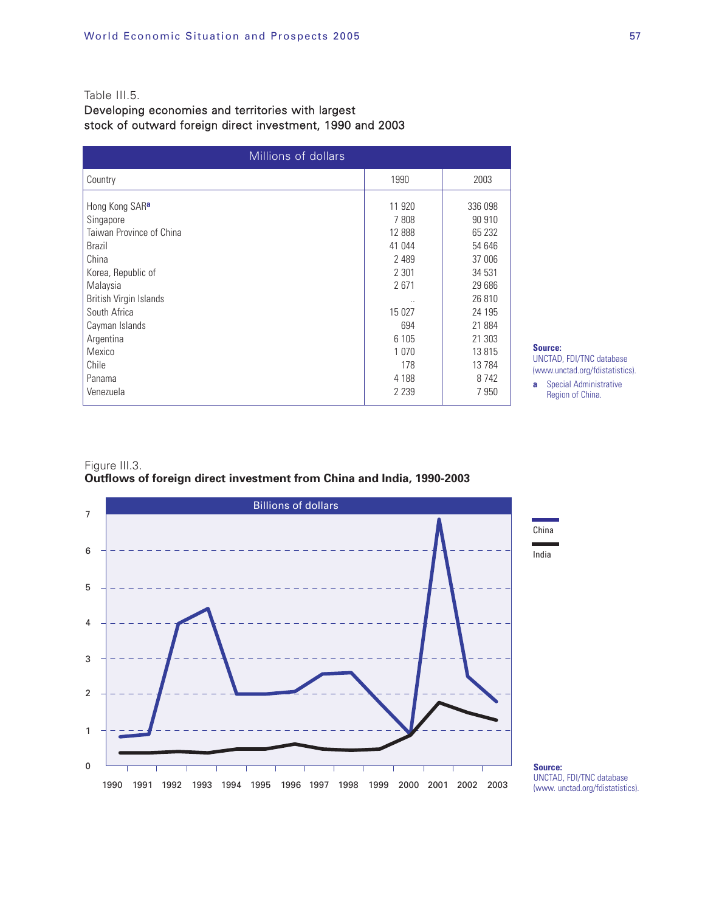Table III.5.

**Developing economies and territories with largest stock of outward foreign direct investment, 1990 and 2003**

Millions of dollars

| Country | 1990 | 2003 |
|---|---|---|
| Hong Kong SAR[a] | 11 920 | 336 098 |
| Singapore | 7 808 | 90 910 |
| Taiwan Province of China | 12 888 | 65 232 |
| Brazil | 41 044 | 54 646 |
| China | 2 489 | 37 006 |
| Korea, Republic of | 2 301 | 34 531 |
| Malaysia | 2 671 | 29 686 |
| British Virgin Islands | .. | 26 810 |
| South Africa | 15 027 | 24 195 |
| Cayman Islands | 694 | 21 884 |
| Argentina | 6 105 | 21 303 |
| Mexico | 1 070 | 13 815 |
| Chile | 178 | 13 784 |
| Panama | 4 188 | 8 742 |
| Venezuela | 2 239 | 7 950 |

**Source:** UNCTAD, FDI/TNC database (www.unctad.org/fdistatistics).

a Special Administrative Region of China.

Figure III.3.

**Outflows of foreign direct investment from China and India, 1990-2003**

Billions of dollars

**Source:** UNCTAD, FDI/TNC database (www. unctad.org/fdistatistics).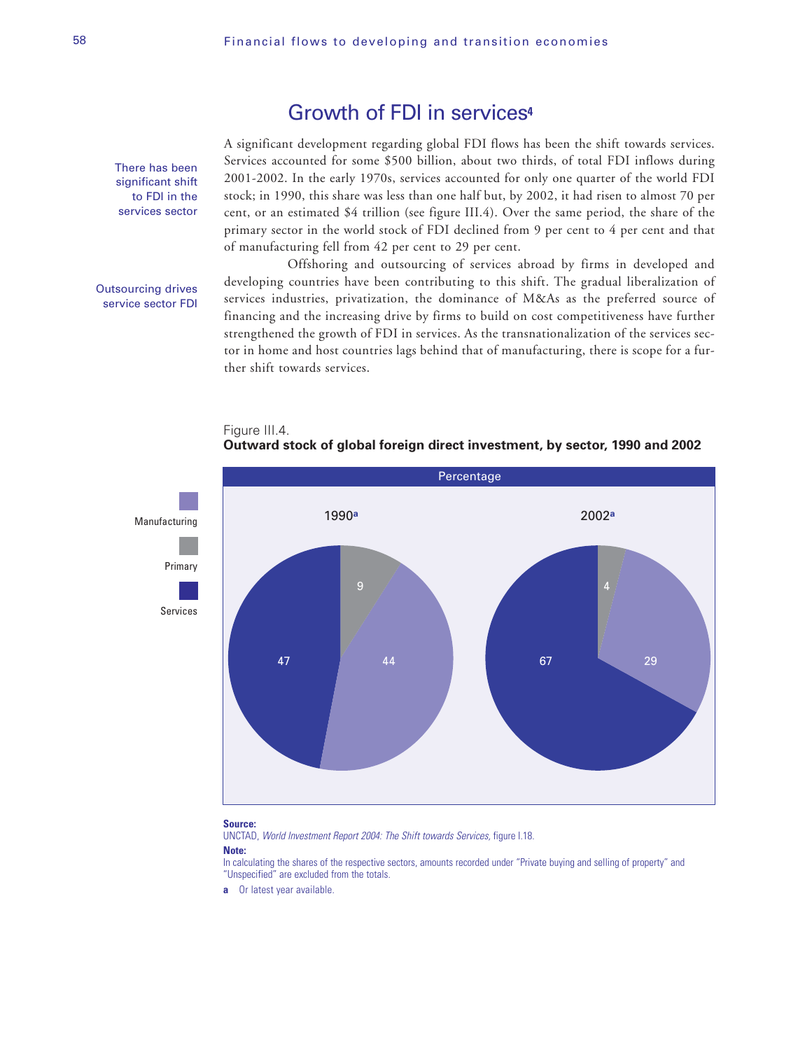## Growth of FDI in services[4]

There has been significant shift to FDI in the services sector

A significant development regarding global FDI flows has been the shift towards services. Services accounted for some $500 billion, about two thirds, of total FDI inflows during 2001-2002. In the early 1970s, services accounted for only one quarter of the world FDI stock; in 1990, this share was less than one half but, by 2002, it had risen to almost 70 per cent, or an estimated $4 trillion (see figure III.4). Over the same period, the share of the primary sector in the world stock of FDI declined from 9 per cent to 4 per cent and that of manufacturing fell from 42 per cent to 29 per cent.

Outsourcing drives service sector FDI

Offshoring and outsourcing of services abroad by firms in developed and developing countries have been contributing to this shift. The gradual liberalization of services industries, privatization, the dominance of M&As as the preferred source of financing and the increasing drive by firms to build on cost competitiveness have further strengthened the growth of FDI in services. As the transnationalization of the services sector in home and host countries lags behind that of manufacturing, there is scope for a further shift towards services.

Figure III.4.
**Outward stock of global foreign direct investment, by sector, 1990 and 2002**

Percentage

| Sector | 1990[a] | 2002[a] |
|---|---|---|
| Manufacturing | 44 | 29 |
| Primary | 9 | 4 |
| Services | 47 | 67 |

**Source:**
UNCTAD, *World Investment Report 2004: The Shift towards Services,* figure I.18.

**Note:**
In calculating the shares of the respective sectors, amounts recorded under "Private buying and selling of property" and "Unspecified" are excluded from the totals.

**a** Or latest year available.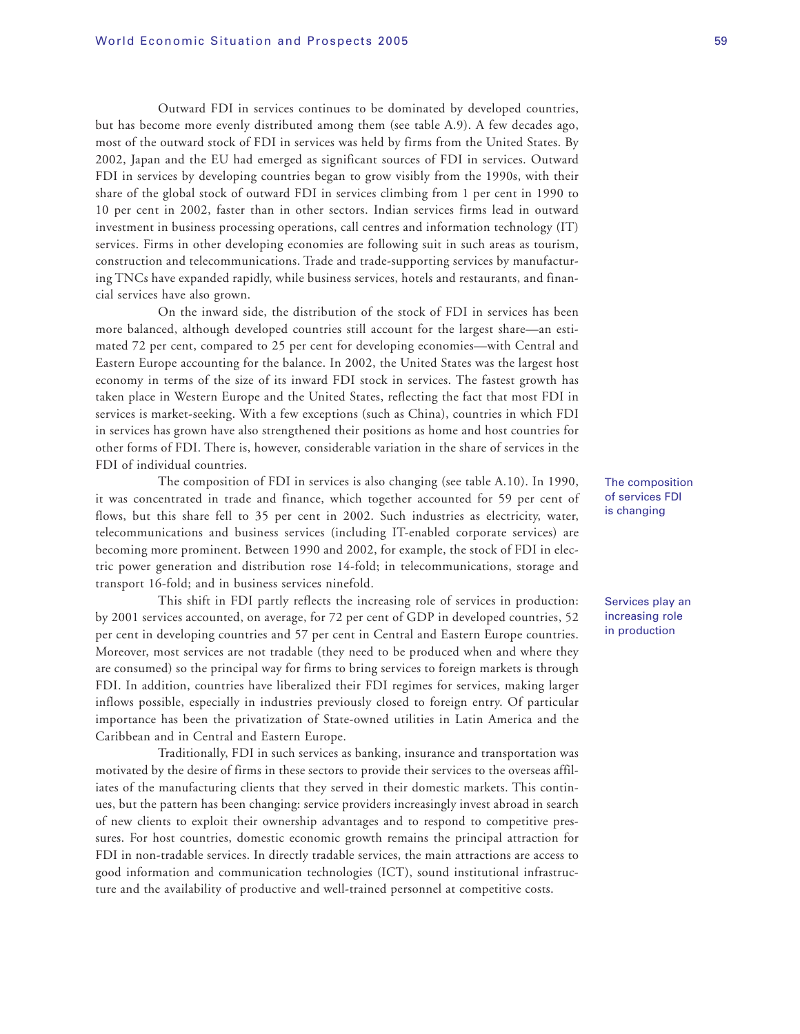Outward FDI in services continues to be dominated by developed countries, but has become more evenly distributed among them (see table A.9). A few decades ago, most of the outward stock of FDI in services was held by firms from the United States. By 2002, Japan and the EU had emerged as significant sources of FDI in services. Outward FDI in services by developing countries began to grow visibly from the 1990s, with their share of the global stock of outward FDI in services climbing from 1 per cent in 1990 to 10 per cent in 2002, faster than in other sectors. Indian services firms lead in outward investment in business processing operations, call centres and information technology (IT) services. Firms in other developing economies are following suit in such areas as tourism, construction and telecommunications. Trade and trade-supporting services by manufacturing TNCs have expanded rapidly, while business services, hotels and restaurants, and financial services have also grown.

On the inward side, the distribution of the stock of FDI in services has been more balanced, although developed countries still account for the largest share—an estimated 72 per cent, compared to 25 per cent for developing economies—with Central and Eastern Europe accounting for the balance. In 2002, the United States was the largest host economy in terms of the size of its inward FDI stock in services. The fastest growth has taken place in Western Europe and the United States, reflecting the fact that most FDI in services is market-seeking. With a few exceptions (such as China), countries in which FDI in services has grown have also strengthened their positions as home and host countries for other forms of FDI. There is, however, considerable variation in the share of services in the FDI of individual countries.

The composition of services FDI is changing

The composition of FDI in services is also changing (see table A.10). In 1990, it was concentrated in trade and finance, which together accounted for 59 per cent of flows, but this share fell to 35 per cent in 2002. Such industries as electricity, water, telecommunications and business services (including IT-enabled corporate services) are becoming more prominent. Between 1990 and 2002, for example, the stock of FDI in electric power generation and distribution rose 14-fold; in telecommunications, storage and transport 16-fold; and in business services ninefold.

Services play an increasing role in production

This shift in FDI partly reflects the increasing role of services in production: by 2001 services accounted, on average, for 72 per cent of GDP in developed countries, 52 per cent in developing countries and 57 per cent in Central and Eastern Europe countries. Moreover, most services are not tradable (they need to be produced when and where they are consumed) so the principal way for firms to bring services to foreign markets is through FDI. In addition, countries have liberalized their FDI regimes for services, making larger inflows possible, especially in industries previously closed to foreign entry. Of particular importance has been the privatization of State-owned utilities in Latin America and the Caribbean and in Central and Eastern Europe.

Traditionally, FDI in such services as banking, insurance and transportation was motivated by the desire of firms in these sectors to provide their services to the overseas affiliates of the manufacturing clients that they served in their domestic markets. This continues, but the pattern has been changing: service providers increasingly invest abroad in search of new clients to exploit their ownership advantages and to respond to competitive pressures. For host countries, domestic economic growth remains the principal attraction for FDI in non-tradable services. In directly tradable services, the main attractions are access to good information and communication technologies (ICT), sound institutional infrastructure and the availability of productive and well-trained personnel at competitive costs.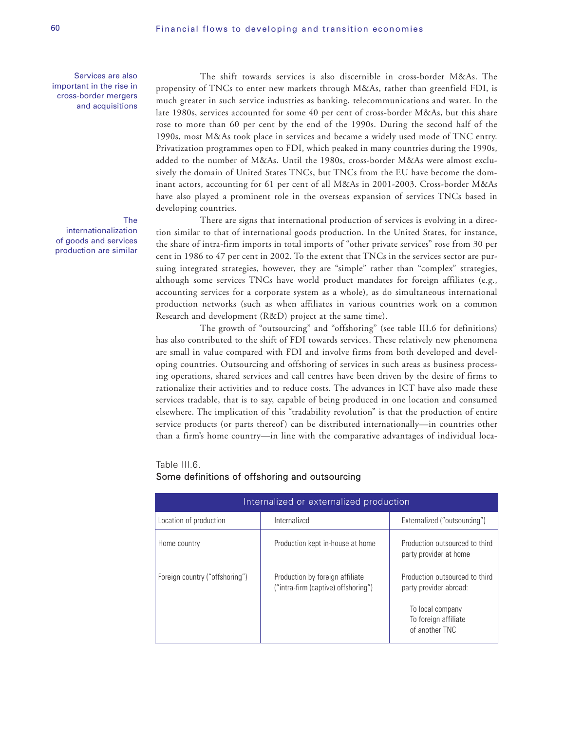Services are also important in the rise in cross-border mergers and acquisitions

The shift towards services is also discernible in cross-border M&As. The propensity of TNCs to enter new markets through M&As, rather than greenfield FDI, is much greater in such service industries as banking, telecommunications and water. In the late 1980s, services accounted for some 40 per cent of cross-border M&As, but this share rose to more than 60 per cent by the end of the 1990s. During the second half of the 1990s, most M&As took place in services and became a widely used mode of TNC entry. Privatization programmes open to FDI, which peaked in many countries during the 1990s, added to the number of M&As. Until the 1980s, cross-border M&As were almost exclusively the domain of United States TNCs, but TNCs from the EU have become the dominant actors, accounting for 61 per cent of all M&As in 2001-2003. Cross-border M&As have also played a prominent role in the overseas expansion of services TNCs based in developing countries.

The internationalization of goods and services production are similar

There are signs that international production of services is evolving in a direction similar to that of international goods production. In the United States, for instance, the share of intra-firm imports in total imports of "other private services" rose from 30 per cent in 1986 to 47 per cent in 2002. To the extent that TNCs in the services sector are pursuing integrated strategies, however, they are "simple" rather than "complex" strategies, although some services TNCs have world product mandates for foreign affiliates (e.g., accounting services for a corporate system as a whole), as do simultaneous international production networks (such as when affiliates in various countries work on a common Research and development (R&D) project at the same time).

The growth of "outsourcing" and "offshoring" (see table III.6 for definitions) has also contributed to the shift of FDI towards services. These relatively new phenomena are small in value compared with FDI and involve firms from both developed and developing countries. Outsourcing and offshoring of services in such areas as business processing operations, shared services and call centres have been driven by the desire of firms to rationalize their activities and to reduce costs. The advances in ICT have also made these services tradable, that is to say, capable of being produced in one location and consumed elsewhere. The implication of this "tradability revolution" is that the production of entire service products (or parts thereof) can be distributed internationally—in countries other than a firm's home country—in line with the comparative advantages of individual loca-

Table III.6.
**Some definitions of offshoring and outsourcing**

| Internalized or externalized production | | |
|---|---|---|
| Location of production | Internalized | Externalized ("outsourcing") |
| Home country | Production kept in-house at home | Production outsourced to third party provider at home |
| Foreign country ("offshoring") | Production by foreign affiliate ("intra-firm (captive) offshoring") | Production outsourced to third party provider abroad: To local company; To foreign affiliate of another TNC |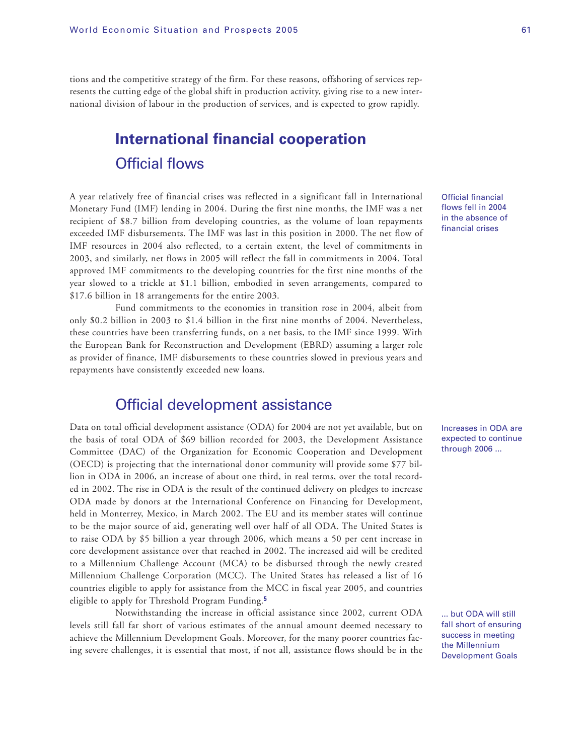tions and the competitive strategy of the firm. For these reasons, offshoring of services represents the cutting edge of the global shift in production activity, giving rise to a new international division of labour in the production of services, and is expected to grow rapidly.

## International financial cooperation

### Official flows

Official financial flows fell in 2004 in the absence of financial crises

A year relatively free of financial crises was reflected in a significant fall in International Monetary Fund (IMF) lending in 2004. During the first nine months, the IMF was a net recipient of $8.7 billion from developing countries, as the volume of loan repayments exceeded IMF disbursements. The IMF was last in this position in 2000. The net flow of IMF resources in 2004 also reflected, to a certain extent, the level of commitments in 2003, and similarly, net flows in 2005 will reflect the fall in commitments in 2004. Total approved IMF commitments to the developing countries for the first nine months of the year slowed to a trickle at $1.1 billion, embodied in seven arrangements, compared to $17.6 billion in 18 arrangements for the entire 2003.

Fund commitments to the economies in transition rose in 2004, albeit from only $0.2 billion in 2003 to $1.4 billion in the first nine months of 2004. Nevertheless, these countries have been transferring funds, on a net basis, to the IMF since 1999. With the European Bank for Reconstruction and Development (EBRD) assuming a larger role as provider of finance, IMF disbursements to these countries slowed in previous years and repayments have consistently exceeded new loans.

### Official development assistance

Increases in ODA are expected to continue through 2006 ...

Data on total official development assistance (ODA) for 2004 are not yet available, but on the basis of total ODA of $69 billion recorded for 2003, the Development Assistance Committee (DAC) of the Organization for Economic Cooperation and Development (OECD) is projecting that the international donor community will provide some $77 billion in ODA in 2006, an increase of about one third, in real terms, over the total recorded in 2002. The rise in ODA is the result of the continued delivery on pledges to increase ODA made by donors at the International Conference on Financing for Development, held in Monterrey, Mexico, in March 2002. The EU and its member states will continue to be the major source of aid, generating well over half of all ODA. The United States is to raise ODA by $5 billion a year through 2006, which means a 50 per cent increase in core development assistance over that reached in 2002. The increased aid will be credited to a Millennium Challenge Account (MCA) to be disbursed through the newly created Millennium Challenge Corporation (MCC). The United States has released a list of 16 countries eligible to apply for assistance from the MCC in fiscal year 2005, and countries eligible to apply for Threshold Program Funding.[5]

... but ODA will still fall short of ensuring success in meeting the Millennium Development Goals

Notwithstanding the increase in official assistance since 2002, current ODA levels still fall far short of various estimates of the annual amount deemed necessary to achieve the Millennium Development Goals. Moreover, for the many poorer countries facing severe challenges, it is essential that most, if not all, assistance flows should be in the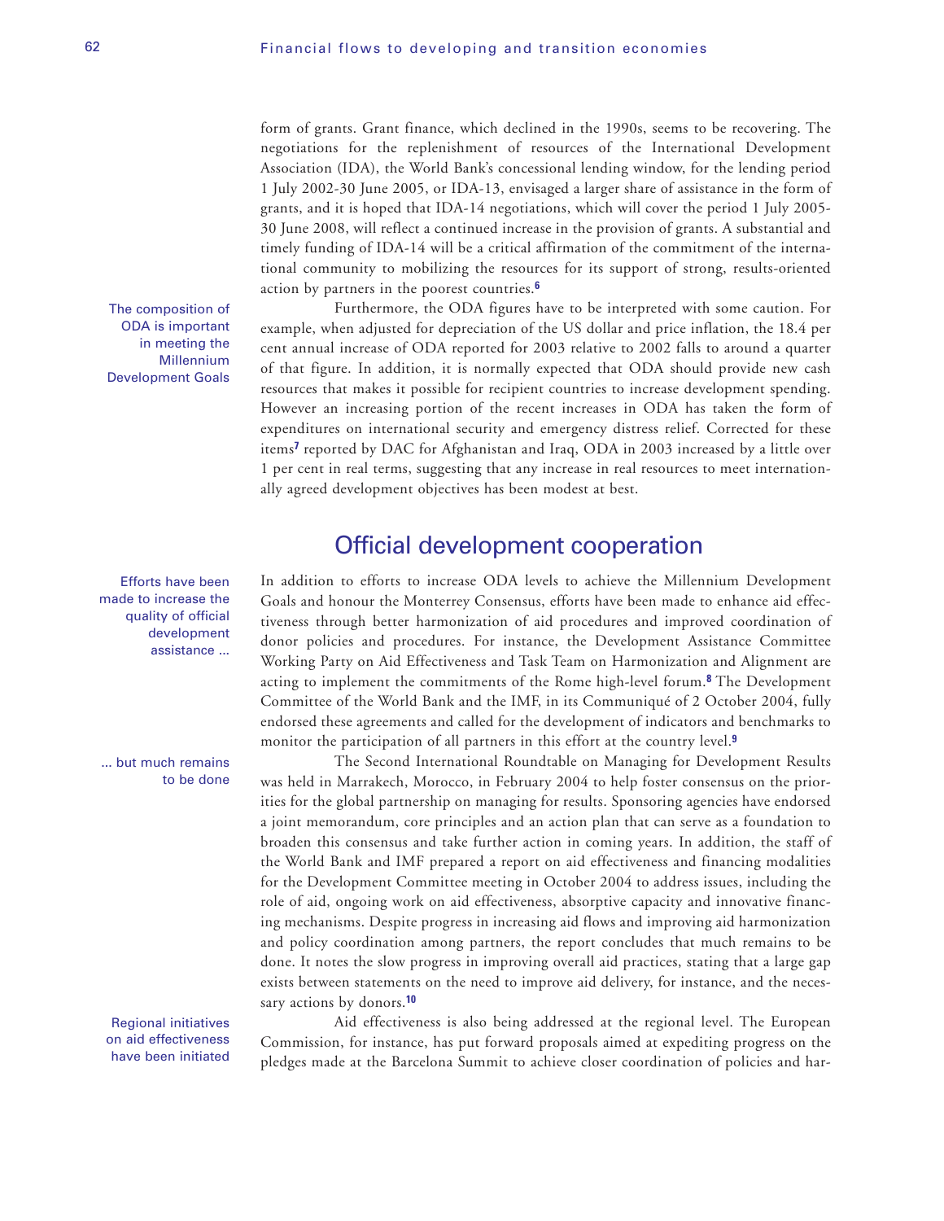form of grants. Grant finance, which declined in the 1990s, seems to be recovering. The negotiations for the replenishment of resources of the International Development Association (IDA), the World Bank's concessional lending window, for the lending period 1 July 2002-30 June 2005, or IDA-13, envisaged a larger share of assistance in the form of grants, and it is hoped that IDA-14 negotiations, which will cover the period 1 July 2005-30 June 2008, will reflect a continued increase in the provision of grants. A substantial and timely funding of IDA-14 will be a critical affirmation of the commitment of the international community to mobilizing the resources for its support of strong, results-oriented action by partners in the poorest countries.[6]

The composition of ODA is important in meeting the Millennium Development Goals

Furthermore, the ODA figures have to be interpreted with some caution. For example, when adjusted for depreciation of the US dollar and price inflation, the 18.4 per cent annual increase of ODA reported for 2003 relative to 2002 falls to around a quarter of that figure. In addition, it is normally expected that ODA should provide new cash resources that makes it possible for recipient countries to increase development spending. However an increasing portion of the recent increases in ODA has taken the form of expenditures on international security and emergency distress relief. Corrected for these items[7] reported by DAC for Afghanistan and Iraq, ODA in 2003 increased by a little over 1 per cent in real terms, suggesting that any increase in real resources to meet internationally agreed development objectives has been modest at best.

## Official development cooperation

Efforts have been made to increase the quality of official development assistance ...

In addition to efforts to increase ODA levels to achieve the Millennium Development Goals and honour the Monterrey Consensus, efforts have been made to enhance aid effectiveness through better harmonization of aid procedures and improved coordination of donor policies and procedures. For instance, the Development Assistance Committee Working Party on Aid Effectiveness and Task Team on Harmonization and Alignment are acting to implement the commitments of the Rome high-level forum.[8] The Development Committee of the World Bank and the IMF, in its Communiqué of 2 October 2004, fully endorsed these agreements and called for the development of indicators and benchmarks to monitor the participation of all partners in this effort at the country level.[9]

... but much remains to be done

The Second International Roundtable on Managing for Development Results was held in Marrakech, Morocco, in February 2004 to help foster consensus on the priorities for the global partnership on managing for results. Sponsoring agencies have endorsed a joint memorandum, core principles and an action plan that can serve as a foundation to broaden this consensus and take further action in coming years. In addition, the staff of the World Bank and IMF prepared a report on aid effectiveness and financing modalities for the Development Committee meeting in October 2004 to address issues, including the role of aid, ongoing work on aid effectiveness, absorptive capacity and innovative financing mechanisms. Despite progress in increasing aid flows and improving aid harmonization and policy coordination among partners, the report concludes that much remains to be done. It notes the slow progress in improving overall aid practices, stating that a large gap exists between statements on the need to improve aid delivery, for instance, and the necessary actions by donors.[10]

Regional initiatives on aid effectiveness have been initiated

Aid effectiveness is also being addressed at the regional level. The European Commission, for instance, has put forward proposals aimed at expediting progress on the pledges made at the Barcelona Summit to achieve closer coordination of policies and har-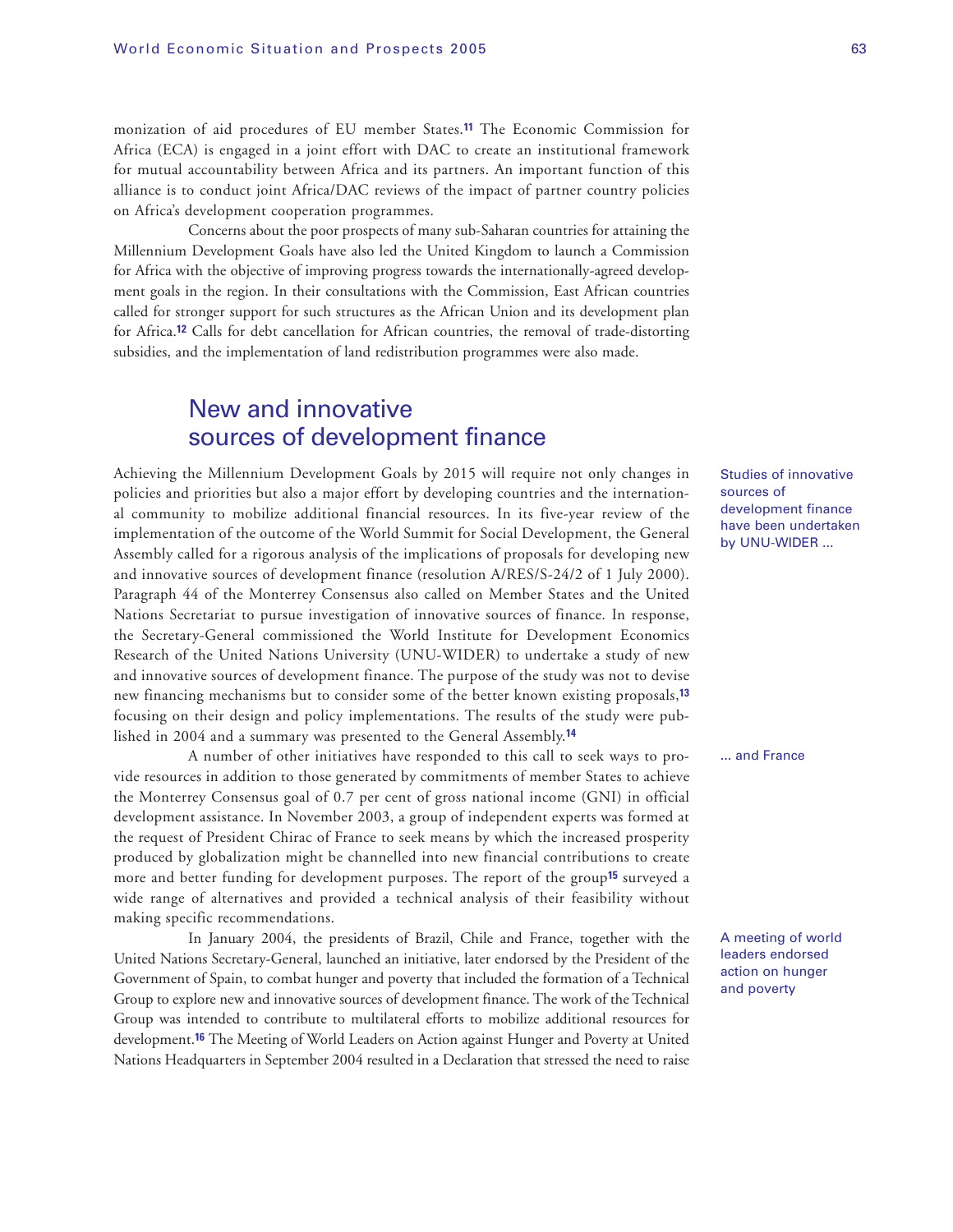monization of aid procedures of EU member States.[11] The Economic Commission for Africa (ECA) is engaged in a joint effort with DAC to create an institutional framework for mutual accountability between Africa and its partners. An important function of this alliance is to conduct joint Africa/DAC reviews of the impact of partner country policies on Africa's development cooperation programmes.

Concerns about the poor prospects of many sub-Saharan countries for attaining the Millennium Development Goals have also led the United Kingdom to launch a Commission for Africa with the objective of improving progress towards the internationally-agreed development goals in the region. In their consultations with the Commission, East African countries called for stronger support for such structures as the African Union and its development plan for Africa.[12] Calls for debt cancellation for African countries, the removal of trade-distorting subsidies, and the implementation of land redistribution programmes were also made.

## New and innovative sources of development finance

Studies of innovative sources of development finance have been undertaken by UNU-WIDER ...

Achieving the Millennium Development Goals by 2015 will require not only changes in policies and priorities but also a major effort by developing countries and the international community to mobilize additional financial resources. In its five-year review of the implementation of the outcome of the World Summit for Social Development, the General Assembly called for a rigorous analysis of the implications of proposals for developing new and innovative sources of development finance (resolution A/RES/S-24/2 of 1 July 2000). Paragraph 44 of the Monterrey Consensus also called on Member States and the United Nations Secretariat to pursue investigation of innovative sources of finance. In response, the Secretary-General commissioned the World Institute for Development Economics Research of the United Nations University (UNU-WIDER) to undertake a study of new and innovative sources of development finance. The purpose of the study was not to devise new financing mechanisms but to consider some of the better known existing proposals,[13] focusing on their design and policy implementations. The results of the study were published in 2004 and a summary was presented to the General Assembly.[14]

... and France

A number of other initiatives have responded to this call to seek ways to provide resources in addition to those generated by commitments of member States to achieve the Monterrey Consensus goal of 0.7 per cent of gross national income (GNI) in official development assistance. In November 2003, a group of independent experts was formed at the request of President Chirac of France to seek means by which the increased prosperity produced by globalization might be channelled into new financial contributions to create more and better funding for development purposes. The report of the group[15] surveyed a wide range of alternatives and provided a technical analysis of their feasibility without making specific recommendations.

A meeting of world leaders endorsed action on hunger and poverty

In January 2004, the presidents of Brazil, Chile and France, together with the United Nations Secretary-General, launched an initiative, later endorsed by the President of the Government of Spain, to combat hunger and poverty that included the formation of a Technical Group to explore new and innovative sources of development finance. The work of the Technical Group was intended to contribute to multilateral efforts to mobilize additional resources for development.[16] The Meeting of World Leaders on Action against Hunger and Poverty at United Nations Headquarters in September 2004 resulted in a Declaration that stressed the need to raise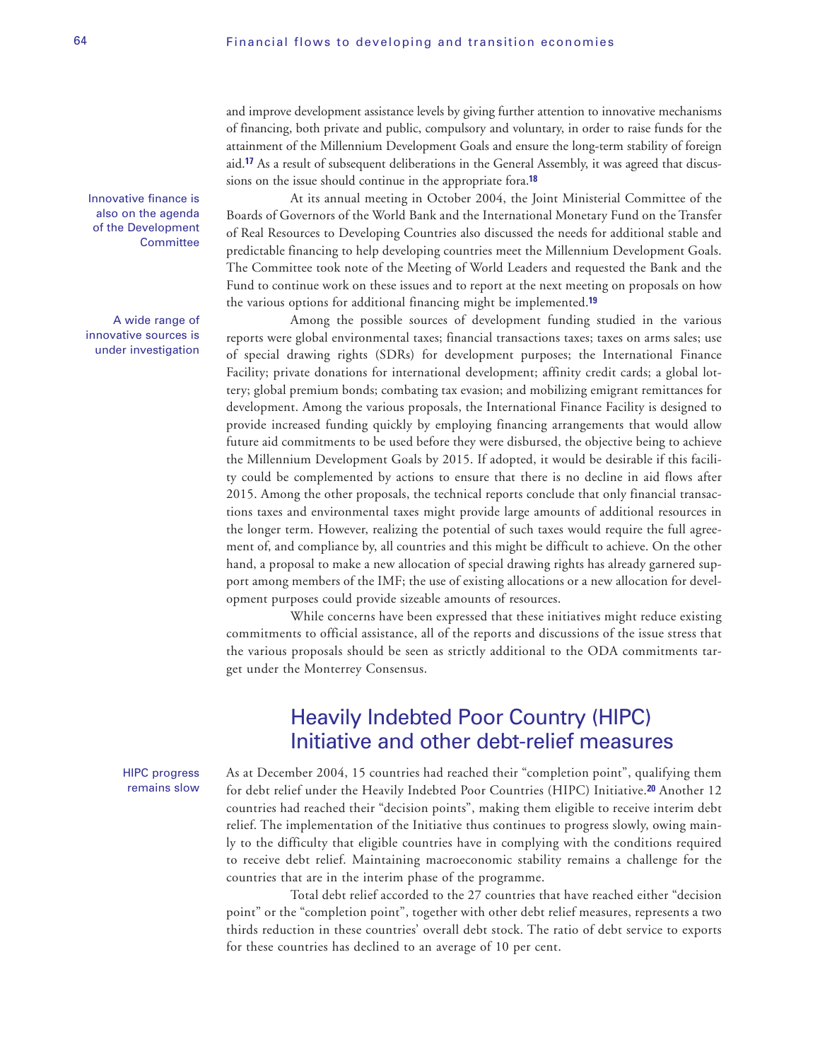and improve development assistance levels by giving further attention to innovative mechanisms of financing, both private and public, compulsory and voluntary, in order to raise funds for the attainment of the Millennium Development Goals and ensure the long-term stability of foreign aid.[17] As a result of subsequent deliberations in the General Assembly, it was agreed that discussions on the issue should continue in the appropriate fora.[18]

Innovative finance is also on the agenda of the Development Committee

At its annual meeting in October 2004, the Joint Ministerial Committee of the Boards of Governors of the World Bank and the International Monetary Fund on the Transfer of Real Resources to Developing Countries also discussed the needs for additional stable and predictable financing to help developing countries meet the Millennium Development Goals. The Committee took note of the Meeting of World Leaders and requested the Bank and the Fund to continue work on these issues and to report at the next meeting on proposals on how the various options for additional financing might be implemented.[19]

A wide range of innovative sources is under investigation

Among the possible sources of development funding studied in the various reports were global environmental taxes; financial transactions taxes; taxes on arms sales; use of special drawing rights (SDRs) for development purposes; the International Finance Facility; private donations for international development; affinity credit cards; a global lottery; global premium bonds; combating tax evasion; and mobilizing emigrant remittances for development. Among the various proposals, the International Finance Facility is designed to provide increased funding quickly by employing financing arrangements that would allow future aid commitments to be used before they were disbursed, the objective being to achieve the Millennium Development Goals by 2015. If adopted, it would be desirable if this facility could be complemented by actions to ensure that there is no decline in aid flows after 2015. Among the other proposals, the technical reports conclude that only financial transactions taxes and environmental taxes might provide large amounts of additional resources in the longer term. However, realizing the potential of such taxes would require the full agreement of, and compliance by, all countries and this might be difficult to achieve. On the other hand, a proposal to make a new allocation of special drawing rights has already garnered support among members of the IMF; the use of existing allocations or a new allocation for development purposes could provide sizeable amounts of resources.

While concerns have been expressed that these initiatives might reduce existing commitments to official assistance, all of the reports and discussions of the issue stress that the various proposals should be seen as strictly additional to the ODA commitments target under the Monterrey Consensus.

## Heavily Indebted Poor Country (HIPC) Initiative and other debt-relief measures

HIPC progress remains slow

As at December 2004, 15 countries had reached their "completion point", qualifying them for debt relief under the Heavily Indebted Poor Countries (HIPC) Initiative.[20] Another 12 countries had reached their "decision points", making them eligible to receive interim debt relief. The implementation of the Initiative thus continues to progress slowly, owing mainly to the difficulty that eligible countries have in complying with the conditions required to receive debt relief. Maintaining macroeconomic stability remains a challenge for the countries that are in the interim phase of the programme.

Total debt relief accorded to the 27 countries that have reached either "decision point" or the "completion point", together with other debt relief measures, represents a two thirds reduction in these countries' overall debt stock. The ratio of debt service to exports for these countries has declined to an average of 10 per cent.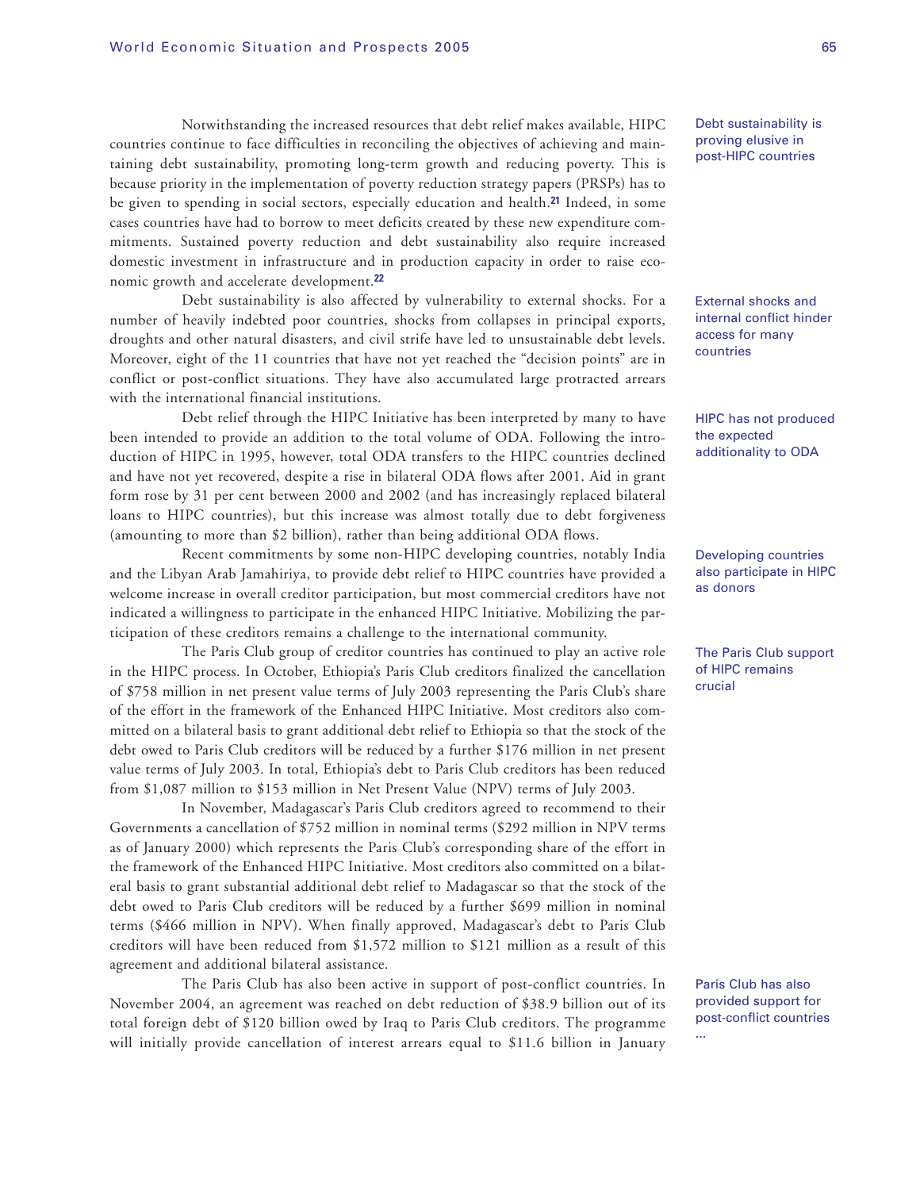Notwithstanding the increased resources that debt relief makes available, HIPC countries continue to face difficulties in reconciling the objectives of achieving and maintaining debt sustainability, promoting long-term growth and reducing poverty. This is because priority in the implementation of poverty reduction strategy papers (PRSPs) has to be given to spending in social sectors, especially education and health.[21] Indeed, in some cases countries have had to borrow to meet deficits created by these new expenditure commitments. Sustained poverty reduction and debt sustainability also require increased domestic investment in infrastructure and in production capacity in order to raise economic growth and accelerate development.[22]

*Debt sustainability is proving elusive in post-HIPC countries*

Debt sustainability is also affected by vulnerability to external shocks. For a number of heavily indebted poor countries, shocks from collapses in principal exports, droughts and other natural disasters, and civil strife have led to unsustainable debt levels. Moreover, eight of the 11 countries that have not yet reached the "decision points" are in conflict or post-conflict situations. They have also accumulated large protracted arrears with the international financial institutions.

*External shocks and internal conflict hinder access for many countries*

Debt relief through the HIPC Initiative has been interpreted by many to have been intended to provide an addition to the total volume of ODA. Following the introduction of HIPC in 1995, however, total ODA transfers to the HIPC countries declined and have not yet recovered, despite a rise in bilateral ODA flows after 2001. Aid in grant form rose by 31 per cent between 2000 and 2002 (and has increasingly replaced bilateral loans to HIPC countries), but this increase was almost totally due to debt forgiveness (amounting to more than $2 billion), rather than being additional ODA flows.

*HIPC has not produced the expected additionality to ODA*

Recent commitments by some non-HIPC developing countries, notably India and the Libyan Arab Jamahiriya, to provide debt relief to HIPC countries have provided a welcome increase in overall creditor participation, but most commercial creditors have not indicated a willingness to participate in the enhanced HIPC Initiative. Mobilizing the participation of these creditors remains a challenge to the international community.

*Developing countries also participate in HIPC as donors*

The Paris Club group of creditor countries has continued to play an active role in the HIPC process. In October, Ethiopia's Paris Club creditors finalized the cancellation of $758 million in net present value terms of July 2003 representing the Paris Club's share of the effort in the framework of the Enhanced HIPC Initiative. Most creditors also committed on a bilateral basis to grant additional debt relief to Ethiopia so that the stock of the debt owed to Paris Club creditors will be reduced by a further $176 million in net present value terms of July 2003. In total, Ethiopia's debt to Paris Club creditors has been reduced from $1,087 million to $153 million in Net Present Value (NPV) terms of July 2003.

*The Paris Club support of HIPC remains crucial*

In November, Madagascar's Paris Club creditors agreed to recommend to their Governments a cancellation of $752 million in nominal terms ($292 million in NPV terms as of January 2000) which represents the Paris Club's corresponding share of the effort in the framework of the Enhanced HIPC Initiative. Most creditors also committed on a bilateral basis to grant substantial additional debt relief to Madagascar so that the stock of the debt owed to Paris Club creditors will be reduced by a further $699 million in nominal terms ($466 million in NPV). When finally approved, Madagascar's debt to Paris Club creditors will have been reduced from $1,572 million to $121 million as a result of this agreement and additional bilateral assistance.

The Paris Club has also been active in support of post-conflict countries. In November 2004, an agreement was reached on debt reduction of $38.9 billion out of its total foreign debt of $120 billion owed by Iraq to Paris Club creditors. The programme will initially provide cancellation of interest arrears equal to $11.6 billion in January

*Paris Club has also provided support for post-conflict countries ...*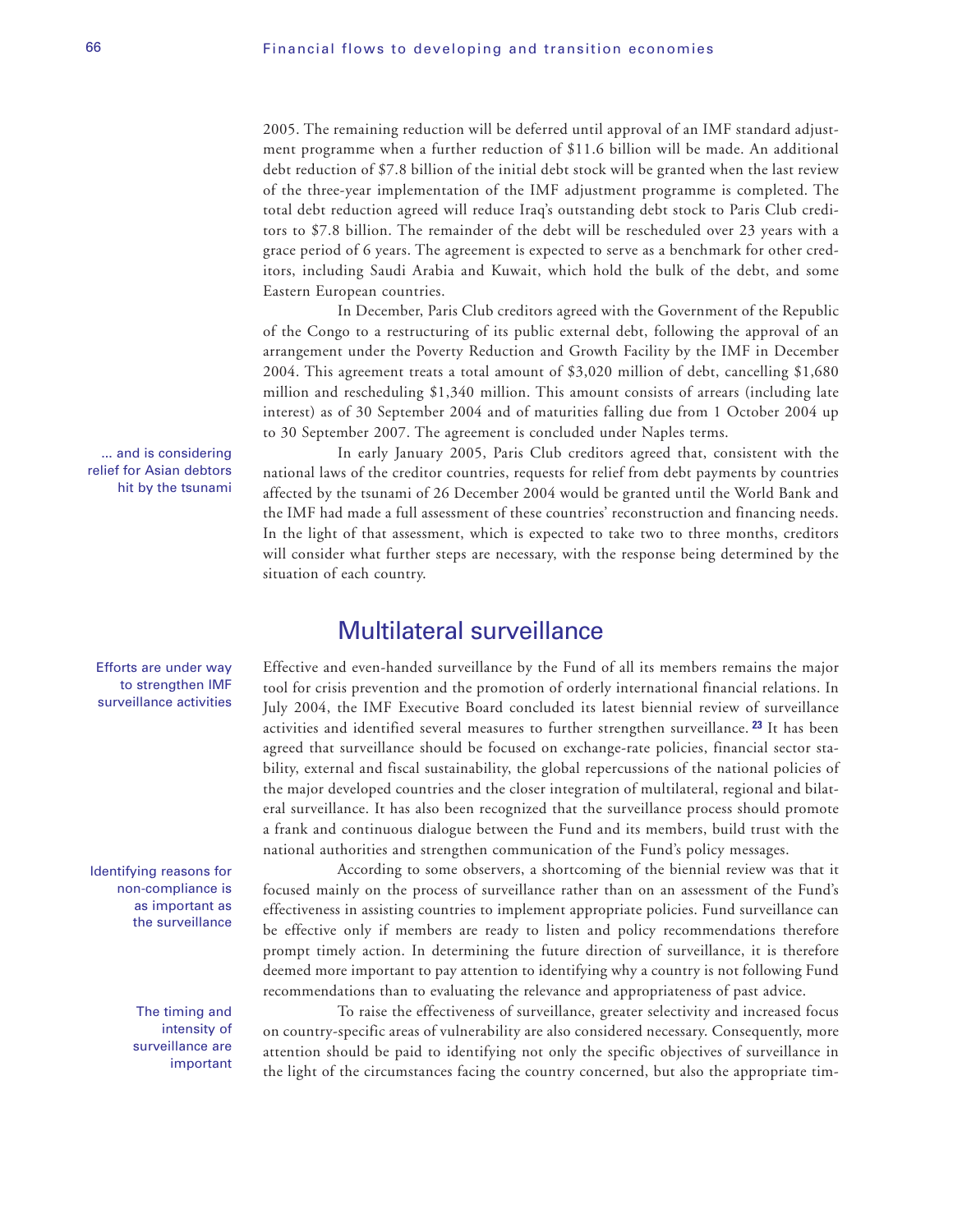2005. The remaining reduction will be deferred until approval of an IMF standard adjustment programme when a further reduction of $11.6 billion will be made. An additional debt reduction of $7.8 billion of the initial debt stock will be granted when the last review of the three-year implementation of the IMF adjustment programme is completed. The total debt reduction agreed will reduce Iraq's outstanding debt stock to Paris Club creditors to $7.8 billion. The remainder of the debt will be rescheduled over 23 years with a grace period of 6 years. The agreement is expected to serve as a benchmark for other creditors, including Saudi Arabia and Kuwait, which hold the bulk of the debt, and some Eastern European countries.

In December, Paris Club creditors agreed with the Government of the Republic of the Congo to a restructuring of its public external debt, following the approval of an arrangement under the Poverty Reduction and Growth Facility by the IMF in December 2004. This agreement treats a total amount of $3,020 million of debt, cancelling $1,680 million and rescheduling $1,340 million. This amount consists of arrears (including late interest) as of 30 September 2004 and of maturities falling due from 1 October 2004 up to 30 September 2007. The agreement is concluded under Naples terms.

*... and is considering relief for Asian debtors hit by the tsunami*

In early January 2005, Paris Club creditors agreed that, consistent with the national laws of the creditor countries, requests for relief from debt payments by countries affected by the tsunami of 26 December 2004 would be granted until the World Bank and the IMF had made a full assessment of these countries' reconstruction and financing needs. In the light of that assessment, which is expected to take two to three months, creditors will consider what further steps are necessary, with the response being determined by the situation of each country.

## Multilateral surveillance

*Efforts are under way to strengthen IMF surveillance activities*

Effective and even-handed surveillance by the Fund of all its members remains the major tool for crisis prevention and the promotion of orderly international financial relations. In July 2004, the IMF Executive Board concluded its latest biennial review of surveillance activities and identified several measures to further strengthen surveillance.[23] It has been agreed that surveillance should be focused on exchange-rate policies, financial sector stability, external and fiscal sustainability, the global repercussions of the national policies of the major developed countries and the closer integration of multilateral, regional and bilateral surveillance. It has also been recognized that the surveillance process should promote a frank and continuous dialogue between the Fund and its members, build trust with the national authorities and strengthen communication of the Fund's policy messages.

*Identifying reasons for non-compliance is as important as the surveillance*

According to some observers, a shortcoming of the biennial review was that it focused mainly on the process of surveillance rather than on an assessment of the Fund's effectiveness in assisting countries to implement appropriate policies. Fund surveillance can be effective only if members are ready to listen and policy recommendations therefore prompt timely action. In determining the future direction of surveillance, it is therefore deemed more important to pay attention to identifying why a country is not following Fund recommendations than to evaluating the relevance and appropriateness of past advice.

*The timing and intensity of surveillance are important*

To raise the effectiveness of surveillance, greater selectivity and increased focus on country-specific areas of vulnerability are also considered necessary. Consequently, more attention should be paid to identifying not only the specific objectives of surveillance in the light of the circumstances facing the country concerned, but also the appropriate tim-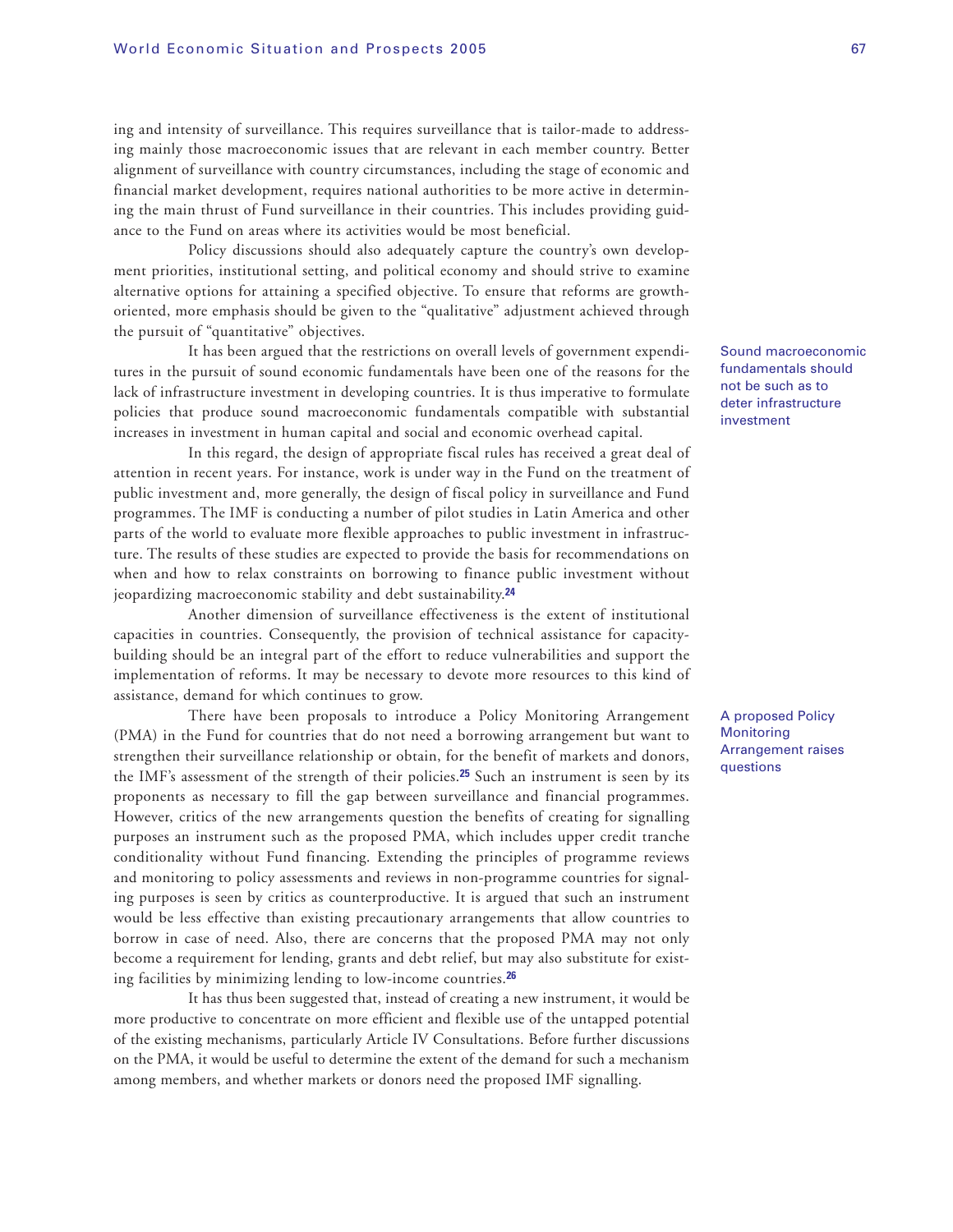ing and intensity of surveillance. This requires surveillance that is tailor-made to addressing mainly those macroeconomic issues that are relevant in each member country. Better alignment of surveillance with country circumstances, including the stage of economic and financial market development, requires national authorities to be more active in determining the main thrust of Fund surveillance in their countries. This includes providing guidance to the Fund on areas where its activities would be most beneficial.

Policy discussions should also adequately capture the country's own development priorities, institutional setting, and political economy and should strive to examine alternative options for attaining a specified objective. To ensure that reforms are growth-oriented, more emphasis should be given to the "qualitative" adjustment achieved through the pursuit of "quantitative" objectives.

Sound macroeconomic fundamentals should not be such as to deter infrastructure investment

It has been argued that the restrictions on overall levels of government expenditures in the pursuit of sound economic fundamentals have been one of the reasons for the lack of infrastructure investment in developing countries. It is thus imperative to formulate policies that produce sound macroeconomic fundamentals compatible with substantial increases in investment in human capital and social and economic overhead capital.

In this regard, the design of appropriate fiscal rules has received a great deal of attention in recent years. For instance, work is under way in the Fund on the treatment of public investment and, more generally, the design of fiscal policy in surveillance and Fund programmes. The IMF is conducting a number of pilot studies in Latin America and other parts of the world to evaluate more flexible approaches to public investment in infrastructure. The results of these studies are expected to provide the basis for recommendations on when and how to relax constraints on borrowing to finance public investment without jeopardizing macroeconomic stability and debt sustainability.[24]

Another dimension of surveillance effectiveness is the extent of institutional capacities in countries. Consequently, the provision of technical assistance for capacity-building should be an integral part of the effort to reduce vulnerabilities and support the implementation of reforms. It may be necessary to devote more resources to this kind of assistance, demand for which continues to grow.

A proposed Policy Monitoring Arrangement raises questions

There have been proposals to introduce a Policy Monitoring Arrangement (PMA) in the Fund for countries that do not need a borrowing arrangement but want to strengthen their surveillance relationship or obtain, for the benefit of markets and donors, the IMF's assessment of the strength of their policies.[25] Such an instrument is seen by its proponents as necessary to fill the gap between surveillance and financial programmes. However, critics of the new arrangements question the benefits of creating for signalling purposes an instrument such as the proposed PMA, which includes upper credit tranche conditionality without Fund financing. Extending the principles of programme reviews and monitoring to policy assessments and reviews in non-programme countries for signaling purposes is seen by critics as counterproductive. It is argued that such an instrument would be less effective than existing precautionary arrangements that allow countries to borrow in case of need. Also, there are concerns that the proposed PMA may not only become a requirement for lending, grants and debt relief, but may also substitute for existing facilities by minimizing lending to low-income countries.[26]

It has thus been suggested that, instead of creating a new instrument, it would be more productive to concentrate on more efficient and flexible use of the untapped potential of the existing mechanisms, particularly Article IV Consultations. Before further discussions on the PMA, it would be useful to determine the extent of the demand for such a mechanism among members, and whether markets or donors need the proposed IMF signalling.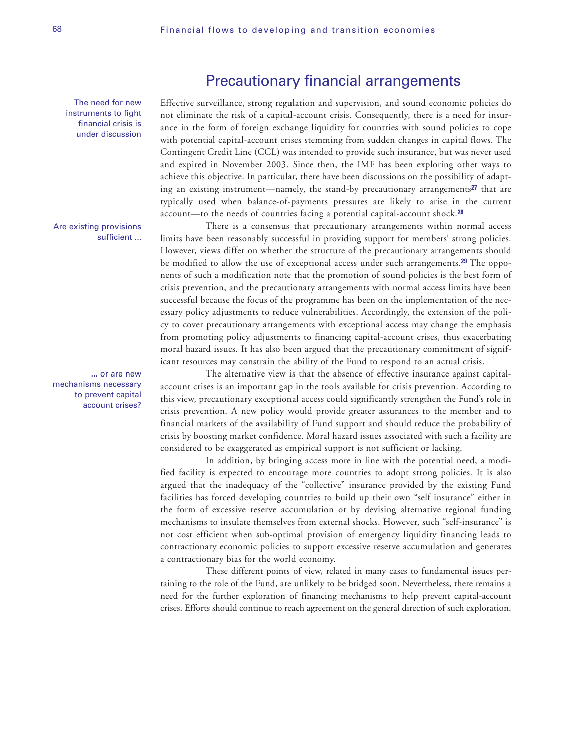## Precautionary financial arrangements

The need for new instruments to fight financial crisis is under discussion

Effective surveillance, strong regulation and supervision, and sound economic policies do not eliminate the risk of a capital-account crisis. Consequently, there is a need for insurance in the form of foreign exchange liquidity for countries with sound policies to cope with potential capital-account crises stemming from sudden changes in capital flows. The Contingent Credit Line (CCL) was intended to provide such insurance, but was never used and expired in November 2003. Since then, the IMF has been exploring other ways to achieve this objective. In particular, there have been discussions on the possibility of adapting an existing instrument—namely, the stand-by precautionary arrangements[27] that are typically used when balance-of-payments pressures are likely to arise in the current account—to the needs of countries facing a potential capital-account shock.[28]

Are existing provisions sufficient ...

There is a consensus that precautionary arrangements within normal access limits have been reasonably successful in providing support for members' strong policies. However, views differ on whether the structure of the precautionary arrangements should be modified to allow the use of exceptional access under such arrangements.[29] The opponents of such a modification note that the promotion of sound policies is the best form of crisis prevention, and the precautionary arrangements with normal access limits have been successful because the focus of the programme has been on the implementation of the necessary policy adjustments to reduce vulnerabilities. Accordingly, the extension of the policy to cover precautionary arrangements with exceptional access may change the emphasis from promoting policy adjustments to financing capital-account crises, thus exacerbating moral hazard issues. It has also been argued that the precautionary commitment of significant resources may constrain the ability of the Fund to respond to an actual crisis.

... or are new mechanisms necessary to prevent capital account crises?

The alternative view is that the absence of effective insurance against capital-account crises is an important gap in the tools available for crisis prevention. According to this view, precautionary exceptional access could significantly strengthen the Fund's role in crisis prevention. A new policy would provide greater assurances to the member and to financial markets of the availability of Fund support and should reduce the probability of crisis by boosting market confidence. Moral hazard issues associated with such a facility are considered to be exaggerated as empirical support is not sufficient or lacking.

In addition, by bringing access more in line with the potential need, a modified facility is expected to encourage more countries to adopt strong policies. It is also argued that the inadequacy of the "collective" insurance provided by the existing Fund facilities has forced developing countries to build up their own "self insurance" either in the form of excessive reserve accumulation or by devising alternative regional funding mechanisms to insulate themselves from external shocks. However, such "self-insurance" is not cost efficient when sub-optimal provision of emergency liquidity financing leads to contractionary economic policies to support excessive reserve accumulation and generates a contractionary bias for the world economy.

These different points of view, related in many cases to fundamental issues pertaining to the role of the Fund, are unlikely to be bridged soon. Nevertheless, there remains a need for the further exploration of financing mechanisms to help prevent capital-account crises. Efforts should continue to reach agreement on the general direction of such exploration.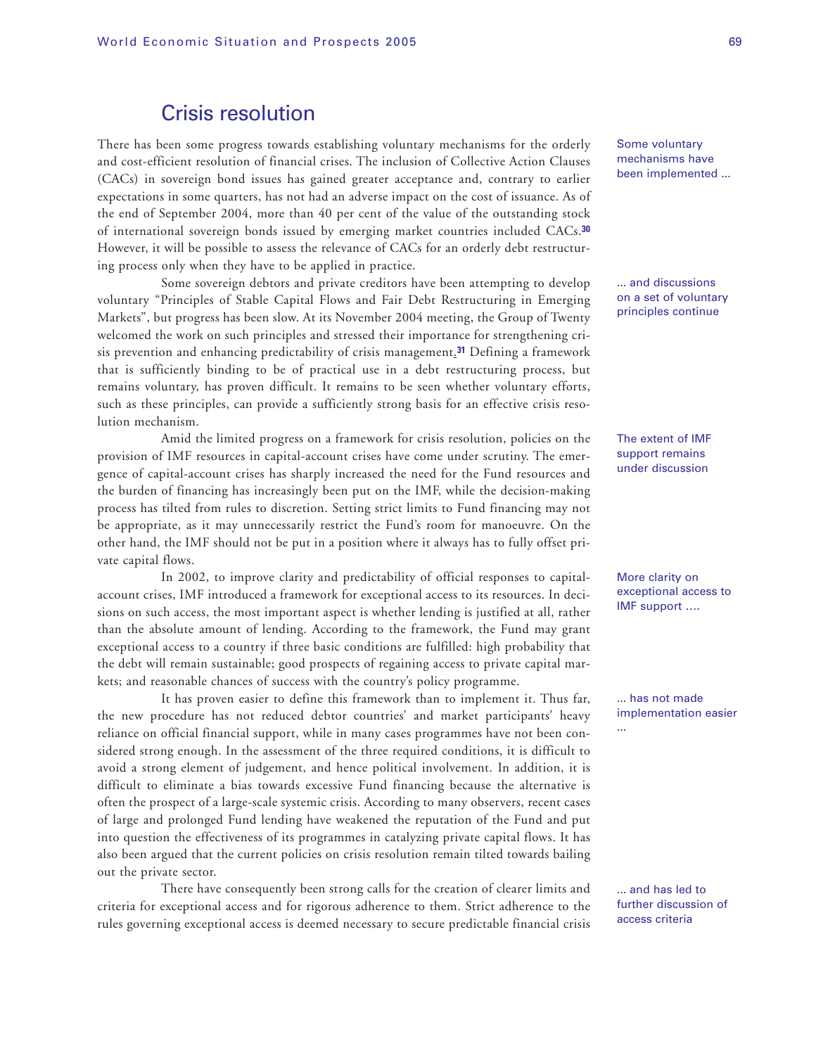## Crisis resolution

There has been some progress towards establishing voluntary mechanisms for the orderly and cost-efficient resolution of financial crises. The inclusion of Collective Action Clauses (CACs) in sovereign bond issues has gained greater acceptance and, contrary to earlier expectations in some quarters, has not had an adverse impact on the cost of issuance. As of the end of September 2004, more than 40 per cent of the value of the outstanding stock of international sovereign bonds issued by emerging market countries included CACs.[30] However, it will be possible to assess the relevance of CACs for an orderly debt restructuring process only when they have to be applied in practice.

Some voluntary mechanisms have been implemented ...

Some sovereign debtors and private creditors have been attempting to develop voluntary "Principles of Stable Capital Flows and Fair Debt Restructuring in Emerging Markets", but progress has been slow. At its November 2004 meeting, the Group of Twenty welcomed the work on such principles and stressed their importance for strengthening crisis prevention and enhancing predictability of crisis management.[31] Defining a framework that is sufficiently binding to be of practical use in a debt restructuring process, but remains voluntary, has proven difficult. It remains to be seen whether voluntary efforts, such as these principles, can provide a sufficiently strong basis for an effective crisis resolution mechanism.

... and discussions on a set of voluntary principles continue

Amid the limited progress on a framework for crisis resolution, policies on the provision of IMF resources in capital-account crises have come under scrutiny. The emergence of capital-account crises has sharply increased the need for the Fund resources and the burden of financing has increasingly been put on the IMF, while the decision-making process has tilted from rules to discretion. Setting strict limits to Fund financing may not be appropriate, as it may unnecessarily restrict the Fund's room for manoeuvre. On the other hand, the IMF should not be put in a position where it always has to fully offset private capital flows.

The extent of IMF support remains under discussion

In 2002, to improve clarity and predictability of official responses to capital-account crises, IMF introduced a framework for exceptional access to its resources. In decisions on such access, the most important aspect is whether lending is justified at all, rather than the absolute amount of lending. According to the framework, the Fund may grant exceptional access to a country if three basic conditions are fulfilled: high probability that the debt will remain sustainable; good prospects of regaining access to private capital markets; and reasonable chances of success with the country's policy programme.

More clarity on exceptional access to IMF support ....

It has proven easier to define this framework than to implement it. Thus far, the new procedure has not reduced debtor countries' and market participants' heavy reliance on official financial support, while in many cases programmes have not been considered strong enough. In the assessment of the three required conditions, it is difficult to avoid a strong element of judgement, and hence political involvement. In addition, it is difficult to eliminate a bias towards excessive Fund financing because the alternative is often the prospect of a large-scale systemic crisis. According to many observers, recent cases of large and prolonged Fund lending have weakened the reputation of the Fund and put into question the effectiveness of its programmes in catalyzing private capital flows. It has also been argued that the current policies on crisis resolution remain tilted towards bailing out the private sector.

... has not made implementation easier ...

There have consequently been strong calls for the creation of clearer limits and criteria for exceptional access and for rigorous adherence to them. Strict adherence to the rules governing exceptional access is deemed necessary to secure predictable financial crisis

... and has led to further discussion of access criteria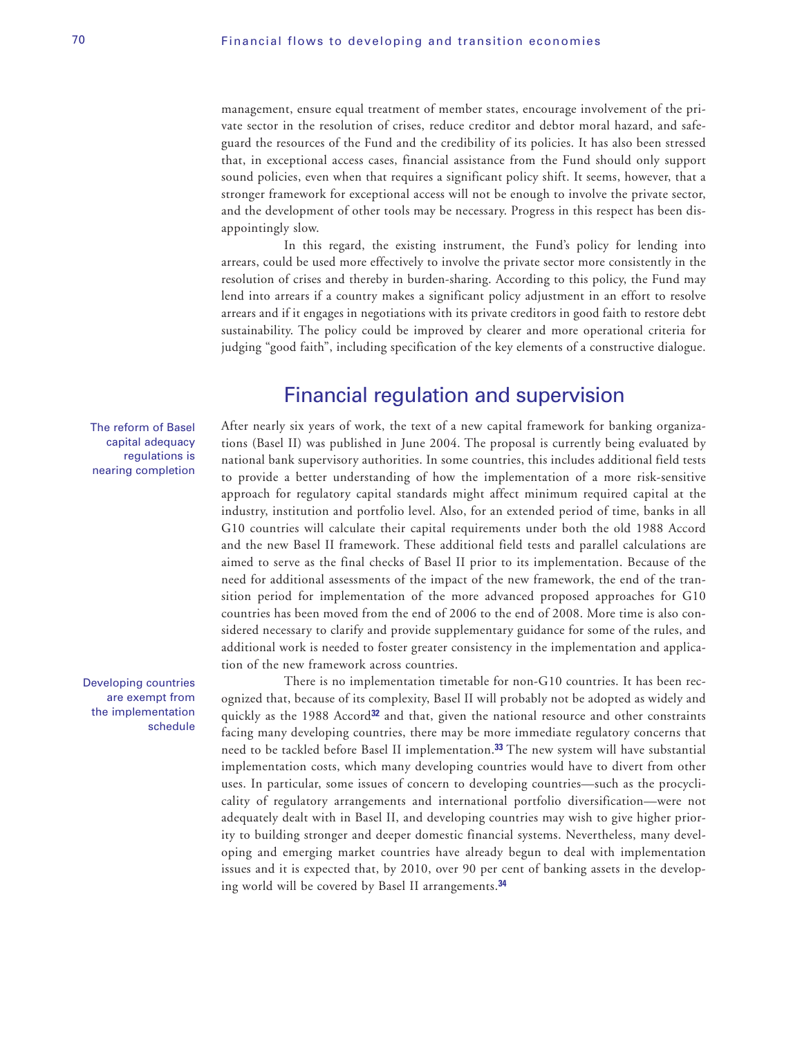management, ensure equal treatment of member states, encourage involvement of the private sector in the resolution of crises, reduce creditor and debtor moral hazard, and safeguard the resources of the Fund and the credibility of its policies. It has also been stressed that, in exceptional access cases, financial assistance from the Fund should only support sound policies, even when that requires a significant policy shift. It seems, however, that a stronger framework for exceptional access will not be enough to involve the private sector, and the development of other tools may be necessary. Progress in this respect has been disappointingly slow.

In this regard, the existing instrument, the Fund's policy for lending into arrears, could be used more effectively to involve the private sector more consistently in the resolution of crises and thereby in burden-sharing. According to this policy, the Fund may lend into arrears if a country makes a significant policy adjustment in an effort to resolve arrears and if it engages in negotiations with its private creditors in good faith to restore debt sustainability. The policy could be improved by clearer and more operational criteria for judging "good faith", including specification of the key elements of a constructive dialogue.

## Financial regulation and supervision

The reform of Basel capital adequacy regulations is nearing completion

After nearly six years of work, the text of a new capital framework for banking organizations (Basel II) was published in June 2004. The proposal is currently being evaluated by national bank supervisory authorities. In some countries, this includes additional field tests to provide a better understanding of how the implementation of a more risk-sensitive approach for regulatory capital standards might affect minimum required capital at the industry, institution and portfolio level. Also, for an extended period of time, banks in all G10 countries will calculate their capital requirements under both the old 1988 Accord and the new Basel II framework. These additional field tests and parallel calculations are aimed to serve as the final checks of Basel II prior to its implementation. Because of the need for additional assessments of the impact of the new framework, the end of the transition period for implementation of the more advanced proposed approaches for G10 countries has been moved from the end of 2006 to the end of 2008. More time is also considered necessary to clarify and provide supplementary guidance for some of the rules, and additional work is needed to foster greater consistency in the implementation and application of the new framework across countries.

Developing countries are exempt from the implementation schedule

There is no implementation timetable for non-G10 countries. It has been recognized that, because of its complexity, Basel II will probably not be adopted as widely and quickly as the 1988 Accord[32] and that, given the national resource and other constraints facing many developing countries, there may be more immediate regulatory concerns that need to be tackled before Basel II implementation.[33] The new system will have substantial implementation costs, which many developing countries would have to divert from other uses. In particular, some issues of concern to developing countries—such as the procyclicality of regulatory arrangements and international portfolio diversification—were not adequately dealt with in Basel II, and developing countries may wish to give higher priority to building stronger and deeper domestic financial systems. Nevertheless, many developing and emerging market countries have already begun to deal with implementation issues and it is expected that, by 2010, over 90 per cent of banking assets in the developing world will be covered by Basel II arrangements.[34]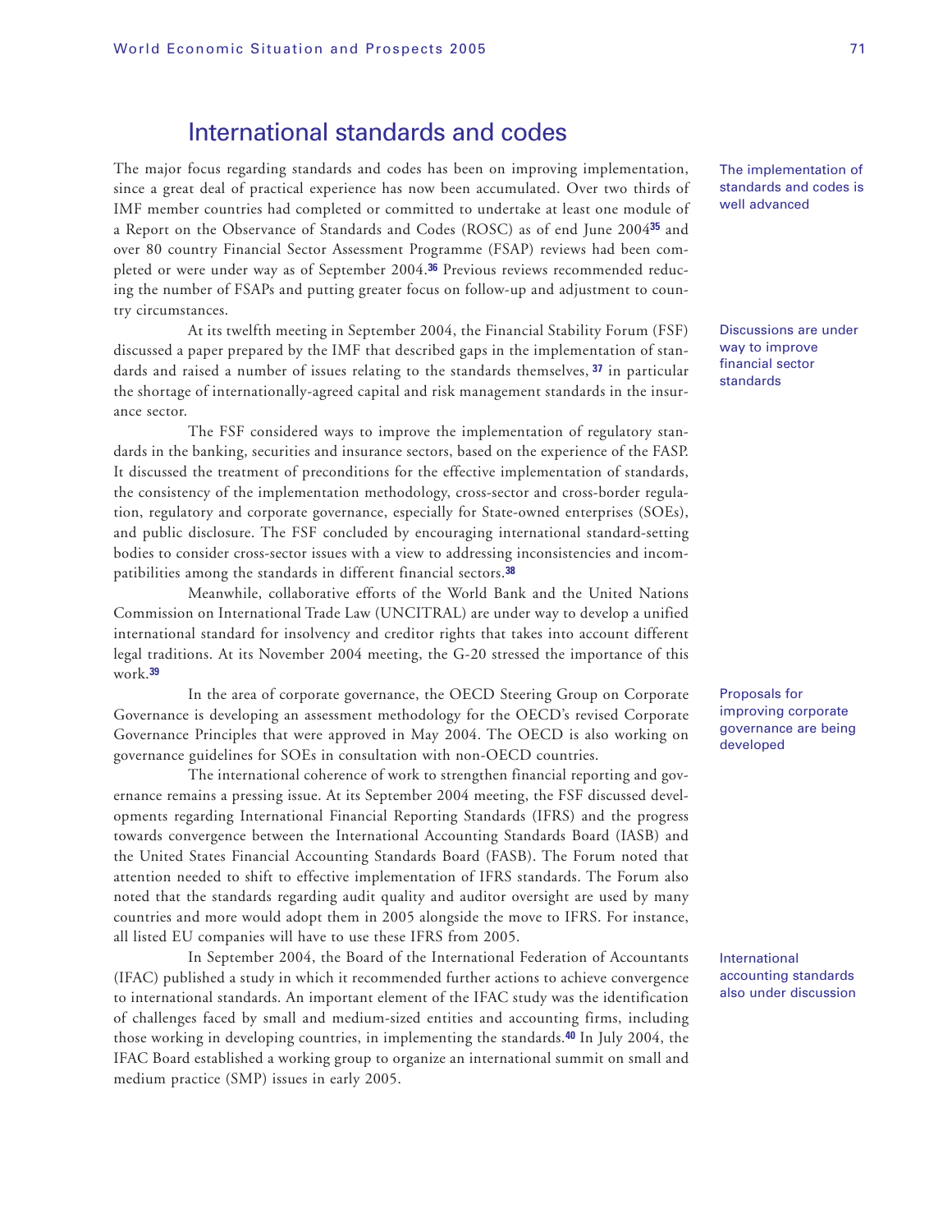## International standards and codes

The implementation of standards and codes is well advanced

The major focus regarding standards and codes has been on improving implementation, since a great deal of practical experience has now been accumulated. Over two thirds of IMF member countries had completed or committed to undertake at least one module of a Report on the Observance of Standards and Codes (ROSC) as of end June 2004[35] and over 80 country Financial Sector Assessment Programme (FSAP) reviews had been completed or were under way as of September 2004.[36] Previous reviews recommended reducing the number of FSAPs and putting greater focus on follow-up and adjustment to country circumstances.

Discussions are under way to improve financial sector standards

At its twelfth meeting in September 2004, the Financial Stability Forum (FSF) discussed a paper prepared by the IMF that described gaps in the implementation of standards and raised a number of issues relating to the standards themselves, [37] in particular the shortage of internationally-agreed capital and risk management standards in the insurance sector.

The FSF considered ways to improve the implementation of regulatory standards in the banking, securities and insurance sectors, based on the experience of the FASP. It discussed the treatment of preconditions for the effective implementation of standards, the consistency of the implementation methodology, cross-sector and cross-border regulation, regulatory and corporate governance, especially for State-owned enterprises (SOEs), and public disclosure. The FSF concluded by encouraging international standard-setting bodies to consider cross-sector issues with a view to addressing inconsistencies and incompatibilities among the standards in different financial sectors.[38]

Meanwhile, collaborative efforts of the World Bank and the United Nations Commission on International Trade Law (UNCITRAL) are under way to develop a unified international standard for insolvency and creditor rights that takes into account different legal traditions. At its November 2004 meeting, the G-20 stressed the importance of this work.[39]

Proposals for improving corporate governance are being developed

In the area of corporate governance, the OECD Steering Group on Corporate Governance is developing an assessment methodology for the OECD's revised Corporate Governance Principles that were approved in May 2004. The OECD is also working on governance guidelines for SOEs in consultation with non-OECD countries.

The international coherence of work to strengthen financial reporting and governance remains a pressing issue. At its September 2004 meeting, the FSF discussed developments regarding International Financial Reporting Standards (IFRS) and the progress towards convergence between the International Accounting Standards Board (IASB) and the United States Financial Accounting Standards Board (FASB). The Forum noted that attention needed to shift to effective implementation of IFRS standards. The Forum also noted that the standards regarding audit quality and auditor oversight are used by many countries and more would adopt them in 2005 alongside the move to IFRS. For instance, all listed EU companies will have to use these IFRS from 2005.

International accounting standards also under discussion

In September 2004, the Board of the International Federation of Accountants (IFAC) published a study in which it recommended further actions to achieve convergence to international standards. An important element of the IFAC study was the identification of challenges faced by small and medium-sized entities and accounting firms, including those working in developing countries, in implementing the standards.[40] In July 2004, the IFAC Board established a working group to organize an international summit on small and medium practice (SMP) issues in early 2005.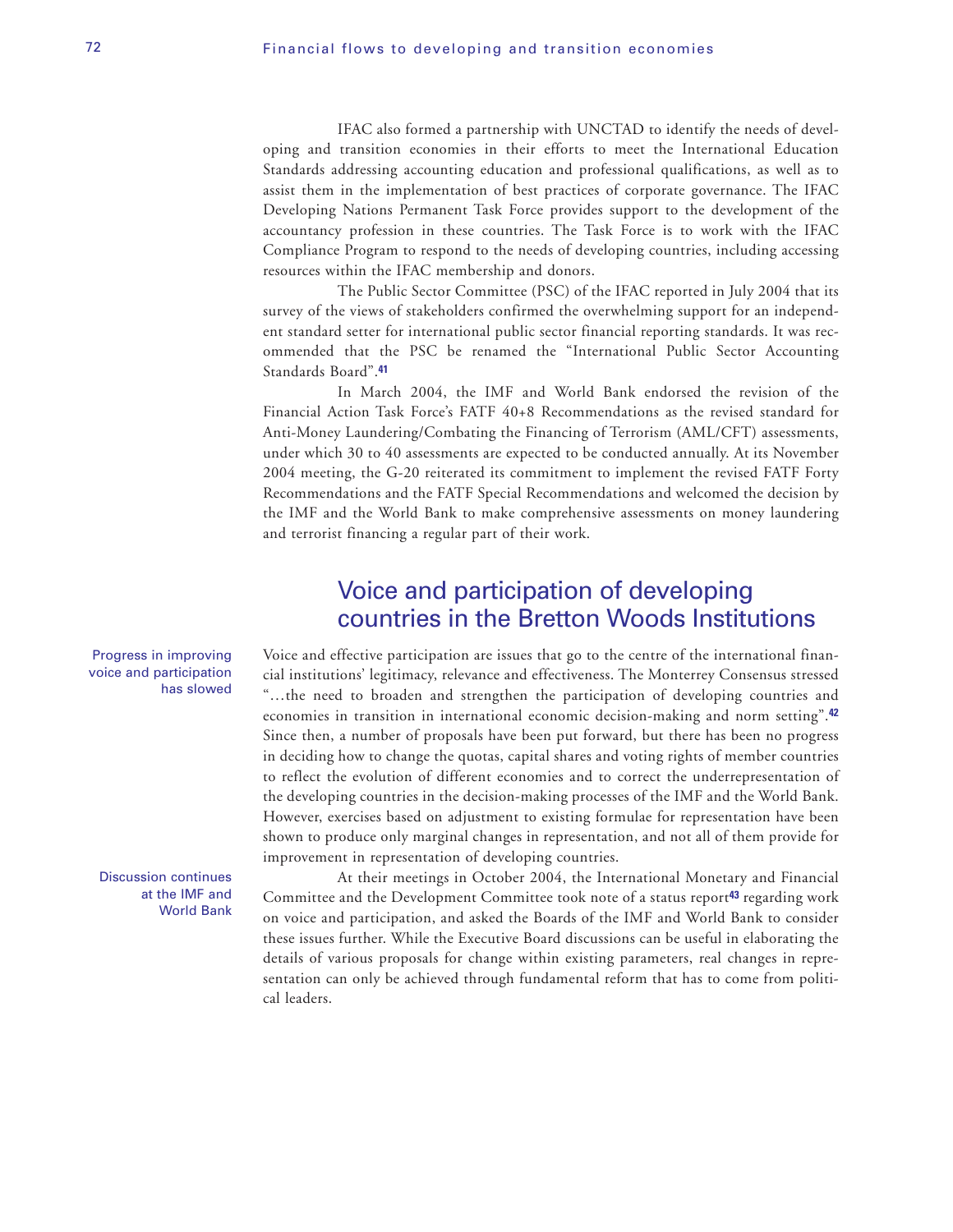IFAC also formed a partnership with UNCTAD to identify the needs of developing and transition economies in their efforts to meet the International Education Standards addressing accounting education and professional qualifications, as well as to assist them in the implementation of best practices of corporate governance. The IFAC Developing Nations Permanent Task Force provides support to the development of the accountancy profession in these countries. The Task Force is to work with the IFAC Compliance Program to respond to the needs of developing countries, including accessing resources within the IFAC membership and donors.

The Public Sector Committee (PSC) of the IFAC reported in July 2004 that its survey of the views of stakeholders confirmed the overwhelming support for an independent standard setter for international public sector financial reporting standards. It was recommended that the PSC be renamed the "International Public Sector Accounting Standards Board".[41]

In March 2004, the IMF and World Bank endorsed the revision of the Financial Action Task Force's FATF 40+8 Recommendations as the revised standard for Anti-Money Laundering/Combating the Financing of Terrorism (AML/CFT) assessments, under which 30 to 40 assessments are expected to be conducted annually. At its November 2004 meeting, the G-20 reiterated its commitment to implement the revised FATF Forty Recommendations and the FATF Special Recommendations and welcomed the decision by the IMF and the World Bank to make comprehensive assessments on money laundering and terrorist financing a regular part of their work.

## Voice and participation of developing countries in the Bretton Woods Institutions

*Progress in improving voice and participation has slowed*

Voice and effective participation are issues that go to the centre of the international financial institutions' legitimacy, relevance and effectiveness. The Monterrey Consensus stressed "…the need to broaden and strengthen the participation of developing countries and economies in transition in international economic decision-making and norm setting".[42] Since then, a number of proposals have been put forward, but there has been no progress in deciding how to change the quotas, capital shares and voting rights of member countries to reflect the evolution of different economies and to correct the underrepresentation of the developing countries in the decision-making processes of the IMF and the World Bank. However, exercises based on adjustment to existing formulae for representation have been shown to produce only marginal changes in representation, and not all of them provide for improvement in representation of developing countries.

*Discussion continues at the IMF and World Bank*

At their meetings in October 2004, the International Monetary and Financial Committee and the Development Committee took note of a status report[43] regarding work on voice and participation, and asked the Boards of the IMF and World Bank to consider these issues further. While the Executive Board discussions can be useful in elaborating the details of various proposals for change within existing parameters, real changes in representation can only be achieved through fundamental reform that has to come from political leaders.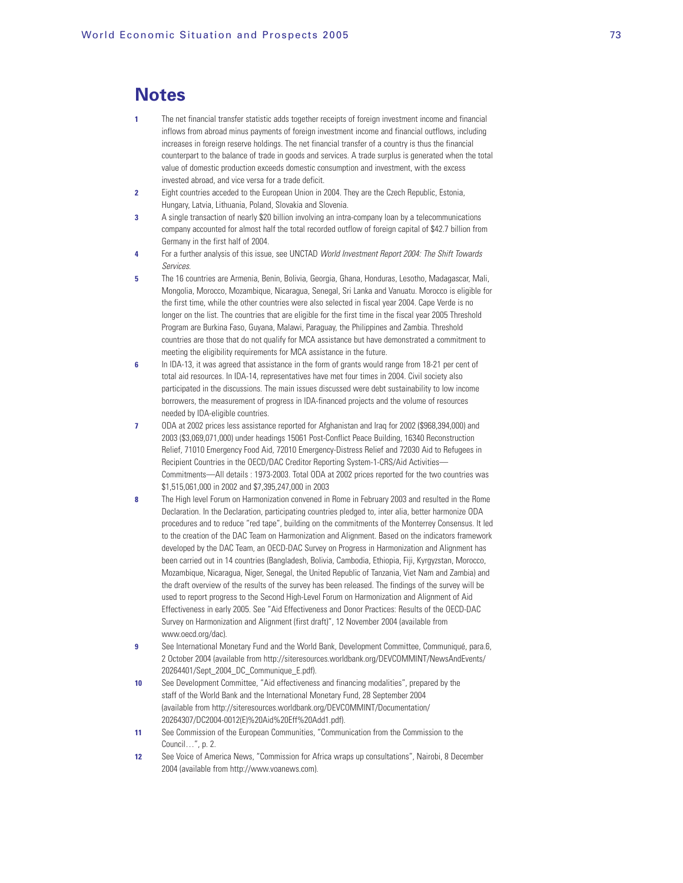## Notes

1. The net financial transfer statistic adds together receipts of foreign investment income and financial inflows from abroad minus payments of foreign investment income and financial outflows, including increases in foreign reserve holdings. The net financial transfer of a country is thus the financial counterpart to the balance of trade in goods and services. A trade surplus is generated when the total value of domestic production exceeds domestic consumption and investment, with the excess invested abroad, and vice versa for a trade deficit.
2. Eight countries acceded to the European Union in 2004. They are the Czech Republic, Estonia, Hungary, Latvia, Lithuania, Poland, Slovakia and Slovenia.
3. A single transaction of nearly $20 billion involving an intra-company loan by a telecommunications company accounted for almost half the total recorded outflow of foreign capital of $42.7 billion from Germany in the first half of 2004.
4. For a further analysis of this issue, see UNCTAD *World Investment Report 2004: The Shift Towards Services*.
5. The 16 countries are Armenia, Benin, Bolivia, Georgia, Ghana, Honduras, Lesotho, Madagascar, Mali, Mongolia, Morocco, Mozambique, Nicaragua, Senegal, Sri Lanka and Vanuatu. Morocco is eligible for the first time, while the other countries were also selected in fiscal year 2004. Cape Verde is no longer on the list. The countries that are eligible for the first time in the fiscal year 2005 Threshold Program are Burkina Faso, Guyana, Malawi, Paraguay, the Philippines and Zambia. Threshold countries are those that do not qualify for MCA assistance but have demonstrated a commitment to meeting the eligibility requirements for MCA assistance in the future.
6. In IDA-13, it was agreed that assistance in the form of grants would range from 18-21 per cent of total aid resources. In IDA-14, representatives have met four times in 2004. Civil society also participated in the discussions. The main issues discussed were debt sustainability to low income borrowers, the measurement of progress in IDA-financed projects and the volume of resources needed by IDA-eligible countries.
7. ODA at 2002 prices less assistance reported for Afghanistan and Iraq for 2002 ($968,394,000) and 2003 ($3,069,071,000) under headings 15061 Post-Conflict Peace Building, 16340 Reconstruction Relief, 71010 Emergency Food Aid, 72010 Emergency-Distress Relief and 72030 Aid to Refugees in Recipient Countries in the OECD/DAC Creditor Reporting System-1-CRS/Aid Activities—Commitments—All details : 1973-2003. Total ODA at 2002 prices reported for the two countries was $1,515,061,000 in 2002 and $7,395,247,000 in 2003
8. The High level Forum on Harmonization convened in Rome in February 2003 and resulted in the Rome Declaration. In the Declaration, participating countries pledged to, inter alia, better harmonize ODA procedures and to reduce "red tape", building on the commitments of the Monterrey Consensus. It led to the creation of the DAC Team on Harmonization and Alignment. Based on the indicators framework developed by the DAC Team, an OECD-DAC Survey on Progress in Harmonization and Alignment has been carried out in 14 countries (Bangladesh, Bolivia, Cambodia, Ethiopia, Fiji, Kyrgyzstan, Morocco, Mozambique, Nicaragua, Niger, Senegal, the United Republic of Tanzania, Viet Nam and Zambia) and the draft overview of the results of the survey has been released. The findings of the survey will be used to report progress to the Second High-Level Forum on Harmonization and Alignment of Aid Effectiveness in early 2005. See "Aid Effectiveness and Donor Practices: Results of the OECD-DAC Survey on Harmonization and Alignment (first draft)", 12 November 2004 (available from www.oecd.org/dac).
9. See International Monetary Fund and the World Bank, Development Committee, Communiqué, para.6, 2 October 2004 (available from http://siteresources.worldbank.org/DEVCOMMINT/NewsAndEvents/20264401/Sept_2004_DC_Communique_E.pdf).
10. See Development Committee, "Aid effectiveness and financing modalities", prepared by the staff of the World Bank and the International Monetary Fund, 28 September 2004 (available from http://siteresources.worldbank.org/DEVCOMMINT/Documentation/20264307/DC2004-0012(E)%20Aid%20Eff%20Add1.pdf).
11. See Commission of the European Communities, "Communication from the Commission to the Council…", p. 2.
12. See Voice of America News, "Commission for Africa wraps up consultations", Nairobi, 8 December 2004 (available from http://www.voanews.com).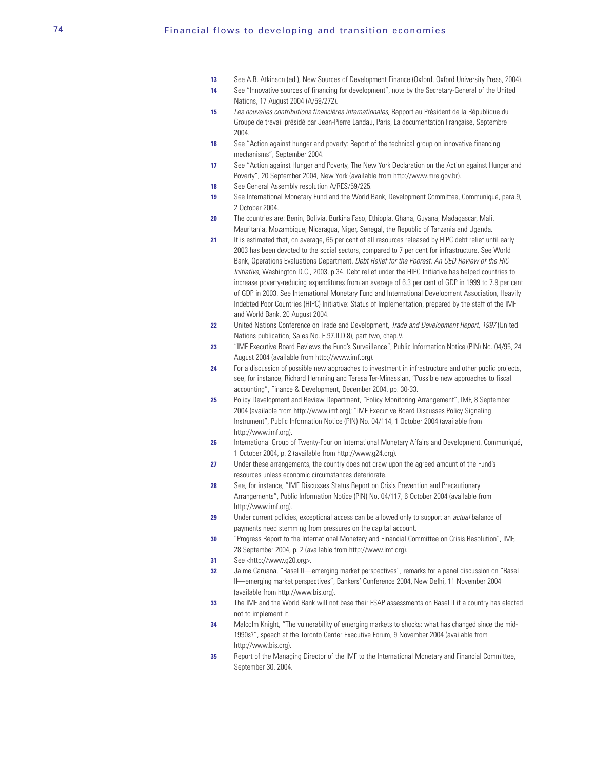13 See A.B. Atkinson (ed.), New Sources of Development Finance (Oxford, Oxford University Press, 2004).

14 See "Innovative sources of financing for development", note by the Secretary-General of the United Nations, 17 August 2004 (A/59/272).

15 *Les nouvelles contributions financières internationales*, Rapport au Président de la République du Groupe de travail présidé par Jean-Pierre Landau, Paris, La documentation Française, Septembre 2004.

16 See "Action against hunger and poverty: Report of the technical group on innovative financing mechanisms", September 2004.

17 See "Action against Hunger and Poverty, The New York Declaration on the Action against Hunger and Poverty", 20 September 2004, New York (available from http://www.mre.gov.br).

18 See General Assembly resolution A/RES/59/225.

19 See International Monetary Fund and the World Bank, Development Committee, Communiqué, para.9, 2 October 2004.

20 The countries are: Benin, Bolivia, Burkina Faso, Ethiopia, Ghana, Guyana, Madagascar, Mali, Mauritania, Mozambique, Nicaragua, Niger, Senegal, the Republic of Tanzania and Uganda.

21 It is estimated that, on average, 65 per cent of all resources released by HIPC debt relief until early 2003 has been devoted to the social sectors, compared to 7 per cent for infrastructure. See World Bank, Operations Evaluations Department, *Debt Relief for the Poorest: An OED Review of the HIC Initiative*, Washington D.C., 2003, p.34. Debt relief under the HIPC Initiative has helped countries to increase poverty-reducing expenditures from an average of 6.3 per cent of GDP in 1999 to 7.9 per cent of GDP in 2003. See International Monetary Fund and International Development Association, Heavily Indebted Poor Countries (HIPC) Initiative: Status of Implementation, prepared by the staff of the IMF and World Bank, 20 August 2004.

22 United Nations Conference on Trade and Development, *Trade and Development Report, 1997* (United Nations publication, Sales No. E.97.II.D.8), part two, chap.V.

23 "IMF Executive Board Reviews the Fund's Surveillance", Public Information Notice (PIN) No. 04/95, 24 August 2004 (available from http://www.imf.org).

24 For a discussion of possible new approaches to investment in infrastructure and other public projects, see, for instance, Richard Hemming and Teresa Ter-Minassian, "Possible new approaches to fiscal accounting", Finance & Development, December 2004, pp. 30-33.

25 Policy Development and Review Department, "Policy Monitoring Arrangement", IMF, 8 September 2004 (available from http://www.imf.org); "IMF Executive Board Discusses Policy Signaling Instrument", Public Information Notice (PIN) No. 04/114, 1 October 2004 (available from http://www.imf.org).

26 International Group of Twenty-Four on International Monetary Affairs and Development, Communiqué, 1 October 2004, p. 2 (available from http://www.g24.org).

27 Under these arrangements, the country does not draw upon the agreed amount of the Fund's resources unless economic circumstances deteriorate.

28 See, for instance, "IMF Discusses Status Report on Crisis Prevention and Precautionary Arrangements", Public Information Notice (PIN) No. 04/117, 6 October 2004 (available from http://www.imf.org).

29 Under current policies, exceptional access can be allowed only to support an *actual* balance of payments need stemming from pressures on the capital account.

30 "Progress Report to the International Monetary and Financial Committee on Crisis Resolution", IMF, 28 September 2004, p. 2 (available from http://www.imf.org).

31 See <http://www.g20.org>.

32 Jaime Caruana, "Basel II—emerging market perspectives", remarks for a panel discussion on "Basel II—emerging market perspectives", Bankers' Conference 2004, New Delhi, 11 November 2004 (available from http://www.bis.org).

33 The IMF and the World Bank will not base their FSAP assessments on Basel II if a country has elected not to implement it.

34 Malcolm Knight, "The vulnerability of emerging markets to shocks: what has changed since the mid-1990s?", speech at the Toronto Center Executive Forum, 9 November 2004 (available from http://www.bis.org).

35 Report of the Managing Director of the IMF to the International Monetary and Financial Committee, September 30, 2004.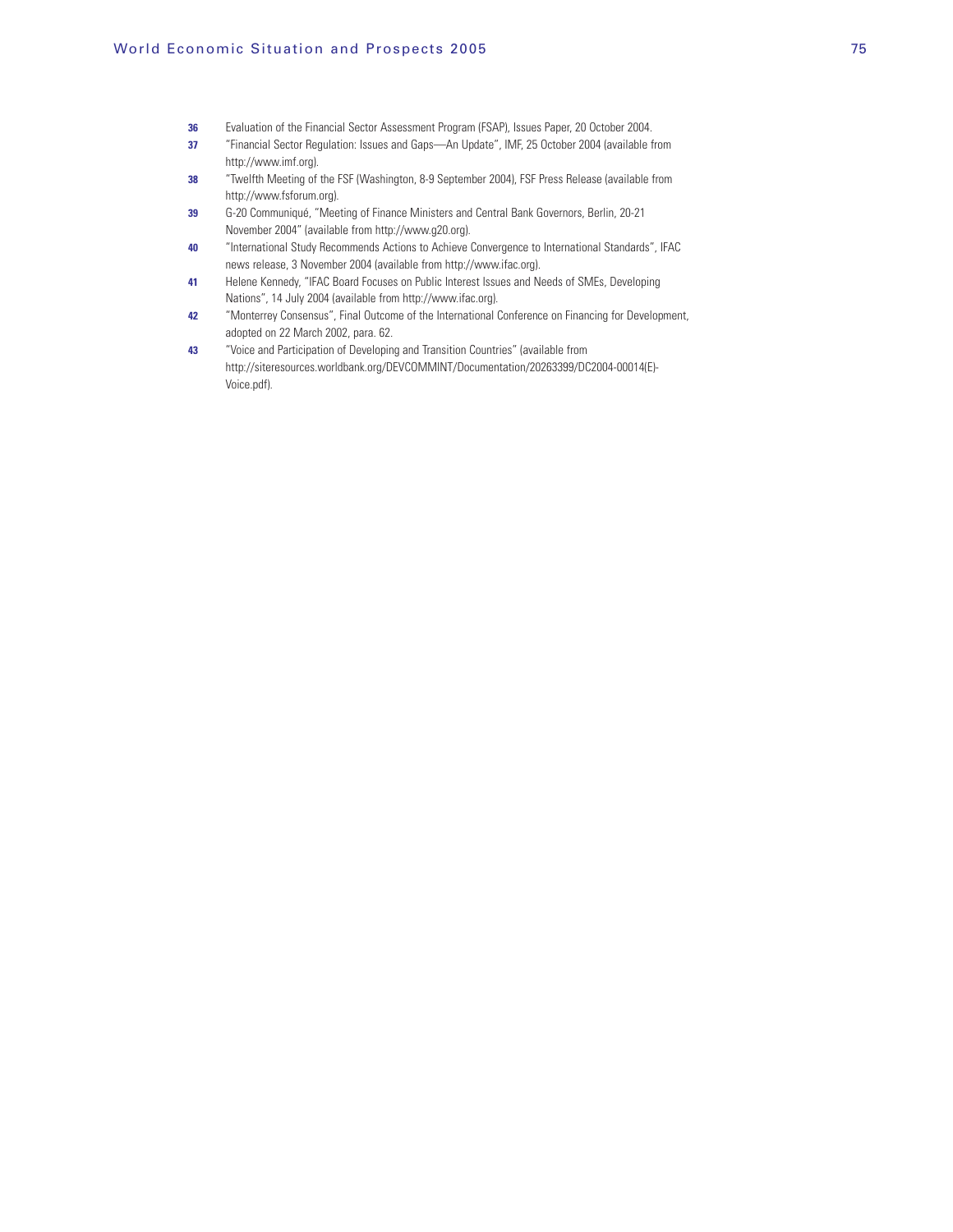36 Evaluation of the Financial Sector Assessment Program (FSAP), Issues Paper, 20 October 2004.

37 "Financial Sector Regulation: Issues and Gaps—An Update", IMF, 25 October 2004 (available from http://www.imf.org).

38 "Twelfth Meeting of the FSF (Washington, 8-9 September 2004), FSF Press Release (available from http://www.fsforum.org).

39 G-20 Communiqué, "Meeting of Finance Ministers and Central Bank Governors, Berlin, 20-21 November 2004" (available from http://www.g20.org).

40 "International Study Recommends Actions to Achieve Convergence to International Standards", IFAC news release, 3 November 2004 (available from http://www.ifac.org).

41 Helene Kennedy, "IFAC Board Focuses on Public Interest Issues and Needs of SMEs, Developing Nations", 14 July 2004 (available from http://www.ifac.org).

42 "Monterrey Consensus", Final Outcome of the International Conference on Financing for Development, adopted on 22 March 2002, para. 62.

43 "Voice and Participation of Developing and Transition Countries" (available from http://siteresources.worldbank.org/DEVCOMMINT/Documentation/20263399/DC2004-00014(E)-Voice.pdf).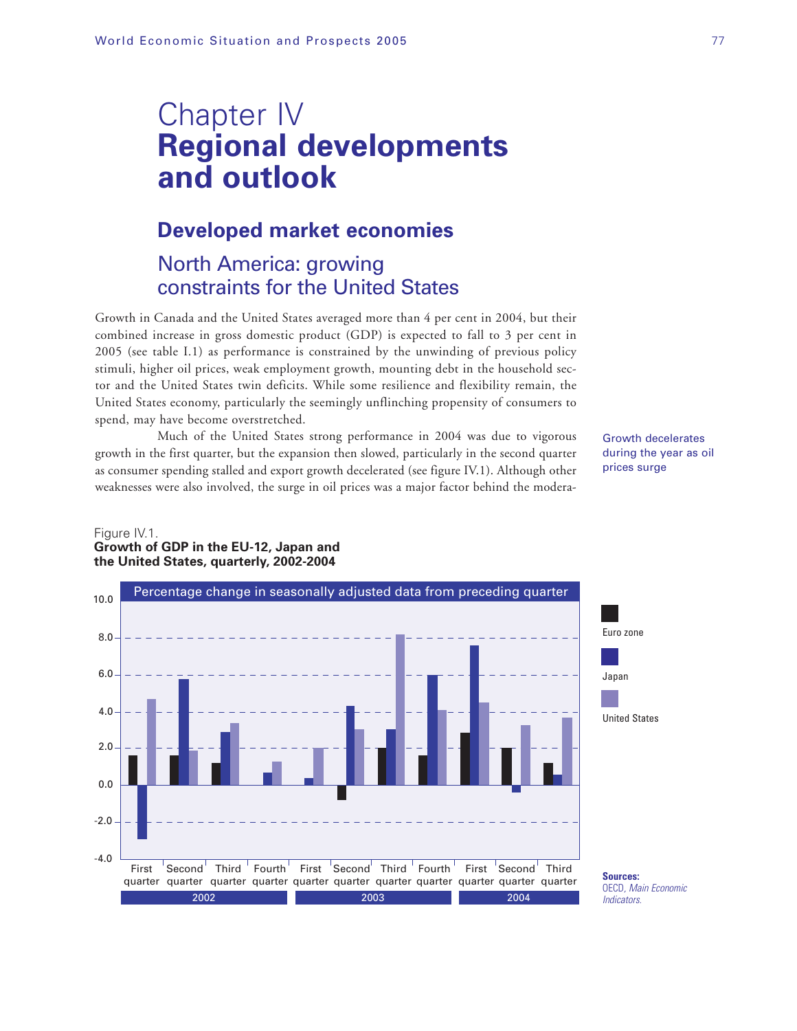# Chapter IV
# Regional developments and outlook

## Developed market economies

### North America: growing constraints for the United States

Growth in Canada and the United States averaged more than 4 per cent in 2004, but their combined increase in gross domestic product (GDP) is expected to fall to 3 per cent in 2005 (see table I.1) as performance is constrained by the unwinding of previous policy stimuli, higher oil prices, weak employment growth, mounting debt in the household sector and the United States twin deficits. While some resilience and flexibility remain, the United States economy, particularly the seemingly unflinching propensity of consumers to spend, may have become overstretched.

Growth decelerates during the year as oil prices surge

Much of the United States strong performance in 2004 was due to vigorous growth in the first quarter, but the expansion then slowed, particularly in the second quarter as consumer spending stalled and export growth decelerated (see figure IV.1). Although other weaknesses were also involved, the surge in oil prices was a major factor behind the modera-

Figure IV.1.
**Growth of GDP in the EU-12, Japan and the United States, quarterly, 2002-2004**

Percentage change in seasonally adjusted data from preceding quarter

| Year | Quarter | Euro zone | Japan | United States |
|---|---|---|---|---|
| 2002 | First quarter | 1.6 | -2.9 | 4.7 |
| | Second quarter | 1.6 | 5.8 | 1.9 |
| | Third quarter | 1.2 | 2.9 | 3.4 |
| | Fourth quarter | 0.0 | 0.7 | 1.3 |
| 2003 | First quarter | 0.0 | 0.4 | 2.0 |
| | Second quarter | -0.8 | 4.3 | 3.1 |
| | Third quarter | 2.0 | 3.0 | 8.2 |
| | Fourth quarter | 1.6 | 6.0 | 4.1 |
| 2004 | First quarter | 2.8 | 7.6 | 4.5 |
| | Second quarter | 2.0 | -0.4 | 3.3 |
| | Third quarter | 1.2 | 0.6 | 3.7 |

**Sources:** OECD, *Main Economic Indicators.*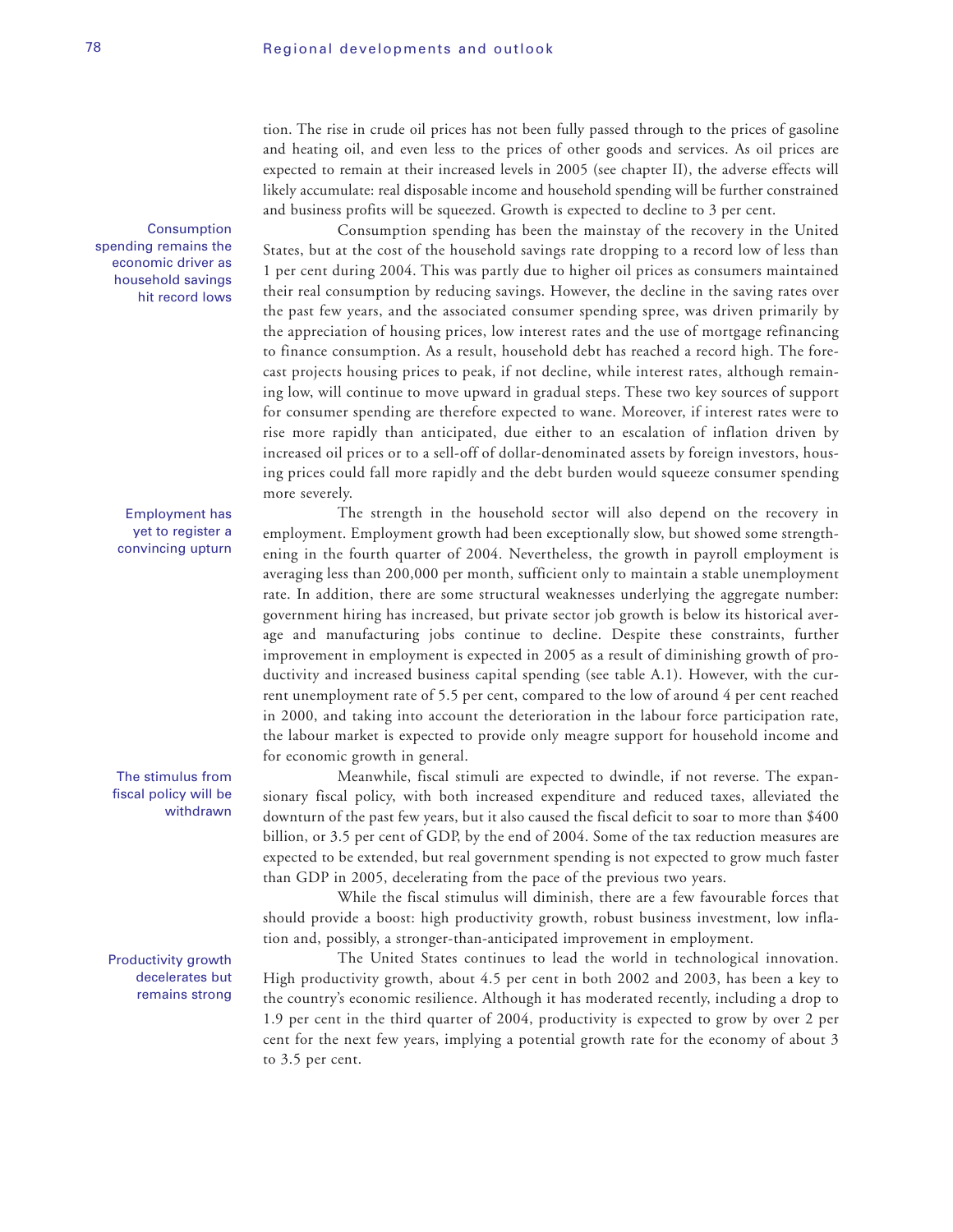tion. The rise in crude oil prices has not been fully passed through to the prices of gasoline and heating oil, and even less to the prices of other goods and services. As oil prices are expected to remain at their increased levels in 2005 (see chapter II), the adverse effects will likely accumulate: real disposable income and household spending will be further constrained and business profits will be squeezed. Growth is expected to decline to 3 per cent.

*Consumption spending remains the economic driver as household savings hit record lows*

Consumption spending has been the mainstay of the recovery in the United States, but at the cost of the household savings rate dropping to a record low of less than 1 per cent during 2004. This was partly due to higher oil prices as consumers maintained their real consumption by reducing savings. However, the decline in the saving rates over the past few years, and the associated consumer spending spree, was driven primarily by the appreciation of housing prices, low interest rates and the use of mortgage refinancing to finance consumption. As a result, household debt has reached a record high. The forecast projects housing prices to peak, if not decline, while interest rates, although remaining low, will continue to move upward in gradual steps. These two key sources of support for consumer spending are therefore expected to wane. Moreover, if interest rates were to rise more rapidly than anticipated, due either to an escalation of inflation driven by increased oil prices or to a sell-off of dollar-denominated assets by foreign investors, housing prices could fall more rapidly and the debt burden would squeeze consumer spending more severely.

*Employment has yet to register a convincing upturn*

The strength in the household sector will also depend on the recovery in employment. Employment growth had been exceptionally slow, but showed some strengthening in the fourth quarter of 2004. Nevertheless, the growth in payroll employment is averaging less than 200,000 per month, sufficient only to maintain a stable unemployment rate. In addition, there are some structural weaknesses underlying the aggregate number: government hiring has increased, but private sector job growth is below its historical average and manufacturing jobs continue to decline. Despite these constraints, further improvement in employment is expected in 2005 as a result of diminishing growth of productivity and increased business capital spending (see table A.1). However, with the current unemployment rate of 5.5 per cent, compared to the low of around 4 per cent reached in 2000, and taking into account the deterioration in the labour force participation rate, the labour market is expected to provide only meagre support for household income and for economic growth in general.

*The stimulus from fiscal policy will be withdrawn*

Meanwhile, fiscal stimuli are expected to dwindle, if not reverse. The expansionary fiscal policy, with both increased expenditure and reduced taxes, alleviated the downturn of the past few years, but it also caused the fiscal deficit to soar to more than $400 billion, or 3.5 per cent of GDP, by the end of 2004. Some of the tax reduction measures are expected to be extended, but real government spending is not expected to grow much faster than GDP in 2005, decelerating from the pace of the previous two years.

While the fiscal stimulus will diminish, there are a few favourable forces that should provide a boost: high productivity growth, robust business investment, low inflation and, possibly, a stronger-than-anticipated improvement in employment.

*Productivity growth decelerates but remains strong*

The United States continues to lead the world in technological innovation. High productivity growth, about 4.5 per cent in both 2002 and 2003, has been a key to the country's economic resilience. Although it has moderated recently, including a drop to 1.9 per cent in the third quarter of 2004, productivity is expected to grow by over 2 per cent for the next few years, implying a potential growth rate for the economy of about 3 to 3.5 per cent.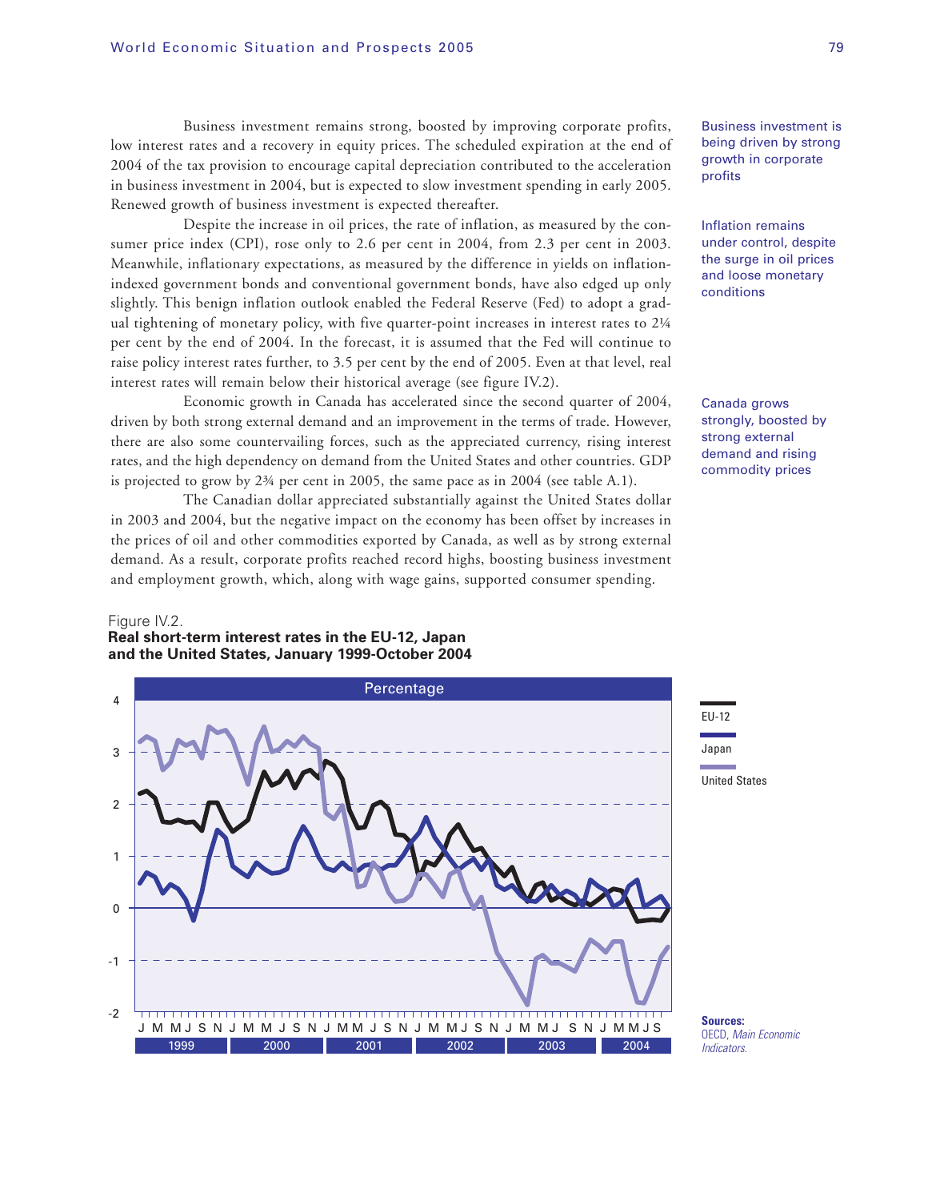Business investment remains strong, boosted by improving corporate profits, low interest rates and a recovery in equity prices. The scheduled expiration at the end of 2004 of the tax provision to encourage capital depreciation contributed to the acceleration in business investment in 2004, but is expected to slow investment spending in early 2005. Renewed growth of business investment is expected thereafter.

Business investment is being driven by strong growth in corporate profits

Despite the increase in oil prices, the rate of inflation, as measured by the consumer price index (CPI), rose only to 2.6 per cent in 2004, from 2.3 per cent in 2003. Meanwhile, inflationary expectations, as measured by the difference in yields on inflation-indexed government bonds and conventional government bonds, have also edged up only slightly. This benign inflation outlook enabled the Federal Reserve (Fed) to adopt a gradual tightening of monetary policy, with five quarter-point increases in interest rates to 2¼ per cent by the end of 2004. In the forecast, it is assumed that the Fed will continue to raise policy interest rates further, to 3.5 per cent by the end of 2005. Even at that level, real interest rates will remain below their historical average (see figure IV.2).

Inflation remains under control, despite the surge in oil prices and loose monetary conditions

Economic growth in Canada has accelerated since the second quarter of 2004, driven by both strong external demand and an improvement in the terms of trade. However, there are also some countervailing forces, such as the appreciated currency, rising interest rates, and the high dependency on demand from the United States and other countries. GDP is projected to grow by 2¾ per cent in 2005, the same pace as in 2004 (see table A.1).

Canada grows strongly, boosted by strong external demand and rising commodity prices

The Canadian dollar appreciated substantially against the United States dollar in 2003 and 2004, but the negative impact on the economy has been offset by increases in the prices of oil and other commodities exported by Canada, as well as by strong external demand. As a result, corporate profits reached record highs, boosting business investment and employment growth, which, along with wage gains, supported consumer spending.

Figure IV.2.
**Real short-term interest rates in the EU-12, Japan and the United States, January 1999-October 2004**

**Sources:** OECD, *Main Economic Indicators*.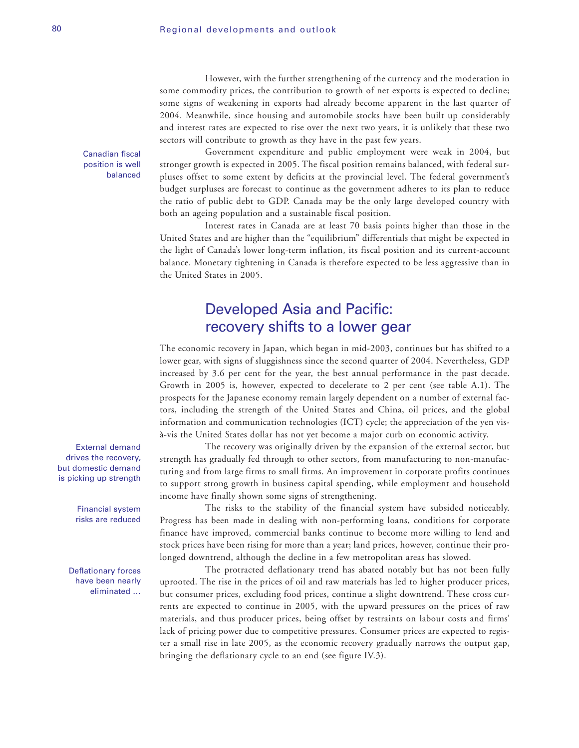However, with the further strengthening of the currency and the moderation in some commodity prices, the contribution to growth of net exports is expected to decline; some signs of weakening in exports had already become apparent in the last quarter of 2004. Meanwhile, since housing and automobile stocks have been built up considerably and interest rates are expected to rise over the next two years, it is unlikely that these two sectors will contribute to growth as they have in the past few years.

*Canadian fiscal position is well balanced*

Government expenditure and public employment were weak in 2004, but stronger growth is expected in 2005. The fiscal position remains balanced, with federal surpluses offset to some extent by deficits at the provincial level. The federal government's budget surpluses are forecast to continue as the government adheres to its plan to reduce the ratio of public debt to GDP. Canada may be the only large developed country with both an ageing population and a sustainable fiscal position.

Interest rates in Canada are at least 70 basis points higher than those in the United States and are higher than the "equilibrium" differentials that might be expected in the light of Canada's lower long-term inflation, its fiscal position and its current-account balance. Monetary tightening in Canada is therefore expected to be less aggressive than in the United States in 2005.

## Developed Asia and Pacific: recovery shifts to a lower gear

The economic recovery in Japan, which began in mid-2003, continues but has shifted to a lower gear, with signs of sluggishness since the second quarter of 2004. Nevertheless, GDP increased by 3.6 per cent for the year, the best annual performance in the past decade. Growth in 2005 is, however, expected to decelerate to 2 per cent (see table A.1). The prospects for the Japanese economy remain largely dependent on a number of external factors, including the strength of the United States and China, oil prices, and the global information and communication technologies (ICT) cycle; the appreciation of the yen vis-à-vis the United States dollar has not yet become a major curb on economic activity.

*External demand drives the recovery, but domestic demand is picking up strength*

The recovery was originally driven by the expansion of the external sector, but strength has gradually fed through to other sectors, from manufacturing to non-manufacturing and from large firms to small firms. An improvement in corporate profits continues to support strong growth in business capital spending, while employment and household income have finally shown some signs of strengthening.

*Financial system risks are reduced*

The risks to the stability of the financial system have subsided noticeably. Progress has been made in dealing with non-performing loans, conditions for corporate finance have improved, commercial banks continue to become more willing to lend and stock prices have been rising for more than a year; land prices, however, continue their prolonged downtrend, although the decline in a few metropolitan areas has slowed.

*Deflationary forces have been nearly eliminated ...*

The protracted deflationary trend has abated notably but has not been fully uprooted. The rise in the prices of oil and raw materials has led to higher producer prices, but consumer prices, excluding food prices, continue a slight downtrend. These cross currents are expected to continue in 2005, with the upward pressures on the prices of raw materials, and thus producer prices, being offset by restraints on labour costs and firms' lack of pricing power due to competitive pressures. Consumer prices are expected to register a small rise in late 2005, as the economic recovery gradually narrows the output gap, bringing the deflationary cycle to an end (see figure IV.3).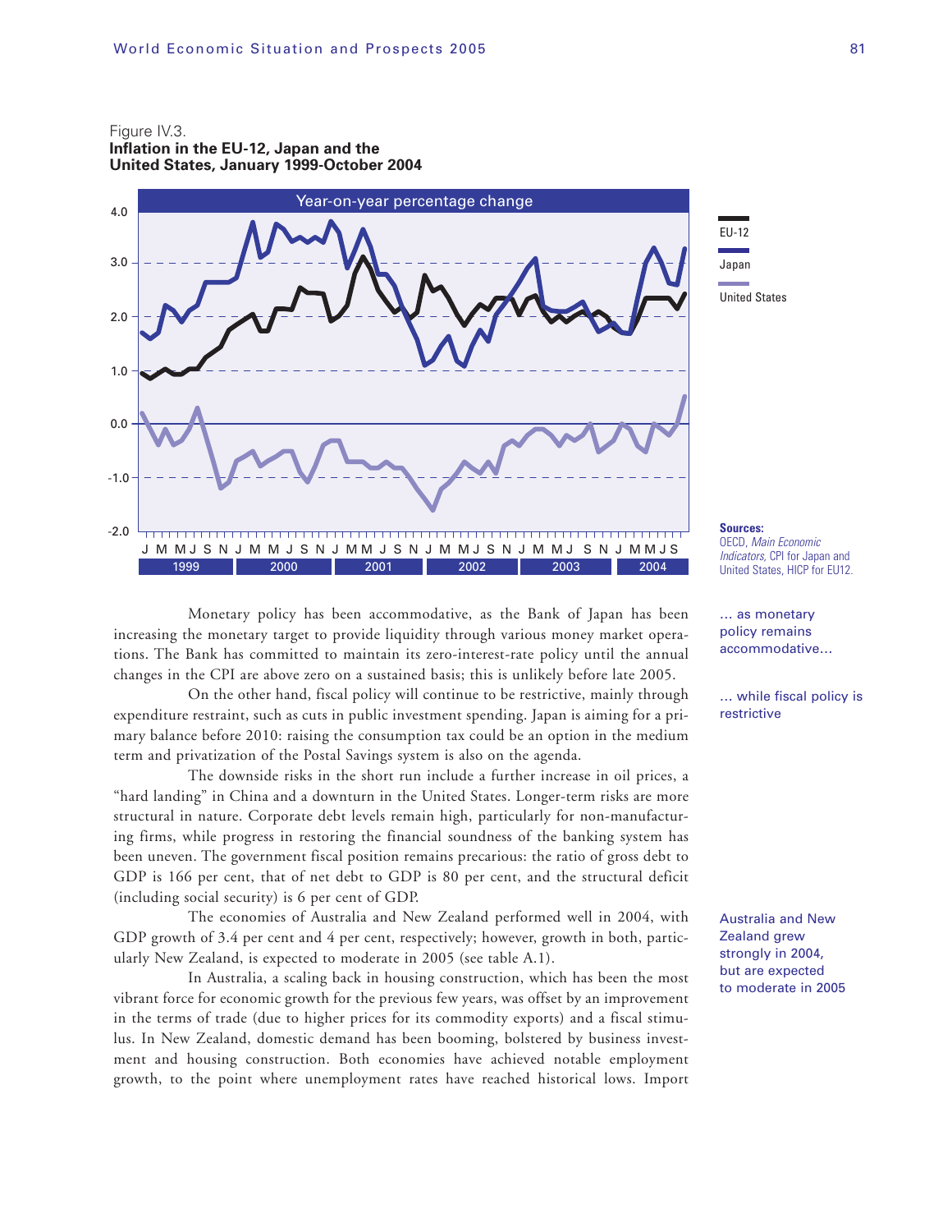Figure IV.3.
**Inflation in the EU-12, Japan and the United States, January 1999-October 2004**

Sources: OECD, *Main Economic Indicators,* CPI for Japan and United States, HICP for EU12.

Monetary policy has been accommodative, as the Bank of Japan has been increasing the monetary target to provide liquidity through various money market operations. The Bank has committed to maintain its zero-interest-rate policy until the annual changes in the CPI are above zero on a sustained basis; this is unlikely before late 2005.

... as monetary policy remains accommodative...

On the other hand, fiscal policy will continue to be restrictive, mainly through expenditure restraint, such as cuts in public investment spending. Japan is aiming for a primary balance before 2010: raising the consumption tax could be an option in the medium term and privatization of the Postal Savings system is also on the agenda.

... while fiscal policy is restrictive

The downside risks in the short run include a further increase in oil prices, a "hard landing" in China and a downturn in the United States. Longer-term risks are more structural in nature. Corporate debt levels remain high, particularly for non-manufacturing firms, while progress in restoring the financial soundness of the banking system has been uneven. The government fiscal position remains precarious: the ratio of gross debt to GDP is 166 per cent, that of net debt to GDP is 80 per cent, and the structural deficit (including social security) is 6 per cent of GDP.

The economies of Australia and New Zealand performed well in 2004, with GDP growth of 3.4 per cent and 4 per cent, respectively; however, growth in both, particularly New Zealand, is expected to moderate in 2005 (see table A.1).

Australia and New Zealand grew strongly in 2004, but are expected to moderate in 2005

In Australia, a scaling back in housing construction, which has been the most vibrant force for economic growth for the previous few years, was offset by an improvement in the terms of trade (due to higher prices for its commodity exports) and a fiscal stimulus. In New Zealand, domestic demand has been booming, bolstered by business investment and housing construction. Both economies have achieved notable employment growth, to the point where unemployment rates have reached historical lows. Import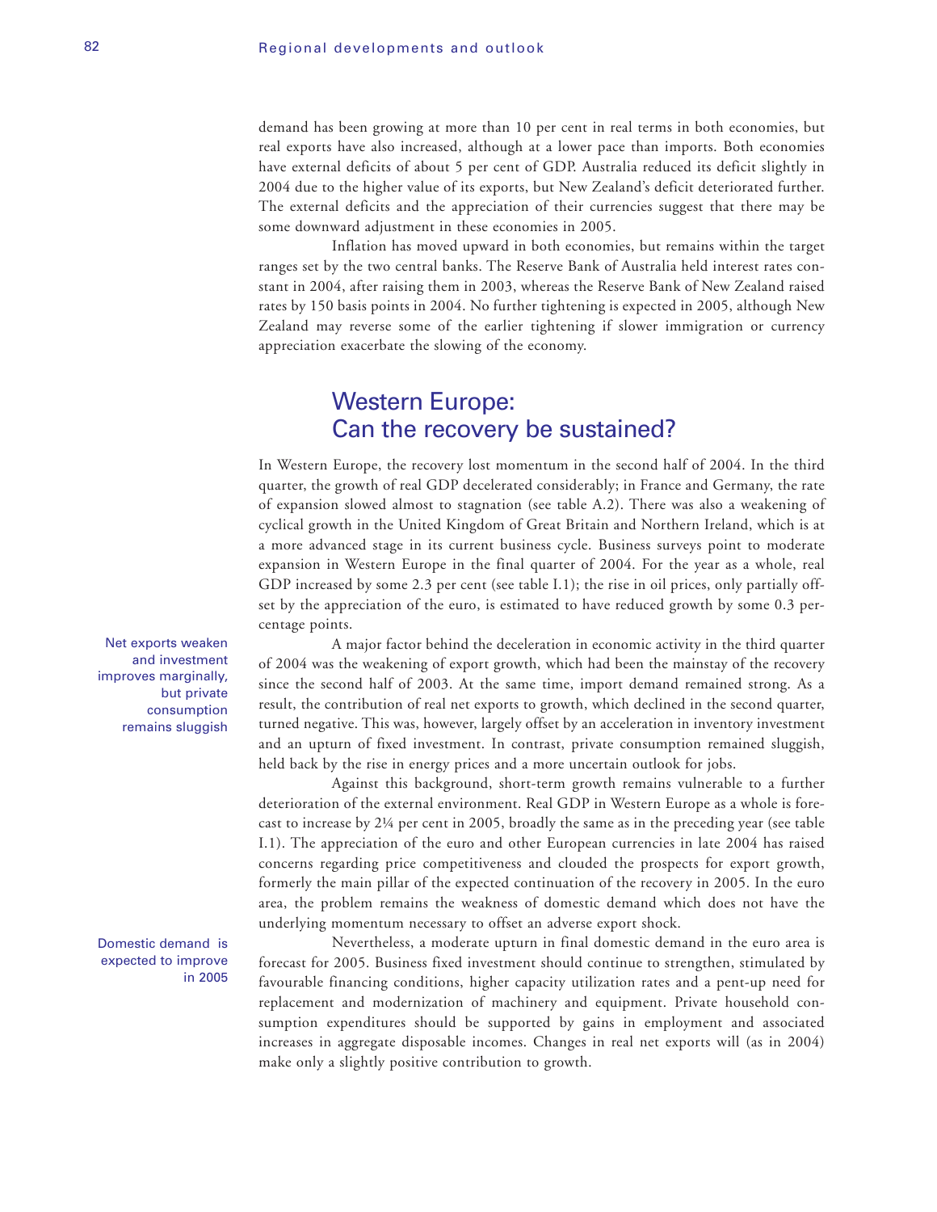demand has been growing at more than 10 per cent in real terms in both economies, but real exports have also increased, although at a lower pace than imports. Both economies have external deficits of about 5 per cent of GDP. Australia reduced its deficit slightly in 2004 due to the higher value of its exports, but New Zealand's deficit deteriorated further. The external deficits and the appreciation of their currencies suggest that there may be some downward adjustment in these economies in 2005.

Inflation has moved upward in both economies, but remains within the target ranges set by the two central banks. The Reserve Bank of Australia held interest rates constant in 2004, after raising them in 2003, whereas the Reserve Bank of New Zealand raised rates by 150 basis points in 2004. No further tightening is expected in 2005, although New Zealand may reverse some of the earlier tightening if slower immigration or currency appreciation exacerbate the slowing of the economy.

## Western Europe: Can the recovery be sustained?

In Western Europe, the recovery lost momentum in the second half of 2004. In the third quarter, the growth of real GDP decelerated considerably; in France and Germany, the rate of expansion slowed almost to stagnation (see table A.2). There was also a weakening of cyclical growth in the United Kingdom of Great Britain and Northern Ireland, which is at a more advanced stage in its current business cycle. Business surveys point to moderate expansion in Western Europe in the final quarter of 2004. For the year as a whole, real GDP increased by some 2.3 per cent (see table I.1); the rise in oil prices, only partially offset by the appreciation of the euro, is estimated to have reduced growth by some 0.3 percentage points.

*Net exports weaken and investment improves marginally, but private consumption remains sluggish*

A major factor behind the deceleration in economic activity in the third quarter of 2004 was the weakening of export growth, which had been the mainstay of the recovery since the second half of 2003. At the same time, import demand remained strong. As a result, the contribution of real net exports to growth, which declined in the second quarter, turned negative. This was, however, largely offset by an acceleration in inventory investment and an upturn of fixed investment. In contrast, private consumption remained sluggish, held back by the rise in energy prices and a more uncertain outlook for jobs.

Against this background, short-term growth remains vulnerable to a further deterioration of the external environment. Real GDP in Western Europe as a whole is forecast to increase by 2¼ per cent in 2005, broadly the same as in the preceding year (see table I.1). The appreciation of the euro and other European currencies in late 2004 has raised concerns regarding price competitiveness and clouded the prospects for export growth, formerly the main pillar of the expected continuation of the recovery in 2005. In the euro area, the problem remains the weakness of domestic demand which does not have the underlying momentum necessary to offset an adverse export shock.

*Domestic demand is expected to improve in 2005*

Nevertheless, a moderate upturn in final domestic demand in the euro area is forecast for 2005. Business fixed investment should continue to strengthen, stimulated by favourable financing conditions, higher capacity utilization rates and a pent-up need for replacement and modernization of machinery and equipment. Private household consumption expenditures should be supported by gains in employment and associated increases in aggregate disposable incomes. Changes in real net exports will (as in 2004) make only a slightly positive contribution to growth.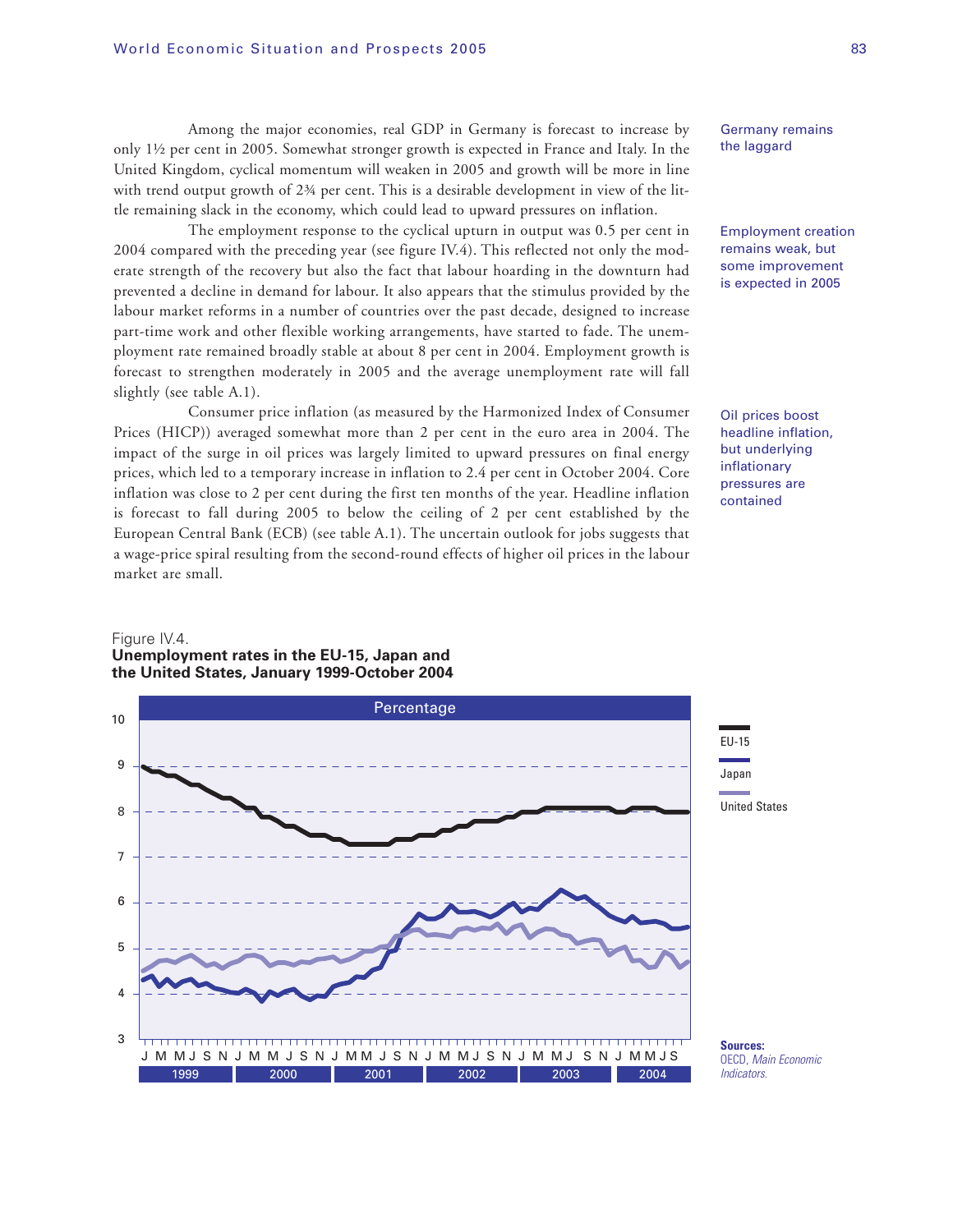Among the major economies, real GDP in Germany is forecast to increase by only 1½ per cent in 2005. Somewhat stronger growth is expected in France and Italy. In the United Kingdom, cyclical momentum will weaken in 2005 and growth will be more in line with trend output growth of 2¾ per cent. This is a desirable development in view of the little remaining slack in the economy, which could lead to upward pressures on inflation.

Germany remains the laggard

The employment response to the cyclical upturn in output was 0.5 per cent in 2004 compared with the preceding year (see figure IV.4). This reflected not only the moderate strength of the recovery but also the fact that labour hoarding in the downturn had prevented a decline in demand for labour. It also appears that the stimulus provided by the labour market reforms in a number of countries over the past decade, designed to increase part-time work and other flexible working arrangements, have started to fade. The unemployment rate remained broadly stable at about 8 per cent in 2004. Employment growth is forecast to strengthen moderately in 2005 and the average unemployment rate will fall slightly (see table A.1).

Employment creation remains weak, but some improvement is expected in 2005

Consumer price inflation (as measured by the Harmonized Index of Consumer Prices (HICP)) averaged somewhat more than 2 per cent in the euro area in 2004. The impact of the surge in oil prices was largely limited to upward pressures on final energy prices, which led to a temporary increase in inflation to 2.4 per cent in October 2004. Core inflation was close to 2 per cent during the first ten months of the year. Headline inflation is forecast to fall during 2005 to below the ceiling of 2 per cent established by the European Central Bank (ECB) (see table A.1). The uncertain outlook for jobs suggests that a wage-price spiral resulting from the second-round effects of higher oil prices in the labour market are small.

Oil prices boost headline inflation, but underlying inflationary pressures are contained

Figure IV.4.
**Unemployment rates in the EU-15, Japan and the United States, January 1999-October 2004**

**Sources:** OECD, *Main Economic Indicators*.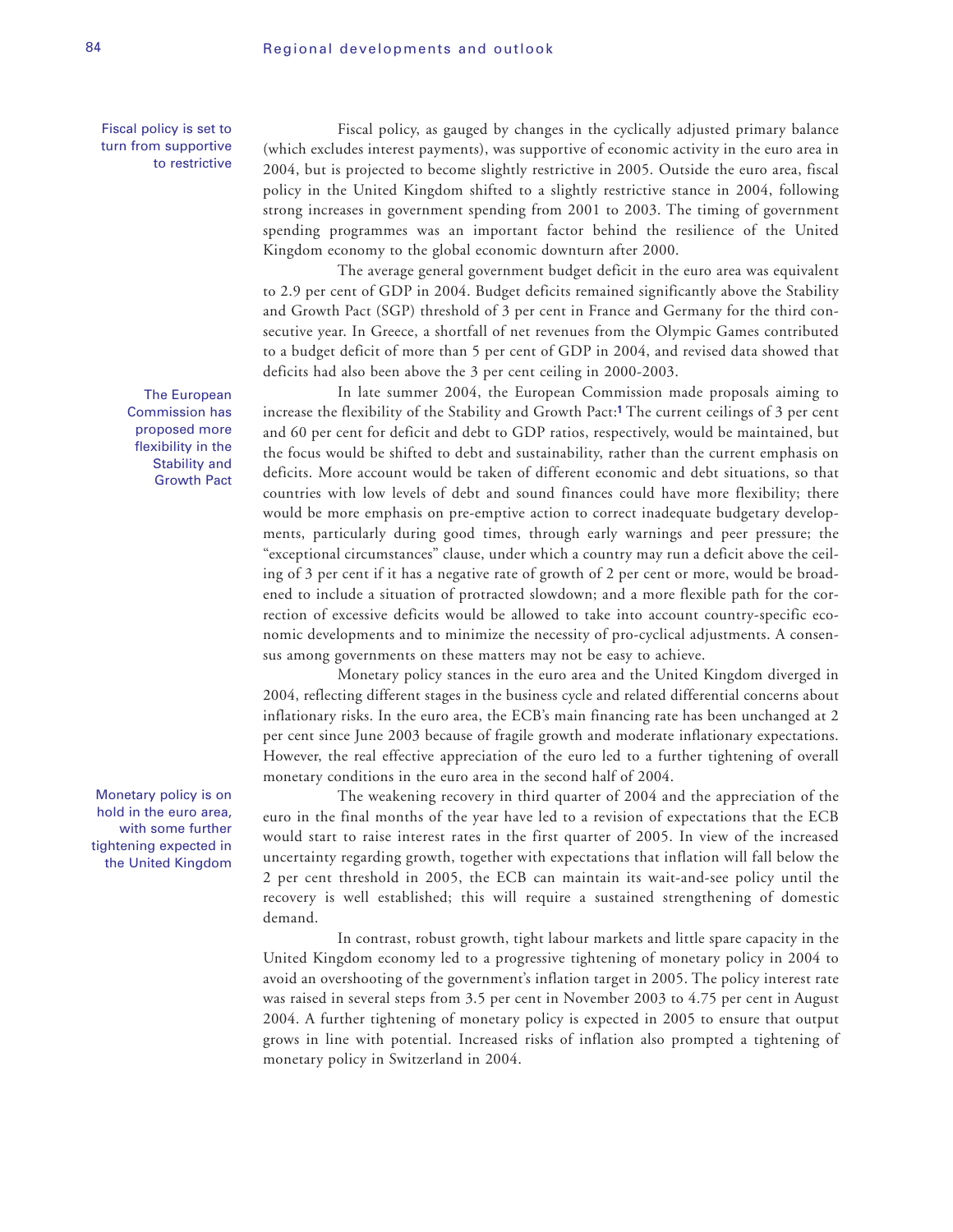Fiscal policy is set to turn from supportive to restrictive

Fiscal policy, as gauged by changes in the cyclically adjusted primary balance (which excludes interest payments), was supportive of economic activity in the euro area in 2004, but is projected to become slightly restrictive in 2005. Outside the euro area, fiscal policy in the United Kingdom shifted to a slightly restrictive stance in 2004, following strong increases in government spending from 2001 to 2003. The timing of government spending programmes was an important factor behind the resilience of the United Kingdom economy to the global economic downturn after 2000.

The average general government budget deficit in the euro area was equivalent to 2.9 per cent of GDP in 2004. Budget deficits remained significantly above the Stability and Growth Pact (SGP) threshold of 3 per cent in France and Germany for the third consecutive year. In Greece, a shortfall of net revenues from the Olympic Games contributed to a budget deficit of more than 5 per cent of GDP in 2004, and revised data showed that deficits had also been above the 3 per cent ceiling in 2000-2003.

The European Commission has proposed more flexibility in the Stability and Growth Pact

In late summer 2004, the European Commission made proposals aiming to increase the flexibility of the Stability and Growth Pact:[1] The current ceilings of 3 per cent and 60 per cent for deficit and debt to GDP ratios, respectively, would be maintained, but the focus would be shifted to debt and sustainability, rather than the current emphasis on deficits. More account would be taken of different economic and debt situations, so that countries with low levels of debt and sound finances could have more flexibility; there would be more emphasis on pre-emptive action to correct inadequate budgetary developments, particularly during good times, through early warnings and peer pressure; the "exceptional circumstances" clause, under which a country may run a deficit above the ceiling of 3 per cent if it has a negative rate of growth of 2 per cent or more, would be broadened to include a situation of protracted slowdown; and a more flexible path for the correction of excessive deficits would be allowed to take into account country-specific economic developments and to minimize the necessity of pro-cyclical adjustments. A consensus among governments on these matters may not be easy to achieve.

Monetary policy stances in the euro area and the United Kingdom diverged in 2004, reflecting different stages in the business cycle and related differential concerns about inflationary risks. In the euro area, the ECB's main financing rate has been unchanged at 2 per cent since June 2003 because of fragile growth and moderate inflationary expectations. However, the real effective appreciation of the euro led to a further tightening of overall monetary conditions in the euro area in the second half of 2004.

Monetary policy is on hold in the euro area, with some further tightening expected in the United Kingdom

The weakening recovery in third quarter of 2004 and the appreciation of the euro in the final months of the year have led to a revision of expectations that the ECB would start to raise interest rates in the first quarter of 2005. In view of the increased uncertainty regarding growth, together with expectations that inflation will fall below the 2 per cent threshold in 2005, the ECB can maintain its wait-and-see policy until the recovery is well established; this will require a sustained strengthening of domestic demand.

In contrast, robust growth, tight labour markets and little spare capacity in the United Kingdom economy led to a progressive tightening of monetary policy in 2004 to avoid an overshooting of the government's inflation target in 2005. The policy interest rate was raised in several steps from 3.5 per cent in November 2003 to 4.75 per cent in August 2004. A further tightening of monetary policy is expected in 2005 to ensure that output grows in line with potential. Increased risks of inflation also prompted a tightening of monetary policy in Switzerland in 2004.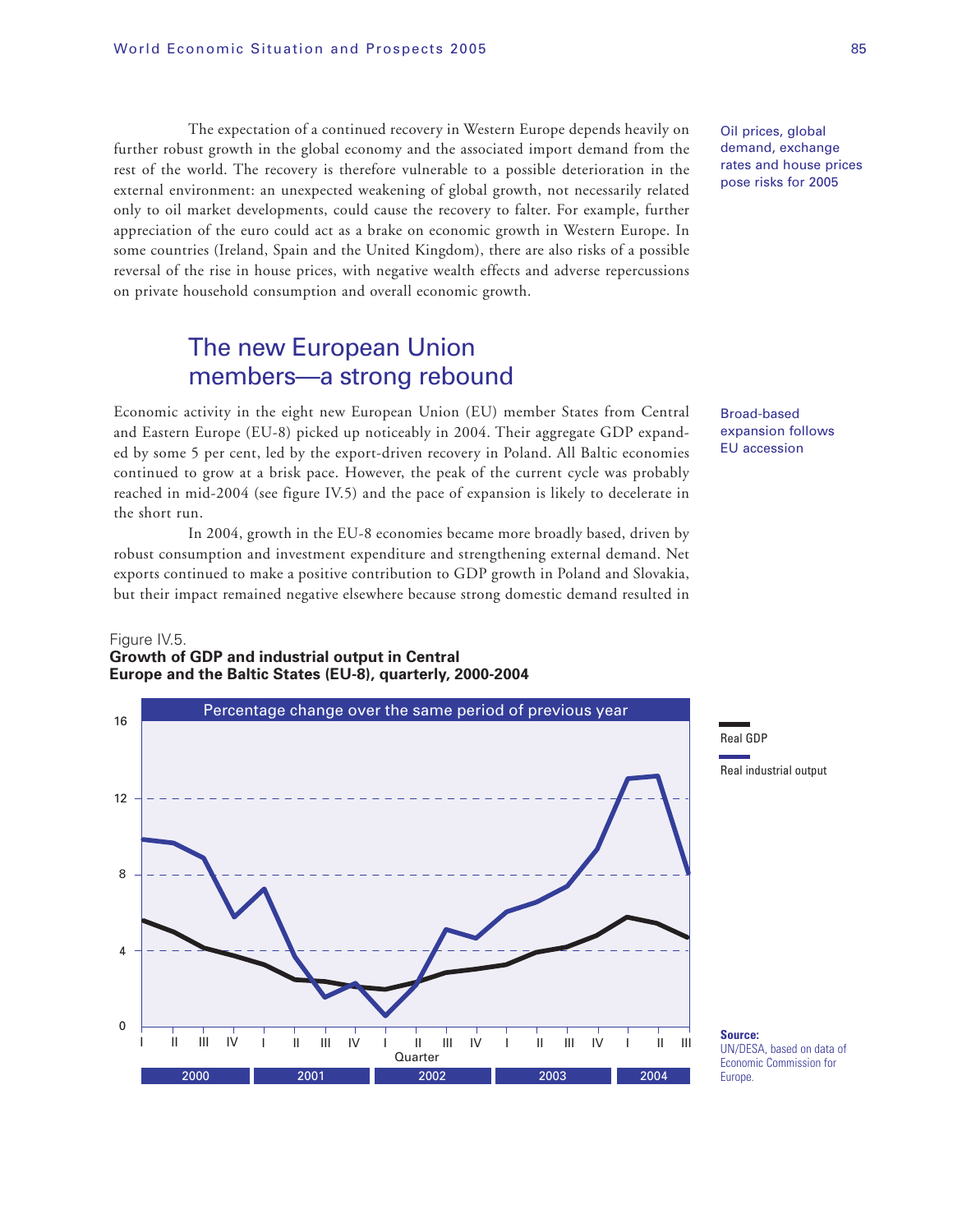The expectation of a continued recovery in Western Europe depends heavily on further robust growth in the global economy and the associated import demand from the rest of the world. The recovery is therefore vulnerable to a possible deterioration in the external environment: an unexpected weakening of global growth, not necessarily related only to oil market developments, could cause the recovery to falter. For example, further appreciation of the euro could act as a brake on economic growth in Western Europe. In some countries (Ireland, Spain and the United Kingdom), there are also risks of a possible reversal of the rise in house prices, with negative wealth effects and adverse repercussions on private household consumption and overall economic growth.

Oil prices, global demand, exchange rates and house prices pose risks for 2005

## The new European Union members—a strong rebound

Economic activity in the eight new European Union (EU) member States from Central and Eastern Europe (EU-8) picked up noticeably in 2004. Their aggregate GDP expanded by some 5 per cent, led by the export-driven recovery in Poland. All Baltic economies continued to grow at a brisk pace. However, the peak of the current cycle was probably reached in mid-2004 (see figure IV.5) and the pace of expansion is likely to decelerate in the short run.

Broad-based expansion follows EU accession

In 2004, growth in the EU-8 economies became more broadly based, driven by robust consumption and investment expenditure and strengthening external demand. Net exports continued to make a positive contribution to GDP growth in Poland and Slovakia, but their impact remained negative elsewhere because strong domestic demand resulted in

Figure IV.5.
**Growth of GDP and industrial output in Central Europe and the Baltic States (EU-8), quarterly, 2000-2004**

Percentage change over the same period of previous year

Real GDP

Real industrial output

**Source:** UN/DESA, based on data of Economic Commission for Europe.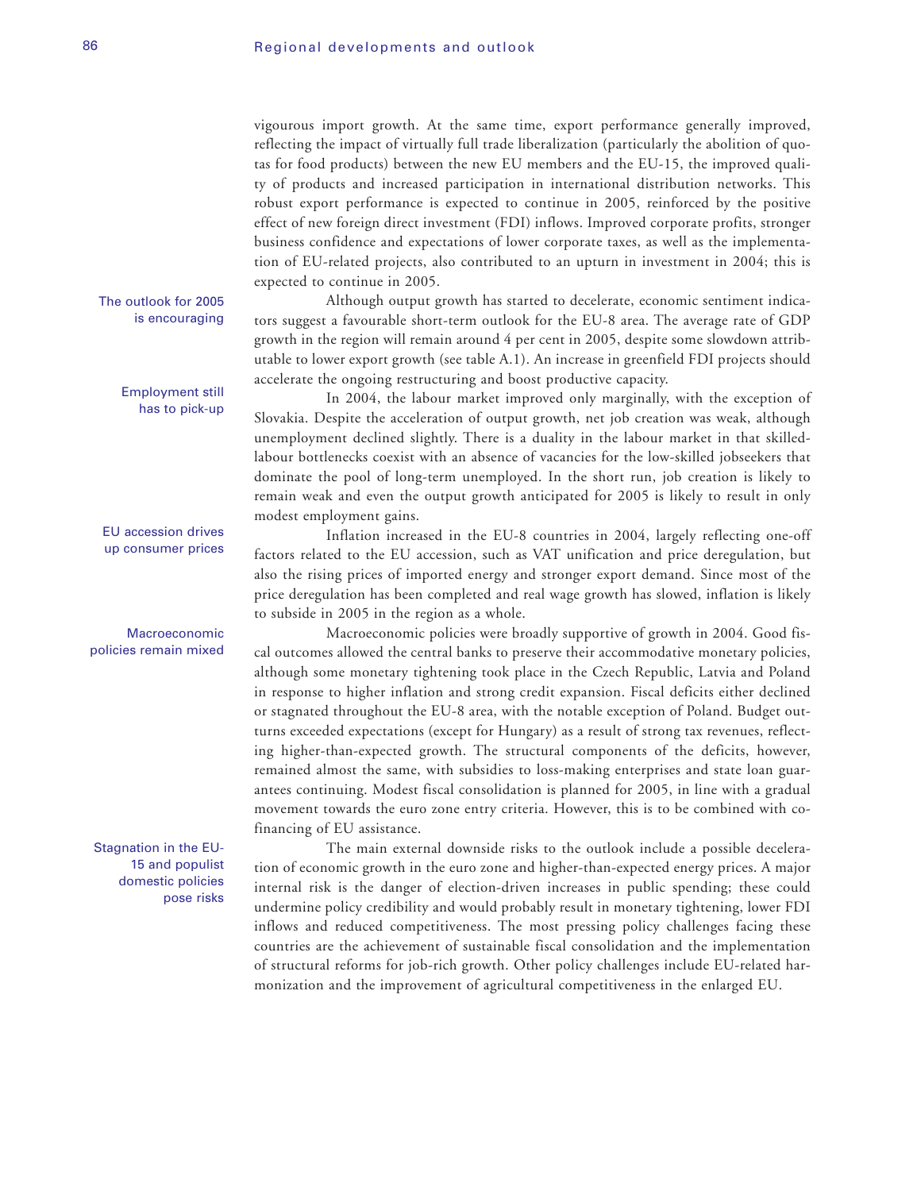vigourous import growth. At the same time, export performance generally improved, reflecting the impact of virtually full trade liberalization (particularly the abolition of quotas for food products) between the new EU members and the EU-15, the improved quality of products and increased participation in international distribution networks. This robust export performance is expected to continue in 2005, reinforced by the positive effect of new foreign direct investment (FDI) inflows. Improved corporate profits, stronger business confidence and expectations of lower corporate taxes, as well as the implementation of EU-related projects, also contributed to an upturn in investment in 2004; this is expected to continue in 2005.

*The outlook for 2005 is encouraging*

Although output growth has started to decelerate, economic sentiment indicators suggest a favourable short-term outlook for the EU-8 area. The average rate of GDP growth in the region will remain around 4 per cent in 2005, despite some slowdown attributable to lower export growth (see table A.1). An increase in greenfield FDI projects should accelerate the ongoing restructuring and boost productive capacity.

*Employment still has to pick-up*

In 2004, the labour market improved only marginally, with the exception of Slovakia. Despite the acceleration of output growth, net job creation was weak, although unemployment declined slightly. There is a duality in the labour market in that skilled-labour bottlenecks coexist with an absence of vacancies for the low-skilled jobseekers that dominate the pool of long-term unemployed. In the short run, job creation is likely to remain weak and even the output growth anticipated for 2005 is likely to result in only modest employment gains.

*EU accession drives up consumer prices*

Inflation increased in the EU-8 countries in 2004, largely reflecting one-off factors related to the EU accession, such as VAT unification and price deregulation, but also the rising prices of imported energy and stronger export demand. Since most of the price deregulation has been completed and real wage growth has slowed, inflation is likely to subside in 2005 in the region as a whole.

*Macroeconomic policies remain mixed*

Macroeconomic policies were broadly supportive of growth in 2004. Good fiscal outcomes allowed the central banks to preserve their accommodative monetary policies, although some monetary tightening took place in the Czech Republic, Latvia and Poland in response to higher inflation and strong credit expansion. Fiscal deficits either declined or stagnated throughout the EU-8 area, with the notable exception of Poland. Budget outturns exceeded expectations (except for Hungary) as a result of strong tax revenues, reflecting higher-than-expected growth. The structural components of the deficits, however, remained almost the same, with subsidies to loss-making enterprises and state loan guarantees continuing. Modest fiscal consolidation is planned for 2005, in line with a gradual movement towards the euro zone entry criteria. However, this is to be combined with co-financing of EU assistance.

*Stagnation in the EU-15 and populist domestic policies pose risks*

The main external downside risks to the outlook include a possible deceleration of economic growth in the euro zone and higher-than-expected energy prices. A major internal risk is the danger of election-driven increases in public spending; these could undermine policy credibility and would probably result in monetary tightening, lower FDI inflows and reduced competitiveness. The most pressing policy challenges facing these countries are the achievement of sustainable fiscal consolidation and the implementation of structural reforms for job-rich growth. Other policy challenges include EU-related harmonization and the improvement of agricultural competitiveness in the enlarged EU.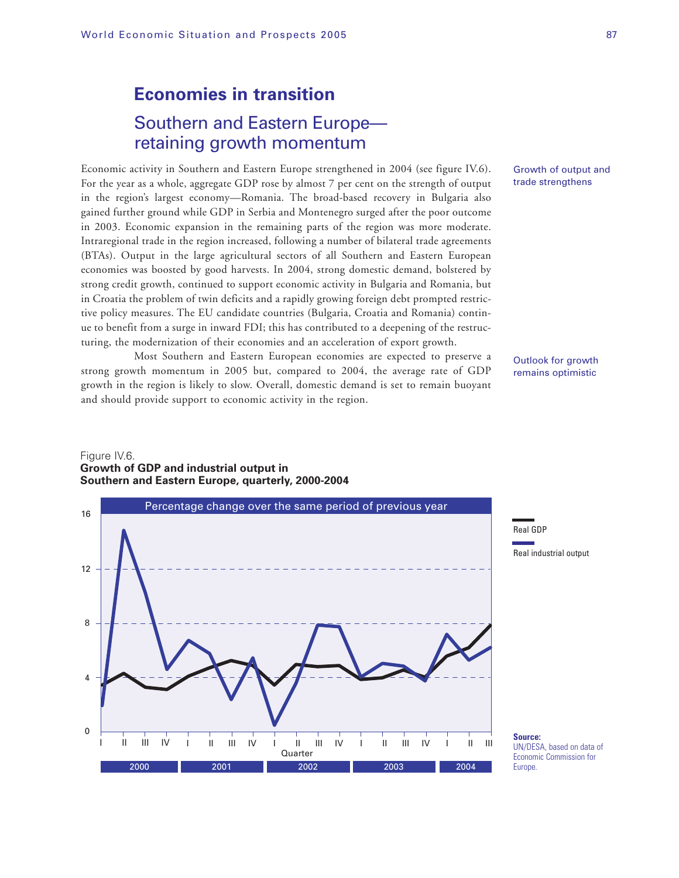# Economies in transition

## Southern and Eastern Europe—retaining growth momentum

Growth of output and trade strengthens

Economic activity in Southern and Eastern Europe strengthened in 2004 (see figure IV.6). For the year as a whole, aggregate GDP rose by almost 7 per cent on the strength of output in the region's largest economy—Romania. The broad-based recovery in Bulgaria also gained further ground while GDP in Serbia and Montenegro surged after the poor outcome in 2003. Economic expansion in the remaining parts of the region was more moderate. Intraregional trade in the region increased, following a number of bilateral trade agreements (BTAs). Output in the large agricultural sectors of all Southern and Eastern European economies was boosted by good harvests. In 2004, strong domestic demand, bolstered by strong credit growth, continued to support economic activity in Bulgaria and Romania, but in Croatia the problem of twin deficits and a rapidly growing foreign debt prompted restrictive policy measures. The EU candidate countries (Bulgaria, Croatia and Romania) continue to benefit from a surge in inward FDI; this has contributed to a deepening of the restructuring, the modernization of their economies and an acceleration of export growth.

Outlook for growth remains optimistic

Most Southern and Eastern European economies are expected to preserve a strong growth momentum in 2005 but, compared to 2004, the average rate of GDP growth in the region is likely to slow. Overall, domestic demand is set to remain buoyant and should provide support to economic activity in the region.

Figure IV.6.
**Growth of GDP and industrial output in Southern and Eastern Europe, quarterly, 2000-2004**

Percentage change over the same period of previous year

Real GDP
Real industrial output

Quarter: 2000 I–IV, 2001 I–IV, 2002 I–IV, 2003 I–IV, 2004 I–III

**Source:** UN/DESA, based on data of Economic Commission for Europe.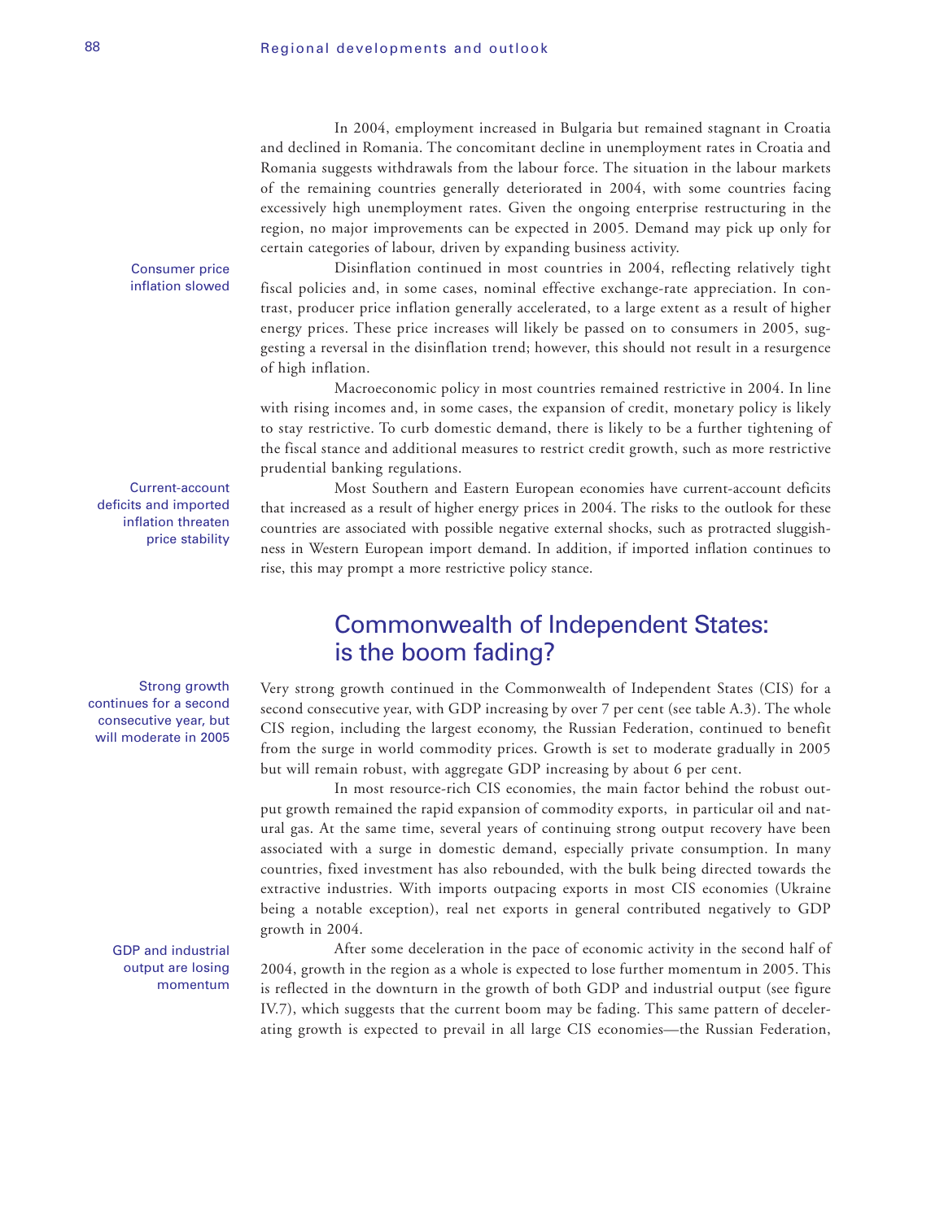In 2004, employment increased in Bulgaria but remained stagnant in Croatia and declined in Romania. The concomitant decline in unemployment rates in Croatia and Romania suggests withdrawals from the labour force. The situation in the labour markets of the remaining countries generally deteriorated in 2004, with some countries facing excessively high unemployment rates. Given the ongoing enterprise restructuring in the region, no major improvements can be expected in 2005. Demand may pick up only for certain categories of labour, driven by expanding business activity.

Consumer price inflation slowed

Disinflation continued in most countries in 2004, reflecting relatively tight fiscal policies and, in some cases, nominal effective exchange-rate appreciation. In contrast, producer price inflation generally accelerated, to a large extent as a result of higher energy prices. These price increases will likely be passed on to consumers in 2005, suggesting a reversal in the disinflation trend; however, this should not result in a resurgence of high inflation.

Macroeconomic policy in most countries remained restrictive in 2004. In line with rising incomes and, in some cases, the expansion of credit, monetary policy is likely to stay restrictive. To curb domestic demand, there is likely to be a further tightening of the fiscal stance and additional measures to restrict credit growth, such as more restrictive prudential banking regulations.

Current-account deficits and imported inflation threaten price stability

Most Southern and Eastern European economies have current-account deficits that increased as a result of higher energy prices in 2004. The risks to the outlook for these countries are associated with possible negative external shocks, such as protracted sluggishness in Western European import demand. In addition, if imported inflation continues to rise, this may prompt a more restrictive policy stance.

## Commonwealth of Independent States: is the boom fading?

Strong growth continues for a second consecutive year, but will moderate in 2005

Very strong growth continued in the Commonwealth of Independent States (CIS) for a second consecutive year, with GDP increasing by over 7 per cent (see table A.3). The whole CIS region, including the largest economy, the Russian Federation, continued to benefit from the surge in world commodity prices. Growth is set to moderate gradually in 2005 but will remain robust, with aggregate GDP increasing by about 6 per cent.

In most resource-rich CIS economies, the main factor behind the robust output growth remained the rapid expansion of commodity exports, in particular oil and natural gas. At the same time, several years of continuing strong output recovery have been associated with a surge in domestic demand, especially private consumption. In many countries, fixed investment has also rebounded, with the bulk being directed towards the extractive industries. With imports outpacing exports in most CIS economies (Ukraine being a notable exception), real net exports in general contributed negatively to GDP growth in 2004.

GDP and industrial output are losing momentum

After some deceleration in the pace of economic activity in the second half of 2004, growth in the region as a whole is expected to lose further momentum in 2005. This is reflected in the downturn in the growth of both GDP and industrial output (see figure IV.7), which suggests that the current boom may be fading. This same pattern of decelerating growth is expected to prevail in all large CIS economies—the Russian Federation,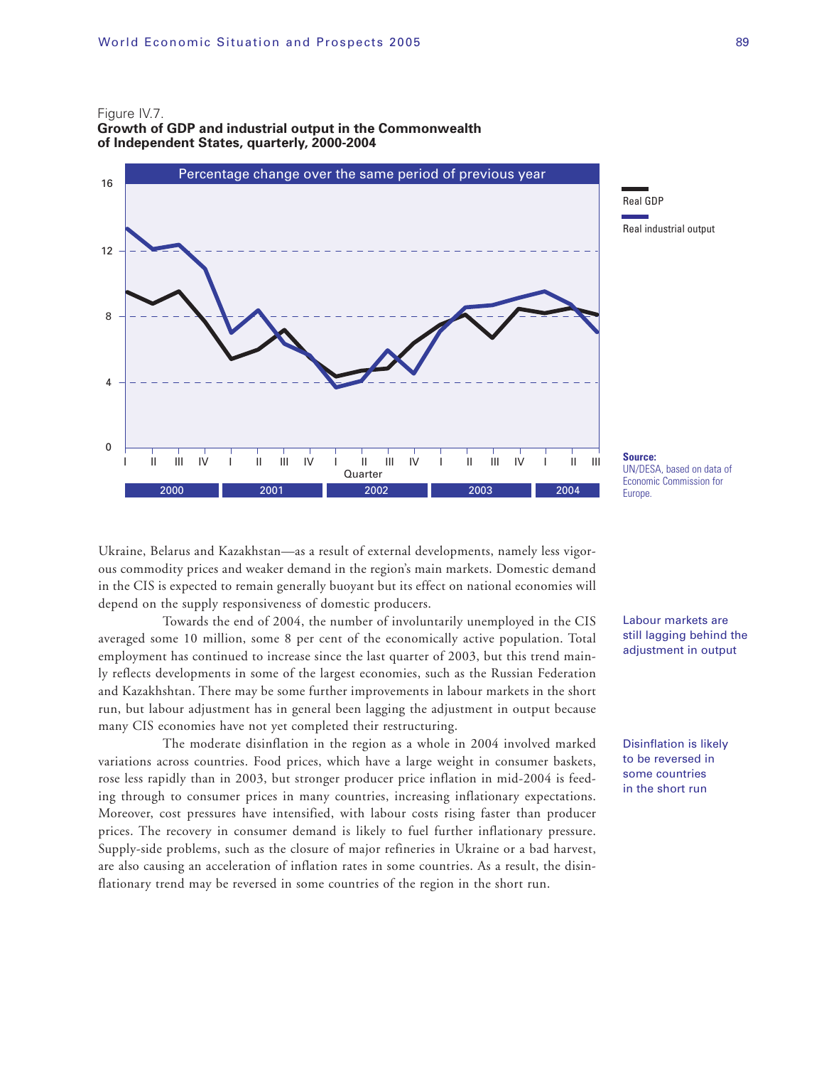Figure IV.7.
**Growth of GDP and industrial output in the Commonwealth of Independent States, quarterly, 2000-2004**

Percentage change over the same period of previous year

Real GDP

Real industrial output

**Source:** UN/DESA, based on data of Economic Commission for Europe.

Ukraine, Belarus and Kazakhstan—as a result of external developments, namely less vigorous commodity prices and weaker demand in the region's main markets. Domestic demand in the CIS is expected to remain generally buoyant but its effect on national economies will depend on the supply responsiveness of domestic producers.

*Labour markets are still lagging behind the adjustment in output*

Towards the end of 2004, the number of involuntarily unemployed in the CIS averaged some 10 million, some 8 per cent of the economically active population. Total employment has continued to increase since the last quarter of 2003, but this trend mainly reflects developments in some of the largest economies, such as the Russian Federation and Kazakhshtan. There may be some further improvements in labour markets in the short run, but labour adjustment has in general been lagging the adjustment in output because many CIS economies have not yet completed their restructuring.

*Disinflation is likely to be reversed in some countries in the short run*

The moderate disinflation in the region as a whole in 2004 involved marked variations across countries. Food prices, which have a large weight in consumer baskets, rose less rapidly than in 2003, but stronger producer price inflation in mid-2004 is feeding through to consumer prices in many countries, increasing inflationary expectations. Moreover, cost pressures have intensified, with labour costs rising faster than producer prices. The recovery in consumer demand is likely to fuel further inflationary pressure. Supply-side problems, such as the closure of major refineries in Ukraine or a bad harvest, are also causing an acceleration of inflation rates in some countries. As a result, the disinflationary trend may be reversed in some countries of the region in the short run.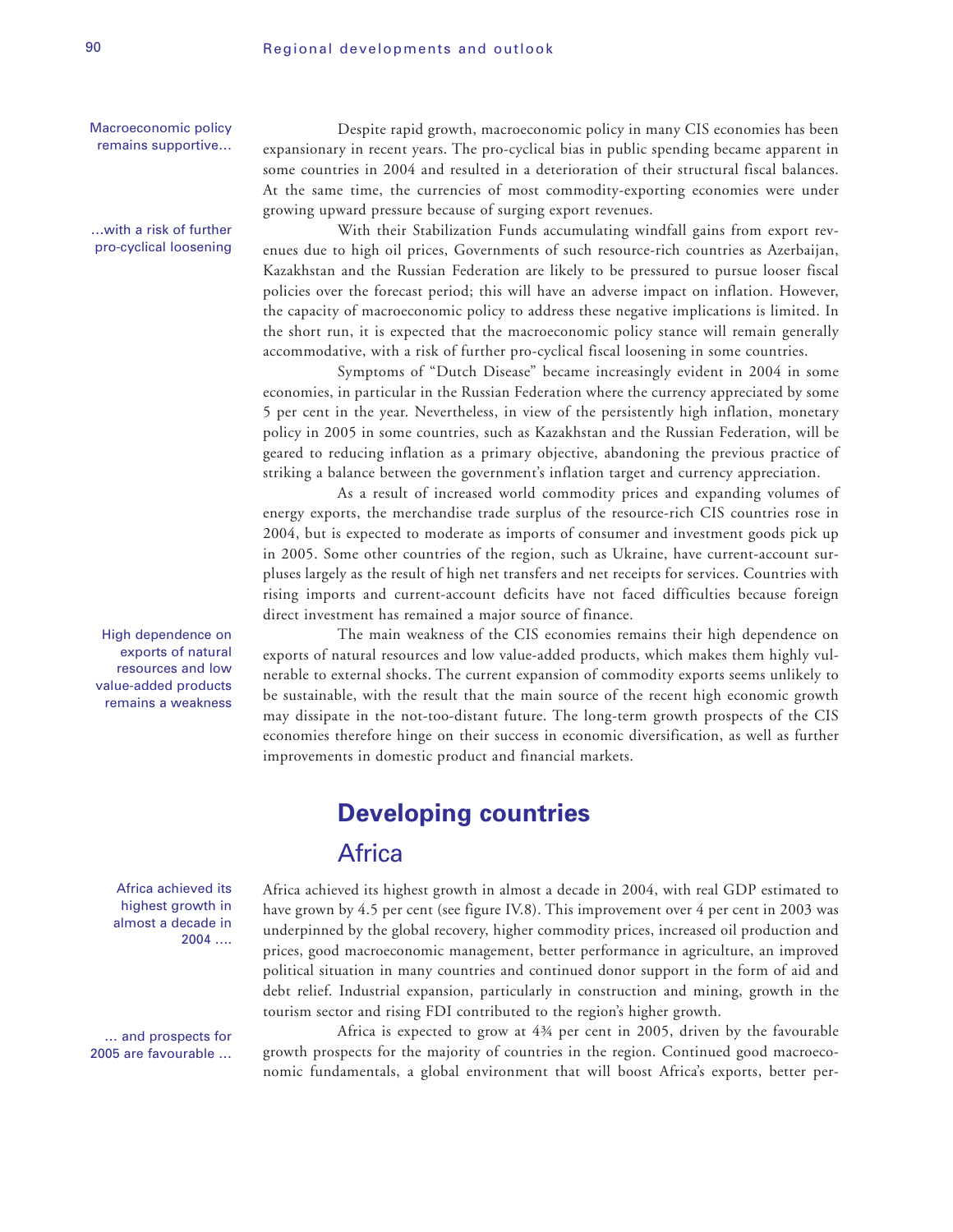Macroeconomic policy remains supportive…

Despite rapid growth, macroeconomic policy in many CIS economies has been expansionary in recent years. The pro-cyclical bias in public spending became apparent in some countries in 2004 and resulted in a deterioration of their structural fiscal balances. At the same time, the currencies of most commodity-exporting economies were under growing upward pressure because of surging export revenues.

…with a risk of further pro-cyclical loosening

With their Stabilization Funds accumulating windfall gains from export revenues due to high oil prices, Governments of such resource-rich countries as Azerbaijan, Kazakhstan and the Russian Federation are likely to be pressured to pursue looser fiscal policies over the forecast period; this will have an adverse impact on inflation. However, the capacity of macroeconomic policy to address these negative implications is limited. In the short run, it is expected that the macroeconomic policy stance will remain generally accommodative, with a risk of further pro-cyclical fiscal loosening in some countries.

Symptoms of "Dutch Disease" became increasingly evident in 2004 in some economies, in particular in the Russian Federation where the currency appreciated by some 5 per cent in the year. Nevertheless, in view of the persistently high inflation, monetary policy in 2005 in some countries, such as Kazakhstan and the Russian Federation, will be geared to reducing inflation as a primary objective, abandoning the previous practice of striking a balance between the government's inflation target and currency appreciation.

As a result of increased world commodity prices and expanding volumes of energy exports, the merchandise trade surplus of the resource-rich CIS countries rose in 2004, but is expected to moderate as imports of consumer and investment goods pick up in 2005. Some other countries of the region, such as Ukraine, have current-account surpluses largely as the result of high net transfers and net receipts for services. Countries with rising imports and current-account deficits have not faced difficulties because foreign direct investment has remained a major source of finance.

High dependence on exports of natural resources and low value-added products remains a weakness

The main weakness of the CIS economies remains their high dependence on exports of natural resources and low value-added products, which makes them highly vulnerable to external shocks. The current expansion of commodity exports seems unlikely to be sustainable, with the result that the main source of the recent high economic growth may dissipate in the not-too-distant future. The long-term growth prospects of the CIS economies therefore hinge on their success in economic diversification, as well as further improvements in domestic product and financial markets.

## Developing countries

### Africa

Africa achieved its highest growth in almost a decade in 2004 ….

Africa achieved its highest growth in almost a decade in 2004, with real GDP estimated to have grown by 4.5 per cent (see figure IV.8). This improvement over 4 per cent in 2003 was underpinned by the global recovery, higher commodity prices, increased oil production and prices, good macroeconomic management, better performance in agriculture, an improved political situation in many countries and continued donor support in the form of aid and debt relief. Industrial expansion, particularly in construction and mining, growth in the tourism sector and rising FDI contributed to the region's higher growth.

… and prospects for 2005 are favourable …

Africa is expected to grow at 4¾ per cent in 2005, driven by the favourable growth prospects for the majority of countries in the region. Continued good macroeconomic fundamentals, a global environment that will boost Africa's exports, better per-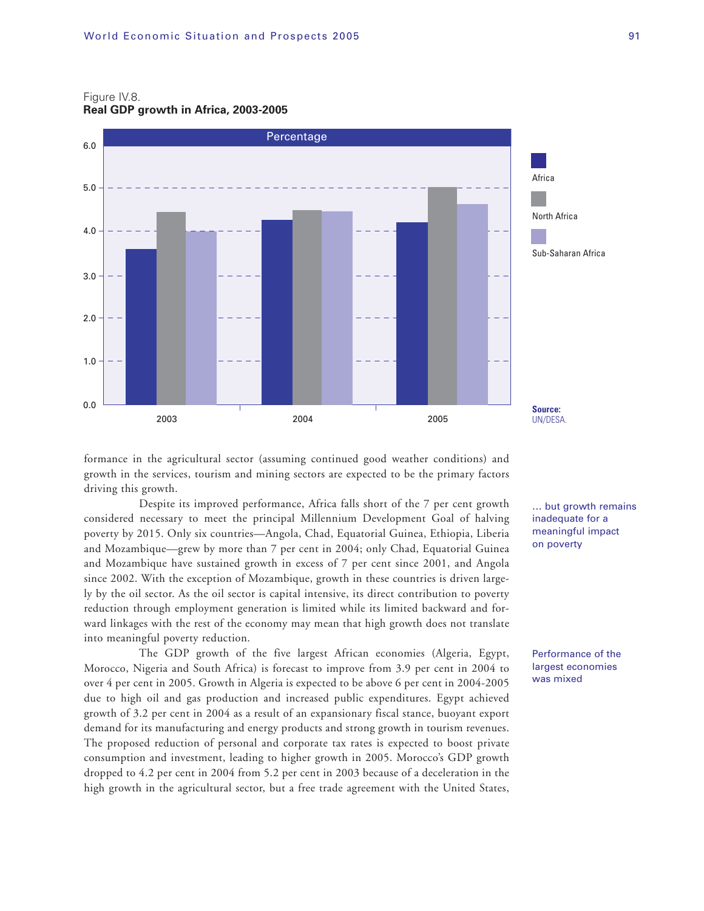Figure IV.8.
**Real GDP growth in Africa, 2003-2005**

Source: UN/DESA.

formance in the agricultural sector (assuming continued good weather conditions) and growth in the services, tourism and mining sectors are expected to be the primary factors driving this growth.

... but growth remains inadequate for a meaningful impact on poverty

Despite its improved performance, Africa falls short of the 7 per cent growth considered necessary to meet the principal Millennium Development Goal of halving poverty by 2015. Only six countries—Angola, Chad, Equatorial Guinea, Ethiopia, Liberia and Mozambique—grew by more than 7 per cent in 2004; only Chad, Equatorial Guinea and Mozambique have sustained growth in excess of 7 per cent since 2001, and Angola since 2002. With the exception of Mozambique, growth in these countries is driven largely by the oil sector. As the oil sector is capital intensive, its direct contribution to poverty reduction through employment generation is limited while its limited backward and forward linkages with the rest of the economy may mean that high growth does not translate into meaningful poverty reduction.

Performance of the largest economies was mixed

The GDP growth of the five largest African economies (Algeria, Egypt, Morocco, Nigeria and South Africa) is forecast to improve from 3.9 per cent in 2004 to over 4 per cent in 2005. Growth in Algeria is expected to be above 6 per cent in 2004-2005 due to high oil and gas production and increased public expenditures. Egypt achieved growth of 3.2 per cent in 2004 as a result of an expansionary fiscal stance, buoyant export demand for its manufacturing and energy products and strong growth in tourism revenues. The proposed reduction of personal and corporate tax rates is expected to boost private consumption and investment, leading to higher growth in 2005. Morocco's GDP growth dropped to 4.2 per cent in 2004 from 5.2 per cent in 2003 because of a deceleration in the high growth in the agricultural sector, but a free trade agreement with the United States,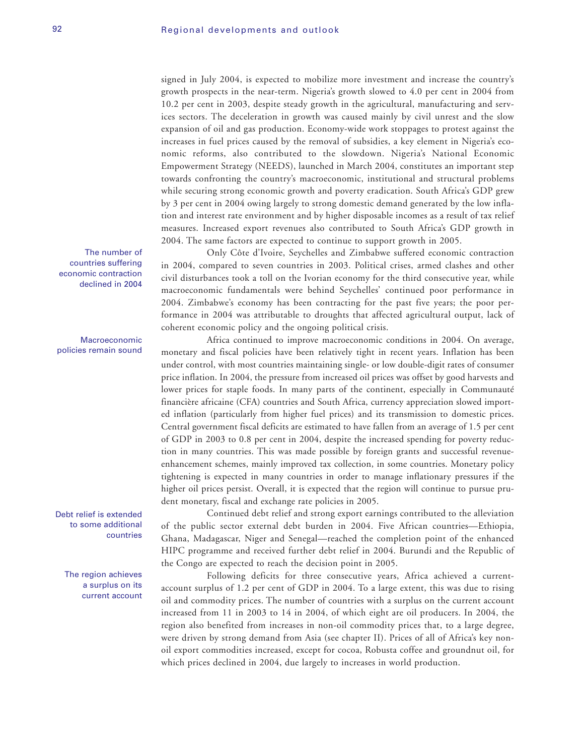signed in July 2004, is expected to mobilize more investment and increase the country's growth prospects in the near-term. Nigeria's growth slowed to 4.0 per cent in 2004 from 10.2 per cent in 2003, despite steady growth in the agricultural, manufacturing and services sectors. The deceleration in growth was caused mainly by civil unrest and the slow expansion of oil and gas production. Economy-wide work stoppages to protest against the increases in fuel prices caused by the removal of subsidies, a key element in Nigeria's economic reforms, also contributed to the slowdown. Nigeria's National Economic Empowerment Strategy (NEEDS), launched in March 2004, constitutes an important step towards confronting the country's macroeconomic, institutional and structural problems while securing strong economic growth and poverty eradication. South Africa's GDP grew by 3 per cent in 2004 owing largely to strong domestic demand generated by the low inflation and interest rate environment and by higher disposable incomes as a result of tax relief measures. Increased export revenues also contributed to South Africa's GDP growth in 2004. The same factors are expected to continue to support growth in 2005.

*The number of countries suffering economic contraction declined in 2004*

Only Côte d'Ivoire, Seychelles and Zimbabwe suffered economic contraction in 2004, compared to seven countries in 2003. Political crises, armed clashes and other civil disturbances took a toll on the Ivorian economy for the third consecutive year, while macroeconomic fundamentals were behind Seychelles' continued poor performance in 2004. Zimbabwe's economy has been contracting for the past five years; the poor performance in 2004 was attributable to droughts that affected agricultural output, lack of coherent economic policy and the ongoing political crisis.

*Macroeconomic policies remain sound*

Africa continued to improve macroeconomic conditions in 2004. On average, monetary and fiscal policies have been relatively tight in recent years. Inflation has been under control, with most countries maintaining single- or low double-digit rates of consumer price inflation. In 2004, the pressure from increased oil prices was offset by good harvests and lower prices for staple foods. In many parts of the continent, especially in Communauté financière africaine (CFA) countries and South Africa, currency appreciation slowed imported inflation (particularly from higher fuel prices) and its transmission to domestic prices. Central government fiscal deficits are estimated to have fallen from an average of 1.5 per cent of GDP in 2003 to 0.8 per cent in 2004, despite the increased spending for poverty reduction in many countries. This was made possible by foreign grants and successful revenue-enhancement schemes, mainly improved tax collection, in some countries. Monetary policy tightening is expected in many countries in order to manage inflationary pressures if the higher oil prices persist. Overall, it is expected that the region will continue to pursue prudent monetary, fiscal and exchange rate policies in 2005.

*Debt relief is extended to some additional countries*

Continued debt relief and strong export earnings contributed to the alleviation of the public sector external debt burden in 2004. Five African countries—Ethiopia, Ghana, Madagascar, Niger and Senegal—reached the completion point of the enhanced HIPC programme and received further debt relief in 2004. Burundi and the Republic of the Congo are expected to reach the decision point in 2005.

*The region achieves a surplus on its current account*

Following deficits for three consecutive years, Africa achieved a current-account surplus of 1.2 per cent of GDP in 2004. To a large extent, this was due to rising oil and commodity prices. The number of countries with a surplus on the current account increased from 11 in 2003 to 14 in 2004, of which eight are oil producers. In 2004, the region also benefited from increases in non-oil commodity prices that, to a large degree, were driven by strong demand from Asia (see chapter II). Prices of all of Africa's key non-oil export commodities increased, except for cocoa, Robusta coffee and groundnut oil, for which prices declined in 2004, due largely to increases in world production.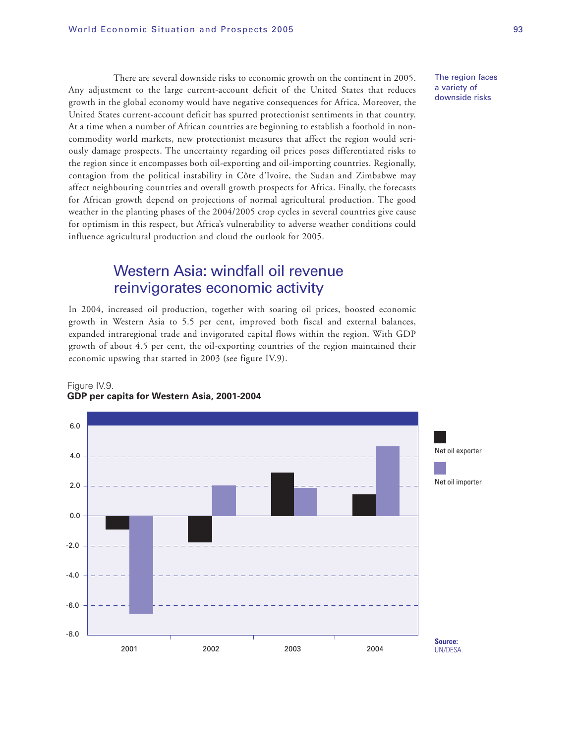There are several downside risks to economic growth on the continent in 2005. Any adjustment to the large current-account deficit of the United States that reduces growth in the global economy would have negative consequences for Africa. Moreover, the United States current-account deficit has spurred protectionist sentiments in that country. At a time when a number of African countries are beginning to establish a foothold in non-commodity world markets, new protectionist measures that affect the region would seriously damage prospects. The uncertainty regarding oil prices poses differentiated risks to the region since it encompasses both oil-exporting and oil-importing countries. Regionally, contagion from the political instability in Côte d'Ivoire, the Sudan and Zimbabwe may affect neighbouring countries and overall growth prospects for Africa. Finally, the forecasts for African growth depend on projections of normal agricultural production. The good weather in the planting phases of the 2004/2005 crop cycles in several countries give cause for optimism in this respect, but Africa's vulnerability to adverse weather conditions could influence agricultural production and cloud the outlook for 2005.

The region faces a variety of downside risks

## Western Asia: windfall oil revenue reinvigorates economic activity

In 2004, increased oil production, together with soaring oil prices, boosted economic growth in Western Asia to 5.5 per cent, improved both fiscal and external balances, expanded intraregional trade and invigorated capital flows within the region. With GDP growth of about 4.5 per cent, the oil-exporting countries of the region maintained their economic upswing that started in 2003 (see figure IV.9).

Figure IV.9.
**GDP per capita for Western Asia, 2001-2004**

**Source:** UN/DESA.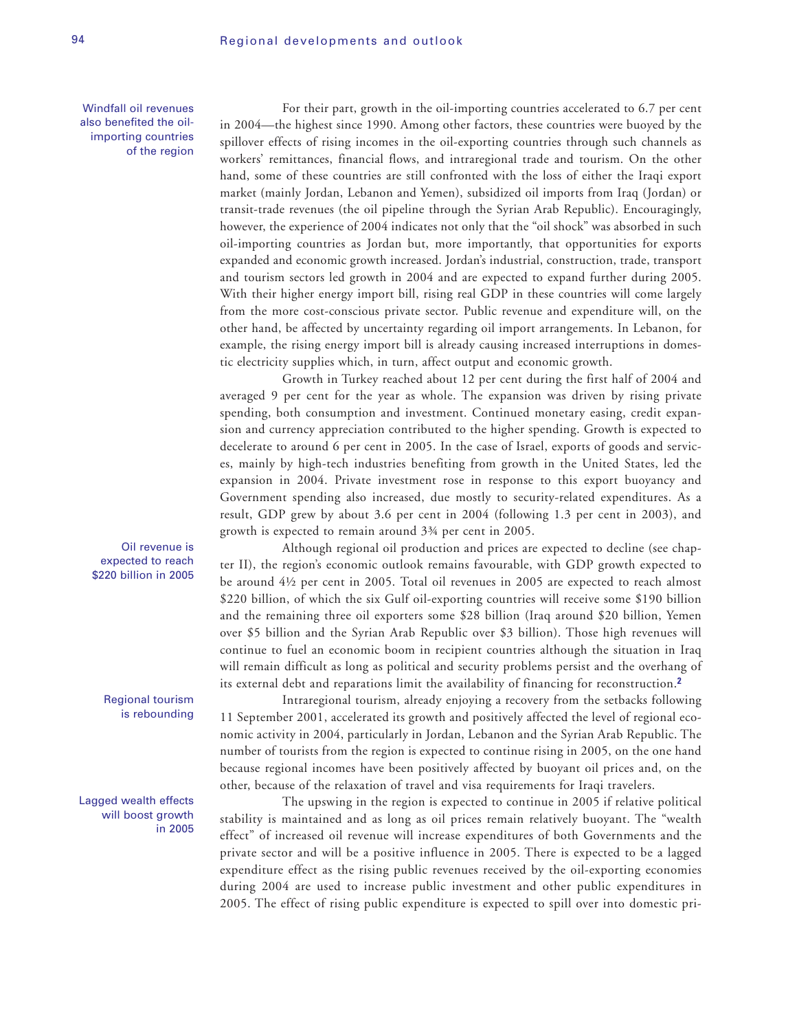Windfall oil revenues also benefited the oil-importing countries of the region

For their part, growth in the oil-importing countries accelerated to 6.7 per cent in 2004—the highest since 1990. Among other factors, these countries were buoyed by the spillover effects of rising incomes in the oil-exporting countries through such channels as workers' remittances, financial flows, and intraregional trade and tourism. On the other hand, some of these countries are still confronted with the loss of either the Iraqi export market (mainly Jordan, Lebanon and Yemen), subsidized oil imports from Iraq (Jordan) or transit-trade revenues (the oil pipeline through the Syrian Arab Republic). Encouragingly, however, the experience of 2004 indicates not only that the "oil shock" was absorbed in such oil-importing countries as Jordan but, more importantly, that opportunities for exports expanded and economic growth increased. Jordan's industrial, construction, trade, transport and tourism sectors led growth in 2004 and are expected to expand further during 2005. With their higher energy import bill, rising real GDP in these countries will come largely from the more cost-conscious private sector. Public revenue and expenditure will, on the other hand, be affected by uncertainty regarding oil import arrangements. In Lebanon, for example, the rising energy import bill is already causing increased interruptions in domestic electricity supplies which, in turn, affect output and economic growth.

Growth in Turkey reached about 12 per cent during the first half of 2004 and averaged 9 per cent for the year as whole. The expansion was driven by rising private spending, both consumption and investment. Continued monetary easing, credit expansion and currency appreciation contributed to the higher spending. Growth is expected to decelerate to around 6 per cent in 2005. In the case of Israel, exports of goods and services, mainly by high-tech industries benefiting from growth in the United States, led the expansion in 2004. Private investment rose in response to this export buoyancy and Government spending also increased, due mostly to security-related expenditures. As a result, GDP grew by about 3.6 per cent in 2004 (following 1.3 per cent in 2003), and growth is expected to remain around 3¾ per cent in 2005.

Oil revenue is expected to reach $220 billion in 2005

Although regional oil production and prices are expected to decline (see chapter II), the region's economic outlook remains favourable, with GDP growth expected to be around 4½ per cent in 2005. Total oil revenues in 2005 are expected to reach almost $220 billion, of which the six Gulf oil-exporting countries will receive some $190 billion and the remaining three oil exporters some $28 billion (Iraq around $20 billion, Yemen over $5 billion and the Syrian Arab Republic over $3 billion). Those high revenues will continue to fuel an economic boom in recipient countries although the situation in Iraq will remain difficult as long as political and security problems persist and the overhang of its external debt and reparations limit the availability of financing for reconstruction.[2]

Regional tourism is rebounding

Intraregional tourism, already enjoying a recovery from the setbacks following 11 September 2001, accelerated its growth and positively affected the level of regional economic activity in 2004, particularly in Jordan, Lebanon and the Syrian Arab Republic. The number of tourists from the region is expected to continue rising in 2005, on the one hand because regional incomes have been positively affected by buoyant oil prices and, on the other, because of the relaxation of travel and visa requirements for Iraqi travelers.

Lagged wealth effects will boost growth in 2005

The upswing in the region is expected to continue in 2005 if relative political stability is maintained and as long as oil prices remain relatively buoyant. The "wealth effect" of increased oil revenue will increase expenditures of both Governments and the private sector and will be a positive influence in 2005. There is expected to be a lagged expenditure effect as the rising public revenues received by the oil-exporting economies during 2004 are used to increase public investment and other public expenditures in 2005. The effect of rising public expenditure is expected to spill over into domestic pri-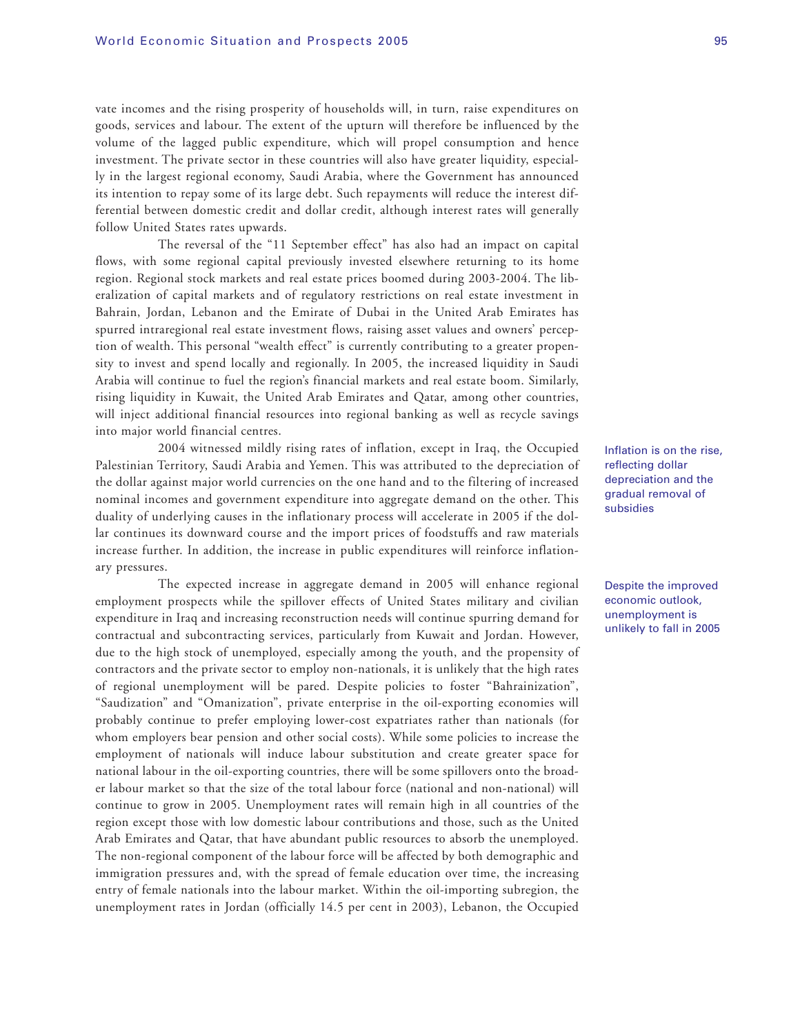vate incomes and the rising prosperity of households will, in turn, raise expenditures on goods, services and labour. The extent of the upturn will therefore be influenced by the volume of the lagged public expenditure, which will propel consumption and hence investment. The private sector in these countries will also have greater liquidity, especially in the largest regional economy, Saudi Arabia, where the Government has announced its intention to repay some of its large debt. Such repayments will reduce the interest differential between domestic credit and dollar credit, although interest rates will generally follow United States rates upwards.

The reversal of the "11 September effect" has also had an impact on capital flows, with some regional capital previously invested elsewhere returning to its home region. Regional stock markets and real estate prices boomed during 2003-2004. The liberalization of capital markets and of regulatory restrictions on real estate investment in Bahrain, Jordan, Lebanon and the Emirate of Dubai in the United Arab Emirates has spurred intraregional real estate investment flows, raising asset values and owners' perception of wealth. This personal "wealth effect" is currently contributing to a greater propensity to invest and spend locally and regionally. In 2005, the increased liquidity in Saudi Arabia will continue to fuel the region's financial markets and real estate boom. Similarly, rising liquidity in Kuwait, the United Arab Emirates and Qatar, among other countries, will inject additional financial resources into regional banking as well as recycle savings into major world financial centres.

Inflation is on the rise, reflecting dollar depreciation and the gradual removal of subsidies

2004 witnessed mildly rising rates of inflation, except in Iraq, the Occupied Palestinian Territory, Saudi Arabia and Yemen. This was attributed to the depreciation of the dollar against major world currencies on the one hand and to the filtering of increased nominal incomes and government expenditure into aggregate demand on the other. This duality of underlying causes in the inflationary process will accelerate in 2005 if the dollar continues its downward course and the import prices of foodstuffs and raw materials increase further. In addition, the increase in public expenditures will reinforce inflationary pressures.

Despite the improved economic outlook, unemployment is unlikely to fall in 2005

The expected increase in aggregate demand in 2005 will enhance regional employment prospects while the spillover effects of United States military and civilian expenditure in Iraq and increasing reconstruction needs will continue spurring demand for contractual and subcontracting services, particularly from Kuwait and Jordan. However, due to the high stock of unemployed, especially among the youth, and the propensity of contractors and the private sector to employ non-nationals, it is unlikely that the high rates of regional unemployment will be pared. Despite policies to foster "Bahrainization", "Saudization" and "Omanization", private enterprise in the oil-exporting economies will probably continue to prefer employing lower-cost expatriates rather than nationals (for whom employers bear pension and other social costs). While some policies to increase the employment of nationals will induce labour substitution and create greater space for national labour in the oil-exporting countries, there will be some spillovers onto the broader labour market so that the size of the total labour force (national and non-national) will continue to grow in 2005. Unemployment rates will remain high in all countries of the region except those with low domestic labour contributions and those, such as the United Arab Emirates and Qatar, that have abundant public resources to absorb the unemployed. The non-regional component of the labour force will be affected by both demographic and immigration pressures and, with the spread of female education over time, the increasing entry of female nationals into the labour market. Within the oil-importing subregion, the unemployment rates in Jordan (officially 14.5 per cent in 2003), Lebanon, the Occupied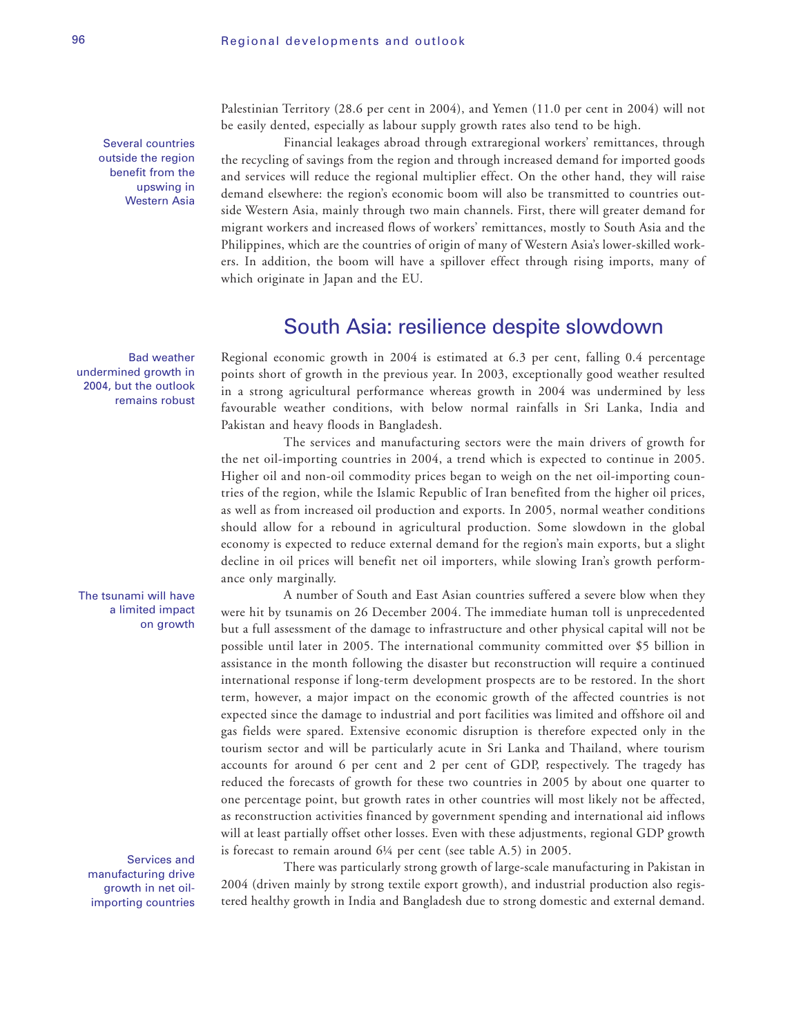Palestinian Territory (28.6 per cent in 2004), and Yemen (11.0 per cent in 2004) will not be easily dented, especially as labour supply growth rates also tend to be high.

Several countries outside the region benefit from the upswing in Western Asia

Financial leakages abroad through extraregional workers' remittances, through the recycling of savings from the region and through increased demand for imported goods and services will reduce the regional multiplier effect. On the other hand, they will raise demand elsewhere: the region's economic boom will also be transmitted to countries outside Western Asia, mainly through two main channels. First, there will greater demand for migrant workers and increased flows of workers' remittances, mostly to South Asia and the Philippines, which are the countries of origin of many of Western Asia's lower-skilled workers. In addition, the boom will have a spillover effect through rising imports, many of which originate in Japan and the EU.

## South Asia: resilience despite slowdown

Bad weather undermined growth in 2004, but the outlook remains robust

Regional economic growth in 2004 is estimated at 6.3 per cent, falling 0.4 percentage points short of growth in the previous year. In 2003, exceptionally good weather resulted in a strong agricultural performance whereas growth in 2004 was undermined by less favourable weather conditions, with below normal rainfalls in Sri Lanka, India and Pakistan and heavy floods in Bangladesh.

The services and manufacturing sectors were the main drivers of growth for the net oil-importing countries in 2004, a trend which is expected to continue in 2005. Higher oil and non-oil commodity prices began to weigh on the net oil-importing countries of the region, while the Islamic Republic of Iran benefited from the higher oil prices, as well as from increased oil production and exports. In 2005, normal weather conditions should allow for a rebound in agricultural production. Some slowdown in the global economy is expected to reduce external demand for the region's main exports, but a slight decline in oil prices will benefit net oil importers, while slowing Iran's growth performance only marginally.

The tsunami will have a limited impact on growth

A number of South and East Asian countries suffered a severe blow when they were hit by tsunamis on 26 December 2004. The immediate human toll is unprecedented but a full assessment of the damage to infrastructure and other physical capital will not be possible until later in 2005. The international community committed over $5 billion in assistance in the month following the disaster but reconstruction will require a continued international response if long-term development prospects are to be restored. In the short term, however, a major impact on the economic growth of the affected countries is not expected since the damage to industrial and port facilities was limited and offshore oil and gas fields were spared. Extensive economic disruption is therefore expected only in the tourism sector and will be particularly acute in Sri Lanka and Thailand, where tourism accounts for around 6 per cent and 2 per cent of GDP, respectively. The tragedy has reduced the forecasts of growth for these two countries in 2005 by about one quarter to one percentage point, but growth rates in other countries will most likely not be affected, as reconstruction activities financed by government spending and international aid inflows will at least partially offset other losses. Even with these adjustments, regional GDP growth is forecast to remain around 6¼ per cent (see table A.5) in 2005.

Services and manufacturing drive growth in net oil-importing countries

There was particularly strong growth of large-scale manufacturing in Pakistan in 2004 (driven mainly by strong textile export growth), and industrial production also registered healthy growth in India and Bangladesh due to strong domestic and external demand.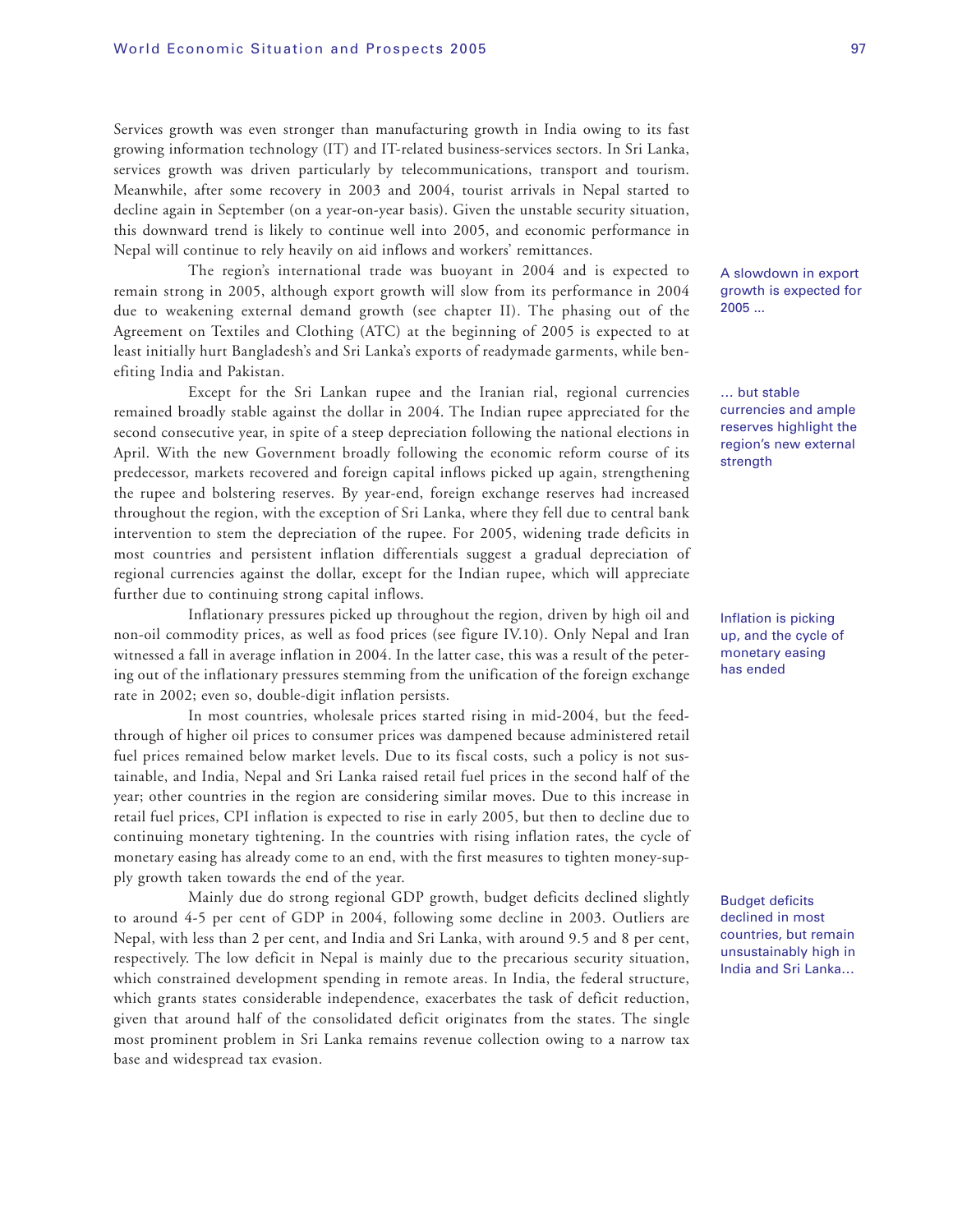Services growth was even stronger than manufacturing growth in India owing to its fast growing information technology (IT) and IT-related business-services sectors. In Sri Lanka, services growth was driven particularly by telecommunications, transport and tourism. Meanwhile, after some recovery in 2003 and 2004, tourist arrivals in Nepal started to decline again in September (on a year-on-year basis). Given the unstable security situation, this downward trend is likely to continue well into 2005, and economic performance in Nepal will continue to rely heavily on aid inflows and workers' remittances.

A slowdown in export growth is expected for 2005 ...

The region's international trade was buoyant in 2004 and is expected to remain strong in 2005, although export growth will slow from its performance in 2004 due to weakening external demand growth (see chapter II). The phasing out of the Agreement on Textiles and Clothing (ATC) at the beginning of 2005 is expected to at least initially hurt Bangladesh's and Sri Lanka's exports of readymade garments, while benefiting India and Pakistan.

... but stable currencies and ample reserves highlight the region's new external strength

Except for the Sri Lankan rupee and the Iranian rial, regional currencies remained broadly stable against the dollar in 2004. The Indian rupee appreciated for the second consecutive year, in spite of a steep depreciation following the national elections in April. With the new Government broadly following the economic reform course of its predecessor, markets recovered and foreign capital inflows picked up again, strengthening the rupee and bolstering reserves. By year-end, foreign exchange reserves had increased throughout the region, with the exception of Sri Lanka, where they fell due to central bank intervention to stem the depreciation of the rupee. For 2005, widening trade deficits in most countries and persistent inflation differentials suggest a gradual depreciation of regional currencies against the dollar, except for the Indian rupee, which will appreciate further due to continuing strong capital inflows.

Inflation is picking up, and the cycle of monetary easing has ended

Inflationary pressures picked up throughout the region, driven by high oil and non-oil commodity prices, as well as food prices (see figure IV.10). Only Nepal and Iran witnessed a fall in average inflation in 2004. In the latter case, this was a result of the petering out of the inflationary pressures stemming from the unification of the foreign exchange rate in 2002; even so, double-digit inflation persists.

In most countries, wholesale prices started rising in mid-2004, but the feed-through of higher oil prices to consumer prices was dampened because administered retail fuel prices remained below market levels. Due to its fiscal costs, such a policy is not sustainable, and India, Nepal and Sri Lanka raised retail fuel prices in the second half of the year; other countries in the region are considering similar moves. Due to this increase in retail fuel prices, CPI inflation is expected to rise in early 2005, but then to decline due to continuing monetary tightening. In the countries with rising inflation rates, the cycle of monetary easing has already come to an end, with the first measures to tighten money-supply growth taken towards the end of the year.

Budget deficits declined in most countries, but remain unsustainably high in India and Sri Lanka...

Mainly due do strong regional GDP growth, budget deficits declined slightly to around 4-5 per cent of GDP in 2004, following some decline in 2003. Outliers are Nepal, with less than 2 per cent, and India and Sri Lanka, with around 9.5 and 8 per cent, respectively. The low deficit in Nepal is mainly due to the precarious security situation, which constrained development spending in remote areas. In India, the federal structure, which grants states considerable independence, exacerbates the task of deficit reduction, given that around half of the consolidated deficit originates from the states. The single most prominent problem in Sri Lanka remains revenue collection owing to a narrow tax base and widespread tax evasion.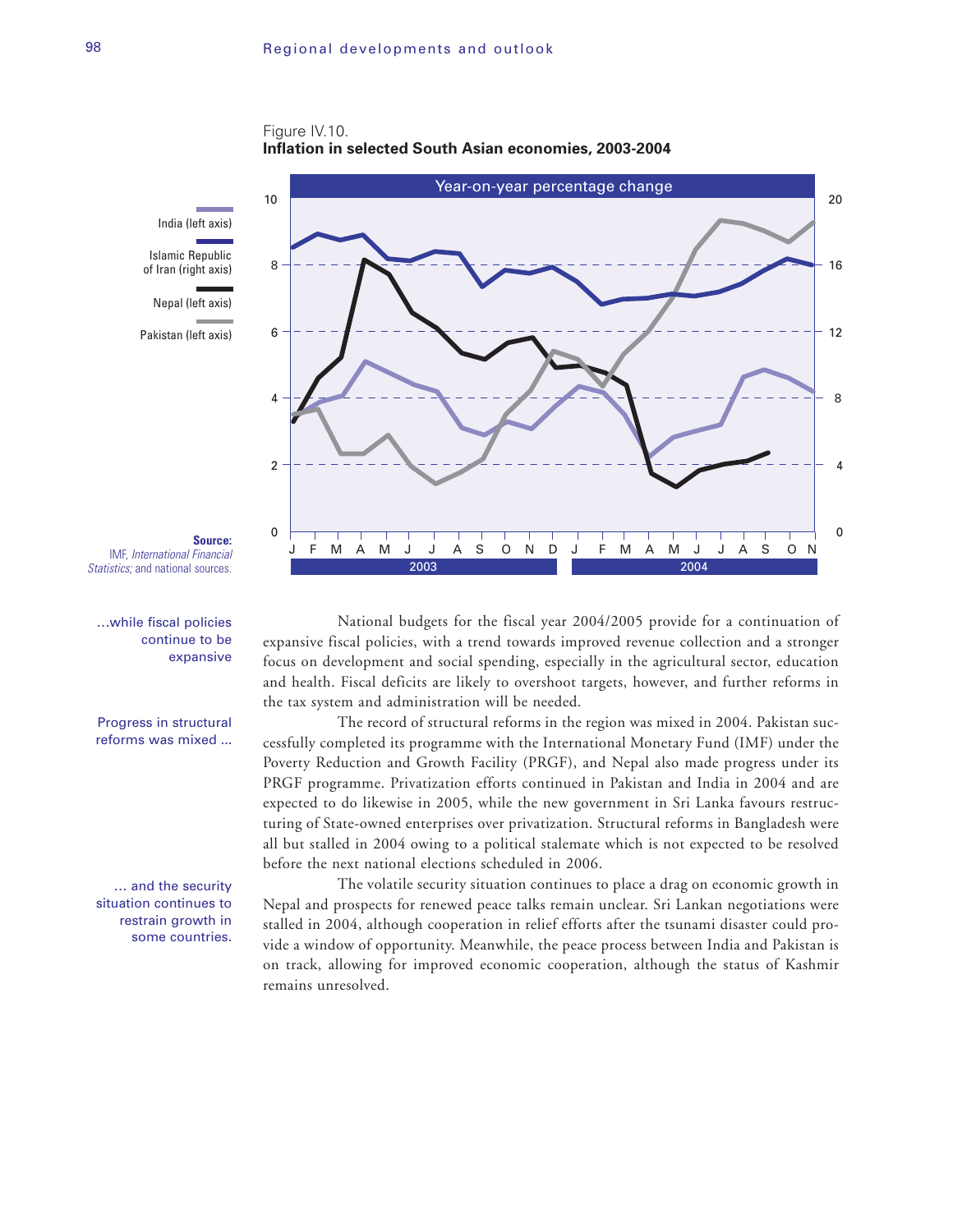Figure IV.10.
**Inflation in selected South Asian economies, 2003-2004**

Year-on-year percentage change

India (left axis)
Islamic Republic of Iran (right axis)
Nepal (left axis)
Pakistan (left axis)

**Source:** IMF, *International Financial Statistics;* and national sources.

*...while fiscal policies continue to be expansive*

National budgets for the fiscal year 2004/2005 provide for a continuation of expansive fiscal policies, with a trend towards improved revenue collection and a stronger focus on development and social spending, especially in the agricultural sector, education and health. Fiscal deficits are likely to overshoot targets, however, and further reforms in the tax system and administration will be needed.

*Progress in structural reforms was mixed ...*

The record of structural reforms in the region was mixed in 2004. Pakistan successfully completed its programme with the International Monetary Fund (IMF) under the Poverty Reduction and Growth Facility (PRGF), and Nepal also made progress under its PRGF programme. Privatization efforts continued in Pakistan and India in 2004 and are expected to do likewise in 2005, while the new government in Sri Lanka favours restructuring of State-owned enterprises over privatization. Structural reforms in Bangladesh were all but stalled in 2004 owing to a political stalemate which is not expected to be resolved before the next national elections scheduled in 2006.

*... and the security situation continues to restrain growth in some countries.*

The volatile security situation continues to place a drag on economic growth in Nepal and prospects for renewed peace talks remain unclear. Sri Lankan negotiations were stalled in 2004, although cooperation in relief efforts after the tsunami disaster could provide a window of opportunity. Meanwhile, the peace process between India and Pakistan is on track, allowing for improved economic cooperation, although the status of Kashmir remains unresolved.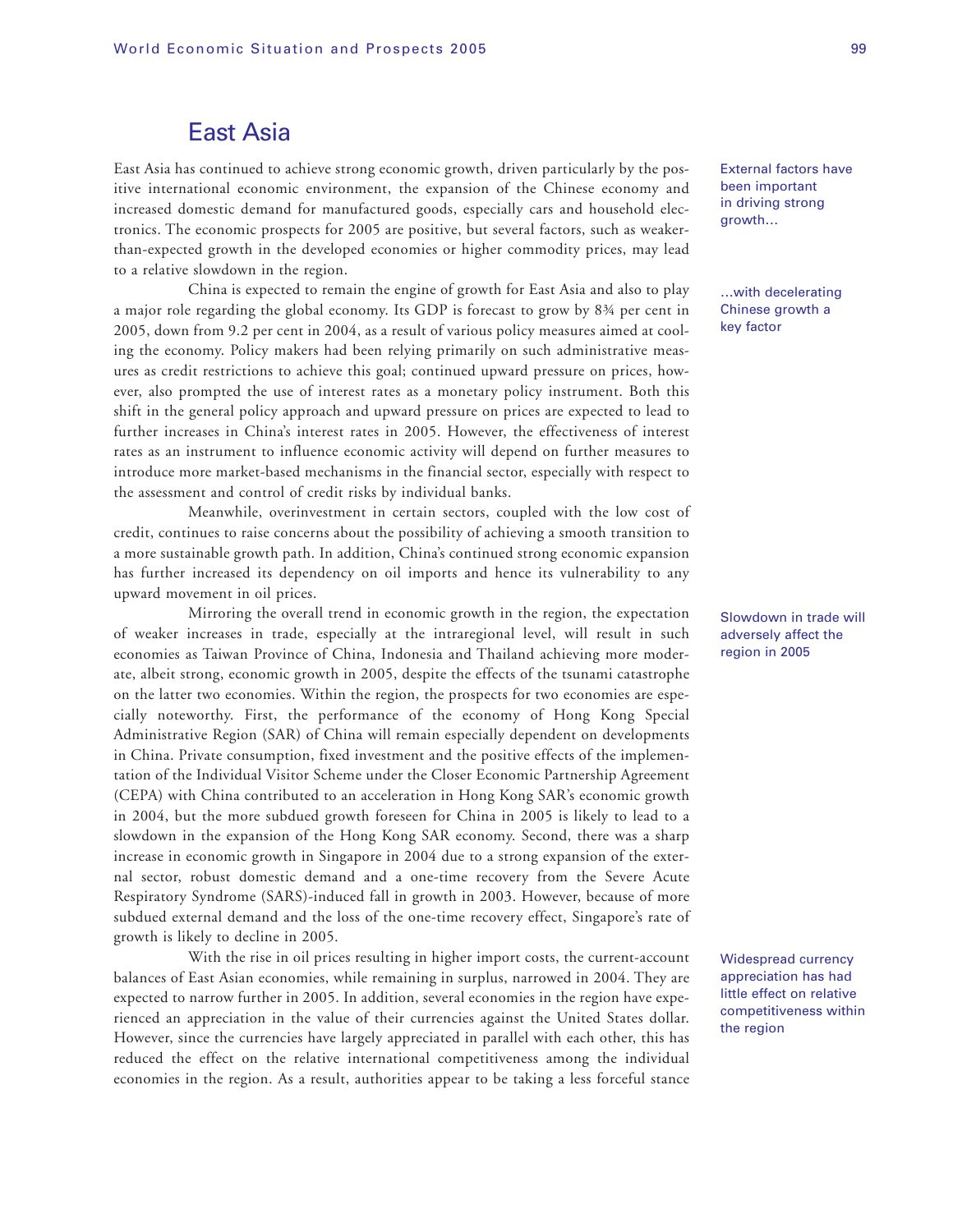## East Asia

East Asia has continued to achieve strong economic growth, driven particularly by the positive international economic environment, the expansion of the Chinese economy and increased domestic demand for manufactured goods, especially cars and household electronics. The economic prospects for 2005 are positive, but several factors, such as weaker-than-expected growth in the developed economies or higher commodity prices, may lead to a relative slowdown in the region.

External factors have been important in driving strong growth…

China is expected to remain the engine of growth for East Asia and also to play a major role regarding the global economy. Its GDP is forecast to grow by 8¾ per cent in 2005, down from 9.2 per cent in 2004, as a result of various policy measures aimed at cooling the economy. Policy makers had been relying primarily on such administrative measures as credit restrictions to achieve this goal; continued upward pressure on prices, however, also prompted the use of interest rates as a monetary policy instrument. Both this shift in the general policy approach and upward pressure on prices are expected to lead to further increases in China's interest rates in 2005. However, the effectiveness of interest rates as an instrument to influence economic activity will depend on further measures to introduce more market-based mechanisms in the financial sector, especially with respect to the assessment and control of credit risks by individual banks.

…with decelerating Chinese growth a key factor

Meanwhile, overinvestment in certain sectors, coupled with the low cost of credit, continues to raise concerns about the possibility of achieving a smooth transition to a more sustainable growth path. In addition, China's continued strong economic expansion has further increased its dependency on oil imports and hence its vulnerability to any upward movement in oil prices.

Mirroring the overall trend in economic growth in the region, the expectation of weaker increases in trade, especially at the intraregional level, will result in such economies as Taiwan Province of China, Indonesia and Thailand achieving more moderate, albeit strong, economic growth in 2005, despite the effects of the tsunami catastrophe on the latter two economies. Within the region, the prospects for two economies are especially noteworthy. First, the performance of the economy of Hong Kong Special Administrative Region (SAR) of China will remain especially dependent on developments in China. Private consumption, fixed investment and the positive effects of the implementation of the Individual Visitor Scheme under the Closer Economic Partnership Agreement (CEPA) with China contributed to an acceleration in Hong Kong SAR's economic growth in 2004, but the more subdued growth foreseen for China in 2005 is likely to lead to a slowdown in the expansion of the Hong Kong SAR economy. Second, there was a sharp increase in economic growth in Singapore in 2004 due to a strong expansion of the external sector, robust domestic demand and a one-time recovery from the Severe Acute Respiratory Syndrome (SARS)-induced fall in growth in 2003. However, because of more subdued external demand and the loss of the one-time recovery effect, Singapore's rate of growth is likely to decline in 2005.

Slowdown in trade will adversely affect the region in 2005

With the rise in oil prices resulting in higher import costs, the current-account balances of East Asian economies, while remaining in surplus, narrowed in 2004. They are expected to narrow further in 2005. In addition, several economies in the region have experienced an appreciation in the value of their currencies against the United States dollar. However, since the currencies have largely appreciated in parallel with each other, this has reduced the effect on the relative international competitiveness among the individual economies in the region. As a result, authorities appear to be taking a less forceful stance

Widespread currency appreciation has had little effect on relative competitiveness within the region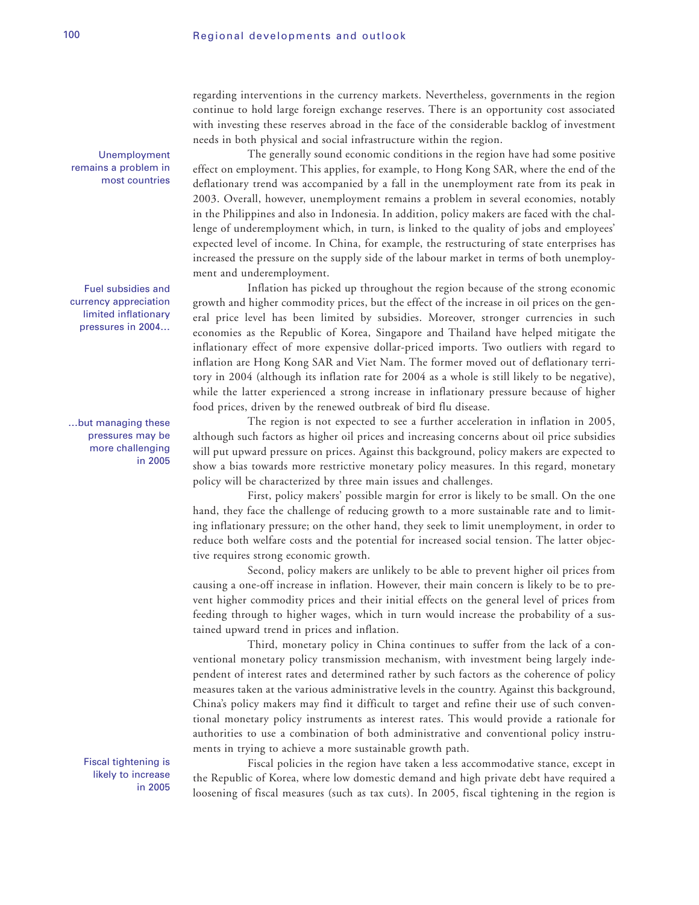regarding interventions in the currency markets. Nevertheless, governments in the region continue to hold large foreign exchange reserves. There is an opportunity cost associated with investing these reserves abroad in the face of the considerable backlog of investment needs in both physical and social infrastructure within the region.

*Unemployment remains a problem in most countries*

The generally sound economic conditions in the region have had some positive effect on employment. This applies, for example, to Hong Kong SAR, where the end of the deflationary trend was accompanied by a fall in the unemployment rate from its peak in 2003. Overall, however, unemployment remains a problem in several economies, notably in the Philippines and also in Indonesia. In addition, policy makers are faced with the challenge of underemployment which, in turn, is linked to the quality of jobs and employees' expected level of income. In China, for example, the restructuring of state enterprises has increased the pressure on the supply side of the labour market in terms of both unemployment and underemployment.

*Fuel subsidies and currency appreciation limited inflationary pressures in 2004…*

Inflation has picked up throughout the region because of the strong economic growth and higher commodity prices, but the effect of the increase in oil prices on the general price level has been limited by subsidies. Moreover, stronger currencies in such economies as the Republic of Korea, Singapore and Thailand have helped mitigate the inflationary effect of more expensive dollar-priced imports. Two outliers with regard to inflation are Hong Kong SAR and Viet Nam. The former moved out of deflationary territory in 2004 (although its inflation rate for 2004 as a whole is still likely to be negative), while the latter experienced a strong increase in inflationary pressure because of higher food prices, driven by the renewed outbreak of bird flu disease.

*…but managing these pressures may be more challenging in 2005*

The region is not expected to see a further acceleration in inflation in 2005, although such factors as higher oil prices and increasing concerns about oil price subsidies will put upward pressure on prices. Against this background, policy makers are expected to show a bias towards more restrictive monetary policy measures. In this regard, monetary policy will be characterized by three main issues and challenges.

First, policy makers' possible margin for error is likely to be small. On the one hand, they face the challenge of reducing growth to a more sustainable rate and to limiting inflationary pressure; on the other hand, they seek to limit unemployment, in order to reduce both welfare costs and the potential for increased social tension. The latter objective requires strong economic growth.

Second, policy makers are unlikely to be able to prevent higher oil prices from causing a one-off increase in inflation. However, their main concern is likely to be to prevent higher commodity prices and their initial effects on the general level of prices from feeding through to higher wages, which in turn would increase the probability of a sustained upward trend in prices and inflation.

Third, monetary policy in China continues to suffer from the lack of a conventional monetary policy transmission mechanism, with investment being largely independent of interest rates and determined rather by such factors as the coherence of policy measures taken at the various administrative levels in the country. Against this background, China's policy makers may find it difficult to target and refine their use of such conventional monetary policy instruments as interest rates. This would provide a rationale for authorities to use a combination of both administrative and conventional policy instruments in trying to achieve a more sustainable growth path.

*Fiscal tightening is likely to increase in 2005*

Fiscal policies in the region have taken a less accommodative stance, except in the Republic of Korea, where low domestic demand and high private debt have required a loosening of fiscal measures (such as tax cuts). In 2005, fiscal tightening in the region is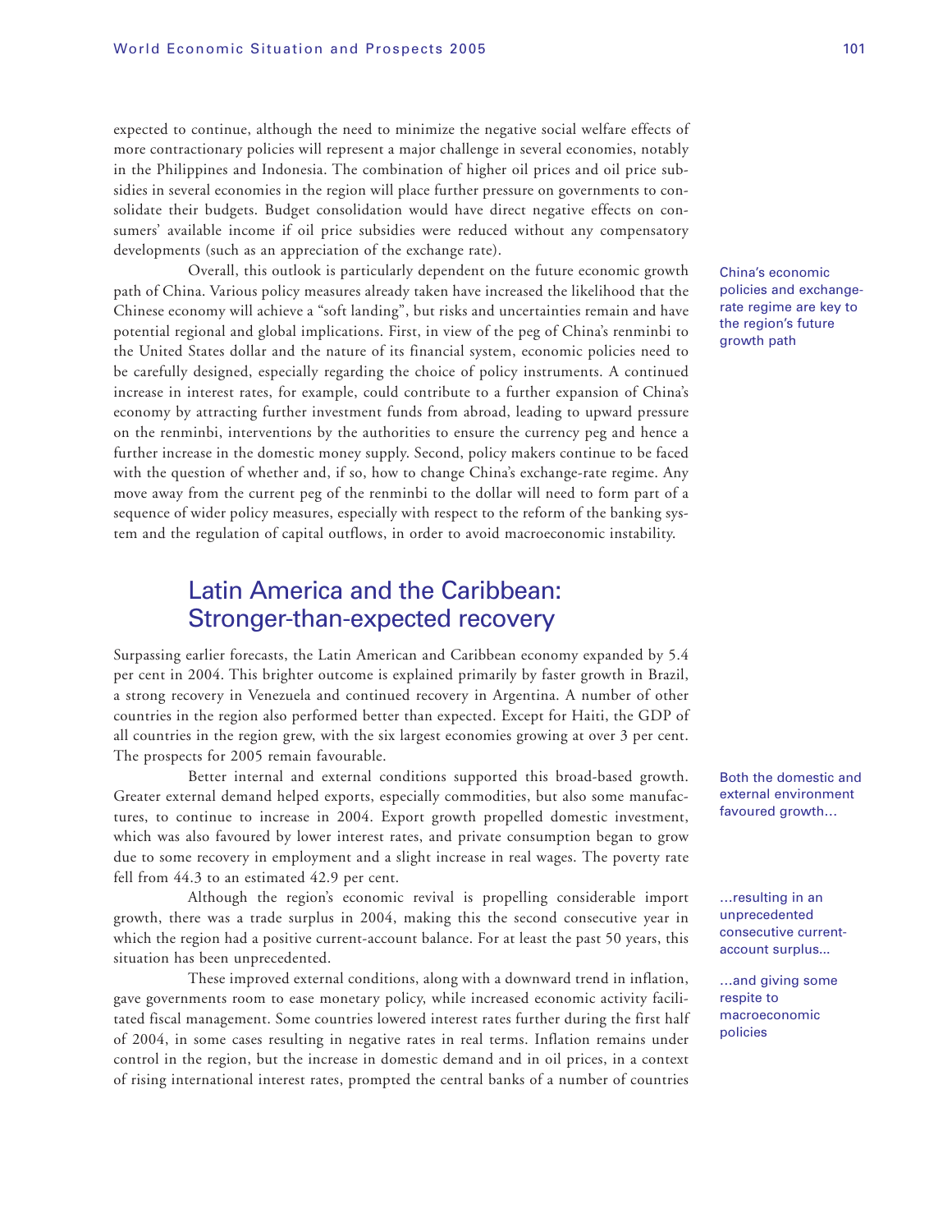expected to continue, although the need to minimize the negative social welfare effects of more contractionary policies will represent a major challenge in several economies, notably in the Philippines and Indonesia. The combination of higher oil prices and oil price subsidies in several economies in the region will place further pressure on governments to consolidate their budgets. Budget consolidation would have direct negative effects on consumers' available income if oil price subsidies were reduced without any compensatory developments (such as an appreciation of the exchange rate).

China's economic policies and exchange-rate regime are key to the region's future growth path

Overall, this outlook is particularly dependent on the future economic growth path of China. Various policy measures already taken have increased the likelihood that the Chinese economy will achieve a "soft landing", but risks and uncertainties remain and have potential regional and global implications. First, in view of the peg of China's renminbi to the United States dollar and the nature of its financial system, economic policies need to be carefully designed, especially regarding the choice of policy instruments. A continued increase in interest rates, for example, could contribute to a further expansion of China's economy by attracting further investment funds from abroad, leading to upward pressure on the renminbi, interventions by the authorities to ensure the currency peg and hence a further increase in the domestic money supply. Second, policy makers continue to be faced with the question of whether and, if so, how to change China's exchange-rate regime. Any move away from the current peg of the renminbi to the dollar will need to form part of a sequence of wider policy measures, especially with respect to the reform of the banking system and the regulation of capital outflows, in order to avoid macroeconomic instability.

## Latin America and the Caribbean: Stronger-than-expected recovery

Surpassing earlier forecasts, the Latin American and Caribbean economy expanded by 5.4 per cent in 2004. This brighter outcome is explained primarily by faster growth in Brazil, a strong recovery in Venezuela and continued recovery in Argentina. A number of other countries in the region also performed better than expected. Except for Haiti, the GDP of all countries in the region grew, with the six largest economies growing at over 3 per cent. The prospects for 2005 remain favourable.

Both the domestic and external environment favoured growth…

Better internal and external conditions supported this broad-based growth. Greater external demand helped exports, especially commodities, but also some manufactures, to continue to increase in 2004. Export growth propelled domestic investment, which was also favoured by lower interest rates, and private consumption began to grow due to some recovery in employment and a slight increase in real wages. The poverty rate fell from 44.3 to an estimated 42.9 per cent.

…resulting in an unprecedented consecutive current-account surplus…

Although the region's economic revival is propelling considerable import growth, there was a trade surplus in 2004, making this the second consecutive year in which the region had a positive current-account balance. For at least the past 50 years, this situation has been unprecedented.

…and giving some respite to macroeconomic policies

These improved external conditions, along with a downward trend in inflation, gave governments room to ease monetary policy, while increased economic activity facilitated fiscal management. Some countries lowered interest rates further during the first half of 2004, in some cases resulting in negative rates in real terms. Inflation remains under control in the region, but the increase in domestic demand and in oil prices, in a context of rising international interest rates, prompted the central banks of a number of countries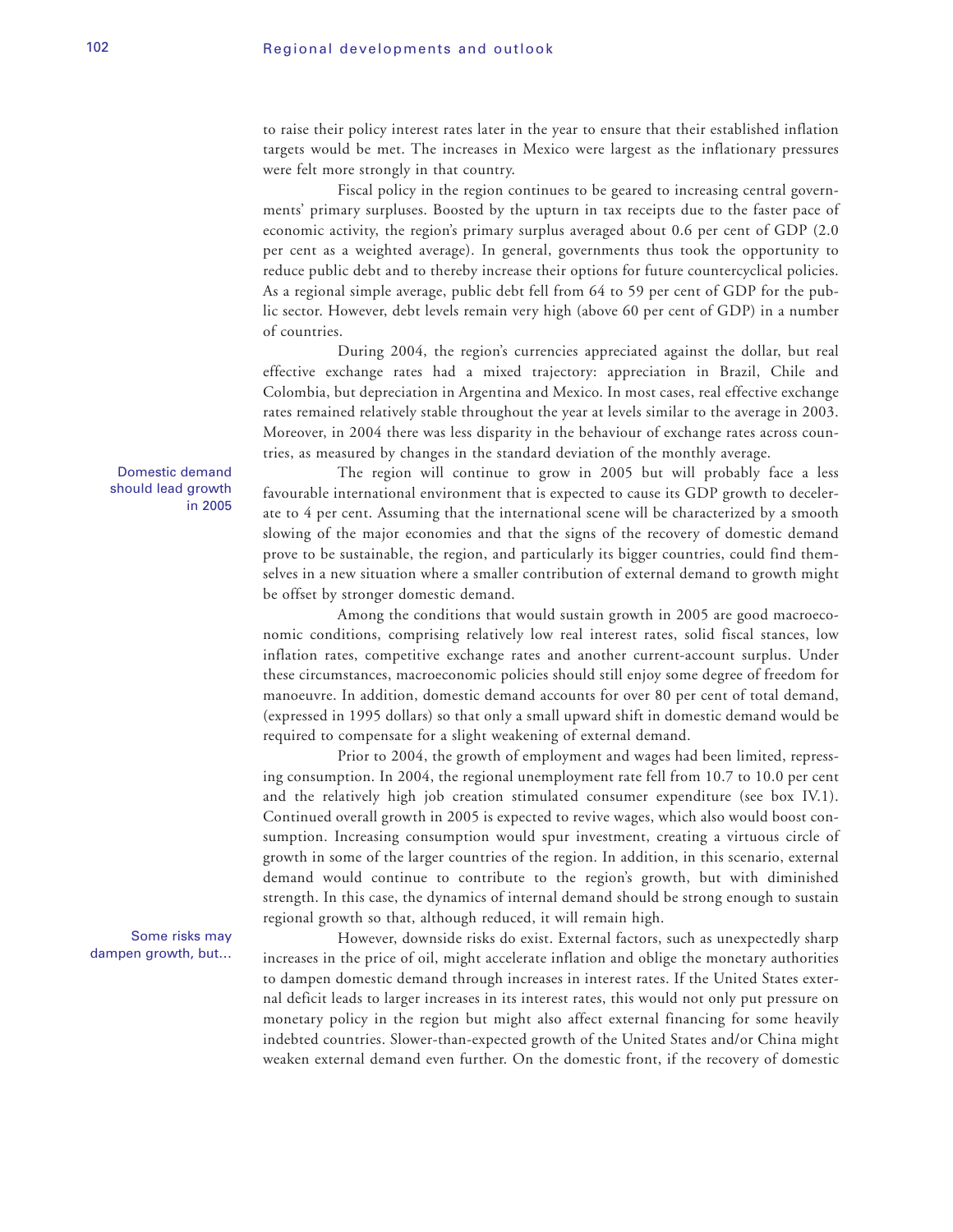to raise their policy interest rates later in the year to ensure that their established inflation targets would be met. The increases in Mexico were largest as the inflationary pressures were felt more strongly in that country.

Fiscal policy in the region continues to be geared to increasing central governments' primary surpluses. Boosted by the upturn in tax receipts due to the faster pace of economic activity, the region's primary surplus averaged about 0.6 per cent of GDP (2.0 per cent as a weighted average). In general, governments thus took the opportunity to reduce public debt and to thereby increase their options for future countercyclical policies. As a regional simple average, public debt fell from 64 to 59 per cent of GDP for the public sector. However, debt levels remain very high (above 60 per cent of GDP) in a number of countries.

During 2004, the region's currencies appreciated against the dollar, but real effective exchange rates had a mixed trajectory: appreciation in Brazil, Chile and Colombia, but depreciation in Argentina and Mexico. In most cases, real effective exchange rates remained relatively stable throughout the year at levels similar to the average in 2003. Moreover, in 2004 there was less disparity in the behaviour of exchange rates across countries, as measured by changes in the standard deviation of the monthly average.

*Domestic demand should lead growth in 2005*

The region will continue to grow in 2005 but will probably face a less favourable international environment that is expected to cause its GDP growth to decelerate to 4 per cent. Assuming that the international scene will be characterized by a smooth slowing of the major economies and that the signs of the recovery of domestic demand prove to be sustainable, the region, and particularly its bigger countries, could find themselves in a new situation where a smaller contribution of external demand to growth might be offset by stronger domestic demand.

Among the conditions that would sustain growth in 2005 are good macroeconomic conditions, comprising relatively low real interest rates, solid fiscal stances, low inflation rates, competitive exchange rates and another current-account surplus. Under these circumstances, macroeconomic policies should still enjoy some degree of freedom for manoeuvre. In addition, domestic demand accounts for over 80 per cent of total demand, (expressed in 1995 dollars) so that only a small upward shift in domestic demand would be required to compensate for a slight weakening of external demand.

Prior to 2004, the growth of employment and wages had been limited, repressing consumption. In 2004, the regional unemployment rate fell from 10.7 to 10.0 per cent and the relatively high job creation stimulated consumer expenditure (see box IV.1). Continued overall growth in 2005 is expected to revive wages, which also would boost consumption. Increasing consumption would spur investment, creating a virtuous circle of growth in some of the larger countries of the region. In addition, in this scenario, external demand would continue to contribute to the region's growth, but with diminished strength. In this case, the dynamics of internal demand should be strong enough to sustain regional growth so that, although reduced, it will remain high.

*Some risks may dampen growth, but...*

However, downside risks do exist. External factors, such as unexpectedly sharp increases in the price of oil, might accelerate inflation and oblige the monetary authorities to dampen domestic demand through increases in interest rates. If the United States external deficit leads to larger increases in its interest rates, this would not only put pressure on monetary policy in the region but might also affect external financing for some heavily indebted countries. Slower-than-expected growth of the United States and/or China might weaken external demand even further. On the domestic front, if the recovery of domestic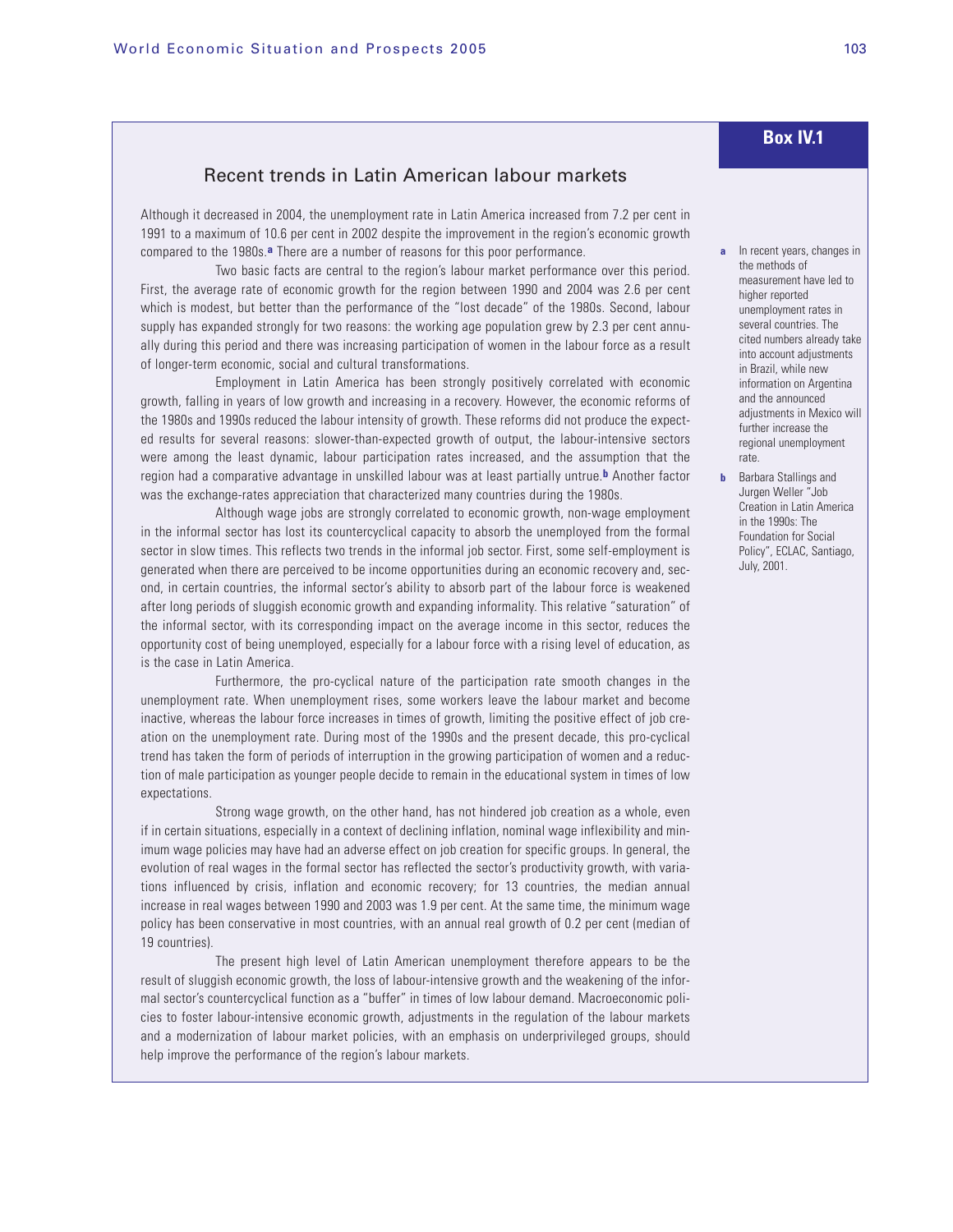## Box IV.1

### Recent trends in Latin American labour markets

Although it decreased in 2004, the unemployment rate in Latin America increased from 7.2 per cent in 1991 to a maximum of 10.6 per cent in 2002 despite the improvement in the region's economic growth compared to the 1980s.[a] There are a number of reasons for this poor performance.

Two basic facts are central to the region's labour market performance over this period. First, the average rate of economic growth for the region between 1990 and 2004 was 2.6 per cent which is modest, but better than the performance of the "lost decade" of the 1980s. Second, labour supply has expanded strongly for two reasons: the working age population grew by 2.3 per cent annually during this period and there was increasing participation of women in the labour force as a result of longer-term economic, social and cultural transformations.

Employment in Latin America has been strongly positively correlated with economic growth, falling in years of low growth and increasing in a recovery. However, the economic reforms of the 1980s and 1990s reduced the labour intensity of growth. These reforms did not produce the expected results for several reasons: slower-than-expected growth of output, the labour-intensive sectors were among the least dynamic, labour participation rates increased, and the assumption that the region had a comparative advantage in unskilled labour was at least partially untrue.[b] Another factor was the exchange-rates appreciation that characterized many countries during the 1980s.

Although wage jobs are strongly correlated to economic growth, non-wage employment in the informal sector has lost its countercyclical capacity to absorb the unemployed from the formal sector in slow times. This reflects two trends in the informal job sector. First, some self-employment is generated when there are perceived to be income opportunities during an economic recovery and, second, in certain countries, the informal sector's ability to absorb part of the labour force is weakened after long periods of sluggish economic growth and expanding informality. This relative "saturation" of the informal sector, with its corresponding impact on the average income in this sector, reduces the opportunity cost of being unemployed, especially for a labour force with a rising level of education, as is the case in Latin America.

Furthermore, the pro-cyclical nature of the participation rate smooth changes in the unemployment rate. When unemployment rises, some workers leave the labour market and become inactive, whereas the labour force increases in times of growth, limiting the positive effect of job creation on the unemployment rate. During most of the 1990s and the present decade, this pro-cyclical trend has taken the form of periods of interruption in the growing participation of women and a reduction of male participation as younger people decide to remain in the educational system in times of low expectations.

Strong wage growth, on the other hand, has not hindered job creation as a whole, even if in certain situations, especially in a context of declining inflation, nominal wage inflexibility and minimum wage policies may have had an adverse effect on job creation for specific groups. In general, the evolution of real wages in the formal sector has reflected the sector's productivity growth, with variations influenced by crisis, inflation and economic recovery; for 13 countries, the median annual increase in real wages between 1990 and 2003 was 1.9 per cent. At the same time, the minimum wage policy has been conservative in most countries, with an annual real growth of 0.2 per cent (median of 19 countries).

The present high level of Latin American unemployment therefore appears to be the result of sluggish economic growth, the loss of labour-intensive growth and the weakening of the informal sector's countercyclical function as a "buffer" in times of low labour demand. Macroeconomic policies to foster labour-intensive economic growth, adjustments in the regulation of the labour markets and a modernization of labour market policies, with an emphasis on underprivileged groups, should help improve the performance of the region's labour markets.

[a] In recent years, changes in the methods of measurement have led to higher reported unemployment rates in several countries. The cited numbers already take into account adjustments in Brazil, while new information on Argentina and the announced adjustments in Mexico will further increase the regional unemployment rate.

[b] Barbara Stallings and Jurgen Weller "Job Creation in Latin America in the 1990s: The Foundation for Social Policy", ECLAC, Santiago, July, 2001.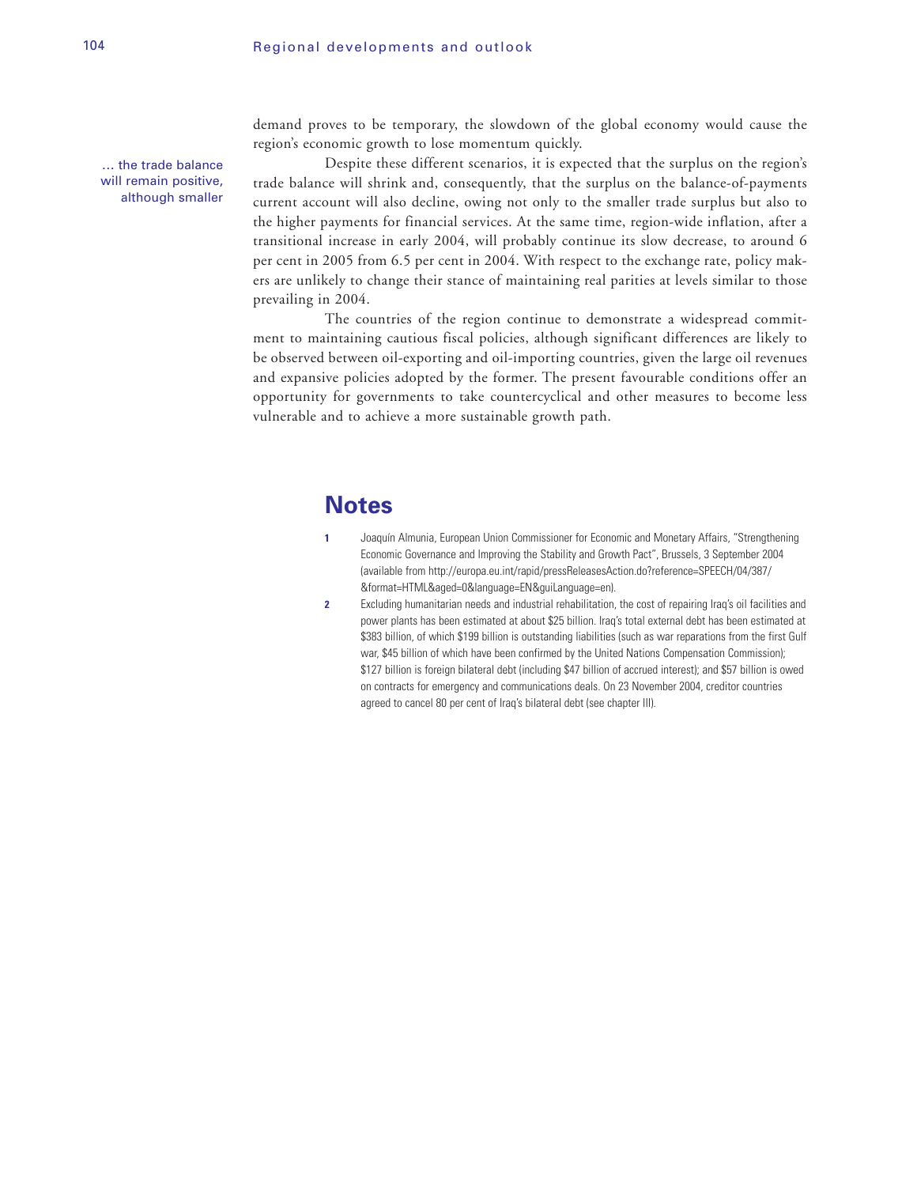demand proves to be temporary, the slowdown of the global economy would cause the region's economic growth to lose momentum quickly.

… the trade balance will remain positive, although smaller

Despite these different scenarios, it is expected that the surplus on the region's trade balance will shrink and, consequently, that the surplus on the balance-of-payments current account will also decline, owing not only to the smaller trade surplus but also to the higher payments for financial services. At the same time, region-wide inflation, after a transitional increase in early 2004, will probably continue its slow decrease, to around 6 per cent in 2005 from 6.5 per cent in 2004. With respect to the exchange rate, policy makers are unlikely to change their stance of maintaining real parities at levels similar to those prevailing in 2004.

The countries of the region continue to demonstrate a widespread commitment to maintaining cautious fiscal policies, although significant differences are likely to be observed between oil-exporting and oil-importing countries, given the large oil revenues and expansive policies adopted by the former. The present favourable conditions offer an opportunity for governments to take countercyclical and other measures to become less vulnerable and to achieve a more sustainable growth path.

## Notes

1. Joaquín Almunia, European Union Commissioner for Economic and Monetary Affairs, "Strengthening Economic Governance and Improving the Stability and Growth Pact", Brussels, 3 September 2004 (available from http://europa.eu.int/rapid/pressReleasesAction.do?reference=SPEECH/04/387/&format=HTML&aged=0&language=EN&guiLanguage=en).
2. Excluding humanitarian needs and industrial rehabilitation, the cost of repairing Iraq's oil facilities and power plants has been estimated at about $25 billion. Iraq's total external debt has been estimated at $383 billion, of which $199 billion is outstanding liabilities (such as war reparations from the first Gulf war, $45 billion of which have been confirmed by the United Nations Compensation Commission); $127 billion is foreign bilateral debt (including $47 billion of accrued interest); and $57 billion is owed on contracts for emergency and communications deals. On 23 November 2004, creditor countries agreed to cancel 80 per cent of Iraq's bilateral debt (see chapter III).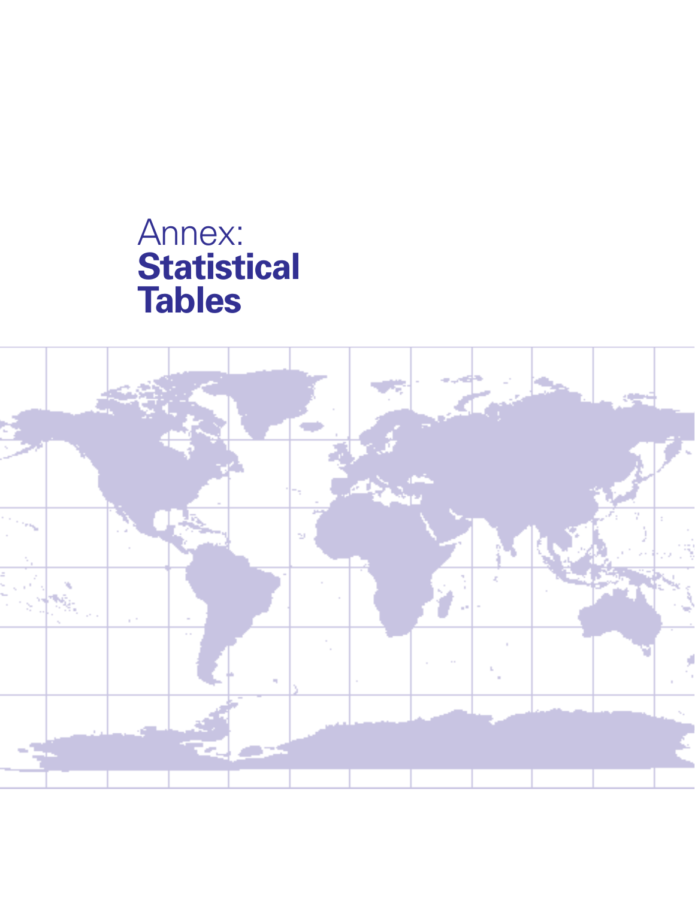# Annex: Statistical Tables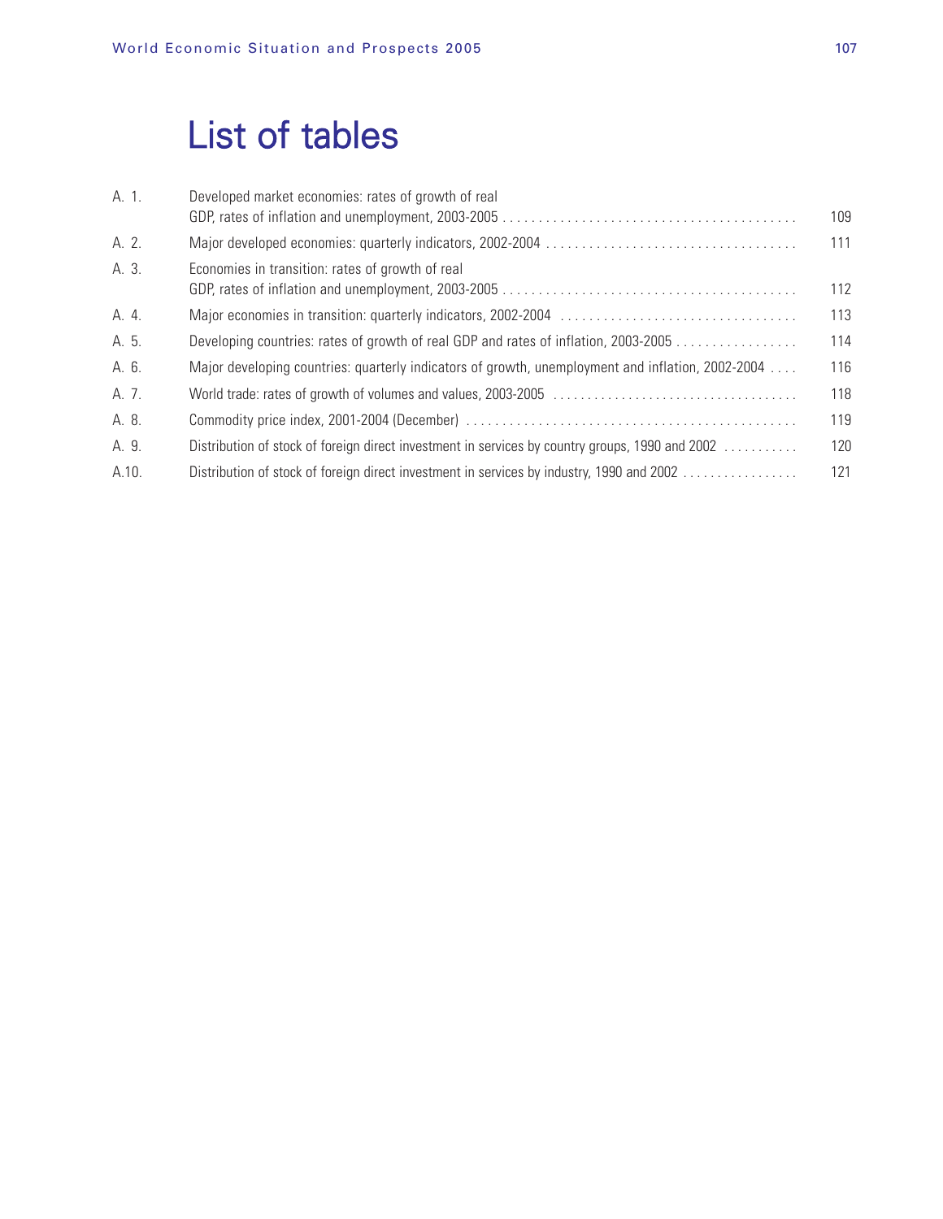# List of tables

| | | |
|---|---|---|
| A. 1. | Developed market economies: rates of growth of real GDP, rates of inflation and unemployment, 2003-2005 | 109 |
| A. 2. | Major developed economies: quarterly indicators, 2002-2004 | 111 |
| A. 3. | Economies in transition: rates of growth of real GDP, rates of inflation and unemployment, 2003-2005 | 112 |
| A. 4. | Major economies in transition: quarterly indicators, 2002-2004 | 113 |
| A. 5. | Developing countries: rates of growth of real GDP and rates of inflation, 2003-2005 | 114 |
| A. 6. | Major developing countries: quarterly indicators of growth, unemployment and inflation, 2002-2004 | 116 |
| A. 7. | World trade: rates of growth of volumes and values, 2003-2005 | 118 |
| A. 8. | Commodity price index, 2001-2004 (December) | 119 |
| A. 9. | Distribution of stock of foreign direct investment in services by country groups, 1990 and 2002 | 120 |
| A.10. | Distribution of stock of foreign direct investment in services by industry, 1990 and 2002 | 121 |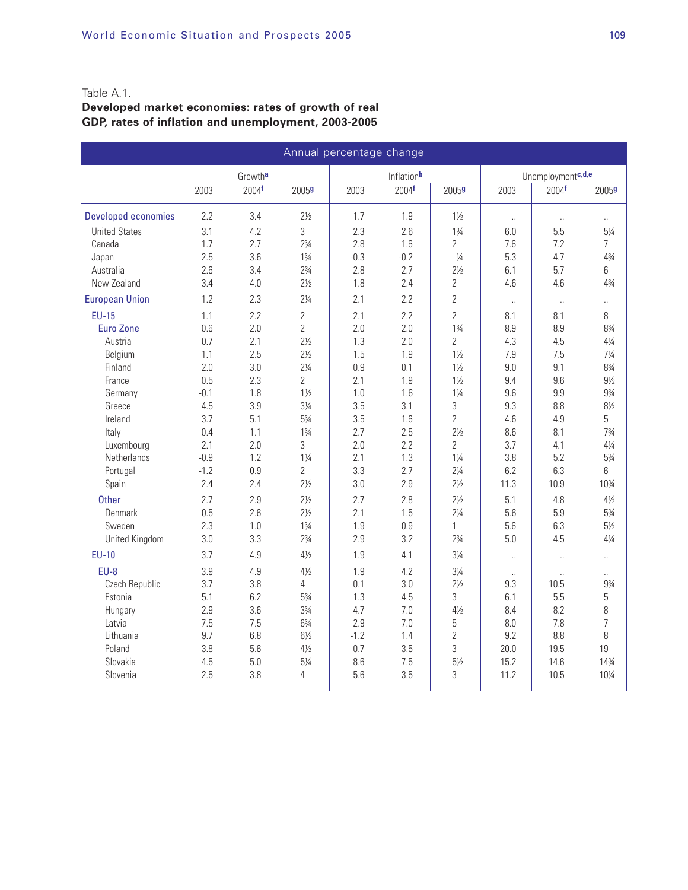Table A.1.

**Developed market economies: rates of growth of real GDP, rates of inflation and unemployment, 2003-2005**

| Annual percentage change | Growth[a] | | | Inflation[b] | | | Unemployment[c,d,e] | | |
|---|---|---|---|---|---|---|---|---|---|
| | 2003 | 2004[f] | 2005[g] | 2003 | 2004[f] | 2005[g] | 2003 | 2004[f] | 2005[g] |
| **Developed economies** | 2.2 | 3.4 | 2½ | 1.7 | 1.9 | 1½ | .. | .. | .. |
| United States | 3.1 | 4.2 | 3 | 2.3 | 2.6 | 1¾ | 6.0 | 5.5 | 5¼ |
| Canada | 1.7 | 2.7 | 2¾ | 2.8 | 1.6 | 2 | 7.6 | 7.2 | 7 |
| Japan | 2.5 | 3.6 | 1¾ | -0.3 | -0.2 | ¼ | 5.3 | 4.7 | 4¾ |
| Australia | 2.6 | 3.4 | 2¾ | 2.8 | 2.7 | 2½ | 6.1 | 5.7 | 6 |
| New Zealand | 3.4 | 4.0 | 2½ | 1.8 | 2.4 | 2 | 4.6 | 4.6 | 4¾ |
| **European Union** | 1.2 | 2.3 | 2¼ | 2.1 | 2.2 | 2 | .. | .. | .. |
| **EU-15** | 1.1 | 2.2 | 2 | 2.1 | 2.2 | 2 | 8.1 | 8.1 | 8 |
| Euro Zone | 0.6 | 2.0 | 2 | 2.0 | 2.0 | 1¾ | 8.9 | 8.9 | 8¾ |
| Austria | 0.7 | 2.1 | 2½ | 1.3 | 2.0 | 2 | 4.3 | 4.5 | 4¼ |
| Belgium | 1.1 | 2.5 | 2½ | 1.5 | 1.9 | 1½ | 7.9 | 7.5 | 7¼ |
| Finland | 2.0 | 3.0 | 2¼ | 0.9 | 0.1 | 1½ | 9.0 | 9.1 | 8¾ |
| France | 0.5 | 2.3 | 2 | 2.1 | 1.9 | 1½ | 9.4 | 9.6 | 9½ |
| Germany | -0.1 | 1.8 | 1½ | 1.0 | 1.6 | 1¼ | 9.6 | 9.9 | 9¾ |
| Greece | 4.5 | 3.9 | 3¼ | 3.5 | 3.1 | 3 | 9.3 | 8.8 | 8½ |
| Ireland | 3.7 | 5.1 | 5¾ | 3.5 | 1.6 | 2 | 4.6 | 4.9 | 5 |
| Italy | 0.4 | 1.1 | 1¾ | 2.7 | 2.5 | 2½ | 8.6 | 8.1 | 7¾ |
| Luxembourg | 2.1 | 2.0 | 3 | 2.0 | 2.2 | 2 | 3.7 | 4.1 | 4¼ |
| Netherlands | -0.9 | 1.2 | 1¼ | 2.1 | 1.3 | 1¼ | 3.8 | 5.2 | 5¾ |
| Portugal | -1.2 | 0.9 | 2 | 3.3 | 2.7 | 2¼ | 6.2 | 6.3 | 6 |
| Spain | 2.4 | 2.4 | 2½ | 3.0 | 2.9 | 2½ | 11.3 | 10.9 | 10¾ |
| Other | 2.7 | 2.9 | 2½ | 2.7 | 2.8 | 2½ | 5.1 | 4.8 | 4½ |
| Denmark | 0.5 | 2.6 | 2½ | 2.1 | 1.5 | 2¼ | 5.6 | 5.9 | 5¾ |
| Sweden | 2.3 | 1.0 | 1¾ | 1.9 | 0.9 | 1 | 5.6 | 6.3 | 5½ |
| United Kingdom | 3.0 | 3.3 | 2¾ | 2.9 | 3.2 | 2¾ | 5.0 | 4.5 | 4¼ |
| **EU-10** | 3.7 | 4.9 | 4½ | 1.9 | 4.1 | 3¼ | .. | .. | .. |
| EU-8 | 3.9 | 4.9 | 4½ | 1.9 | 4.2 | 3¼ | .. | .. | .. |
| Czech Republic | 3.7 | 3.8 | 4 | 0.1 | 3.0 | 2½ | 9.3 | 10.5 | 9¾ |
| Estonia | 5.1 | 6.2 | 5¾ | 1.3 | 4.5 | 3 | 6.1 | 5.5 | 5 |
| Hungary | 2.9 | 3.6 | 3¾ | 4.7 | 7.0 | 4½ | 8.4 | 8.2 | 8 |
| Latvia | 7.5 | 7.5 | 6¾ | 2.9 | 7.0 | 5 | 8.0 | 7.8 | 7 |
| Lithuania | 9.7 | 6.8 | 6½ | -1.2 | 1.4 | 2 | 9.2 | 8.8 | 8 |
| Poland | 3.8 | 5.6 | 4½ | 0.7 | 3.5 | 3 | 20.0 | 19.5 | 19 |
| Slovakia | 4.5 | 5.0 | 5¼ | 8.6 | 7.5 | 5½ | 15.2 | 14.6 | 14¾ |
| Slovenia | 2.5 | 3.8 | 4 | 5.6 | 3.5 | 3 | 11.2 | 10.5 | 10¼ |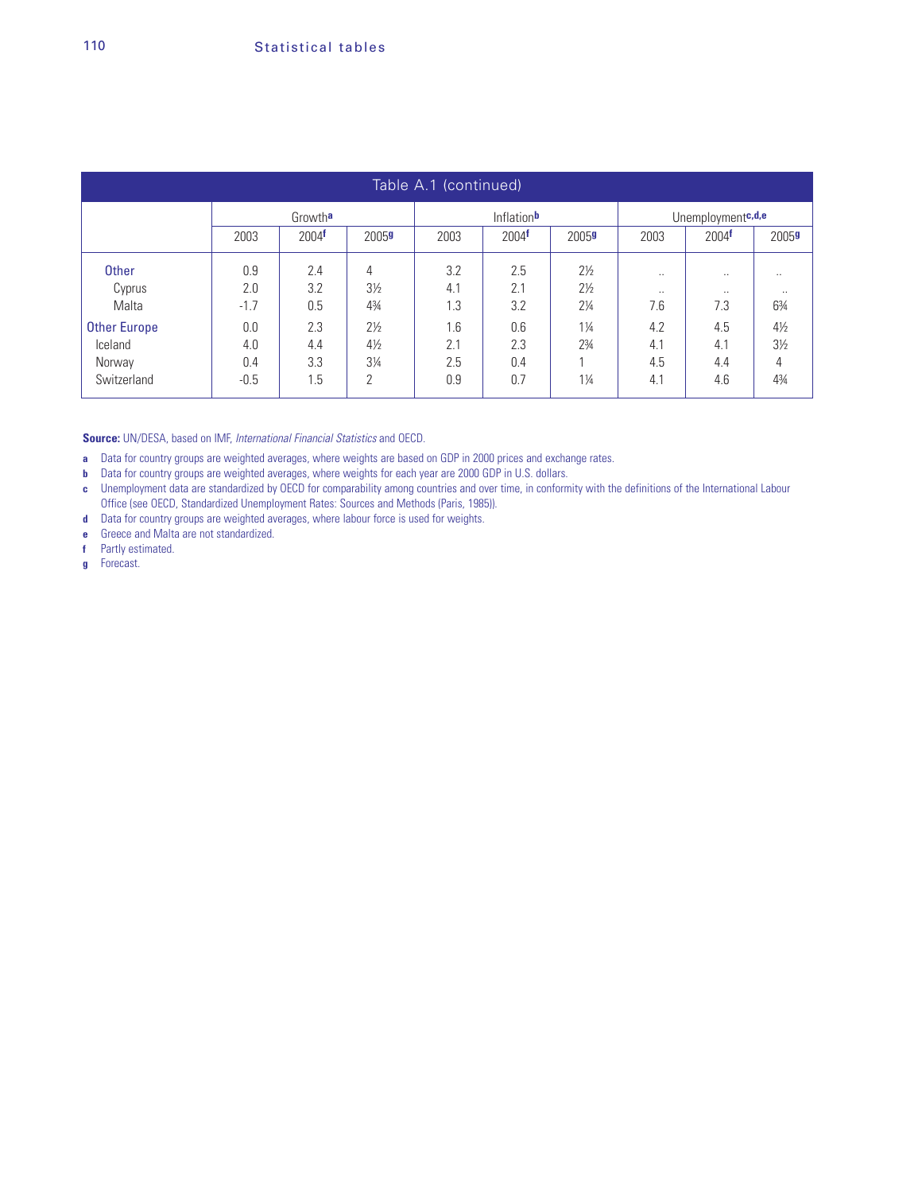| Table A.1 (continued) | | | | | | | | | |
|---|---|---|---|---|---|---|---|---|---|
| | Growth[a] | | | Inflation[b] | | | Unemployment[c,d,e] | | |
| | 2003 | 2004[f] | 2005[g] | 2003 | 2004[f] | 2005[g] | 2003 | 2004[f] | 2005[g] |
| Other | 0.9 | 2.4 | 4 | 3.2 | 2.5 | 2½ | .. | .. | .. |
| Cyprus | 2.0 | 3.2 | 3½ | 4.1 | 2.1 | 2½ | .. | .. | .. |
| Malta | -1.7 | 0.5 | 4¾ | 1.3 | 3.2 | 2¼ | 7.6 | 7.3 | 6¾ |
| Other Europe | 0.0 | 2.3 | 2½ | 1.6 | 0.6 | 1¼ | 4.2 | 4.5 | 4½ |
| Iceland | 4.0 | 4.4 | 4½ | 2.1 | 2.3 | 2¾ | 4.1 | 4.1 | 3½ |
| Norway | 0.4 | 3.3 | 3¼ | 2.5 | 0.4 | 1 | 4.5 | 4.4 | 4 |
| Switzerland | -0.5 | 1.5 | 2 | 0.9 | 0.7 | 1¼ | 4.1 | 4.6 | 4¾ |

**Source:** UN/DESA, based on IMF, *International Financial Statistics* and OECD.

a Data for country groups are weighted averages, where weights are based on GDP in 2000 prices and exchange rates.

b Data for country groups are weighted averages, where weights for each year are 2000 GDP in U.S. dollars.

c Unemployment data are standardized by OECD for comparability among countries and over time, in conformity with the definitions of the International Labour Office (see OECD, Standardized Unemployment Rates: Sources and Methods (Paris, 1985)).

d Data for country groups are weighted averages, where labour force is used for weights.

e Greece and Malta are not standardized.

f Partly estimated.

g Forecast.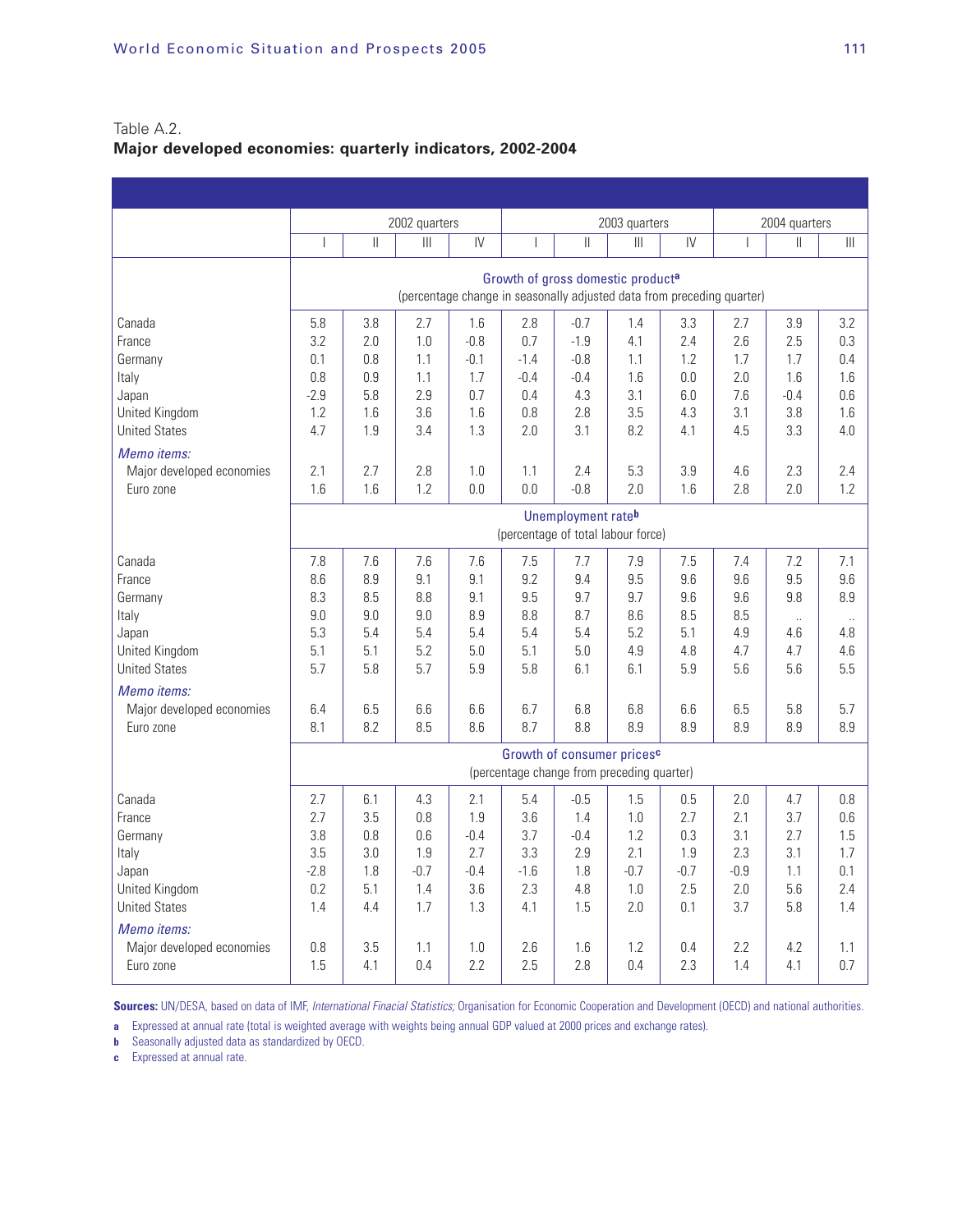Table A.2.
**Major developed economies: quarterly indicators, 2002-2004**

| | 2002 quarters | | | | 2003 quarters | | | | 2004 quarters | | |
|---|---|---|---|---|---|---|---|---|---|---|---|
| | I | II | III | IV | I | II | III | IV | I | II | III |
| | **Growth of gross domestic product[a]** (percentage change in seasonally adjusted data from preceding quarter) | | | | | | | | | | |
| Canada | 5.8 | 3.8 | 2.7 | 1.6 | 2.8 | -0.7 | 1.4 | 3.3 | 2.7 | 3.9 | 3.2 |
| France | 3.2 | 2.0 | 1.0 | -0.8 | 0.7 | -1.9 | 4.1 | 2.4 | 2.6 | 2.5 | 0.3 |
| Germany | 0.1 | 0.8 | 1.1 | -0.1 | -1.4 | -0.8 | 1.1 | 1.2 | 1.7 | 1.7 | 0.4 |
| Italy | 0.8 | 0.9 | 1.1 | 1.7 | -0.4 | -0.4 | 1.6 | 0.0 | 2.0 | 1.6 | 1.6 |
| Japan | -2.9 | 5.8 | 2.9 | 0.7 | 0.4 | 4.3 | 3.1 | 6.0 | 7.6 | -0.4 | 0.6 |
| United Kingdom | 1.2 | 1.6 | 3.6 | 1.6 | 0.8 | 2.8 | 3.5 | 4.3 | 3.1 | 3.8 | 1.6 |
| United States | 4.7 | 1.9 | 3.4 | 1.3 | 2.0 | 3.1 | 8.2 | 4.1 | 4.5 | 3.3 | 4.0 |
| *Memo items:* | | | | | | | | | | | |
| Major developed economies | 2.1 | 2.7 | 2.8 | 1.0 | 1.1 | 2.4 | 5.3 | 3.9 | 4.6 | 2.3 | 2.4 |
| Euro zone | 1.6 | 1.6 | 1.2 | 0.0 | 0.0 | -0.8 | 2.0 | 1.6 | 2.8 | 2.0 | 1.2 |
| | **Unemployment rate[b]** (percentage of total labour force) | | | | | | | | | | |
| Canada | 7.8 | 7.6 | 7.6 | 7.6 | 7.5 | 7.7 | 7.9 | 7.5 | 7.4 | 7.2 | 7.1 |
| France | 8.6 | 8.9 | 9.1 | 9.1 | 9.2 | 9.4 | 9.5 | 9.6 | 9.6 | 9.5 | 9.6 |
| Germany | 8.3 | 8.5 | 8.8 | 9.1 | 9.5 | 9.7 | 9.7 | 9.6 | 9.6 | 9.8 | 8.9 |
| Italy | 9.0 | 9.0 | 9.0 | 8.9 | 8.8 | 8.7 | 8.6 | 8.5 | 8.5 | .. | .. |
| Japan | 5.3 | 5.4 | 5.4 | 5.4 | 5.4 | 5.4 | 5.2 | 5.1 | 4.9 | 4.6 | 4.8 |
| United Kingdom | 5.1 | 5.1 | 5.2 | 5.0 | 5.1 | 5.0 | 4.9 | 4.8 | 4.7 | 4.7 | 4.6 |
| United States | 5.7 | 5.8 | 5.7 | 5.9 | 5.8 | 6.1 | 6.1 | 5.9 | 5.6 | 5.6 | 5.5 |
| *Memo items:* | | | | | | | | | | | |
| Major developed economies | 6.4 | 6.5 | 6.6 | 6.6 | 6.7 | 6.8 | 6.8 | 6.6 | 6.5 | 5.8 | 5.7 |
| Euro zone | 8.1 | 8.2 | 8.5 | 8.6 | 8.7 | 8.8 | 8.9 | 8.9 | 8.9 | 8.9 | 8.9 |
| | **Growth of consumer prices[c]** (percentage change from preceding quarter) | | | | | | | | | | |
| Canada | 2.7 | 6.1 | 4.3 | 2.1 | 5.4 | -0.5 | 1.5 | 0.5 | 2.0 | 4.7 | 0.8 |
| France | 2.7 | 3.5 | 0.8 | 1.9 | 3.6 | 1.4 | 1.0 | 2.7 | 2.1 | 3.7 | 0.6 |
| Germany | 3.8 | 0.8 | 0.6 | -0.4 | 3.7 | -0.4 | 1.2 | 0.3 | 3.1 | 2.7 | 1.5 |
| Italy | 3.5 | 3.0 | 1.9 | 2.7 | 3.3 | 2.9 | 2.1 | 1.9 | 2.3 | 3.1 | 1.7 |
| Japan | -2.8 | 1.8 | -0.7 | -0.4 | -1.6 | 1.8 | -0.7 | -0.7 | -0.9 | 1.1 | 0.1 |
| United Kingdom | 0.2 | 5.1 | 1.4 | 3.6 | 2.3 | 4.8 | 1.0 | 2.5 | 2.0 | 5.6 | 2.4 |
| United States | 1.4 | 4.4 | 1.7 | 1.3 | 4.1 | 1.5 | 2.0 | 0.1 | 3.7 | 5.8 | 1.4 |
| *Memo items:* | | | | | | | | | | | |
| Major developed economies | 0.8 | 3.5 | 1.1 | 1.0 | 2.6 | 1.6 | 1.2 | 0.4 | 2.2 | 4.2 | 1.1 |
| Euro zone | 1.5 | 4.1 | 0.4 | 2.2 | 2.5 | 2.8 | 0.4 | 2.3 | 1.4 | 4.1 | 0.7 |

**Sources:** UN/DESA, based on data of IMF, *International Finacial Statistics;* Organisation for Economic Cooperation and Development (OECD) and national authorities.

**a** Expressed at annual rate (total is weighted average with weights being annual GDP valued at 2000 prices and exchange rates).

**b** Seasonally adjusted data as standardized by OECD.

**c** Expressed at annual rate.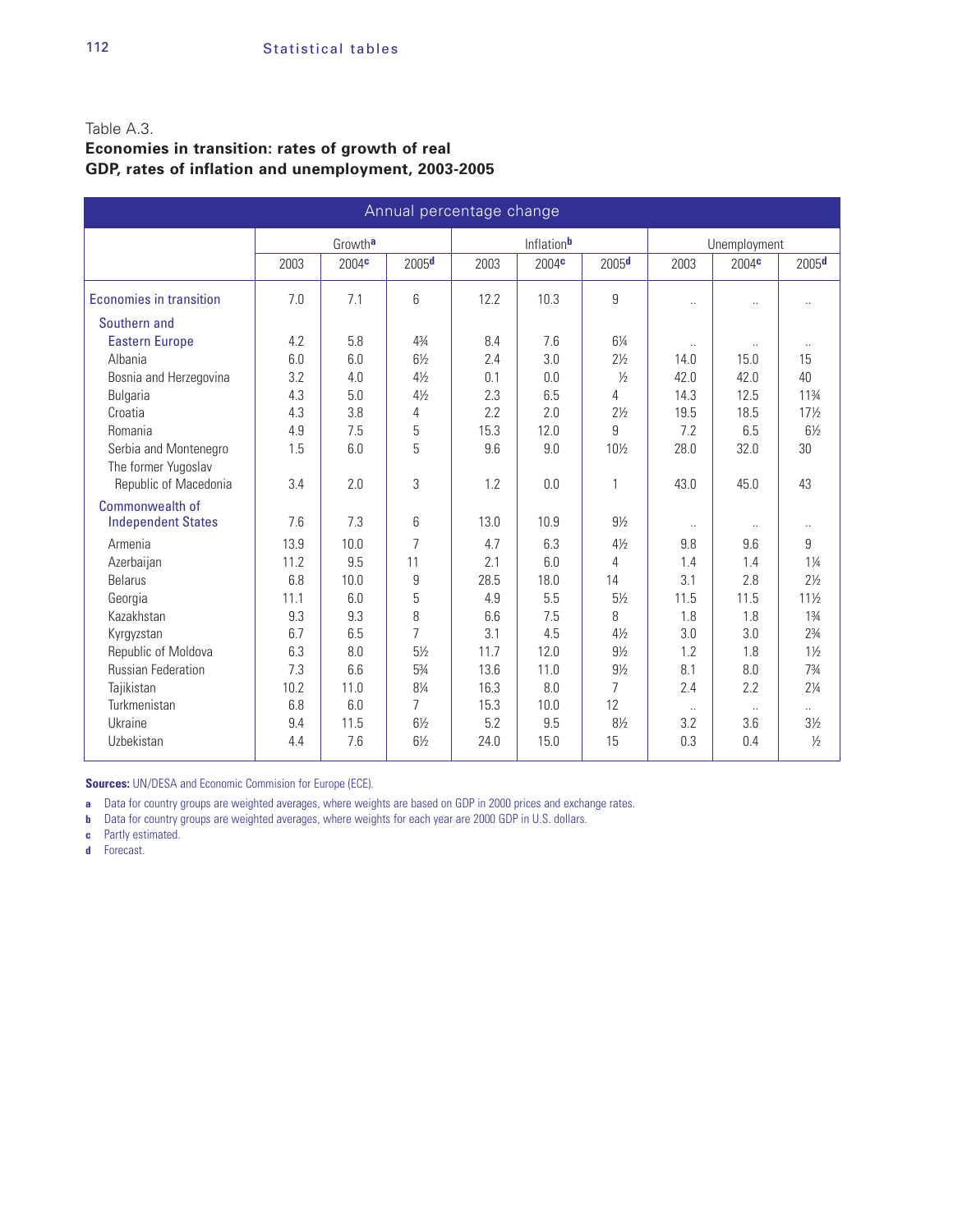Table A.3.

**Economies in transition: rates of growth of real GDP, rates of inflation and unemployment, 2003-2005**

| Annual percentage change | Growth[a] | | | Inflation[b] | | | Unemployment | | |
|---|---|---|---|---|---|---|---|---|---|
| | 2003 | 2004[c] | 2005[d] | 2003 | 2004[c] | 2005[d] | 2003 | 2004[c] | 2005[d] |
| Economies in transition | 7.0 | 7.1 | 6 | 12.2 | 10.3 | 9 | .. | .. | .. |
| Southern and Eastern Europe | 4.2 | 5.8 | 4¾ | 8.4 | 7.6 | 6¼ | .. | .. | .. |
| Albania | 6.0 | 6.0 | 6½ | 2.4 | 3.0 | 2½ | 14.0 | 15.0 | 15 |
| Bosnia and Herzegovina | 3.2 | 4.0 | 4½ | 0.1 | 0.0 | ½ | 42.0 | 42.0 | 40 |
| Bulgaria | 4.3 | 5.0 | 4½ | 2.3 | 6.5 | 4 | 14.3 | 12.5 | 11¾ |
| Croatia | 4.3 | 3.8 | 4 | 2.2 | 2.0 | 2½ | 19.5 | 18.5 | 17½ |
| Romania | 4.9 | 7.5 | 5 | 15.3 | 12.0 | 9 | 7.2 | 6.5 | 6½ |
| Serbia and Montenegro | 1.5 | 6.0 | 5 | 9.6 | 9.0 | 10½ | 28.0 | 32.0 | 30 |
| The former Yugoslav Republic of Macedonia | 3.4 | 2.0 | 3 | 1.2 | 0.0 | 1 | 43.0 | 45.0 | 43 |
| Commonwealth of Independent States | 7.6 | 7.3 | 6 | 13.0 | 10.9 | 9½ | .. | .. | .. |
| Armenia | 13.9 | 10.0 | 7 | 4.7 | 6.3 | 4½ | 9.8 | 9.6 | 9 |
| Azerbaijan | 11.2 | 9.5 | 11 | 2.1 | 6.0 | 4 | 1.4 | 1.4 | 1¼ |
| Belarus | 6.8 | 10.0 | 9 | 28.5 | 18.0 | 14 | 3.1 | 2.8 | 2½ |
| Georgia | 11.1 | 6.0 | 5 | 4.9 | 5.5 | 5½ | 11.5 | 11.5 | 11½ |
| Kazakhstan | 9.3 | 9.3 | 8 | 6.6 | 7.5 | 8 | 1.8 | 1.8 | 1¾ |
| Kyrgyzstan | 6.7 | 6.5 | 7 | 3.1 | 4.5 | 4½ | 3.0 | 3.0 | 2¾ |
| Republic of Moldova | 6.3 | 8.0 | 5½ | 11.7 | 12.0 | 9½ | 1.2 | 1.8 | 1½ |
| Russian Federation | 7.3 | 6.6 | 5¾ | 13.6 | 11.0 | 9½ | 8.1 | 8.0 | 7¾ |
| Tajikistan | 10.2 | 11.0 | 8¼ | 16.3 | 8.0 | 7 | 2.4 | 2.2 | 2¼ |
| Turkmenistan | 6.8 | 6.0 | 7 | 15.3 | 10.0 | 12 | .. | .. | .. |
| Ukraine | 9.4 | 11.5 | 6½ | 5.2 | 9.5 | 8½ | 3.2 | 3.6 | 3½ |
| Uzbekistan | 4.4 | 7.6 | 6½ | 24.0 | 15.0 | 15 | 0.3 | 0.4 | ½ |

**Sources:** UN/DESA and Economic Commision for Europe (ECE).

**a** Data for country groups are weighted averages, where weights are based on GDP in 2000 prices and exchange rates.

**b** Data for country groups are weighted averages, where weights for each year are 2000 GDP in U.S. dollars.

**c** Partly estimated.

**d** Forecast.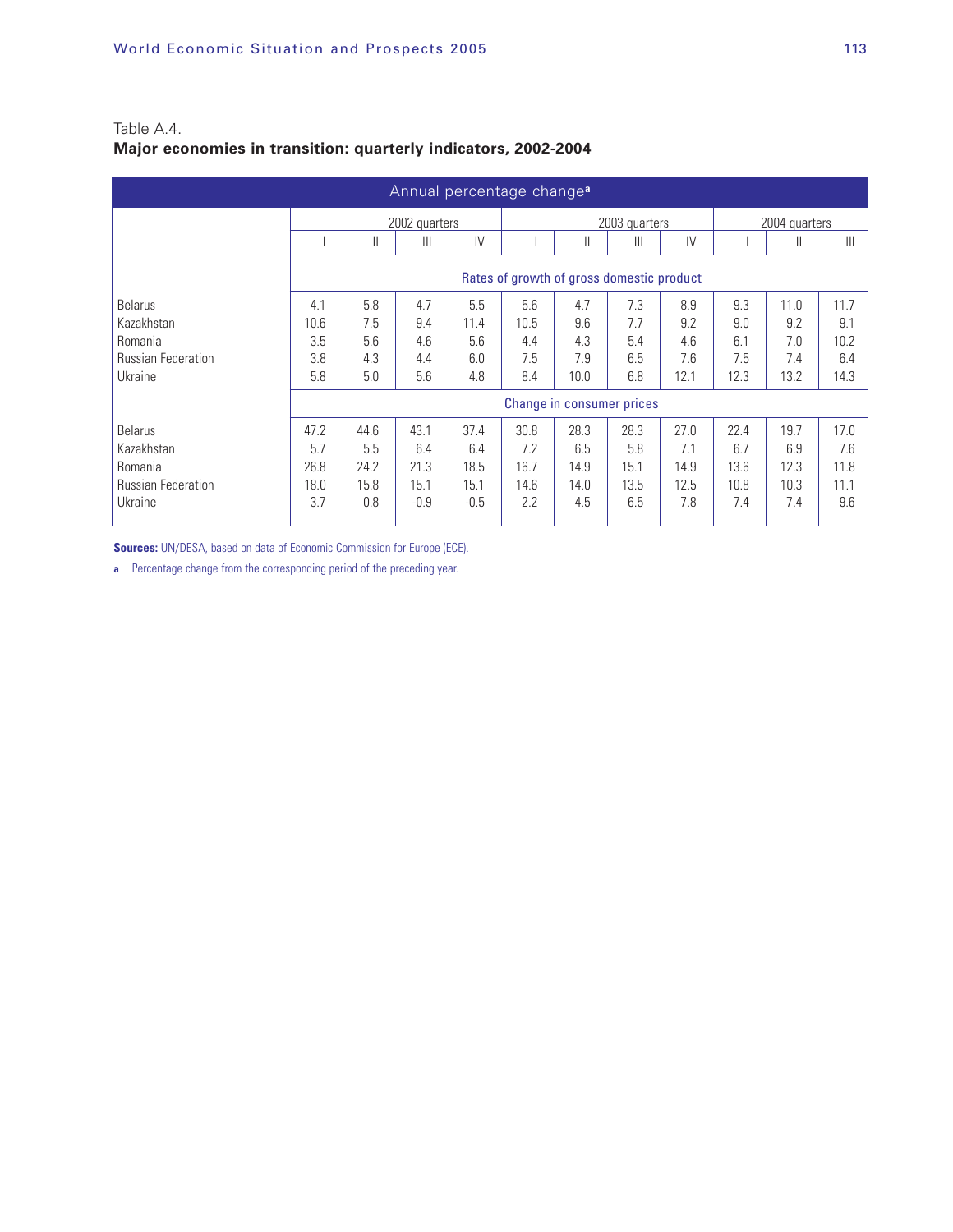Table A.4.

**Major economies in transition: quarterly indicators, 2002-2004**

| Annual percentage change[a] | | | | | | | | | | | |
|---|---|---|---|---|---|---|---|---|---|---|---|
| | 2002 quarters | | | | 2003 quarters | | | | 2004 quarters | | |
| | I | II | III | IV | I | II | III | IV | I | II | III |
| | Rates of growth of gross domestic product | | | | | | | | | | |
| Belarus | 4.1 | 5.8 | 4.7 | 5.5 | 5.6 | 4.7 | 7.3 | 8.9 | 9.3 | 11.0 | 11.7 |
| Kazakhstan | 10.6 | 7.5 | 9.4 | 11.4 | 10.5 | 9.6 | 7.7 | 9.2 | 9.0 | 9.2 | 9.1 |
| Romania | 3.5 | 5.6 | 4.6 | 5.6 | 4.4 | 4.3 | 5.4 | 4.6 | 6.1 | 7.0 | 10.2 |
| Russian Federation | 3.8 | 4.3 | 4.4 | 6.0 | 7.5 | 7.9 | 6.5 | 7.6 | 7.5 | 7.4 | 6.4 |
| Ukraine | 5.8 | 5.0 | 5.6 | 4.8 | 8.4 | 10.0 | 6.8 | 12.1 | 12.3 | 13.2 | 14.3 |
| | Change in consumer prices | | | | | | | | | | |
| Belarus | 47.2 | 44.6 | 43.1 | 37.4 | 30.8 | 28.3 | 28.3 | 27.0 | 22.4 | 19.7 | 17.0 |
| Kazakhstan | 5.7 | 5.5 | 6.4 | 6.4 | 7.2 | 6.5 | 5.8 | 7.1 | 6.7 | 6.9 | 7.6 |
| Romania | 26.8 | 24.2 | 21.3 | 18.5 | 16.7 | 14.9 | 15.1 | 14.9 | 13.6 | 12.3 | 11.8 |
| Russian Federation | 18.0 | 15.8 | 15.1 | 15.1 | 14.6 | 14.0 | 13.5 | 12.5 | 10.8 | 10.3 | 11.1 |
| Ukraine | 3.7 | 0.8 | -0.9 | -0.5 | 2.2 | 4.5 | 6.5 | 7.8 | 7.4 | 7.4 | 9.6 |

**Sources:** UN/DESA, based on data of Economic Commission for Europe (ECE).

a Percentage change from the corresponding period of the preceding year.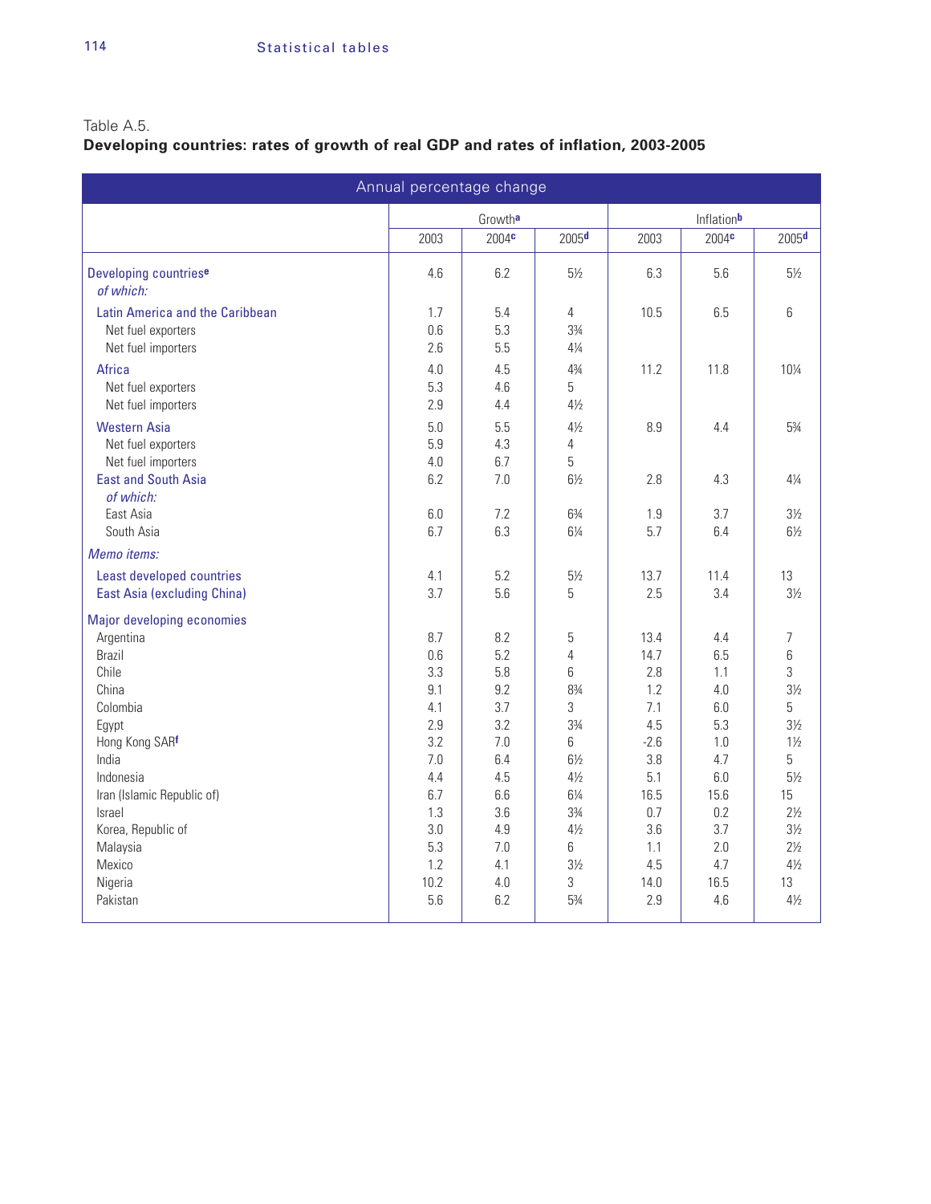Table A.5.

**Developing countries: rates of growth of real GDP and rates of inflation, 2003-2005**

| Annual percentage change | Growth[a] | | | Inflation[b] | | |
|---|---|---|---|---|---|---|
| | 2003 | 2004[c] | 2005[d] | 2003 | 2004[c] | 2005[d] |
| Developing countries[e] | 4.6 | 6.2 | 5½ | 6.3 | 5.6 | 5½ |
| *of which:* | | | | | | |
| Latin America and the Caribbean | 1.7 | 5.4 | 4 | 10.5 | 6.5 | 6 |
| Net fuel exporters | 0.6 | 5.3 | 3¾ | | | |
| Net fuel importers | 2.6 | 5.5 | 4¼ | | | |
| Africa | 4.0 | 4.5 | 4¾ | 11.2 | 11.8 | 10¼ |
| Net fuel exporters | 5.3 | 4.6 | 5 | | | |
| Net fuel importers | 2.9 | 4.4 | 4½ | | | |
| Western Asia | 5.0 | 5.5 | 4½ | 8.9 | 4.4 | 5¾ |
| Net fuel exporters | 5.9 | 4.3 | 4 | | | |
| Net fuel importers | 4.0 | 6.7 | 5 | | | |
| East and South Asia | 6.2 | 7.0 | 6½ | 2.8 | 4.3 | 4¼ |
| *of which:* | | | | | | |
| East Asia | 6.0 | 7.2 | 6¾ | 1.9 | 3.7 | 3½ |
| South Asia | 6.7 | 6.3 | 6¼ | 5.7 | 6.4 | 6½ |
| *Memo items:* | | | | | | |
| Least developed countries | 4.1 | 5.2 | 5½ | 13.7 | 11.4 | 13 |
| East Asia (excluding China) | 3.7 | 5.6 | 5 | 2.5 | 3.4 | 3½ |
| Major developing economies | | | | | | |
| Argentina | 8.7 | 8.2 | 5 | 13.4 | 4.4 | 7 |
| Brazil | 0.6 | 5.2 | 4 | 14.7 | 6.5 | 6 |
| Chile | 3.3 | 5.8 | 6 | 2.8 | 1.1 | 3 |
| China | 9.1 | 9.2 | 8¾ | 1.2 | 4.0 | 3½ |
| Colombia | 4.1 | 3.7 | 3 | 7.1 | 6.0 | 5 |
| Egypt | 2.9 | 3.2 | 3¾ | 4.5 | 5.3 | 3½ |
| Hong Kong SAR[f] | 3.2 | 7.0 | 6 | -2.6 | 1.0 | 1½ |
| India | 7.0 | 6.4 | 6½ | 3.8 | 4.7 | 5 |
| Indonesia | 4.4 | 4.5 | 4½ | 5.1 | 6.0 | 5½ |
| Iran (Islamic Republic of) | 6.7 | 6.6 | 6¼ | 16.5 | 15.6 | 15 |
| Israel | 1.3 | 3.6 | 3¾ | 0.7 | 0.2 | 2½ |
| Korea, Republic of | 3.0 | 4.9 | 4½ | 3.6 | 3.7 | 3½ |
| Malaysia | 5.3 | 7.0 | 6 | 1.1 | 2.0 | 2½ |
| Mexico | 1.2 | 4.1 | 3½ | 4.5 | 4.7 | 4½ |
| Nigeria | 10.2 | 4.0 | 3 | 14.0 | 16.5 | 13 |
| Pakistan | 5.6 | 6.2 | 5¾ | 2.9 | 4.6 | 4½ |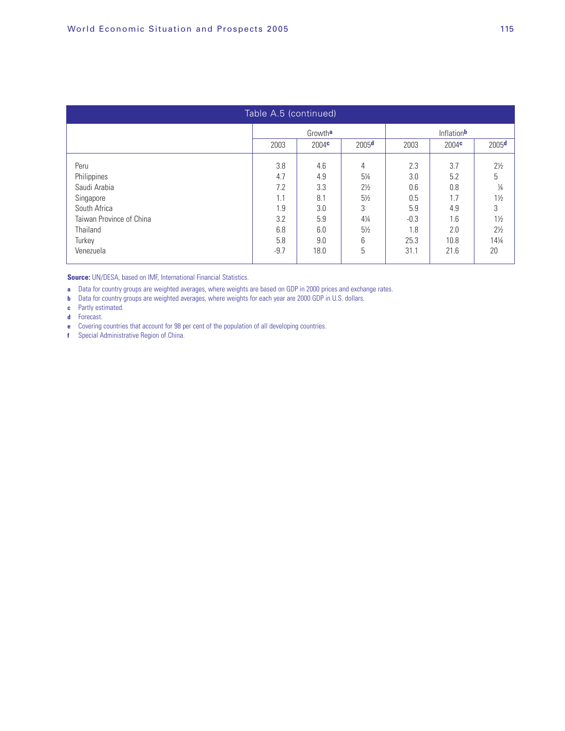## Table A.5 (continued)

| | Growth[a] | | | Inflation[b] | | |
|---|---|---|---|---|---|---|
| | 2003 | 2004[c] | 2005[d] | 2003 | 2004[c] | 2005[d] |
| Peru | 3.8 | 4.6 | 4 | 2.3 | 3.7 | 2½ |
| Philippines | 4.7 | 4.9 | 5¼ | 3.0 | 5.2 | 5 |
| Saudi Arabia | 7.2 | 3.3 | 2½ | 0.6 | 0.8 | ¼ |
| Singapore | 1.1 | 8.1 | 5½ | 0.5 | 1.7 | 1½ |
| South Africa | 1.9 | 3.0 | 3 | 5.9 | 4.9 | 3 |
| Taiwan Province of China | 3.2 | 5.9 | 4¼ | -0.3 | 1.6 | 1½ |
| Thailand | 6.8 | 6.0 | 5½ | 1.8 | 2.0 | 2½ |
| Turkey | 5.8 | 9.0 | 6 | 25.3 | 10.8 | 14¼ |
| Venezuela | -9.7 | 18.0 | 5 | 31.1 | 21.6 | 20 |

**Source:** UN/DESA, based on IMF, International Financial Statistics.

**a** Data for country groups are weighted averages, where weights are based on GDP in 2000 prices and exchange rates.

**b** Data for country groups are weighted averages, where weights for each year are 2000 GDP in U.S. dollars.

**c** Partly estimated.

**d** Forecast.

**e** Covering countries that account for 98 per cent of the population of all developing countries.

**f** Special Administrative Region of China.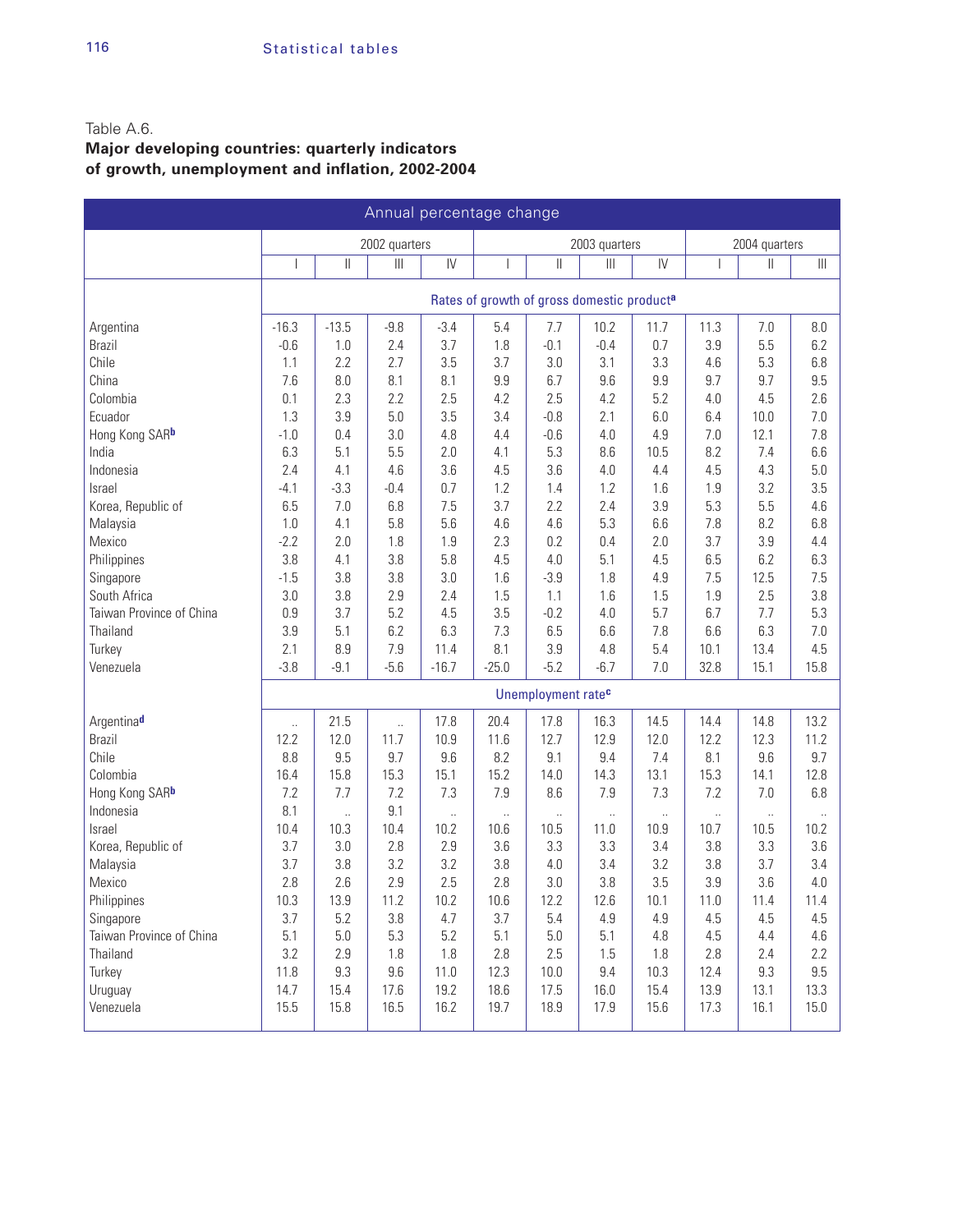Table A.6.

**Major developing countries: quarterly indicators of growth, unemployment and inflation, 2002-2004**

| Annual percentage change | | | | | | | | | | | |
|---|---|---|---|---|---|---|---|---|---|---|---|
| | 2002 quarters | | | | 2003 quarters | | | | 2004 quarters | | |
| | I | II | III | IV | I | II | III | IV | I | II | III |
| | **Rates of growth of gross domestic product[a]** | | | | | | | | | | |
| Argentina | -16.3 | -13.5 | -9.8 | -3.4 | 5.4 | 7.7 | 10.2 | 11.7 | 11.3 | 7.0 | 8.0 |
| Brazil | -0.6 | 1.0 | 2.4 | 3.7 | 1.8 | -0.1 | -0.4 | 0.7 | 3.9 | 5.5 | 6.2 |
| Chile | 1.1 | 2.2 | 2.7 | 3.5 | 3.7 | 3.0 | 3.1 | 3.3 | 4.6 | 5.3 | 6.8 |
| China | 7.6 | 8.0 | 8.1 | 8.1 | 9.9 | 6.7 | 9.6 | 9.9 | 9.7 | 9.7 | 9.5 |
| Colombia | 0.1 | 2.3 | 2.2 | 2.5 | 4.2 | 2.5 | 4.2 | 5.2 | 4.0 | 4.5 | 2.6 |
| Ecuador | 1.3 | 3.9 | 5.0 | 3.5 | 3.4 | -0.8 | 2.1 | 6.0 | 6.4 | 10.0 | 7.0 |
| Hong Kong SAR[b] | -1.0 | 0.4 | 3.0 | 4.8 | 4.4 | -0.6 | 4.0 | 4.9 | 7.0 | 12.1 | 7.8 |
| India | 6.3 | 5.1 | 5.5 | 2.0 | 4.1 | 5.3 | 8.6 | 10.5 | 8.2 | 7.4 | 6.6 |
| Indonesia | 2.4 | 4.1 | 4.6 | 3.6 | 4.5 | 3.6 | 4.0 | 4.4 | 4.5 | 4.3 | 5.0 |
| Israel | -4.1 | -3.3 | -0.4 | 0.7 | 1.2 | 1.4 | 1.2 | 1.6 | 1.9 | 3.2 | 3.5 |
| Korea, Republic of | 6.5 | 7.0 | 6.8 | 7.5 | 3.7 | 2.2 | 2.4 | 3.9 | 5.3 | 5.5 | 4.6 |
| Malaysia | 1.0 | 4.1 | 5.8 | 5.6 | 4.6 | 4.6 | 5.3 | 6.6 | 7.8 | 8.2 | 6.8 |
| Mexico | -2.2 | 2.0 | 1.8 | 1.9 | 2.3 | 0.2 | 0.4 | 2.0 | 3.7 | 3.9 | 4.4 |
| Philippines | 3.8 | 4.1 | 3.8 | 5.8 | 4.5 | 4.0 | 5.1 | 4.5 | 6.5 | 6.2 | 6.3 |
| Singapore | -1.5 | 3.8 | 3.8 | 3.0 | 1.6 | -3.9 | 1.8 | 4.9 | 7.5 | 12.5 | 7.5 |
| South Africa | 3.0 | 3.8 | 2.9 | 2.4 | 1.5 | 1.1 | 1.6 | 1.5 | 1.9 | 2.5 | 3.8 |
| Taiwan Province of China | 0.9 | 3.7 | 5.2 | 4.5 | 3.5 | -0.2 | 4.0 | 5.7 | 6.7 | 7.7 | 5.3 |
| Thailand | 3.9 | 5.1 | 6.2 | 6.3 | 7.3 | 6.5 | 6.6 | 7.8 | 6.6 | 6.3 | 7.0 |
| Turkey | 2.1 | 8.9 | 7.9 | 11.4 | 8.1 | 3.9 | 4.8 | 5.4 | 10.1 | 13.4 | 4.5 |
| Venezuela | -3.8 | -9.1 | -5.6 | -16.7 | -25.0 | -5.2 | -6.7 | 7.0 | 32.8 | 15.1 | 15.8 |
| | **Unemployment rate[c]** | | | | | | | | | | |
| Argentina[d] | .. | 21.5 | .. | 17.8 | 20.4 | 17.8 | 16.3 | 14.5 | 14.4 | 14.8 | 13.2 |
| Brazil | 12.2 | 12.0 | 11.7 | 10.9 | 11.6 | 12.7 | 12.9 | 12.0 | 12.2 | 12.3 | 11.2 |
| Chile | 8.8 | 9.5 | 9.7 | 9.6 | 8.2 | 9.1 | 9.4 | 7.4 | 8.1 | 9.6 | 9.7 |
| Colombia | 16.4 | 15.8 | 15.3 | 15.1 | 15.2 | 14.0 | 14.3 | 13.1 | 15.3 | 14.1 | 12.8 |
| Hong Kong SAR[b] | 7.2 | 7.7 | 7.2 | 7.3 | 7.9 | 8.6 | 7.9 | 7.3 | 7.2 | 7.0 | 6.8 |
| Indonesia | 8.1 | .. | 9.1 | .. | .. | .. | .. | .. | .. | .. | .. |
| Israel | 10.4 | 10.3 | 10.4 | 10.2 | 10.6 | 10.5 | 11.0 | 10.9 | 10.7 | 10.5 | 10.2 |
| Korea, Republic of | 3.7 | 3.0 | 2.8 | 2.9 | 3.6 | 3.3 | 3.3 | 3.4 | 3.8 | 3.3 | 3.6 |
| Malaysia | 3.7 | 3.8 | 3.2 | 3.2 | 3.8 | 4.0 | 3.4 | 3.2 | 3.8 | 3.7 | 3.4 |
| Mexico | 2.8 | 2.6 | 2.9 | 2.5 | 2.8 | 3.0 | 3.8 | 3.5 | 3.9 | 3.6 | 4.0 |
| Philippines | 10.3 | 13.9 | 11.2 | 10.2 | 10.6 | 12.2 | 12.6 | 10.1 | 11.0 | 11.4 | 11.4 |
| Singapore | 3.7 | 5.2 | 3.8 | 4.7 | 3.7 | 5.4 | 4.9 | 4.9 | 4.5 | 4.5 | 4.5 |
| Taiwan Province of China | 5.1 | 5.0 | 5.3 | 5.2 | 5.1 | 5.0 | 5.1 | 4.8 | 4.5 | 4.4 | 4.6 |
| Thailand | 3.2 | 2.9 | 1.8 | 1.8 | 2.8 | 2.5 | 1.5 | 1.8 | 2.8 | 2.4 | 2.2 |
| Turkey | 11.8 | 9.3 | 9.6 | 11.0 | 12.3 | 10.0 | 9.4 | 10.3 | 12.4 | 9.3 | 9.5 |
| Uruguay | 14.7 | 15.4 | 17.6 | 19.2 | 18.6 | 17.5 | 16.0 | 15.4 | 13.9 | 13.1 | 13.3 |
| Venezuela | 15.5 | 15.8 | 16.5 | 16.2 | 19.7 | 18.9 | 17.9 | 15.6 | 17.3 | 16.1 | 15.0 |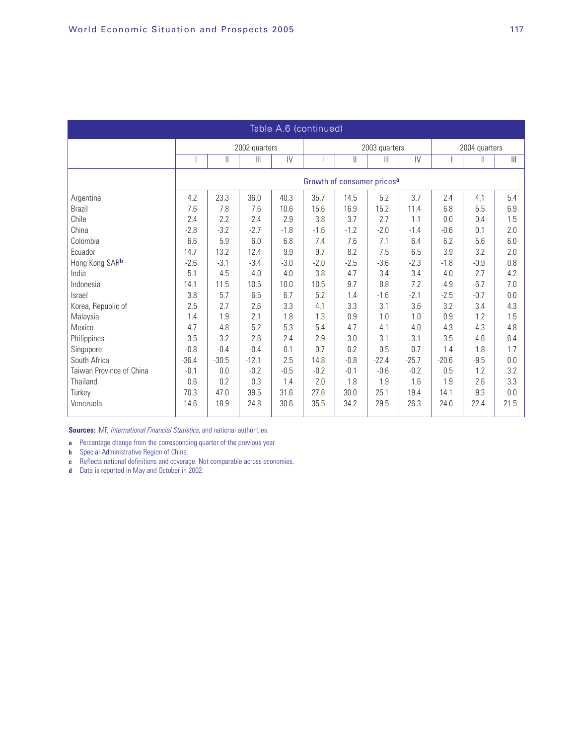Table A.6 (continued)

| | 2002 quarters | | | | 2003 quarters | | | | 2004 quarters | | |
|---|---|---|---|---|---|---|---|---|---|---|---|
| | I | II | III | IV | I | II | III | IV | I | II | III |
| | Growth of consumer prices[a] | | | | | | | | | | |
| Argentina | 4.2 | 23.3 | 36.0 | 40.3 | 35.7 | 14.5 | 5.2 | 3.7 | 2.4 | 4.1 | 5.4 |
| Brazil | 7.6 | 7.8 | 7.6 | 10.6 | 15.6 | 16.9 | 15.2 | 11.4 | 6.8 | 5.5 | 6.9 |
| Chile | 2.4 | 2.2 | 2.4 | 2.9 | 3.8 | 3.7 | 2.7 | 1.1 | 0.0 | 0.4 | 1.5 |
| China | -2.8 | -3.2 | -2.7 | -1.8 | -1.6 | -1.2 | -2.0 | -1.4 | -0.6 | 0.1 | 2.0 |
| Colombia | 6.6 | 5.9 | 6.0 | 6.8 | 7.4 | 7.6 | 7.1 | 6.4 | 6.2 | 5.6 | 6.0 |
| Ecuador | 14.7 | 13.2 | 12.4 | 9.9 | 9.7 | 8.2 | 7.5 | 6.5 | 3.9 | 3.2 | 2.0 |
| Hong Kong SAR[b] | -2.6 | -3.1 | -3.4 | -3.0 | -2.0 | -2.5 | -3.6 | -2.3 | -1.8 | -0.9 | 0.8 |
| India | 5.1 | 4.5 | 4.0 | 4.0 | 3.8 | 4.7 | 3.4 | 3.4 | 4.0 | 2.7 | 4.2 |
| Indonesia | 14.1 | 11.5 | 10.5 | 10.0 | 10.5 | 9.7 | 8.8 | 7.2 | 4.9 | 6.7 | 7.0 |
| Israel | 3.8 | 5.7 | 6.5 | 6.7 | 5.2 | 1.4 | -1.6 | -2.1 | -2.5 | -0.7 | 0.0 |
| Korea, Republic of | 2.5 | 2.7 | 2.6 | 3.3 | 4.1 | 3.3 | 3.1 | 3.6 | 3.2 | 3.4 | 4.3 |
| Malaysia | 1.4 | 1.9 | 2.1 | 1.8 | 1.3 | 0.9 | 1.0 | 1.0 | 0.9 | 1.2 | 1.5 |
| Mexico | 4.7 | 4.8 | 5.2 | 5.3 | 5.4 | 4.7 | 4.1 | 4.0 | 4.3 | 4.3 | 4.8 |
| Philippines | 3.5 | 3.2 | 2.6 | 2.4 | 2.9 | 3.0 | 3.1 | 3.1 | 3.5 | 4.6 | 6.4 |
| Singapore | -0.8 | -0.4 | -0.4 | 0.1 | 0.7 | 0.2 | 0.5 | 0.7 | 1.4 | 1.8 | 1.7 |
| South Africa | -36.4 | -30.5 | -12.1 | 2.5 | 14.8 | -0.8 | -22.4 | -25.7 | -20.6 | -9.5 | 0.0 |
| Taiwan Province of China | -0.1 | 0.0 | -0.2 | -0.5 | -0.2 | -0.1 | -0.6 | -0.2 | 0.5 | 1.2 | 3.2 |
| Thailand | 0.6 | 0.2 | 0.3 | 1.4 | 2.0 | 1.8 | 1.9 | 1.6 | 1.9 | 2.6 | 3.3 |
| Turkey | 70.3 | 47.0 | 39.5 | 31.6 | 27.6 | 30.0 | 25.1 | 19.4 | 14.1 | 9.3 | 0.0 |
| Venezuela | 14.6 | 18.9 | 24.8 | 30.6 | 35.5 | 34.2 | 29.5 | 26.3 | 24.0 | 22.4 | 21.5 |

**Sources:** IMF, *International Financial Statistics,* and national authorities.

**a** Percentage change from the corresponding quarter of the previous year.

**b** Special Administrative Region of China.

**c** Reflects national definitions and coverage. Not comparable across economies.

**d** Data is reported in May and October in 2002.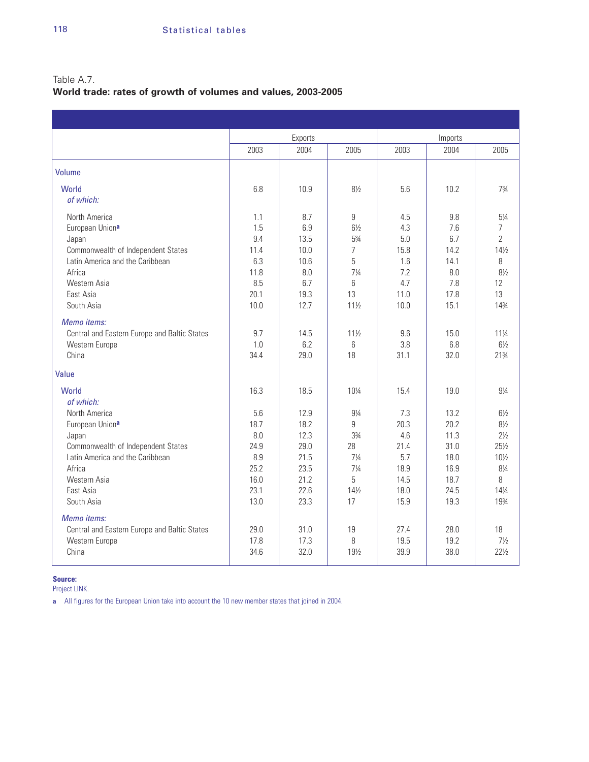Table A.7.
**World trade: rates of growth of volumes and values, 2003-2005**

| | Exports | | | Imports | | |
|---|---|---|---|---|---|---|
| | 2003 | 2004 | 2005 | 2003 | 2004 | 2005 |
| **Volume** | | | | | | |
| **World** | 6.8 | 10.9 | 8½ | 5.6 | 10.2 | 7¾ |
| *of which:* | | | | | | |
| North America | 1.1 | 8.7 | 9 | 4.5 | 9.8 | 5¼ |
| European Union[a] | 1.5 | 6.9 | 6½ | 4.3 | 7.6 | 7 |
| Japan | 9.4 | 13.5 | 5¾ | 5.0 | 6.7 | 2 |
| Commonwealth of Independent States | 11.4 | 10.0 | 7 | 15.8 | 14.2 | 14½ |
| Latin America and the Caribbean | 6.3 | 10.6 | 5 | 1.6 | 14.1 | 8 |
| Africa | 11.8 | 8.0 | 7¼ | 7.2 | 8.0 | 8½ |
| Western Asia | 8.5 | 6.7 | 6 | 4.7 | 7.8 | 12 |
| East Asia | 20.1 | 19.3 | 13 | 11.0 | 17.8 | 13 |
| South Asia | 10.0 | 12.7 | 11½ | 10.0 | 15.1 | 14¾ |
| *Memo items:* | | | | | | |
| Central and Eastern Europe and Baltic States | 9.7 | 14.5 | 11½ | 9.6 | 15.0 | 11¼ |
| Western Europe | 1.0 | 6.2 | 6 | 3.8 | 6.8 | 6½ |
| China | 34.4 | 29.0 | 18 | 31.1 | 32.0 | 21¾ |
| **Value** | | | | | | |
| **World** | 16.3 | 18.5 | 10¼ | 15.4 | 19.0 | 9¼ |
| *of which:* | | | | | | |
| North America | 5.6 | 12.9 | 9¼ | 7.3 | 13.2 | 6½ |
| European Union[a] | 18.7 | 18.2 | 9 | 20.3 | 20.2 | 8½ |
| Japan | 8.0 | 12.3 | 3¾ | 4.6 | 11.3 | 2½ |
| Commonwealth of Independent States | 24.9 | 29.0 | 28 | 21.4 | 31.0 | 25½ |
| Latin America and the Caribbean | 8.9 | 21.5 | 7¼ | 5.7 | 18.0 | 10½ |
| Africa | 25.2 | 23.5 | 7¼ | 18.9 | 16.9 | 8¼ |
| Western Asia | 16.0 | 21.2 | 5 | 14.5 | 18.7 | 8 |
| East Asia | 23.1 | 22.6 | 14½ | 18.0 | 24.5 | 14¼ |
| South Asia | 13.0 | 23.3 | 17 | 15.9 | 19.3 | 19¾ |
| *Memo items:* | | | | | | |
| Central and Eastern Europe and Baltic States | 29.0 | 31.0 | 19 | 27.4 | 28.0 | 18 |
| Western Europe | 17.8 | 17.3 | 8 | 19.5 | 19.2 | 7½ |
| China | 34.6 | 32.0 | 19½ | 39.9 | 38.0 | 22½ |

**Source:**
Project LINK.

a All figures for the European Union take into account the 10 new member states that joined in 2004.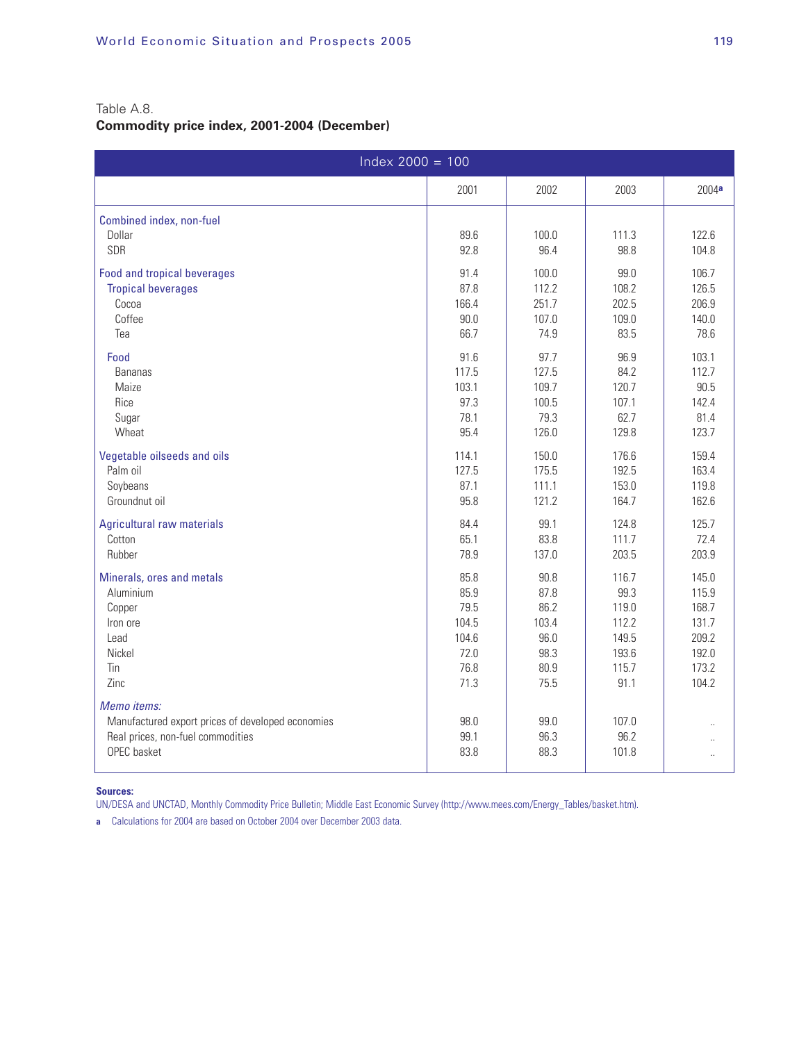Table A.8.

**Commodity price index, 2001-2004 (December)**

| Index 2000 = 100 | 2001 | 2002 | 2003 | 2004[a] |
|---|---|---|---|---|
| Combined index, non-fuel | | | | |
| Dollar | 89.6 | 100.0 | 111.3 | 122.6 |
| SDR | 92.8 | 96.4 | 98.8 | 104.8 |
| Food and tropical beverages | 91.4 | 100.0 | 99.0 | 106.7 |
| Tropical beverages | 87.8 | 112.2 | 108.2 | 126.5 |
| Cocoa | 166.4 | 251.7 | 202.5 | 206.9 |
| Coffee | 90.0 | 107.0 | 109.0 | 140.0 |
| Tea | 66.7 | 74.9 | 83.5 | 78.6 |
| Food | 91.6 | 97.7 | 96.9 | 103.1 |
| Bananas | 117.5 | 127.5 | 84.2 | 112.7 |
| Maize | 103.1 | 109.7 | 120.7 | 90.5 |
| Rice | 97.3 | 100.5 | 107.1 | 142.4 |
| Sugar | 78.1 | 79.3 | 62.7 | 81.4 |
| Wheat | 95.4 | 126.0 | 129.8 | 123.7 |
| Vegetable oilseeds and oils | 114.1 | 150.0 | 176.6 | 159.4 |
| Palm oil | 127.5 | 175.5 | 192.5 | 163.4 |
| Soybeans | 87.1 | 111.1 | 153.0 | 119.8 |
| Groundnut oil | 95.8 | 121.2 | 164.7 | 162.6 |
| Agricultural raw materials | 84.4 | 99.1 | 124.8 | 125.7 |
| Cotton | 65.1 | 83.8 | 111.7 | 72.4 |
| Rubber | 78.9 | 137.0 | 203.5 | 203.9 |
| Minerals, ores and metals | 85.8 | 90.8 | 116.7 | 145.0 |
| Aluminium | 85.9 | 87.8 | 99.3 | 115.9 |
| Copper | 79.5 | 86.2 | 119.0 | 168.7 |
| Iron ore | 104.5 | 103.4 | 112.2 | 131.7 |
| Lead | 104.6 | 96.0 | 149.5 | 209.2 |
| Nickel | 72.0 | 98.3 | 193.6 | 192.0 |
| Tin | 76.8 | 80.9 | 115.7 | 173.2 |
| Zinc | 71.3 | 75.5 | 91.1 | 104.2 |
| *Memo items:* | | | | |
| Manufactured export prices of developed economies | 98.0 | 99.0 | 107.0 | .. |
| Real prices, non-fuel commodities | 99.1 | 96.3 | 96.2 | .. |
| OPEC basket | 83.8 | 88.3 | 101.8 | .. |

**Sources:**
UN/DESA and UNCTAD, Monthly Commodity Price Bulletin; Middle East Economic Survey (http://www.mees.com/Energy_Tables/basket.htm).

a Calculations for 2004 are based on October 2004 over December 2003 data.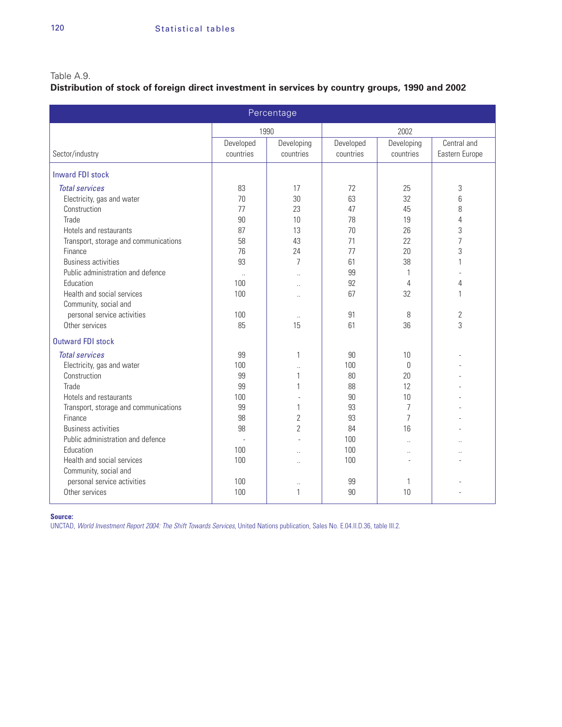Table A.9.

**Distribution of stock of foreign direct investment in services by country groups, 1990 and 2002**

| Percentage | | | | | |
|---|---|---|---|---|---|
| | 1990 | | 2002 | | |
| Sector/industry | Developed countries | Developing countries | Developed countries | Developing countries | Central and Eastern Europe |
| **Inward FDI stock** | | | | | |
| *Total services* | 83 | 17 | 72 | 25 | 3 |
| Electricity, gas and water | 70 | 30 | 63 | 32 | 6 |
| Construction | 77 | 23 | 47 | 45 | 8 |
| Trade | 90 | 10 | 78 | 19 | 4 |
| Hotels and restaurants | 87 | 13 | 70 | 26 | 3 |
| Transport, storage and communications | 58 | 43 | 71 | 22 | 7 |
| Finance | 76 | 24 | 77 | 20 | 3 |
| Business activities | 93 | 7 | 61 | 38 | 1 |
| Public administration and defence | .. | .. | 99 | 1 | - |
| Education | 100 | .. | 92 | 4 | 4 |
| Health and social services | 100 | .. | 67 | 32 | 1 |
| Community, social and personal service activities | 100 | .. | 91 | 8 | 2 |
| Other services | 85 | 15 | 61 | 36 | 3 |
| **Outward FDI stock** | | | | | |
| *Total services* | 99 | 1 | 90 | 10 | - |
| Electricity, gas and water | 100 | .. | 100 | 0 | - |
| Construction | 99 | 1 | 80 | 20 | - |
| Trade | 99 | 1 | 88 | 12 | - |
| Hotels and restaurants | 100 | - | 90 | 10 | - |
| Transport, storage and communications | 99 | 1 | 93 | 7 | - |
| Finance | 98 | 2 | 93 | 7 | - |
| Business activities | 98 | 2 | 84 | 16 | - |
| Public administration and defence | - | - | 100 | .. | .. |
| Education | 100 | .. | 100 | .. | .. |
| Health and social services | 100 | .. | 100 | - | - |
| Community, social and personal service activities | 100 | .. | 99 | 1 | - |
| Other services | 100 | 1 | 90 | 10 | - |

**Source:**
UNCTAD, *World Investment Report 2004: The Shift Towards Services*, United Nations publication, Sales No. E.04.II.D.36, table III.2.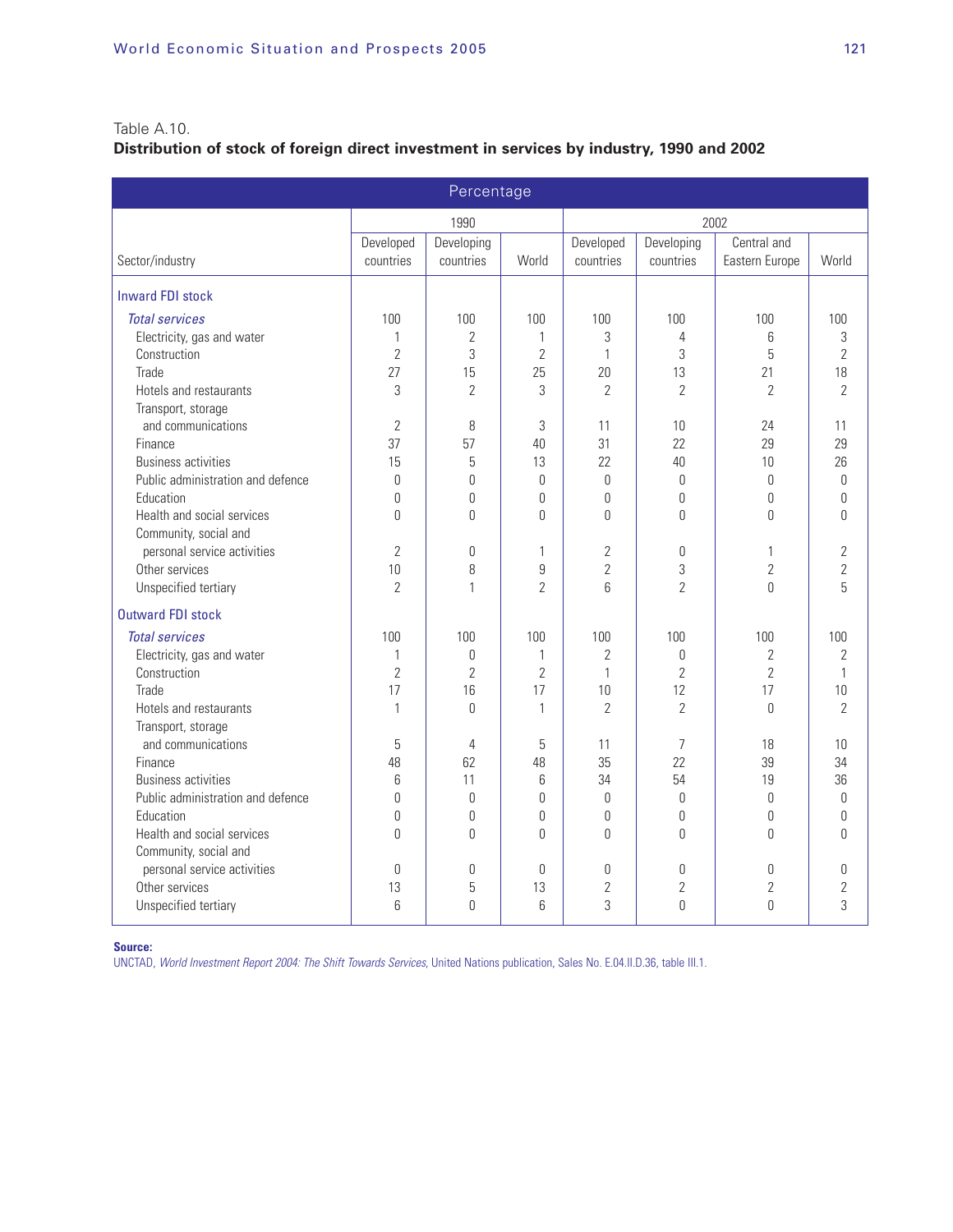Table A.10.

**Distribution of stock of foreign direct investment in services by industry, 1990 and 2002**

| Percentage | | | | | | | |
|---|---|---|---|---|---|---|---|
| | 1990 | | | 2002 | | | |
| Sector/industry | Developed countries | Developing countries | World | Developed countries | Developing countries | Central and Eastern Europe | World |
| **Inward FDI stock** | | | | | | | |
| *Total services* | 100 | 100 | 100 | 100 | 100 | 100 | 100 |
| Electricity, gas and water | 1 | 2 | 1 | 3 | 4 | 6 | 3 |
| Construction | 2 | 3 | 2 | 1 | 3 | 5 | 2 |
| Trade | 27 | 15 | 25 | 20 | 13 | 21 | 18 |
| Hotels and restaurants | 3 | 2 | 3 | 2 | 2 | 2 | 2 |
| Transport, storage and communications | 2 | 8 | 3 | 11 | 10 | 24 | 11 |
| Finance | 37 | 57 | 40 | 31 | 22 | 29 | 29 |
| Business activities | 15 | 5 | 13 | 22 | 40 | 10 | 26 |
| Public administration and defence | 0 | 0 | 0 | 0 | 0 | 0 | 0 |
| Education | 0 | 0 | 0 | 0 | 0 | 0 | 0 |
| Health and social services | 0 | 0 | 0 | 0 | 0 | 0 | 0 |
| Community, social and personal service activities | 2 | 0 | 1 | 2 | 0 | 1 | 2 |
| Other services | 10 | 8 | 9 | 2 | 3 | 2 | 2 |
| Unspecified tertiary | 2 | 1 | 2 | 6 | 2 | 0 | 5 |
| **Outward FDI stock** | | | | | | | |
| *Total services* | 100 | 100 | 100 | 100 | 100 | 100 | 100 |
| Electricity, gas and water | 1 | 0 | 1 | 2 | 0 | 2 | 2 |
| Construction | 2 | 2 | 2 | 1 | 2 | 2 | 1 |
| Trade | 17 | 16 | 17 | 10 | 12 | 17 | 10 |
| Hotels and restaurants | 1 | 0 | 1 | 2 | 2 | 0 | 2 |
| Transport, storage and communications | 5 | 4 | 5 | 11 | 7 | 18 | 10 |
| Finance | 48 | 62 | 48 | 35 | 22 | 39 | 34 |
| Business activities | 6 | 11 | 6 | 34 | 54 | 19 | 36 |
| Public administration and defence | 0 | 0 | 0 | 0 | 0 | 0 | 0 |
| Education | 0 | 0 | 0 | 0 | 0 | 0 | 0 |
| Health and social services | 0 | 0 | 0 | 0 | 0 | 0 | 0 |
| Community, social and personal service activities | 0 | 0 | 0 | 0 | 0 | 0 | 0 |
| Other services | 13 | 5 | 13 | 2 | 2 | 2 | 2 |
| Unspecified tertiary | 6 | 0 | 6 | 3 | 0 | 0 | 3 |

**Source:**
UNCTAD, *World Investment Report 2004: The Shift Towards Services*, United Nations publication, Sales No. E.04.II.D.36, table III.1.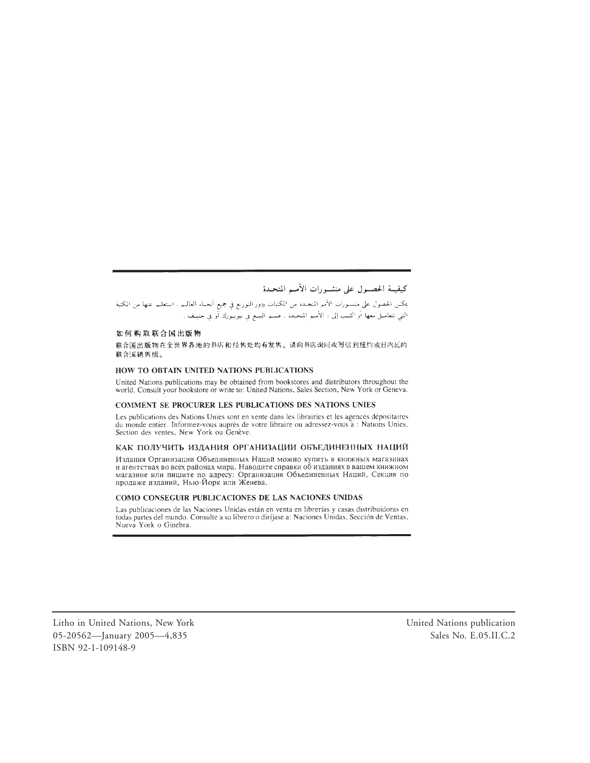### كيفية الحصول على منشورات الأمم المتحدة

يمكن الحصول على منشورات الأمم المتحدة من المكتبات ودور التوزيع في جميع أنحاء العالم . استعلم عنها من المكتبة التي تتعامل معها أو اكتب إلى : الأمم المتحدة ، قسم البيع في نيويورك أو في جنيف .

### 如何购取联合国出版物

联合国出版物在全世界各地的书店和经售处均有发售。请向书店询问或写信到纽约或日内瓦的联合国销售组。

### HOW TO OBTAIN UNITED NATIONS PUBLICATIONS

United Nations publications may be obtained from bookstores and distributors throughout the world. Consult your bookstore or write to: United Nations, Sales Section, New York or Geneva.

### COMMENT SE PROCURER LES PUBLICATIONS DES NATIONS UNIES

Les publications des Nations Unies sont en vente dans les librairies et les agences dépositaires du monde entier. Informez-vous auprès de votre libraire ou adressez-vous à : Nations Unies, Section des ventes, New York ou Genève.

### КАК ПОЛУЧИТЬ ИЗДАНИЯ ОРГАНИЗАЦИИ ОБЪЕДИНЕННЫХ НАЦИЙ

Издания Организации Объединенных Наций можно купить в книжных магазинах и агентствах во всех районах мира. Наводите справки об изданиях в вашем книжном магазине или пишите по адресу: Организация Объединенных Наций, Секция по продаже изданий, Нью-Йорк или Женева.

### COMO CONSEGUIR PUBLICACIONES DE LAS NACIONES UNIDAS

Las publicaciones de las Naciones Unidas están en venta en librerías y casas distribuidoras en todas partes del mundo. Consulte a su librero o diríjase a: Naciones Unidas, Sección de Ventas, Nueva York o Ginebra.

---

Litho in United Nations, New York
05-20562—January 2005—4,835
ISBN 92-1-109148-9

United Nations publication
Sales No. E.05.II.C.2